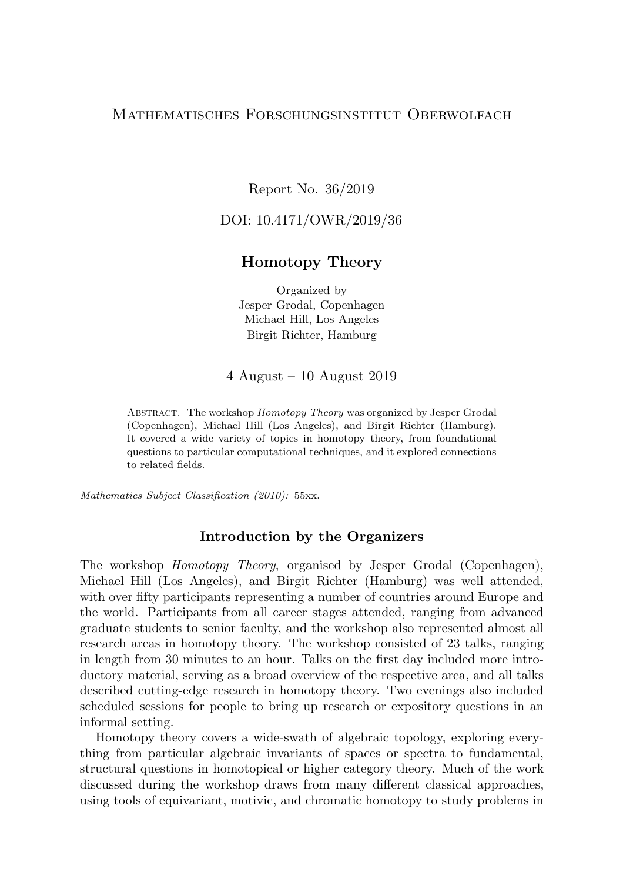# Mathematisches Forschungsinstitut Oberwolfach

Report No. 36/2019

DOI: 10.4171/OWR/2019/36

## Homotopy Theory

Organized by
Jesper Grodal, Copenhagen
Michael Hill, Los Angeles
Birgit Richter, Hamburg

4 August – 10 August 2019

Abstract. The workshop *Homotopy Theory* was organized by Jesper Grodal (Copenhagen), Michael Hill (Los Angeles), and Birgit Richter (Hamburg). It covered a wide variety of topics in homotopy theory, from foundational questions to particular computational techniques, and it explored connections to related fields.

*Mathematics Subject Classification (2010):* 55xx.

### Introduction by the Organizers

The workshop *Homotopy Theory*, organised by Jesper Grodal (Copenhagen), Michael Hill (Los Angeles), and Birgit Richter (Hamburg) was well attended, with over fifty participants representing a number of countries around Europe and the world. Participants from all career stages attended, ranging from advanced graduate students to senior faculty, and the workshop also represented almost all research areas in homotopy theory. The workshop consisted of 23 talks, ranging in length from 30 minutes to an hour. Talks on the first day included more introductory material, serving as a broad overview of the respective area, and all talks described cutting-edge research in homotopy theory. Two evenings also included scheduled sessions for people to bring up research or expository questions in an informal setting.

Homotopy theory covers a wide-swath of algebraic topology, exploring everything from particular algebraic invariants of spaces or spectra to fundamental, structural questions in homotopical or higher category theory. Much of the work discussed during the workshop draws from many different classical approaches, using tools of equivariant, motivic, and chromatic homotopy to study problems in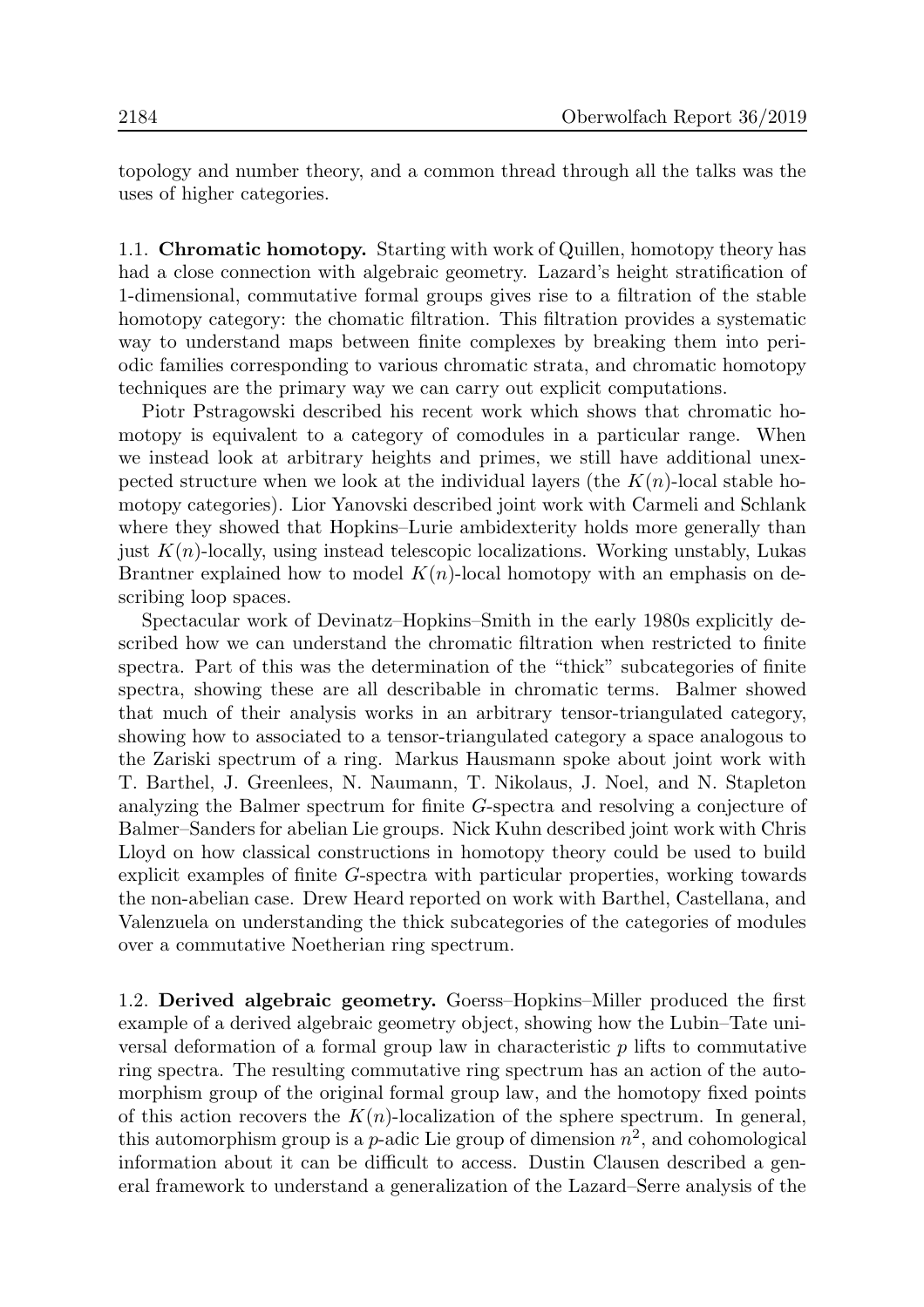topology and number theory, and a common thread through all the talks was the uses of higher categories.

1.1. **Chromatic homotopy.** Starting with work of Quillen, homotopy theory has had a close connection with algebraic geometry. Lazard's height stratification of 1-dimensional, commutative formal groups gives rise to a filtration of the stable homotopy category: the chomatic filtration. This filtration provides a systematic way to understand maps between finite complexes by breaking them into periodic families corresponding to various chromatic strata, and chromatic homotopy techniques are the primary way we can carry out explicit computations.

Piotr Pstragowski described his recent work which shows that chromatic homotopy is equivalent to a category of comodules in a particular range. When we instead look at arbitrary heights and primes, we still have additional unexpected structure when we look at the individual layers (the $K(n)$-local stable homotopy categories). Lior Yanovski described joint work with Carmeli and Schlank where they showed that Hopkins–Lurie ambidexterity holds more generally than just $K(n)$-locally, using instead telescopic localizations. Working unstably, Lukas Brantner explained how to model $K(n)$-local homotopy with an emphasis on describing loop spaces.

Spectacular work of Devinatz–Hopkins–Smith in the early 1980s explicitly described how we can understand the chromatic filtration when restricted to finite spectra. Part of this was the determination of the "thick" subcategories of finite spectra, showing these are all describable in chromatic terms. Balmer showed that much of their analysis works in an arbitrary tensor-triangulated category, showing how to associated to a tensor-triangulated category a space analogous to the Zariski spectrum of a ring. Markus Hausmann spoke about joint work with T. Barthel, J. Greenlees, N. Naumann, T. Nikolaus, J. Noel, and N. Stapleton analyzing the Balmer spectrum for finite $G$-spectra and resolving a conjecture of Balmer–Sanders for abelian Lie groups. Nick Kuhn described joint work with Chris Lloyd on how classical constructions in homotopy theory could be used to build explicit examples of finite $G$-spectra with particular properties, working towards the non-abelian case. Drew Heard reported on work with Barthel, Castellana, and Valenzuela on understanding the thick subcategories of the categories of modules over a commutative Noetherian ring spectrum.

1.2. **Derived algebraic geometry.** Goerss–Hopkins–Miller produced the first example of a derived algebraic geometry object, showing how the Lubin–Tate universal deformation of a formal group law in characteristic $p$ lifts to commutative ring spectra. The resulting commutative ring spectrum has an action of the automorphism group of the original formal group law, and the homotopy fixed points of this action recovers the $K(n)$-localization of the sphere spectrum. In general, this automorphism group is a $p$-adic Lie group of dimension $n^2$, and cohomological information about it can be difficult to access. Dustin Clausen described a general framework to understand a generalization of the Lazard–Serre analysis of the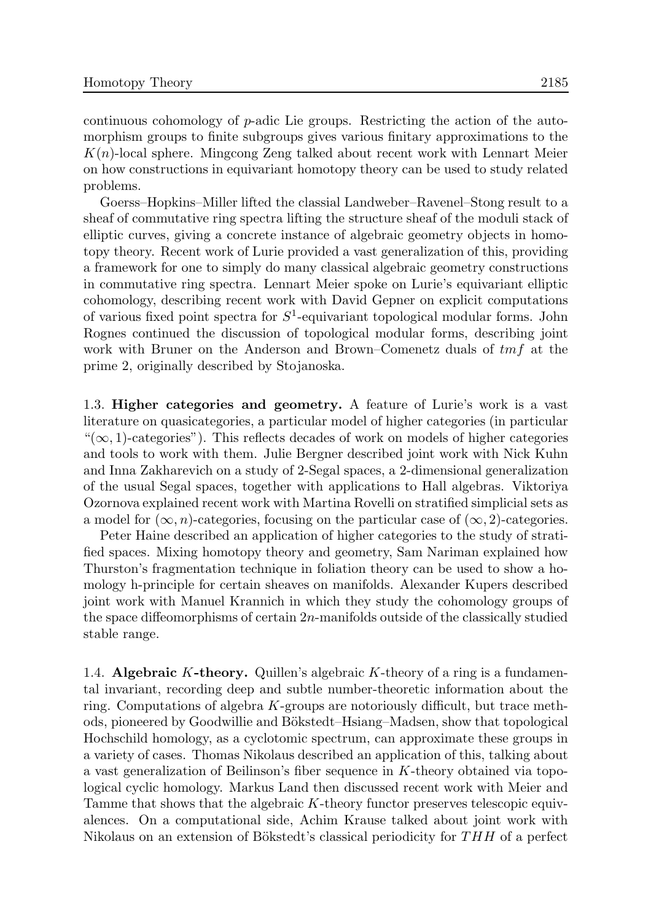continuous cohomology of $p$-adic Lie groups. Restricting the action of the automorphism groups to finite subgroups gives various finitary approximations to the $K(n)$-local sphere. Mingcong Zeng talked about recent work with Lennart Meier on how constructions in equivariant homotopy theory can be used to study related problems.

Goerss–Hopkins–Miller lifted the classial Landweber–Ravenel–Stong result to a sheaf of commutative ring spectra lifting the structure sheaf of the moduli stack of elliptic curves, giving a concrete instance of algebraic geometry objects in homotopy theory. Recent work of Lurie provided a vast generalization of this, providing a framework for one to simply do many classical algebraic geometry constructions in commutative ring spectra. Lennart Meier spoke on Lurie's equivariant elliptic cohomology, describing recent work with David Gepner on explicit computations of various fixed point spectra for $S^1$-equivariant topological modular forms. John Rognes continued the discussion of topological modular forms, describing joint work with Bruner on the Anderson and Brown–Comenetz duals of $tmf$ at the prime 2, originally described by Stojanoska.

1.3. **Higher categories and geometry.** A feature of Lurie's work is a vast literature on quasicategories, a particular model of higher categories (in particular "$(\infty, 1)$-categories"). This reflects decades of work on models of higher categories and tools to work with them. Julie Bergner described joint work with Nick Kuhn and Inna Zakharevich on a study of 2-Segal spaces, a 2-dimensional generalization of the usual Segal spaces, together with applications to Hall algebras. Viktoriya Ozornova explained recent work with Martina Rovelli on stratified simplicial sets as a model for $(\infty, n)$-categories, focusing on the particular case of $(\infty, 2)$-categories.

Peter Haine described an application of higher categories to the study of stratified spaces. Mixing homotopy theory and geometry, Sam Nariman explained how Thurston's fragmentation technique in foliation theory can be used to show a homology h-principle for certain sheaves on manifolds. Alexander Kupers described joint work with Manuel Krannich in which they study the cohomology groups of the space diffeomorphisms of certain $2n$-manifolds outside of the classically studied stable range.

1.4. **Algebraic $K$-theory.** Quillen's algebraic $K$-theory of a ring is a fundamental invariant, recording deep and subtle number-theoretic information about the ring. Computations of algebra $K$-groups are notoriously difficult, but trace methods, pioneered by Goodwillie and Bökstedt–Hsiang–Madsen, show that topological Hochschild homology, as a cyclotomic spectrum, can approximate these groups in a variety of cases. Thomas Nikolaus described an application of this, talking about a vast generalization of Beilinson's fiber sequence in $K$-theory obtained via topological cyclic homology. Markus Land then discussed recent work with Meier and Tamme that shows that the algebraic $K$-theory functor preserves telescopic equivalences. On a computational side, Achim Krause talked about joint work with Nikolaus on an extension of Bökstedt's classical periodicity for $THH$ of a perfect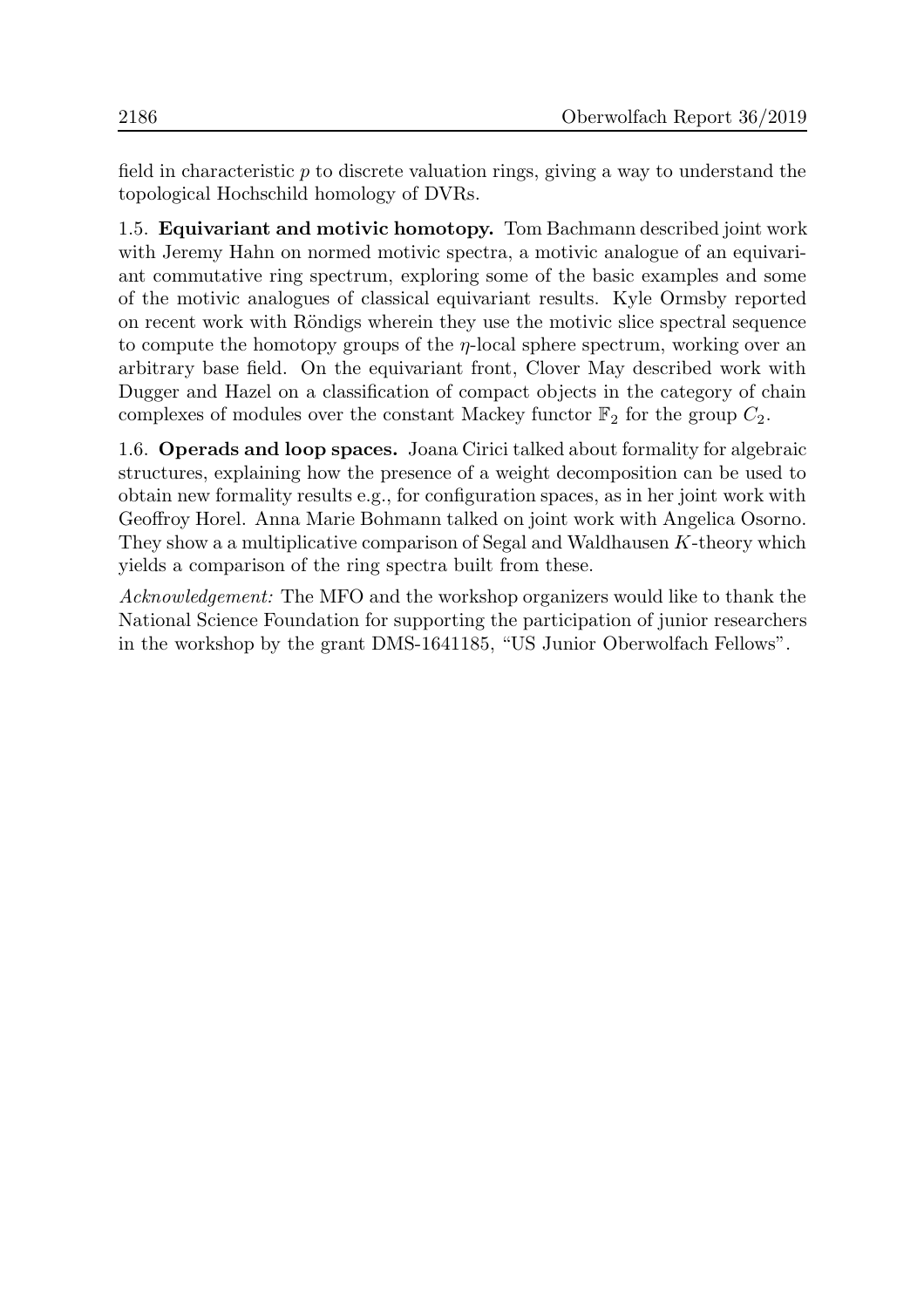field in characteristic $p$ to discrete valuation rings, giving a way to understand the topological Hochschild homology of DVRs.

1.5. **Equivariant and motivic homotopy.** Tom Bachmann described joint work with Jeremy Hahn on normed motivic spectra, a motivic analogue of an equivariant commutative ring spectrum, exploring some of the basic examples and some of the motivic analogues of classical equivariant results. Kyle Ormsby reported on recent work with Röndigs wherein they use the motivic slice spectral sequence to compute the homotopy groups of the $\eta$-local sphere spectrum, working over an arbitrary base field. On the equivariant front, Clover May described work with Dugger and Hazel on a classification of compact objects in the category of chain complexes of modules over the constant Mackey functor $\mathbb{F}_2$ for the group $C_2$.

1.6. **Operads and loop spaces.** Joana Cirici talked about formality for algebraic structures, explaining how the presence of a weight decomposition can be used to obtain new formality results e.g., for configuration spaces, as in her joint work with Geoffroy Horel. Anna Marie Bohmann talked on joint work with Angelica Osorno. They show a a multiplicative comparison of Segal and Waldhausen $K$-theory which yields a comparison of the ring spectra built from these.

*Acknowledgement:* The MFO and the workshop organizers would like to thank the National Science Foundation for supporting the participation of junior researchers in the workshop by the grant DMS-1641185, "US Junior Oberwolfach Fellows".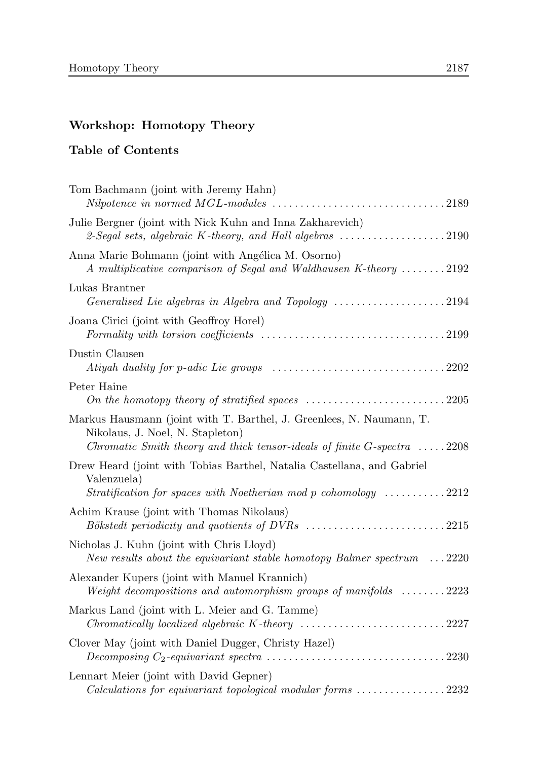## Workshop: Homotopy Theory

### Table of Contents

Tom Bachmann (joint with Jeremy Hahn)
*Nilpotence in normed MGL-modules* ....... 2189

Julie Bergner (joint with Nick Kuhn and Inna Zakharevich)
*2-Segal sets, algebraic K-theory, and Hall algebras* ....... 2190

Anna Marie Bohmann (joint with Angélica M. Osorno)
*A multiplicative comparison of Segal and Waldhausen K-theory* ....... 2192

Lukas Brantner
*Generalised Lie algebras in Algebra and Topology* ....... 2194

Joana Cirici (joint with Geoffroy Horel)
*Formality with torsion coefficients* ....... 2199

Dustin Clausen
*Atiyah duality for p-adic Lie groups* ....... 2202

Peter Haine
*On the homotopy theory of stratified spaces* ....... 2205

Markus Hausmann (joint with T. Barthel, J. Greenlees, N. Naumann, T. Nikolaus, J. Noel, N. Stapleton)
*Chromatic Smith theory and thick tensor-ideals of finite G-spectra* ....... 2208

Drew Heard (joint with Tobias Barthel, Natalia Castellana, and Gabriel Valenzuela)
*Stratification for spaces with Noetherian mod p cohomology* ....... 2212

Achim Krause (joint with Thomas Nikolaus)
*Bökstedt periodicity and quotients of DVRs* ....... 2215

Nicholas J. Kuhn (joint with Chris Lloyd)
*New results about the equivariant stable homotopy Balmer spectrum* ....... 2220

Alexander Kupers (joint with Manuel Krannich)
*Weight decompositions and automorphism groups of manifolds* ....... 2223

Markus Land (joint with L. Meier and G. Tamme)
*Chromatically localized algebraic K-theory* ....... 2227

Clover May (joint with Daniel Dugger, Christy Hazel)
*Decomposing $C_2$-equivariant spectra* ....... 2230

Lennart Meier (joint with David Gepner)
*Calculations for equivariant topological modular forms* ....... 2232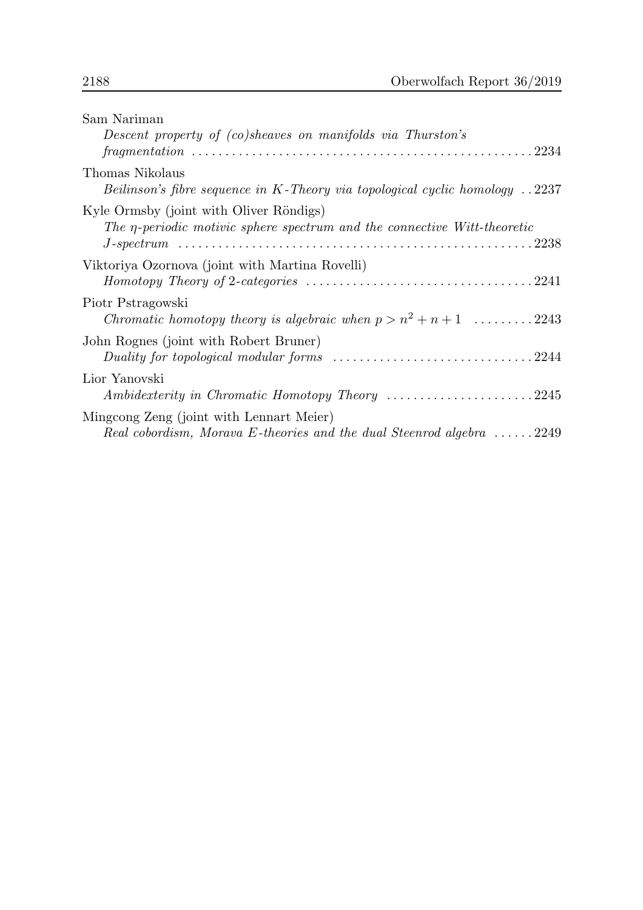Sam Nariman
*Descent property of (co)sheaves on manifolds via Thurston's fragmentation* . . . . . . . . . . 2234

Thomas Nikolaus
*Beilinson's fibre sequence in $K$-Theory via topological cyclic homology* . . 2237

Kyle Ormsby (joint with Oliver Röndigs)
*The $\eta$-periodic motivic sphere spectrum and the connective Witt-theoretic $J$-spectrum* . . . . . . . . . . 2238

Viktoriya Ozornova (joint with Martina Rovelli)
*Homotopy Theory of 2-categories* . . . . . . . . . . 2241

Piotr Pstragowski
*Chromatic homotopy theory is algebraic when $p > n^2 + n + 1$* . . . . . . . . . 2243

John Rognes (joint with Robert Bruner)
*Duality for topological modular forms* . . . . . . . . . . 2244

Lior Yanovski
*Ambidexterity in Chromatic Homotopy Theory* . . . . . . . . . . 2245

Mingcong Zeng (joint with Lennart Meier)
*Real cobordism, Morava $E$-theories and the dual Steenrod algebra* . . . . . . 2249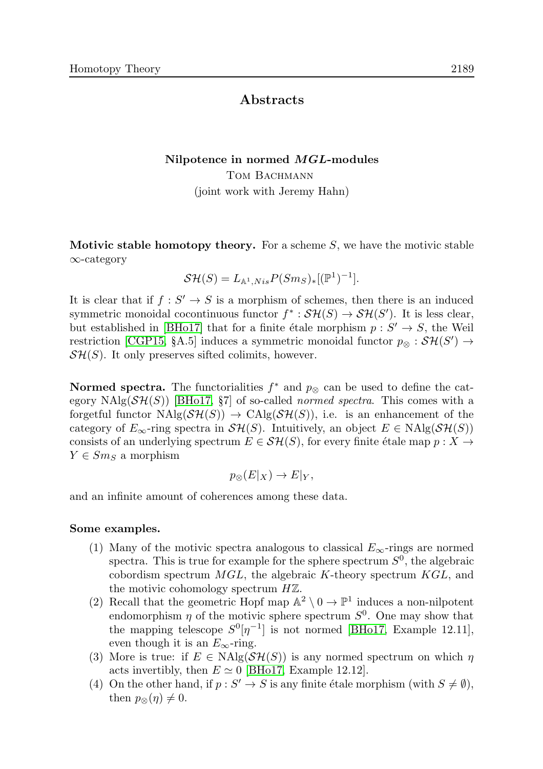# Abstracts

## Nilpotence in normed $MGL$-modules

Tom Bachmann

(joint work with Jeremy Hahn)

**Motivic stable homotopy theory.** For a scheme $S$, we have the motivic stable $\infty$-category

$$\mathcal{SH}(S) = L_{\mathbb{A}^1,Nis}P(Sm_S)_*[(\mathbb{P}^1)^{-1}].$$

It is clear that if $f : S' \to S$ is a morphism of schemes, then there is an induced symmetric monoidal cocontinuous functor $f^* : \mathcal{SH}(S) \to \mathcal{SH}(S')$. It is less clear, but established in [BHo17] that for a finite étale morphism $p : S' \to S$, the Weil restriction [CGP15, §A.5] induces a symmetric monoidal functor $p_\otimes : \mathcal{SH}(S') \to \mathcal{SH}(S)$. It only preserves sifted colimits, however.

**Normed spectra.** The functorialities $f^*$ and $p_\otimes$ can be used to define the category $\mathrm{NAlg}(\mathcal{SH}(S))$ [BHo17, §7] of so-called *normed spectra*. This comes with a forgetful functor $\mathrm{NAlg}(\mathcal{SH}(S)) \to \mathrm{CAlg}(\mathcal{SH}(S))$, i.e. is an enhancement of the category of $E_\infty$-ring spectra in $\mathcal{SH}(S)$. Intuitively, an object $E \in \mathrm{NAlg}(\mathcal{SH}(S))$ consists of an underlying spectrum $E \in \mathcal{SH}(S)$, for every finite étale map $p : X \to Y \in Sm_S$ a morphism

$$p_\otimes(E|_X) \to E|_Y,$$

and an infinite amount of coherences among these data.

**Some examples.**

1. Many of the motivic spectra analogous to classical $E_\infty$-rings are normed spectra. This is true for example for the sphere spectrum $S^0$, the algebraic cobordism spectrum $MGL$, the algebraic $K$-theory spectrum $KGL$, and the motivic cohomology spectrum $H\mathbb{Z}$.
2. Recall that the geometric Hopf map $\mathbb{A}^2 \setminus 0 \to \mathbb{P}^1$ induces a non-nilpotent endomorphism $\eta$ of the motivic sphere spectrum $S^0$. One may show that the mapping telescope $S^0[\eta^{-1}]$ is not normed [BHo17, Example 12.11], even though it is an $E_\infty$-ring.
3. More is true: if $E \in \mathrm{NAlg}(\mathcal{SH}(S))$ is any normed spectrum on which $\eta$ acts invertibly, then $E \simeq 0$ [BHo17, Example 12.12].
4. On the other hand, if $p : S' \to S$ is any finite étale morphism (with $S \neq \emptyset$), then $p_\otimes(\eta) \neq 0$.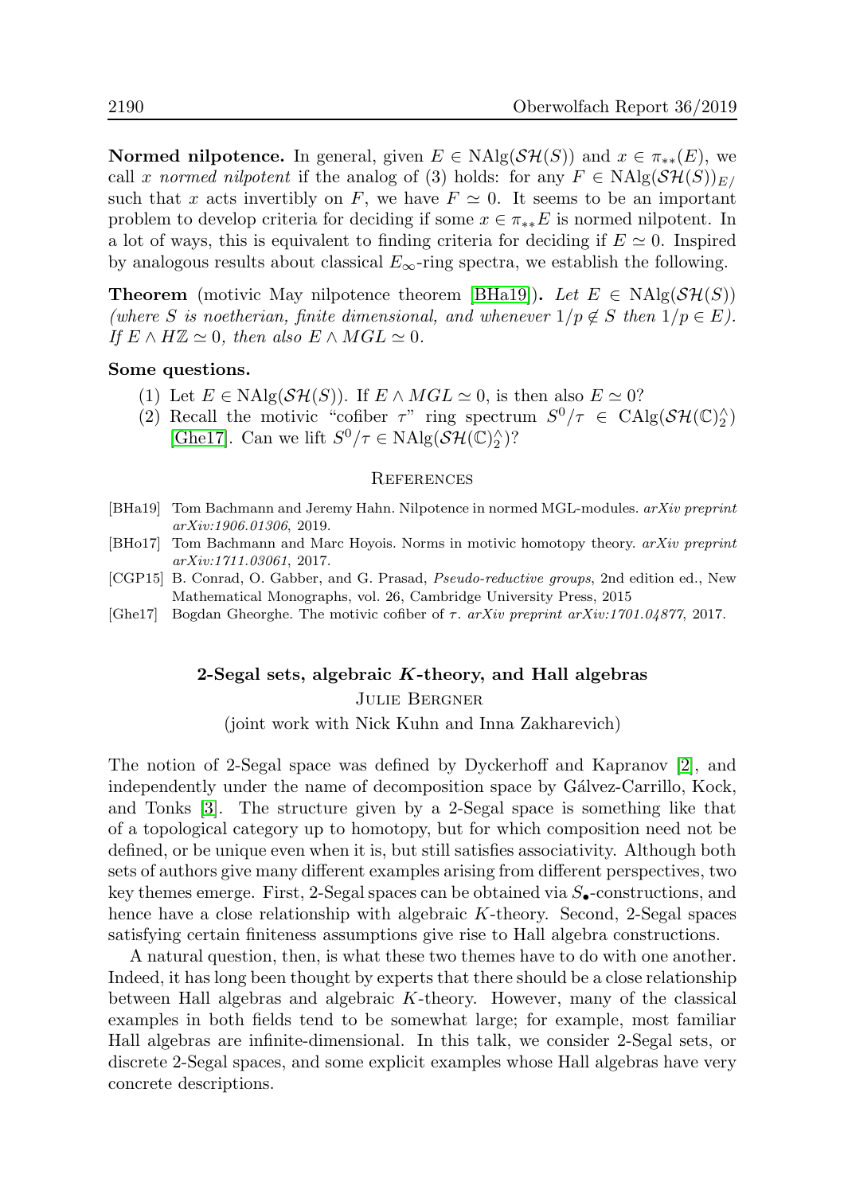**Normed nilpotence.** In general, given $E \in \mathrm{NAlg}(\mathcal{SH}(S))$ and $x \in \pi_{**}(E)$, we call $x$ *normed nilpotent* if the analog of (3) holds: for any $F \in \mathrm{NAlg}(\mathcal{SH}(S))_{E/}$ such that $x$ acts invertibly on $F$, we have $F \simeq 0$. It seems to be an important problem to develop criteria for deciding if some $x \in \pi_{**}E$ is normed nilpotent. In a lot of ways, this is equivalent to finding criteria for deciding if $E \simeq 0$. Inspired by analogous results about classical $E_\infty$-ring spectra, we establish the following.

**Theorem** (motivic May nilpotence theorem [BHa19])**.** *Let $E \in \mathrm{NAlg}(\mathcal{SH}(S))$ (where $S$ is noetherian, finite dimensional, and whenever $1/p \notin S$ then $1/p \in E$). If $E \wedge H\mathbb{Z} \simeq 0$, then also $E \wedge MGL \simeq 0$.*

**Some questions.**

1. Let $E \in \mathrm{NAlg}(\mathcal{SH}(S))$. If $E \wedge MGL \simeq 0$, is then also $E \simeq 0$?
2. Recall the motivic "cofiber $\tau$" ring spectrum $S^0/\tau \in \mathrm{CAlg}(\mathcal{SH}(\mathbb{C})_2^\wedge)$ [Ghe17]. Can we lift $S^0/\tau \in \mathrm{NAlg}(\mathcal{SH}(\mathbb{C})_2^\wedge)$?

## References

[BHa19] Tom Bachmann and Jeremy Hahn. Nilpotence in normed MGL-modules. *arXiv preprint arXiv:1906.01306*, 2019.

[BHo17] Tom Bachmann and Marc Hoyois. Norms in motivic homotopy theory. *arXiv preprint arXiv:1711.03061*, 2017.

[CGP15] B. Conrad, O. Gabber, and G. Prasad, *Pseudo-reductive groups*, 2nd edition ed., New Mathematical Monographs, vol. 26, Cambridge University Press, 2015

[Ghe17] Bogdan Gheorghe. The motivic cofiber of $\tau$. *arXiv preprint arXiv:1701.04877*, 2017.

## 2-Segal sets, algebraic $K$-theory, and Hall algebras

Julie Bergner

(joint work with Nick Kuhn and Inna Zakharevich)

The notion of 2-Segal space was defined by Dyckerhoff and Kapranov [2], and independently under the name of decomposition space by Gálvez-Carrillo, Kock, and Tonks [3]. The structure given by a 2-Segal space is something like that of a topological category up to homotopy, but for which composition need not be defined, or be unique even when it is, but still satisfies associativity. Although both sets of authors give many different examples arising from different perspectives, two key themes emerge. First, 2-Segal spaces can be obtained via $S_\bullet$-constructions, and hence have a close relationship with algebraic $K$-theory. Second, 2-Segal spaces satisfying certain finiteness assumptions give rise to Hall algebra constructions.

A natural question, then, is what these two themes have to do with one another. Indeed, it has long been thought by experts that there should be a close relationship between Hall algebras and algebraic $K$-theory. However, many of the classical examples in both fields tend to be somewhat large; for example, most familiar Hall algebras are infinite-dimensional. In this talk, we consider 2-Segal sets, or discrete 2-Segal spaces, and some explicit examples whose Hall algebras have very concrete descriptions.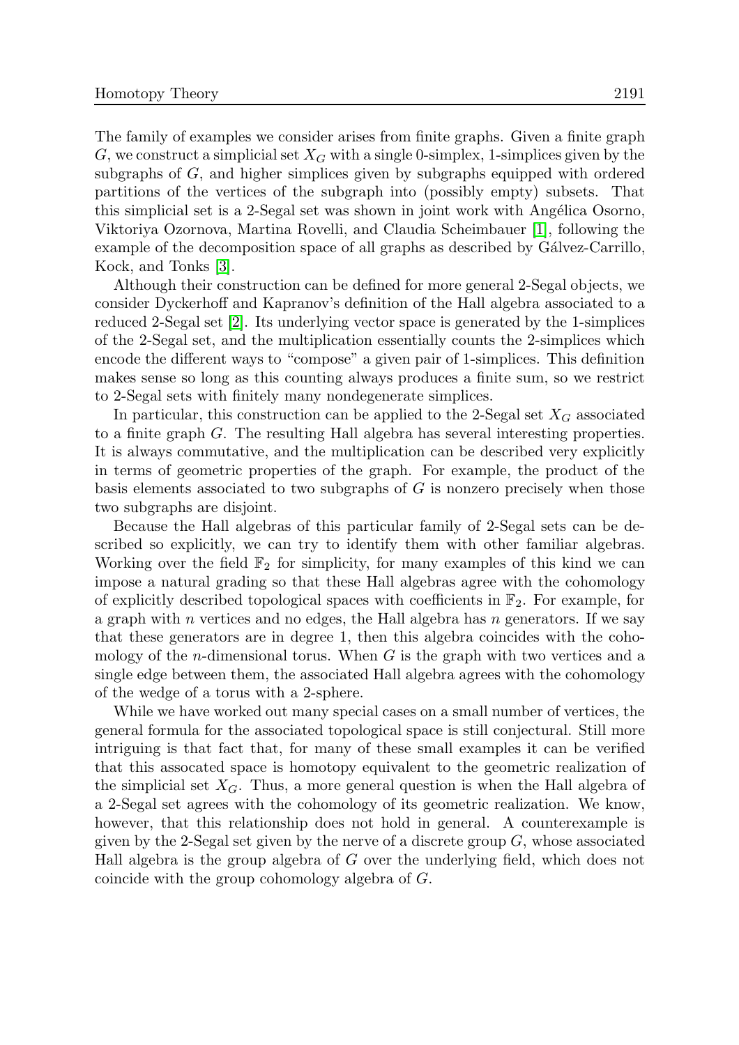The family of examples we consider arises from finite graphs. Given a finite graph $G$, we construct a simplicial set $X_G$ with a single 0-simplex, 1-simplices given by the subgraphs of $G$, and higher simplices given by subgraphs equipped with ordered partitions of the vertices of the subgraph into (possibly empty) subsets. That this simplicial set is a 2-Segal set was shown in joint work with Angélica Osorno, Viktoriya Ozornova, Martina Rovelli, and Claudia Scheimbauer [1], following the example of the decomposition space of all graphs as described by Gálvez-Carrillo, Kock, and Tonks [3].

Although their construction can be defined for more general 2-Segal objects, we consider Dyckerhoff and Kapranov's definition of the Hall algebra associated to a reduced 2-Segal set [2]. Its underlying vector space is generated by the 1-simplices of the 2-Segal set, and the multiplication essentially counts the 2-simplices which encode the different ways to "compose" a given pair of 1-simplices. This definition makes sense so long as this counting always produces a finite sum, so we restrict to 2-Segal sets with finitely many nondegenerate simplices.

In particular, this construction can be applied to the 2-Segal set $X_G$ associated to a finite graph $G$. The resulting Hall algebra has several interesting properties. It is always commutative, and the multiplication can be described very explicitly in terms of geometric properties of the graph. For example, the product of the basis elements associated to two subgraphs of $G$ is nonzero precisely when those two subgraphs are disjoint.

Because the Hall algebras of this particular family of 2-Segal sets can be described so explicitly, we can try to identify them with other familiar algebras. Working over the field $\mathbb{F}_2$ for simplicity, for many examples of this kind we can impose a natural grading so that these Hall algebras agree with the cohomology of explicitly described topological spaces with coefficients in $\mathbb{F}_2$. For example, for a graph with $n$ vertices and no edges, the Hall algebra has $n$ generators. If we say that these generators are in degree 1, then this algebra coincides with the cohomology of the $n$-dimensional torus. When $G$ is the graph with two vertices and a single edge between them, the associated Hall algebra agrees with the cohomology of the wedge of a torus with a 2-sphere.

While we have worked out many special cases on a small number of vertices, the general formula for the associated topological space is still conjectural. Still more intriguing is that fact that, for many of these small examples it can be verified that this assocated space is homotopy equivalent to the geometric realization of the simplicial set $X_G$. Thus, a more general question is when the Hall algebra of a 2-Segal set agrees with the cohomology of its geometric realization. We know, however, that this relationship does not hold in general. A counterexample is given by the 2-Segal set given by the nerve of a discrete group $G$, whose associated Hall algebra is the group algebra of $G$ over the underlying field, which does not coincide with the group cohomology algebra of $G$.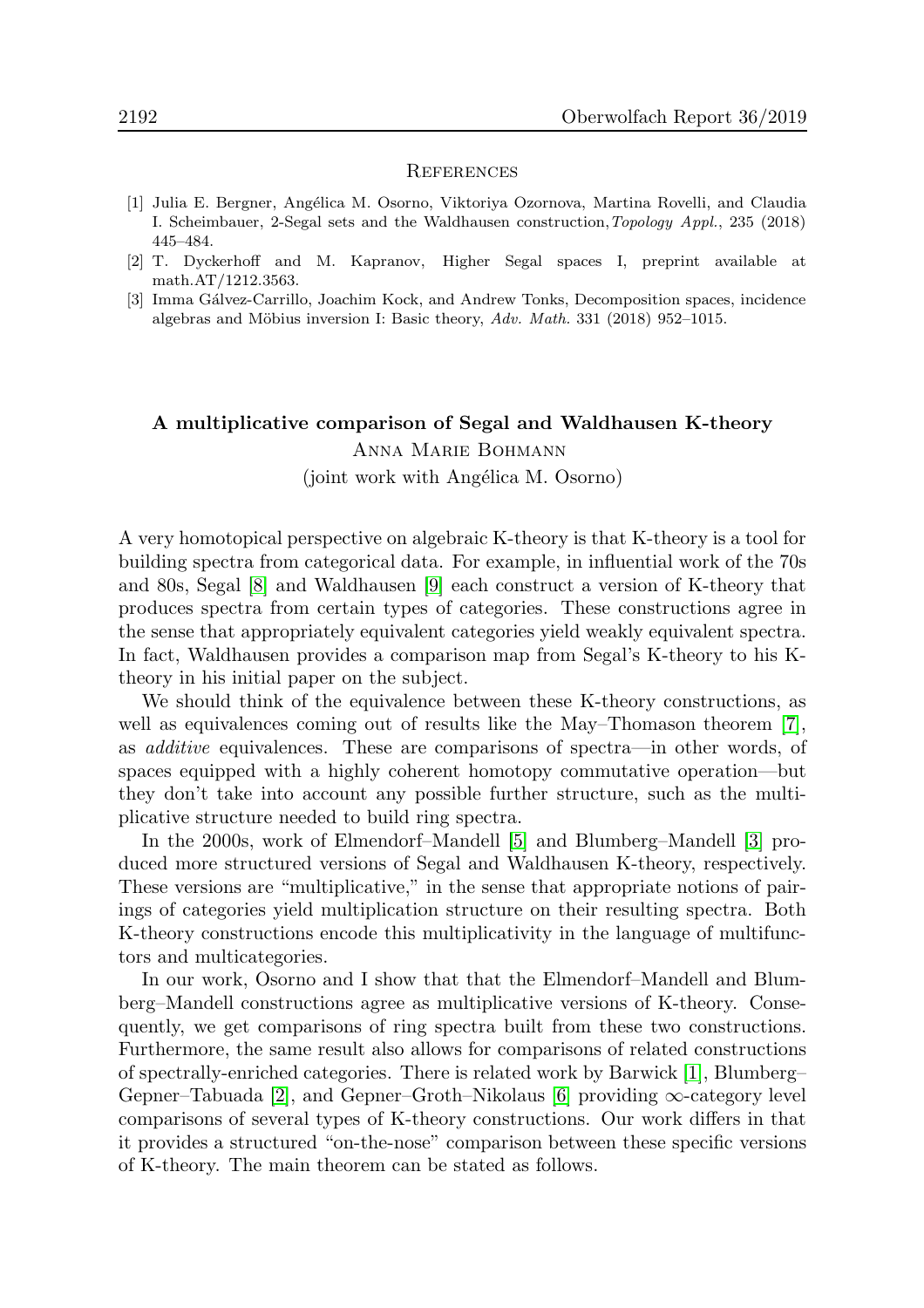## References

[1] Julia E. Bergner, Angélica M. Osorno, Viktoriya Ozornova, Martina Rovelli, and Claudia I. Scheimbauer, 2-Segal sets and the Waldhausen construction, *Topology Appl.*, 235 (2018) 445–484.

[2] T. Dyckerhoff and M. Kapranov, Higher Segal spaces I, preprint available at math.AT/1212.3563.

[3] Imma Gálvez-Carrillo, Joachim Kock, and Andrew Tonks, Decomposition spaces, incidence algebras and Möbius inversion I: Basic theory, *Adv. Math.* 331 (2018) 952–1015.

## A multiplicative comparison of Segal and Waldhausen K-theory

Anna Marie Bohmann

(joint work with Angélica M. Osorno)

A very homotopical perspective on algebraic K-theory is that K-theory is a tool for building spectra from categorical data. For example, in influential work of the 70s and 80s, Segal [8] and Waldhausen [9] each construct a version of K-theory that produces spectra from certain types of categories. These constructions agree in the sense that appropriately equivalent categories yield weakly equivalent spectra. In fact, Waldhausen provides a comparison map from Segal's K-theory to his K-theory in his initial paper on the subject.

We should think of the equivalence between these K-theory constructions, as well as equivalences coming out of results like the May–Thomason theorem [7], as *additive* equivalences. These are comparisons of spectra—in other words, of spaces equipped with a highly coherent homotopy commutative operation—but they don't take into account any possible further structure, such as the multiplicative structure needed to build ring spectra.

In the 2000s, work of Elmendorf–Mandell [5] and Blumberg–Mandell [3] produced more structured versions of Segal and Waldhausen K-theory, respectively. These versions are "multiplicative," in the sense that appropriate notions of pairings of categories yield multiplication structure on their resulting spectra. Both K-theory constructions encode this multiplicativity in the language of multifunctors and multicategories.

In our work, Osorno and I show that that the Elmendorf–Mandell and Blumberg–Mandell constructions agree as multiplicative versions of K-theory. Consequently, we get comparisons of ring spectra built from these two constructions. Furthermore, the same result also allows for comparisons of related constructions of spectrally-enriched categories. There is related work by Barwick [1], Blumberg–Gepner–Tabuada [2], and Gepner–Groth–Nikolaus [6] providing $\infty$-category level comparisons of several types of K-theory constructions. Our work differs in that it provides a structured "on-the-nose" comparison between these specific versions of K-theory. The main theorem can be stated as follows.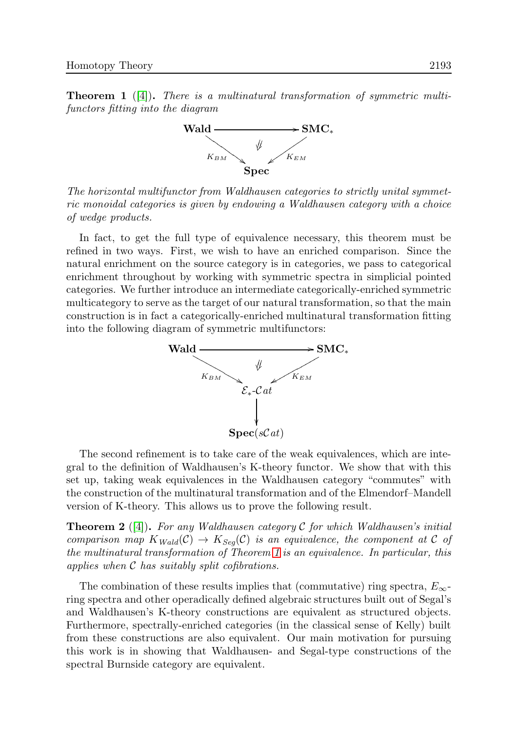**Theorem 1** ([4]). *There is a multinatural transformation of symmetric multifunctors fitting into the diagram*

$$\begin{array}{ccc} \mathbf{Wald} & \xrightarrow{\qquad\qquad} & \mathbf{SMC}_* \\ & \Downarrow & \\ {\scriptstyle K_{BM}} \searrow & & \swarrow {\scriptstyle K_{EM}} \\ & \mathbf{Spec} & \end{array}$$

*The horizontal multifunctor from Waldhausen categories to strictly unital symmetric monoidal categories is given by endowing a Waldhausen category with a choice of wedge products.*

In fact, to get the full type of equivalence necessary, this theorem must be refined in two ways. First, we wish to have an enriched comparison. Since the natural enrichment on the source category is in categories, we pass to categorical enrichment throughout by working with symmetric spectra in simplicial pointed categories. We further introduce an intermediate categorically-enriched symmetric multicategory to serve as the target of our natural transformation, so that the main construction is in fact a categorically-enriched multinatural transformation fitting into the following diagram of symmetric multifunctors:

$$\begin{array}{ccc} \mathbf{Wald} & \xrightarrow{\qquad\qquad\qquad} & \mathbf{SMC}_* \\ & \Downarrow & \\ {\scriptstyle K_{BM}} \searrow & & \swarrow {\scriptstyle K_{EM}} \\ & \mathcal{E}_*\text{-}\mathcal{C}at & \\ & \downarrow & \\ & \mathbf{Spec}(s\mathcal{C}at) & \end{array}$$

The second refinement is to take care of the weak equivalences, which are integral to the definition of Waldhausen's K-theory functor. We show that with this set up, taking weak equivalences in the Waldhausen category "commutes" with the construction of the multinatural transformation and of the Elmendorf–Mandell version of K-theory. This allows us to prove the following result.

**Theorem 2** ([4]). *For any Waldhausen category $\mathcal{C}$ for which Waldhausen's initial comparison map $K_{Wald}(\mathcal{C}) \to K_{Seg}(\mathcal{C})$ is an equivalence, the component at $\mathcal{C}$ of the multinatural transformation of Theorem 1 is an equivalence. In particular, this applies when $\mathcal{C}$ has suitably split cofibrations.*

The combination of these results implies that (commutative) ring spectra, $E_\infty$-ring spectra and other operadically defined algebraic structures built out of Segal's and Waldhausen's K-theory constructions are equivalent as structured objects. Furthermore, spectrally-enriched categories (in the classical sense of Kelly) built from these constructions are also equivalent. Our main motivation for pursuing this work is in showing that Waldhausen- and Segal-type constructions of the spectral Burnside category are equivalent.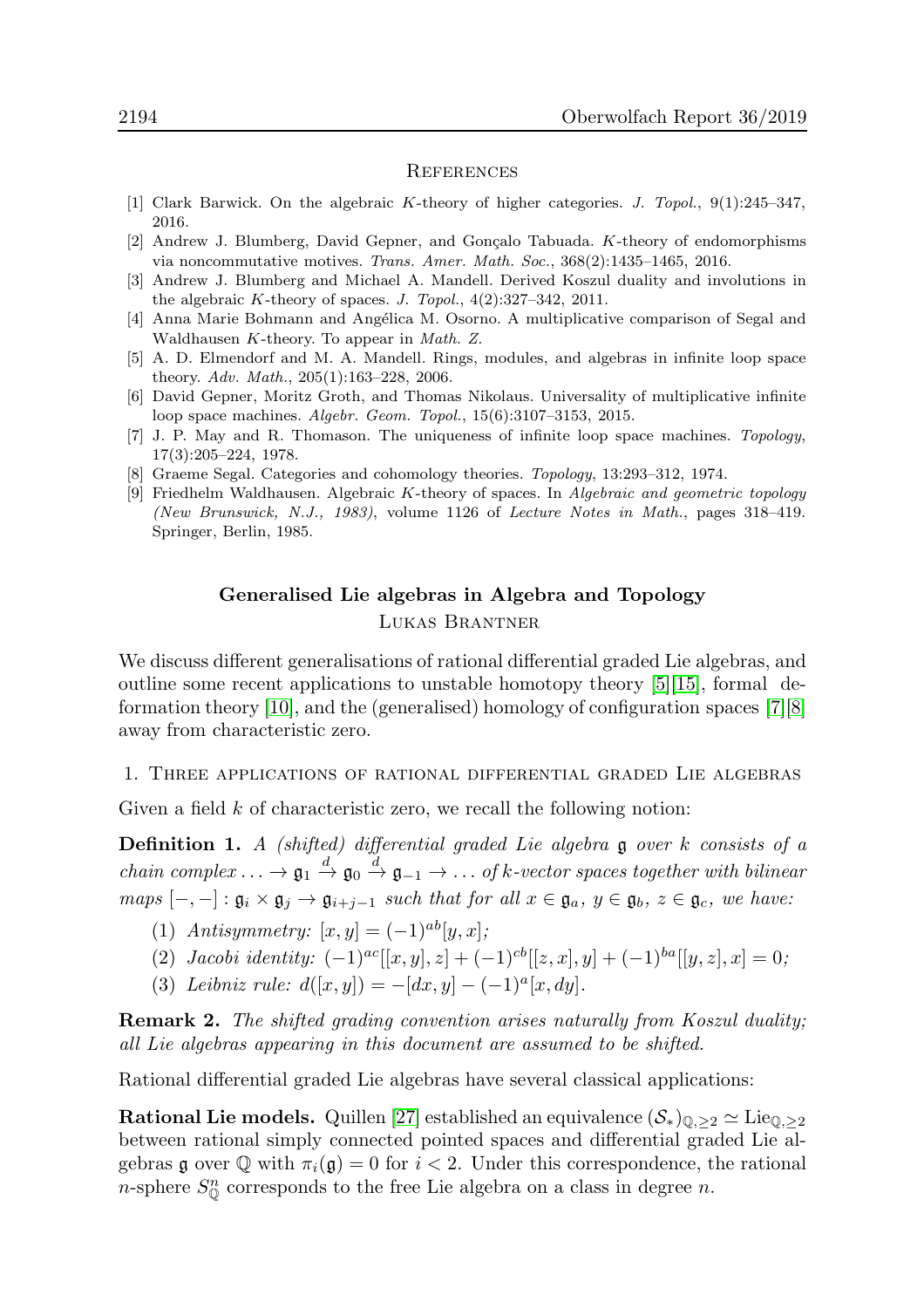## References

[1] Clark Barwick. On the algebraic $K$-theory of higher categories. *J. Topol.*, 9(1):245–347, 2016.

[2] Andrew J. Blumberg, David Gepner, and Gonçalo Tabuada. $K$-theory of endomorphisms via noncommutative motives. *Trans. Amer. Math. Soc.*, 368(2):1435–1465, 2016.

[3] Andrew J. Blumberg and Michael A. Mandell. Derived Koszul duality and involutions in the algebraic $K$-theory of spaces. *J. Topol.*, 4(2):327–342, 2011.

[4] Anna Marie Bohmann and Angélica M. Osorno. A multiplicative comparison of Segal and Waldhausen $K$-theory. To appear in *Math. Z.*

[5] A. D. Elmendorf and M. A. Mandell. Rings, modules, and algebras in infinite loop space theory. *Adv. Math.*, 205(1):163–228, 2006.

[6] David Gepner, Moritz Groth, and Thomas Nikolaus. Universality of multiplicative infinite loop space machines. *Algebr. Geom. Topol.*, 15(6):3107–3153, 2015.

[7] J. P. May and R. Thomason. The uniqueness of infinite loop space machines. *Topology*, 17(3):205–224, 1978.

[8] Graeme Segal. Categories and cohomology theories. *Topology*, 13:293–312, 1974.

[9] Friedhelm Waldhausen. Algebraic $K$-theory of spaces. In *Algebraic and geometric topology (New Brunswick, N.J., 1983)*, volume 1126 of *Lecture Notes in Math.*, pages 318–419. Springer, Berlin, 1985.

# Generalised Lie algebras in Algebra and Topology

Lukas Brantner

We discuss different generalisations of rational differential graded Lie algebras, and outline some recent applications to unstable homotopy theory [5][15], formal deformation theory [10], and the (generalised) homology of configuration spaces [7][8] away from characteristic zero.

## 1. Three applications of rational differential graded Lie algebras

Given a field $k$ of characteristic zero, we recall the following notion:

**Definition 1.** *A (shifted) differential graded Lie algebra $\mathfrak{g}$ over $k$ consists of a chain complex $\ldots \to \mathfrak{g}_1 \xrightarrow{d} \mathfrak{g}_0 \xrightarrow{d} \mathfrak{g}_{-1} \to \ldots$ of $k$-vector spaces together with bilinear maps $[-,-] : \mathfrak{g}_i \times \mathfrak{g}_j \to \mathfrak{g}_{i+j-1}$ such that for all $x \in \mathfrak{g}_a$, $y \in \mathfrak{g}_b$, $z \in \mathfrak{g}_c$, we have:*

1. *Antisymmetry: $[x, y] = (-1)^{ab}[y, x]$;*
2. *Jacobi identity: $(-1)^{ac}[[x, y], z] + (-1)^{cb}[[z, x], y] + (-1)^{ba}[[y, z], x] = 0$;*
3. *Leibniz rule: $d([x, y]) = -[dx, y] - (-1)^a[x, dy]$.*

**Remark 2.** *The shifted grading convention arises naturally from Koszul duality; all Lie algebras appearing in this document are assumed to be shifted.*

Rational differential graded Lie algebras have several classical applications:

**Rational Lie models.** Quillen [27] established an equivalence $(\mathcal{S}_*)_{\mathbb{Q},\geq 2} \simeq \mathrm{Lie}_{\mathbb{Q},\geq 2}$ between rational simply connected pointed spaces and differential graded Lie algebras $\mathfrak{g}$ over $\mathbb{Q}$ with $\pi_i(\mathfrak{g}) = 0$ for $i < 2$. Under this correspondence, the rational $n$-sphere $S^n_{\mathbb{Q}}$ corresponds to the free Lie algebra on a class in degree $n$.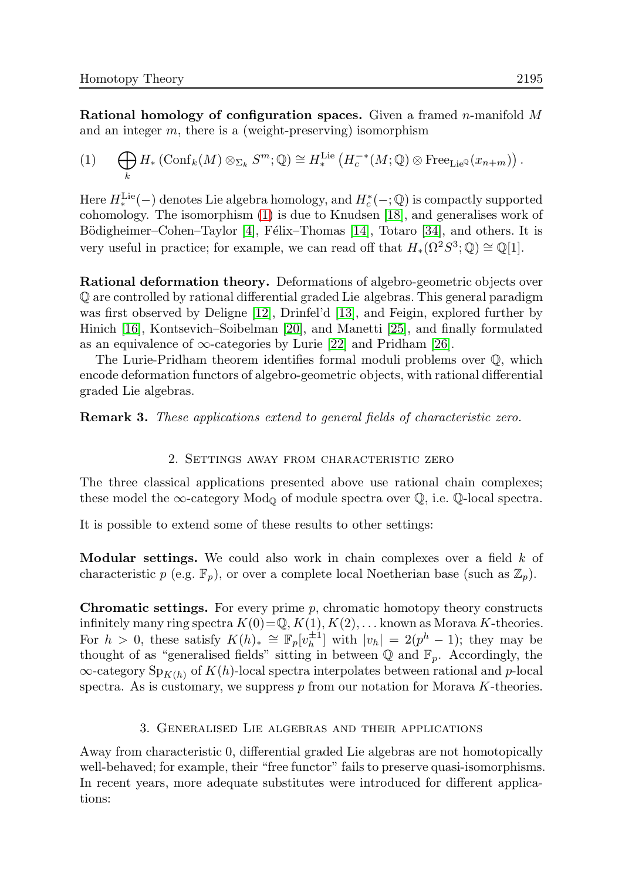**Rational homology of configuration spaces.** Given a framed $n$-manifold $M$ and an integer $m$, there is a (weight-preserving) isomorphism

$$(1) \qquad \bigoplus_k H_*\left(\mathrm{Conf}_k(M) \otimes_{\Sigma_k} S^m; \mathbb{Q}\right) \cong H_*^{\mathrm{Lie}}\left(H_c^{-*}(M;\mathbb{Q}) \otimes \mathrm{Free}_{\mathrm{Lie}^{\mathbb{Q}}}(x_{n+m})\right).$$

Here $H_*^{\mathrm{Lie}}(-)$ denotes Lie algebra homology, and $H_c^*(-;\mathbb{Q})$ is compactly supported cohomology. The isomorphism (1) is due to Knudsen [18], and generalises work of Bödigheimer–Cohen–Taylor [4], Félix–Thomas [14], Totaro [34], and others. It is very useful in practice; for example, we can read off that $H_*(\Omega^2 S^3;\mathbb{Q}) \cong \mathbb{Q}[1]$.

**Rational deformation theory.** Deformations of algebro-geometric objects over $\mathbb{Q}$ are controlled by rational differential graded Lie algebras. This general paradigm was first observed by Deligne [12], Drinfel'd [13], and Feigin, explored further by Hinich [16], Kontsevich–Soibelman [20], and Manetti [25], and finally formulated as an equivalence of $\infty$-categories by Lurie [22] and Pridham [26].

The Lurie-Pridham theorem identifies formal moduli problems over $\mathbb{Q}$, which encode deformation functors of algebro-geometric objects, with rational differential graded Lie algebras.

**Remark 3.** *These applications extend to general fields of characteristic zero.*

## 2. Settings away from characteristic zero

The three classical applications presented above use rational chain complexes; these model the $\infty$-category $\mathrm{Mod}_{\mathbb{Q}}$ of module spectra over $\mathbb{Q}$, i.e. $\mathbb{Q}$-local spectra.

It is possible to extend some of these results to other settings:

**Modular settings.** We could also work in chain complexes over a field $k$ of characteristic $p$ (e.g. $\mathbb{F}_p$), or over a complete local Noetherian base (such as $\mathbb{Z}_p$).

**Chromatic settings.** For every prime $p$, chromatic homotopy theory constructs infinitely many ring spectra $K(0)=\mathbb{Q}, K(1), K(2), \ldots$ known as Morava $K$-theories. For $h > 0$, these satisfy $K(h)_* \cong \mathbb{F}_p[v_h^{\pm 1}]$ with $|v_h| = 2(p^h - 1)$; they may be thought of as "generalised fields" sitting in between $\mathbb{Q}$ and $\mathbb{F}_p$. Accordingly, the $\infty$-category $\mathrm{Sp}_{K(h)}$ of $K(h)$-local spectra interpolates between rational and $p$-local spectra. As is customary, we suppress $p$ from our notation for Morava $K$-theories.

## 3. Generalised Lie algebras and their applications

Away from characteristic 0, differential graded Lie algebras are not homotopically well-behaved; for example, their "free functor" fails to preserve quasi-isomorphisms. In recent years, more adequate substitutes were introduced for different applications: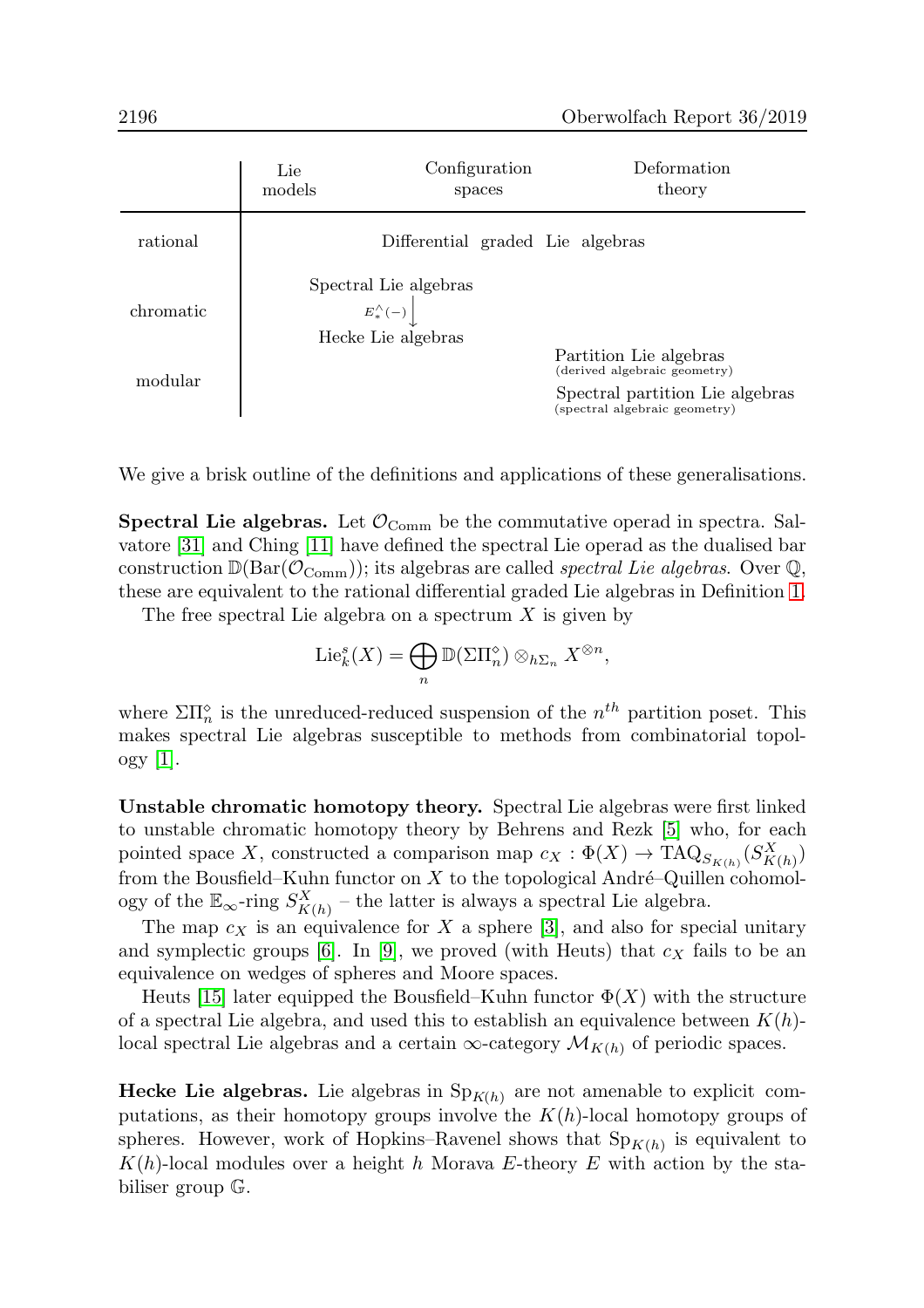| | Lie models | Configuration spaces | Deformation theory |
|---|---|---|---|
| rational | | Differential graded Lie algebras | |
| chromatic | Spectral Lie algebras $\big\downarrow E_*^\wedge(-)$ Hecke Lie algebras | | |
| modular | | | Partition Lie algebras (derived algebraic geometry) <br> Spectral partition Lie algebras (spectral algebraic geometry) |

We give a brisk outline of the definitions and applications of these generalisations.

**Spectral Lie algebras.** Let $\mathcal{O}_{\mathrm{Comm}}$ be the commutative operad in spectra. Salvatore [31] and Ching [11] have defined the spectral Lie operad as the dualised bar construction $\mathbb{D}(\mathrm{Bar}(\mathcal{O}_{\mathrm{Comm}}))$; its algebras are called *spectral Lie algebras*. Over $\mathbb{Q}$, these are equivalent to the rational differential graded Lie algebras in Definition 1.

The free spectral Lie algebra on a spectrum $X$ is given by

$$\mathrm{Lie}_k^s(X) = \bigoplus_n \mathbb{D}(\Sigma\Pi_n^\diamond) \otimes_{h\Sigma_n} X^{\otimes n},$$

where $\Sigma\Pi_n^\diamond$ is the unreduced-reduced suspension of the $n^{th}$ partition poset. This makes spectral Lie algebras susceptible to methods from combinatorial topology [1].

**Unstable chromatic homotopy theory.** Spectral Lie algebras were first linked to unstable chromatic homotopy theory by Behrens and Rezk [5] who, for each pointed space $X$, constructed a comparison map $c_X : \Phi(X) \to \mathrm{TAQ}_{S_{K(h)}}(S^X_{K(h)})$ from the Bousfield–Kuhn functor on $X$ to the topological André–Quillen cohomology of the $\mathbb{E}_\infty$-ring $S^X_{K(h)}$ – the latter is always a spectral Lie algebra.

The map $c_X$ is an equivalence for $X$ a sphere [3], and also for special unitary and symplectic groups [6]. In [9], we proved (with Heuts) that $c_X$ fails to be an equivalence on wedges of spheres and Moore spaces.

Heuts [15] later equipped the Bousfield–Kuhn functor $\Phi(X)$ with the structure of a spectral Lie algebra, and used this to establish an equivalence between $K(h)$-local spectral Lie algebras and a certain $\infty$-category $\mathcal{M}_{K(h)}$ of periodic spaces.

**Hecke Lie algebras.** Lie algebras in $\mathrm{Sp}_{K(h)}$ are not amenable to explicit computations, as their homotopy groups involve the $K(h)$-local homotopy groups of spheres. However, work of Hopkins–Ravenel shows that $\mathrm{Sp}_{K(h)}$ is equivalent to $K(h)$-local modules over a height $h$ Morava $E$-theory $E$ with action by the stabiliser group $\mathbb{G}$.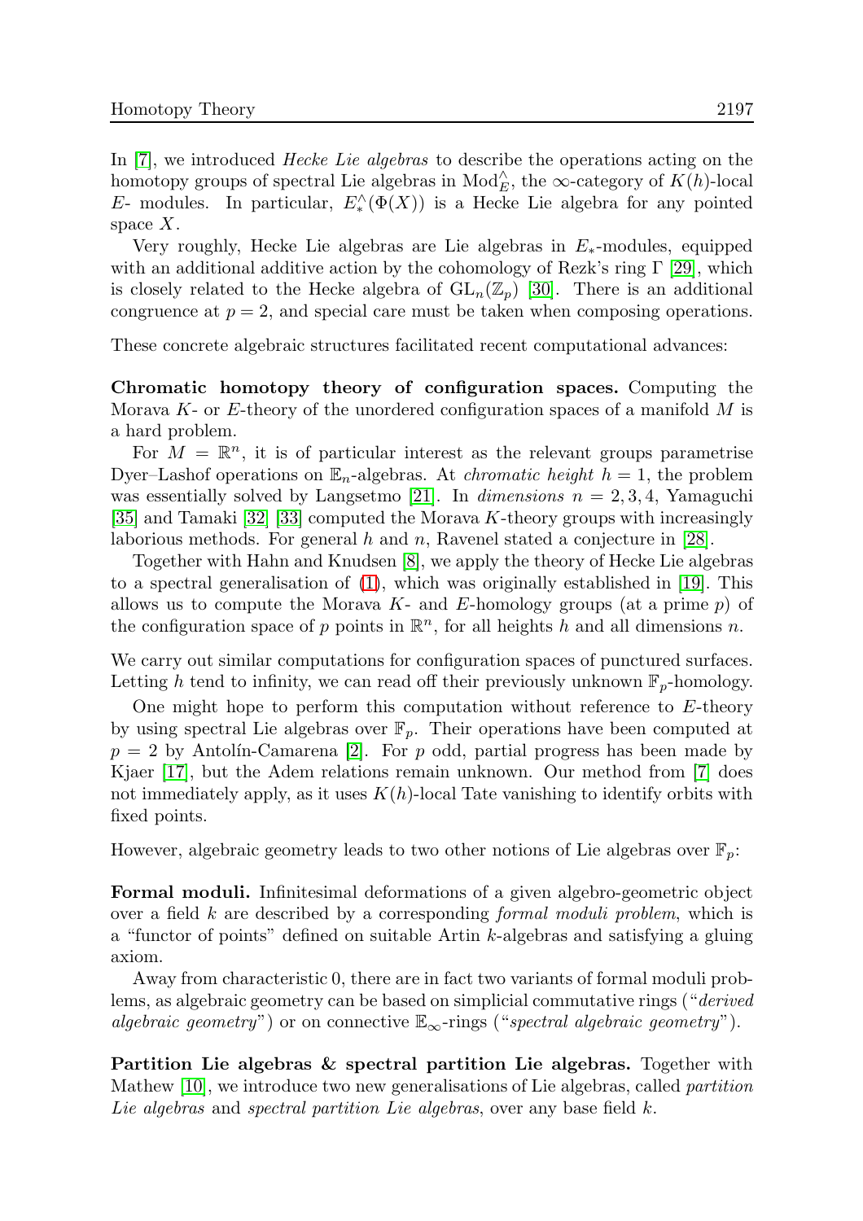In [7], we introduced *Hecke Lie algebras* to describe the operations acting on the homotopy groups of spectral Lie algebras in $\mathrm{Mod}_E^{\wedge}$, the $\infty$-category of $K(h)$-local $E$- modules. In particular, $E_*^{\wedge}(\Phi(X))$ is a Hecke Lie algebra for any pointed space $X$.

Very roughly, Hecke Lie algebras are Lie algebras in $E_*$-modules, equipped with an additional additive action by the cohomology of Rezk's ring $\Gamma$ [29], which is closely related to the Hecke algebra of $\mathrm{GL}_n(\mathbb{Z}_p)$ [30]. There is an additional congruence at $p = 2$, and special care must be taken when composing operations.

These concrete algebraic structures facilitated recent computational advances:

**Chromatic homotopy theory of configuration spaces.** Computing the Morava $K$- or $E$-theory of the unordered configuration spaces of a manifold $M$ is a hard problem.

For $M = \mathbb{R}^n$, it is of particular interest as the relevant groups parametrise Dyer–Lashof operations on $\mathbb{E}_n$-algebras. At *chromatic height* $h = 1$, the problem was essentially solved by Langsetmo [21]. In *dimensions* $n = 2, 3, 4$, Yamaguchi [35] and Tamaki [32] [33] computed the Morava $K$-theory groups with increasingly laborious methods. For general $h$ and $n$, Ravenel stated a conjecture in [28].

Together with Hahn and Knudsen [8], we apply the theory of Hecke Lie algebras to a spectral generalisation of (1), which was originally established in [19]. This allows us to compute the Morava $K$- and $E$-homology groups (at a prime $p$) of the configuration space of $p$ points in $\mathbb{R}^n$, for all heights $h$ and all dimensions $n$.

We carry out similar computations for configuration spaces of punctured surfaces. Letting $h$ tend to infinity, we can read off their previously unknown $\mathbb{F}_p$-homology.

One might hope to perform this computation without reference to $E$-theory by using spectral Lie algebras over $\mathbb{F}_p$. Their operations have been computed at $p = 2$ by Antolín-Camarena [2]. For $p$ odd, partial progress has been made by Kjaer [17], but the Adem relations remain unknown. Our method from [7] does not immediately apply, as it uses $K(h)$-local Tate vanishing to identify orbits with fixed points.

However, algebraic geometry leads to two other notions of Lie algebras over $\mathbb{F}_p$:

**Formal moduli.** Infinitesimal deformations of a given algebro-geometric object over a field $k$ are described by a corresponding *formal moduli problem*, which is a "functor of points" defined on suitable Artin $k$-algebras and satisfying a gluing axiom.

Away from characteristic 0, there are in fact two variants of formal moduli problems, as algebraic geometry can be based on simplicial commutative rings ("*derived algebraic geometry*") or on connective $\mathbb{E}_\infty$-rings ("*spectral algebraic geometry*").

**Partition Lie algebras & spectral partition Lie algebras.** Together with Mathew [10], we introduce two new generalisations of Lie algebras, called *partition Lie algebras* and *spectral partition Lie algebras*, over any base field $k$.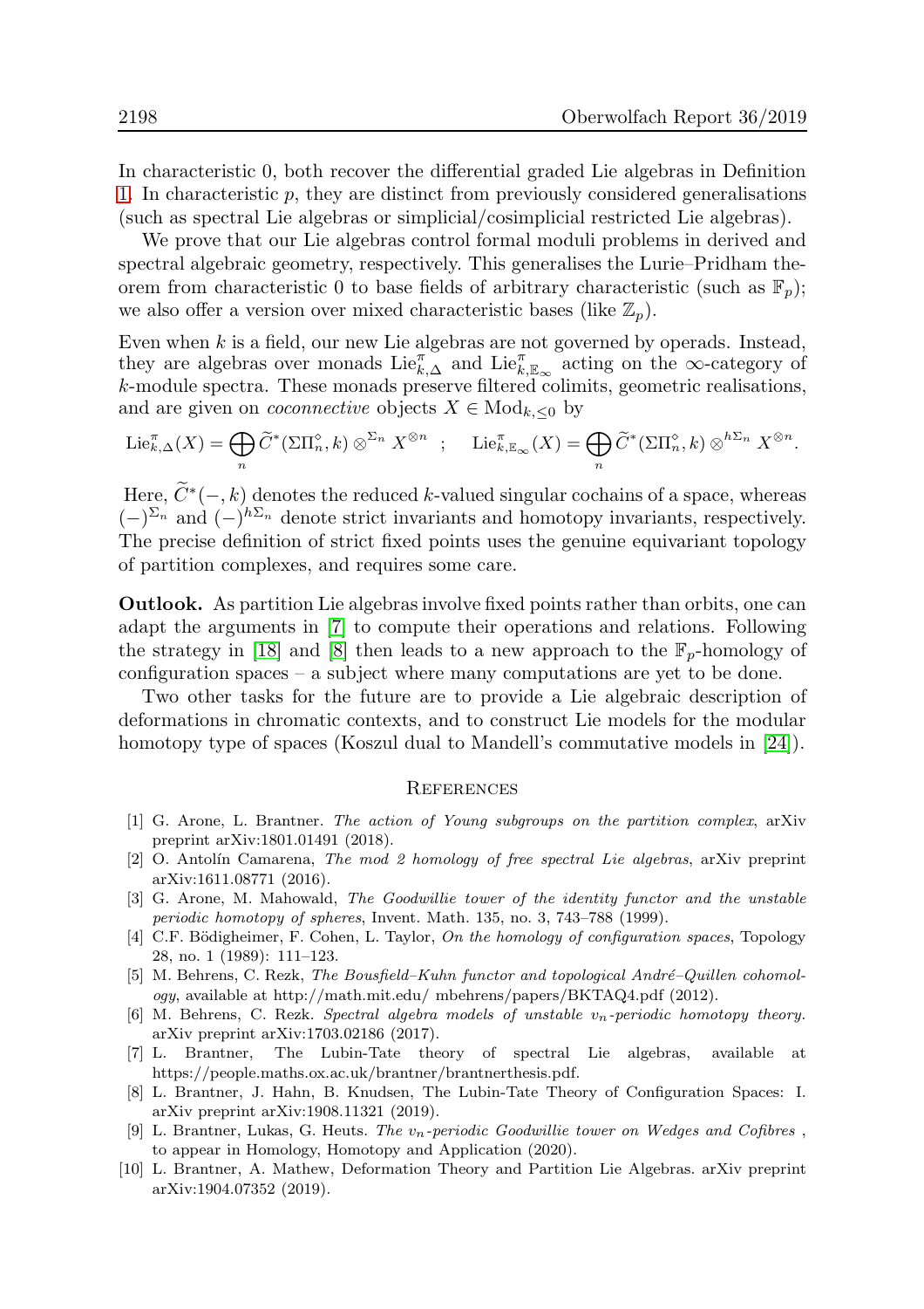In characteristic 0, both recover the differential graded Lie algebras in Definition 1. In characteristic $p$, they are distinct from previously considered generalisations (such as spectral Lie algebras or simplicial/cosimplicial restricted Lie algebras).

We prove that our Lie algebras control formal moduli problems in derived and spectral algebraic geometry, respectively. This generalises the Lurie–Pridham theorem from characteristic 0 to base fields of arbitrary characteristic (such as $\mathbb{F}_p$); we also offer a version over mixed characteristic bases (like $\mathbb{Z}_p$).

Even when $k$ is a field, our new Lie algebras are not governed by operads. Instead, they are algebras over monads $\mathrm{Lie}^{\pi}_{k,\Delta}$ and $\mathrm{Lie}^{\pi}_{k,\mathbb{E}_\infty}$ acting on the $\infty$-category of $k$-module spectra. These monads preserve filtered colimits, geometric realisations, and are given on *coconnective* objects $X \in \mathrm{Mod}_{k,\leq 0}$ by

$$\mathrm{Lie}^{\pi}_{k,\Delta}(X) = \bigoplus_n \widetilde{C}^*(\Sigma\Pi^{\diamond}_n, k) \otimes^{\Sigma_n} X^{\otimes n} \quad ; \quad \mathrm{Lie}^{\pi}_{k,\mathbb{E}_\infty}(X) = \bigoplus_n \widetilde{C}^*(\Sigma\Pi^{\diamond}_n, k) \otimes^{h\Sigma_n} X^{\otimes n}.$$

Here, $\widetilde{C}^*(-,k)$ denotes the reduced $k$-valued singular cochains of a space, whereas $(-)^{\Sigma_n}$ and $(-)^{h\Sigma_n}$ denote strict invariants and homotopy invariants, respectively. The precise definition of strict fixed points uses the genuine equivariant topology of partition complexes, and requires some care.

**Outlook.** As partition Lie algebras involve fixed points rather than orbits, one can adapt the arguments in [7] to compute their operations and relations. Following the strategy in [18] and [8] then leads to a new approach to the $\mathbb{F}_p$-homology of configuration spaces – a subject where many computations are yet to be done.

Two other tasks for the future are to provide a Lie algebraic description of deformations in chromatic contexts, and to construct Lie models for the modular homotopy type of spaces (Koszul dual to Mandell's commutative models in [24]).

## References

[1] G. Arone, L. Brantner. *The action of Young subgroups on the partition complex*, arXiv preprint arXiv:1801.01491 (2018).

[2] O. Antolín Camarena, *The mod 2 homology of free spectral Lie algebras*, arXiv preprint arXiv:1611.08771 (2016).

[3] G. Arone, M. Mahowald, *The Goodwillie tower of the identity functor and the unstable periodic homotopy of spheres*, Invent. Math. 135, no. 3, 743–788 (1999).

[4] C.F. Bödigheimer, F. Cohen, L. Taylor, *On the homology of configuration spaces*, Topology 28, no. 1 (1989): 111–123.

[5] M. Behrens, C. Rezk, *The Bousfield–Kuhn functor and topological André–Quillen cohomology*, available at http://math.mit.edu/ mbehrens/papers/BKTAQ4.pdf (2012).

[6] M. Behrens, C. Rezk. *Spectral algebra models of unstable $v_n$-periodic homotopy theory.* arXiv preprint arXiv:1703.02186 (2017).

[7] L. Brantner, The Lubin-Tate theory of spectral Lie algebras, available at https://people.maths.ox.ac.uk/brantner/brantnerthesis.pdf.

[8] L. Brantner, J. Hahn, B. Knudsen, The Lubin-Tate Theory of Configuration Spaces: I. arXiv preprint arXiv:1908.11321 (2019).

[9] L. Brantner, Lukas, G. Heuts. *The $v_n$-periodic Goodwillie tower on Wedges and Cofibres* , to appear in Homology, Homotopy and Application (2020).

[10] L. Brantner, A. Mathew, Deformation Theory and Partition Lie Algebras. arXiv preprint arXiv:1904.07352 (2019).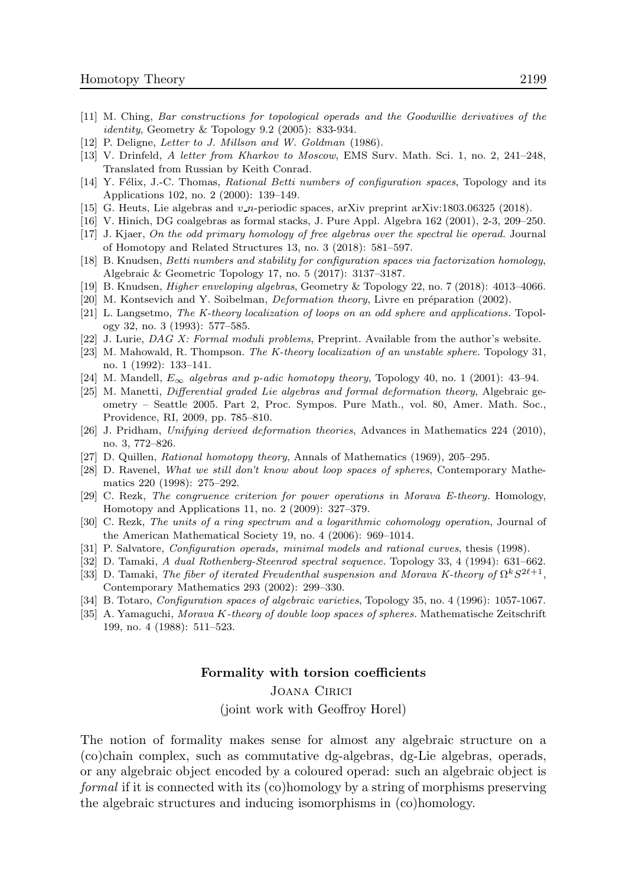[11] M. Ching, *Bar constructions for topological operads and the Goodwillie derivatives of the identity*, Geometry & Topology 9.2 (2005): 833-934.

[12] P. Deligne, *Letter to J. Millson and W. Goldman* (1986).

[13] V. Drinfeld, *A letter from Kharkov to Moscow*, EMS Surv. Math. Sci. 1, no. 2, 241–248, Translated from Russian by Keith Conrad.

[14] Y. Félix, J.-C. Thomas, *Rational Betti numbers of configuration spaces*, Topology and its Applications 102, no. 2 (2000): 139–149.

[15] G. Heuts, Lie algebras and $v_n$-periodic spaces, arXiv preprint arXiv:1803.06325 (2018).

[16] V. Hinich, DG coalgebras as formal stacks, J. Pure Appl. Algebra 162 (2001), 2-3, 209–250.

[17] J. Kjaer, *On the odd primary homology of free algebras over the spectral lie operad.* Journal of Homotopy and Related Structures 13, no. 3 (2018): 581–597.

[18] B. Knudsen, *Betti numbers and stability for configuration spaces via factorization homology*, Algebraic & Geometric Topology 17, no. 5 (2017): 3137–3187.

[19] B. Knudsen, *Higher enveloping algebras*, Geometry & Topology 22, no. 7 (2018): 4013–4066.

[20] M. Kontsevich and Y. Soibelman, *Deformation theory*, Livre en préparation (2002).

[21] L. Langsetmo, *The K-theory localization of loops on an odd sphere and applications.* Topology 32, no. 3 (1993): 577–585.

[22] J. Lurie, *DAG X: Formal moduli problems*, Preprint. Available from the author's website.

[23] M. Mahowald, R. Thompson. *The K-theory localization of an unstable sphere.* Topology 31, no. 1 (1992): 133–141.

[24] M. Mandell, *$E_\infty$ algebras and p-adic homotopy theory*, Topology 40, no. 1 (2001): 43–94.

[25] M. Manetti, *Differential graded Lie algebras and formal deformation theory*, Algebraic geometry – Seattle 2005. Part 2, Proc. Sympos. Pure Math., vol. 80, Amer. Math. Soc., Providence, RI, 2009, pp. 785–810.

[26] J. Pridham, *Unifying derived deformation theories*, Advances in Mathematics 224 (2010), no. 3, 772–826.

[27] D. Quillen, *Rational homotopy theory*, Annals of Mathematics (1969), 205–295.

[28] D. Ravenel, *What we still don't know about loop spaces of spheres*, Contemporary Mathematics 220 (1998): 275–292.

[29] C. Rezk, *The congruence criterion for power operations in Morava E-theory*. Homology, Homotopy and Applications 11, no. 2 (2009): 327–379.

[30] C. Rezk, *The units of a ring spectrum and a logarithmic cohomology operation*, Journal of the American Mathematical Society 19, no. 4 (2006): 969–1014.

[31] P. Salvatore, *Configuration operads, minimal models and rational curves*, thesis (1998).

[32] D. Tamaki, *A dual Rothenberg-Steenrod spectral sequence.* Topology 33, 4 (1994): 631–662.

[33] D. Tamaki, *The fiber of iterated Freudenthal suspension and Morava K-theory of $\Omega^k S^{2\ell+1}$*, Contemporary Mathematics 293 (2002): 299–330.

[34] B. Totaro, *Configuration spaces of algebraic varieties*, Topology 35, no. 4 (1996): 1057-1067.

[35] A. Yamaguchi, *Morava K-theory of double loop spaces of spheres.* Mathematische Zeitschrift 199, no. 4 (1988): 511–523.

## Formality with torsion coefficients

Joana Cirici

(joint work with Geoffroy Horel)

The notion of formality makes sense for almost any algebraic structure on a (co)chain complex, such as commutative dg-algebras, dg-Lie algebras, operads, or any algebraic object encoded by a coloured operad: such an algebraic object is *formal* if it is connected with its (co)homology by a string of morphisms preserving the algebraic structures and inducing isomorphisms in (co)homology.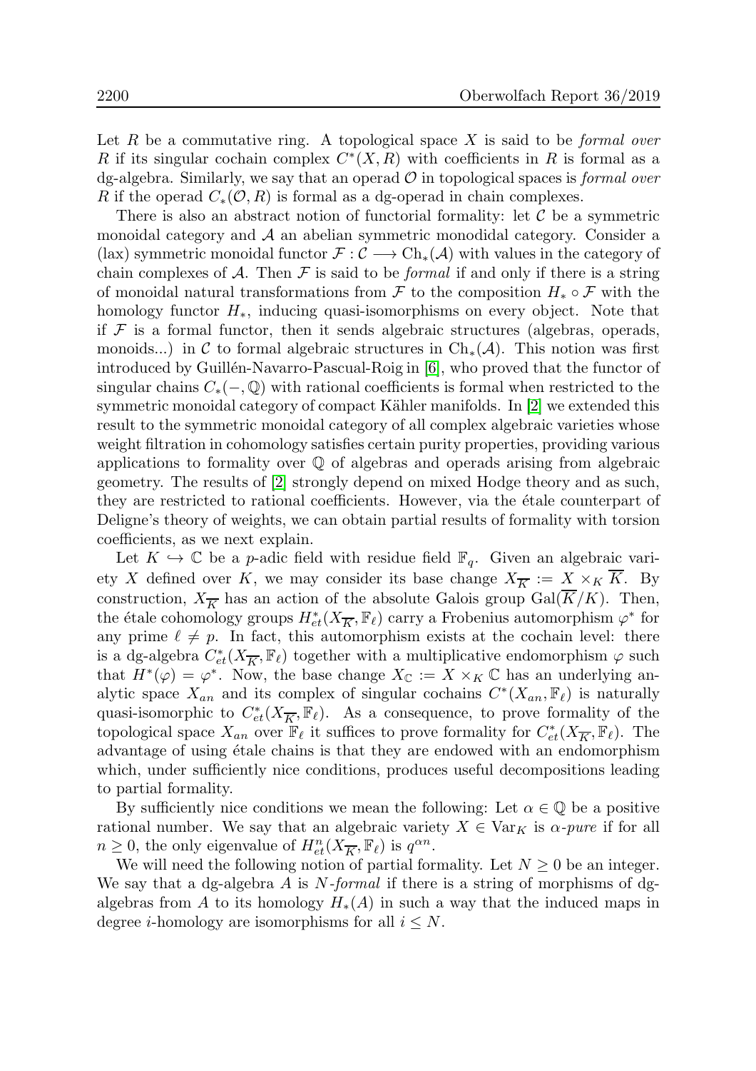Let $R$ be a commutative ring. A topological space $X$ is said to be *formal over* $R$ if its singular cochain complex $C^*(X, R)$ with coefficients in $R$ is formal as a dg-algebra. Similarly, we say that an operad $\mathcal{O}$ in topological spaces is *formal over* $R$ if the operad $C_*(\mathcal{O}, R)$ is formal as a dg-operad in chain complexes.

There is also an abstract notion of functorial formality: let $\mathcal{C}$ be a symmetric monoidal category and $\mathcal{A}$ an abelian symmetric monodidal category. Consider a (lax) symmetric monoidal functor $\mathcal{F} : \mathcal{C} \longrightarrow \mathrm{Ch}_*(\mathcal{A})$ with values in the category of chain complexes of $\mathcal{A}$. Then $\mathcal{F}$ is said to be *formal* if and only if there is a string of monoidal natural transformations from $\mathcal{F}$ to the composition $H_* \circ \mathcal{F}$ with the homology functor $H_*$, inducing quasi-isomorphisms on every object. Note that if $\mathcal{F}$ is a formal functor, then it sends algebraic structures (algebras, operads, monoids...) in $\mathcal{C}$ to formal algebraic structures in $\mathrm{Ch}_*(\mathcal{A})$. This notion was first introduced by Guillén-Navarro-Pascual-Roig in [6], who proved that the functor of singular chains $C_*(-, \mathbb{Q})$ with rational coefficients is formal when restricted to the symmetric monoidal category of compact Kähler manifolds. In [2] we extended this result to the symmetric monoidal category of all complex algebraic varieties whose weight filtration in cohomology satisfies certain purity properties, providing various applications to formality over $\mathbb{Q}$ of algebras and operads arising from algebraic geometry. The results of [2] strongly depend on mixed Hodge theory and as such, they are restricted to rational coefficients. However, via the étale counterpart of Deligne's theory of weights, we can obtain partial results of formality with torsion coefficients, as we next explain.

Let $K \hookrightarrow \mathbb{C}$ be a $p$-adic field with residue field $\mathbb{F}_q$. Given an algebraic variety $X$ defined over $K$, we may consider its base change $X_{\overline{K}} := X \times_K \overline{K}$. By construction, $X_{\overline{K}}$ has an action of the absolute Galois group $\mathrm{Gal}(\overline{K}/K)$. Then, the étale cohomology groups $H^*_{et}(X_{\overline{K}}, \mathbb{F}_\ell)$ carry a Frobenius automorphism $\varphi^*$ for any prime $\ell \neq p$. In fact, this automorphism exists at the cochain level: there is a dg-algebra $C^*_{et}(X_{\overline{K}}, \mathbb{F}_\ell)$ together with a multiplicative endomorphism $\varphi$ such that $H^*(\varphi) = \varphi^*$. Now, the base change $X_{\mathbb{C}} := X \times_K \mathbb{C}$ has an underlying analytic space $X_{an}$ and its complex of singular cochains $C^*(X_{an}, \mathbb{F}_\ell)$ is naturally quasi-isomorphic to $C^*_{et}(X_{\overline{K}}, \mathbb{F}_\ell)$. As a consequence, to prove formality of the topological space $X_{an}$ over $\mathbb{F}_\ell$ it suffices to prove formality for $C^*_{et}(X_{\overline{K}}, \mathbb{F}_\ell)$. The advantage of using étale chains is that they are endowed with an endomorphism which, under sufficiently nice conditions, produces useful decompositions leading to partial formality.

By sufficiently nice conditions we mean the following: Let $\alpha \in \mathbb{Q}$ be a positive rational number. We say that an algebraic variety $X \in \mathrm{Var}_K$ is *$\alpha$-pure* if for all $n \geq 0$, the only eigenvalue of $H^n_{et}(X_{\overline{K}}, \mathbb{F}_\ell)$ is $q^{\alpha n}$.

We will need the following notion of partial formality. Let $N \geq 0$ be an integer. We say that a dg-algebra $A$ is *$N$-formal* if there is a string of morphisms of dg-algebras from $A$ to its homology $H_*(A)$ in such a way that the induced maps in degree $i$-homology are isomorphisms for all $i \leq N$.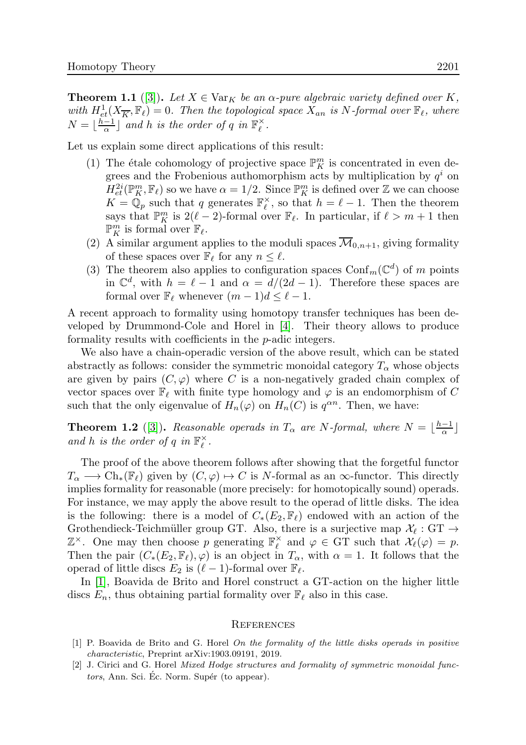**Theorem 1.1** ([3]). *Let $X \in \mathrm{Var}_K$ be an $\alpha$-pure algebraic variety defined over $K$, with $H^1_{et}(X_{\overline{K}}, \mathbb{F}_\ell) = 0$. Then the topological space $X_{an}$ is $N$-formal over $\mathbb{F}_\ell$, where $N = \lfloor \frac{h-1}{\alpha} \rfloor$ and $h$ is the order of $q$ in $\mathbb{F}_\ell^\times$.*

Let us explain some direct applications of this result:

(1) The étale cohomology of projective space $\mathbb{P}^m_K$ is concentrated in even degrees and the Frobenious authomorphism acts by multiplication by $q^i$ on $H^{2i}_{et}(\mathbb{P}^m_K, \mathbb{F}_\ell)$ so we have $\alpha = 1/2$. Since $\mathbb{P}^m_K$ is defined over $\mathbb{Z}$ we can choose $K = \mathbb{Q}_p$ such that $q$ generates $\mathbb{F}_\ell^\times$, so that $h = \ell - 1$. Then the theorem says that $\mathbb{P}^m_K$ is $2(\ell-2)$-formal over $\mathbb{F}_\ell$. In particular, if $\ell > m+1$ then $\mathbb{P}^m_K$ is formal over $\mathbb{F}_\ell$.

(2) A similar argument applies to the moduli spaces $\overline{\mathcal{M}}_{0,n+1}$, giving formality of these spaces over $\mathbb{F}_\ell$ for any $n \leq \ell$.

(3) The theorem also applies to configuration spaces $\mathrm{Conf}_m(\mathbb{C}^d)$ of $m$ points in $\mathbb{C}^d$, with $h = \ell - 1$ and $\alpha = d/(2d-1)$. Therefore these spaces are formal over $\mathbb{F}_\ell$ whenever $(m-1)d \leq \ell - 1$.

A recent approach to formality using homotopy transfer techniques has been developed by Drummond-Cole and Horel in [4]. Their theory allows to produce formality results with coefficients in the $p$-adic integers.

We also have a chain-operadic version of the above result, which can be stated abstractly as follows: consider the symmetric monoidal category $T_\alpha$ whose objects are given by pairs $(C, \varphi)$ where $C$ is a non-negatively graded chain complex of vector spaces over $\mathbb{F}_\ell$ with finite type homology and $\varphi$ is an endomorphism of $C$ such that the only eigenvalue of $H_n(\varphi)$ on $H_n(C)$ is $q^{\alpha n}$. Then, we have:

**Theorem 1.2** ([3]). *Reasonable operads in $T_\alpha$ are $N$-formal, where $N = \lfloor \frac{h-1}{\alpha} \rfloor$ and $h$ is the order of $q$ in $\mathbb{F}_\ell^\times$.*

The proof of the above theorem follows after showing that the forgetful functor $T_\alpha \longrightarrow \mathrm{Ch}_*(\mathbb{F}_\ell)$ given by $(C, \varphi) \mapsto C$ is $N$-formal as an $\infty$-functor. This directly implies formality for reasonable (more precisely: for homotopically sound) operads. For instance, we may apply the above result to the operad of little disks. The idea is the following: there is a model of $C_*(E_2, \mathbb{F}_\ell)$ endowed with an action of the Grothendieck-Teichmüller group GT. Also, there is a surjective map $\mathcal{X}_\ell : \mathrm{GT} \to \mathbb{Z}^\times$. One may then choose $p$ generating $\mathbb{F}_\ell^\times$ and $\varphi \in \mathrm{GT}$ such that $\mathcal{X}_\ell(\varphi) = p$. Then the pair $(C_*(E_2, \mathbb{F}_\ell), \varphi)$ is an object in $T_\alpha$, with $\alpha = 1$. It follows that the operad of little discs $E_2$ is $(\ell-1)$-formal over $\mathbb{F}_\ell$.

In [1], Boavida de Brito and Horel construct a GT-action on the higher little discs $E_n$, thus obtaining partial formality over $\mathbb{F}_\ell$ also in this case.

## References

[1] P. Boavida de Brito and G. Horel *On the formality of the little disks operads in positive characteristic*, Preprint arXiv:1903.09191, 2019.

[2] J. Cirici and G. Horel *Mixed Hodge structures and formality of symmetric monoidal functors*, Ann. Sci. Éc. Norm. Supér (to appear).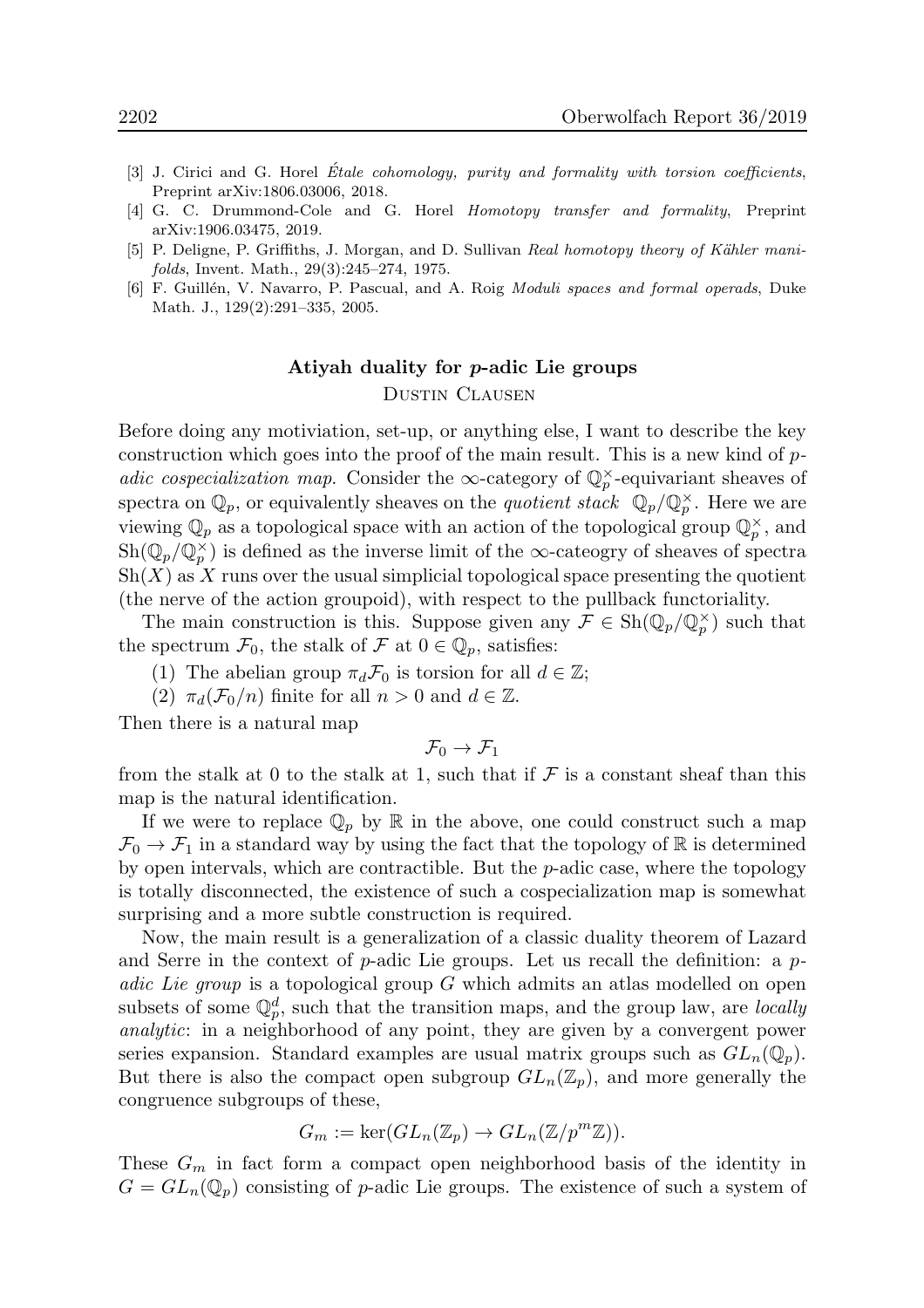[3] J. Cirici and G. Horel *Étale cohomology, purity and formality with torsion coefficients*, Preprint arXiv:1806.03006, 2018.

[4] G. C. Drummond-Cole and G. Horel *Homotopy transfer and formality*, Preprint arXiv:1906.03475, 2019.

[5] P. Deligne, P. Griffiths, J. Morgan, and D. Sullivan *Real homotopy theory of Kähler manifolds*, Invent. Math., 29(3):245–274, 1975.

[6] F. Guillén, V. Navarro, P. Pascual, and A. Roig *Moduli spaces and formal operads*, Duke Math. J., 129(2):291–335, 2005.

## Atiyah duality for $p$-adic Lie groups

Dustin Clausen

Before doing any motiviation, set-up, or anything else, I want to describe the key construction which goes into the proof of the main result. This is a new kind of *$p$-adic cospecialization map*. Consider the $\infty$-category of $\mathbb{Q}_p^\times$-equivariant sheaves of spectra on $\mathbb{Q}_p$, or equivalently sheaves on the *quotient stack* $\mathbb{Q}_p/\mathbb{Q}_p^\times$. Here we are viewing $\mathbb{Q}_p$ as a topological space with an action of the topological group $\mathbb{Q}_p^\times$, and $\mathrm{Sh}(\mathbb{Q}_p/\mathbb{Q}_p^\times)$ is defined as the inverse limit of the $\infty$-cateogry of sheaves of spectra $\mathrm{Sh}(X)$ as $X$ runs over the usual simplicial topological space presenting the quotient (the nerve of the action groupoid), with respect to the pullback functoriality.

The main construction is this. Suppose given any $\mathcal{F} \in \mathrm{Sh}(\mathbb{Q}_p/\mathbb{Q}_p^\times)$ such that the spectrum $\mathcal{F}_0$, the stalk of $\mathcal{F}$ at $0 \in \mathbb{Q}_p$, satisfies:

(1) The abelian group $\pi_d\mathcal{F}_0$ is torsion for all $d \in \mathbb{Z}$;

(2) $\pi_d(\mathcal{F}_0/n)$ finite for all $n > 0$ and $d \in \mathbb{Z}$.

Then there is a natural map

$$\mathcal{F}_0 \to \mathcal{F}_1$$

from the stalk at 0 to the stalk at 1, such that if $\mathcal{F}$ is a constant sheaf than this map is the natural identification.

If we were to replace $\mathbb{Q}_p$ by $\mathbb{R}$ in the above, one could construct such a map $\mathcal{F}_0 \to \mathcal{F}_1$ in a standard way by using the fact that the topology of $\mathbb{R}$ is determined by open intervals, which are contractible. But the $p$-adic case, where the topology is totally disconnected, the existence of such a cospecialization map is somewhat surprising and a more subtle construction is required.

Now, the main result is a generalization of a classic duality theorem of Lazard and Serre in the context of $p$-adic Lie groups. Let us recall the definition: a *$p$-adic Lie group* is a topological group $G$ which admits an atlas modelled on open subsets of some $\mathbb{Q}_p^d$, such that the transition maps, and the group law, are *locally analytic*: in a neighborhood of any point, they are given by a convergent power series expansion. Standard examples are usual matrix groups such as $GL_n(\mathbb{Q}_p)$. But there is also the compact open subgroup $GL_n(\mathbb{Z}_p)$, and more generally the congruence subgroups of these,

$$G_m := \ker(GL_n(\mathbb{Z}_p) \to GL_n(\mathbb{Z}/p^m\mathbb{Z})).$$

These $G_m$ in fact form a compact open neighborhood basis of the identity in $G = GL_n(\mathbb{Q}_p)$ consisting of $p$-adic Lie groups. The existence of such a system of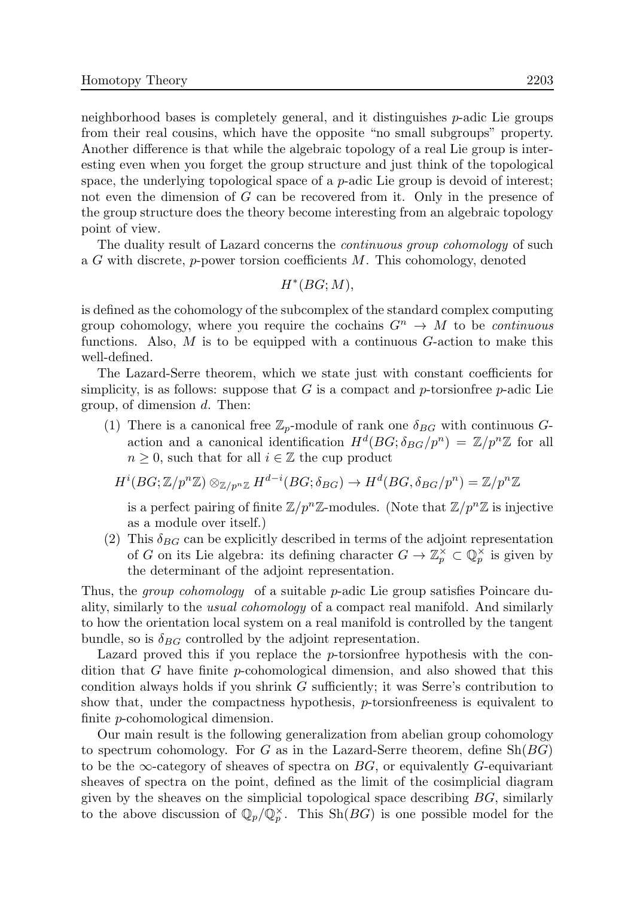neighborhood bases is completely general, and it distinguishes $p$-adic Lie groups from their real cousins, which have the opposite "no small subgroups" property. Another difference is that while the algebraic topology of a real Lie group is interesting even when you forget the group structure and just think of the topological space, the underlying topological space of a $p$-adic Lie group is devoid of interest; not even the dimension of $G$ can be recovered from it. Only in the presence of the group structure does the theory become interesting from an algebraic topology point of view.

The duality result of Lazard concerns the *continuous group cohomology* of such a $G$ with discrete, $p$-power torsion coefficients $M$. This cohomology, denoted

$$H^*(BG; M),$$

is defined as the cohomology of the subcomplex of the standard complex computing group cohomology, where you require the cochains $G^n \to M$ to be *continuous* functions. Also, $M$ is to be equipped with a continuous $G$-action to make this well-defined.

The Lazard-Serre theorem, which we state just with constant coefficients for simplicity, is as follows: suppose that $G$ is a compact and $p$-torsionfree $p$-adic Lie group, of dimension $d$. Then:

(1) There is a canonical free $\mathbb{Z}_p$-module of rank one $\delta_{BG}$ with continuous $G$-action and a canonical identification $H^d(BG; \delta_{BG}/p^n) = \mathbb{Z}/p^n\mathbb{Z}$ for all $n \geq 0$, such that for all $i \in \mathbb{Z}$ the cup product

$$H^i(BG; \mathbb{Z}/p^n\mathbb{Z}) \otimes_{\mathbb{Z}/p^n\mathbb{Z}} H^{d-i}(BG; \delta_{BG}) \to H^d(BG, \delta_{BG}/p^n) = \mathbb{Z}/p^n\mathbb{Z}$$

is a perfect pairing of finite $\mathbb{Z}/p^n\mathbb{Z}$-modules. (Note that $\mathbb{Z}/p^n\mathbb{Z}$ is injective as a module over itself.)

(2) This $\delta_{BG}$ can be explicitly described in terms of the adjoint representation of $G$ on its Lie algebra: its defining character $G \to \mathbb{Z}_p^\times \subset \mathbb{Q}_p^\times$ is given by the determinant of the adjoint representation.

Thus, the *group cohomology* of a suitable $p$-adic Lie group satisfies Poincare duality, similarly to the *usual cohomology* of a compact real manifold. And similarly to how the orientation local system on a real manifold is controlled by the tangent bundle, so is $\delta_{BG}$ controlled by the adjoint representation.

Lazard proved this if you replace the $p$-torsionfree hypothesis with the condition that $G$ have finite $p$-cohomological dimension, and also showed that this condition always holds if you shrink $G$ sufficiently; it was Serre's contribution to show that, under the compactness hypothesis, $p$-torsionfreeness is equivalent to finite $p$-cohomological dimension.

Our main result is the following generalization from abelian group cohomology to spectrum cohomology. For $G$ as in the Lazard-Serre theorem, define $\mathrm{Sh}(BG)$ to be the $\infty$-category of sheaves of spectra on $BG$, or equivalently $G$-equivariant sheaves of spectra on the point, defined as the limit of the cosimplicial diagram given by the sheaves on the simplicial topological space describing $BG$, similarly to the above discussion of $\mathbb{Q}_p/\mathbb{Q}_p^\times$. This $\mathrm{Sh}(BG)$ is one possible model for the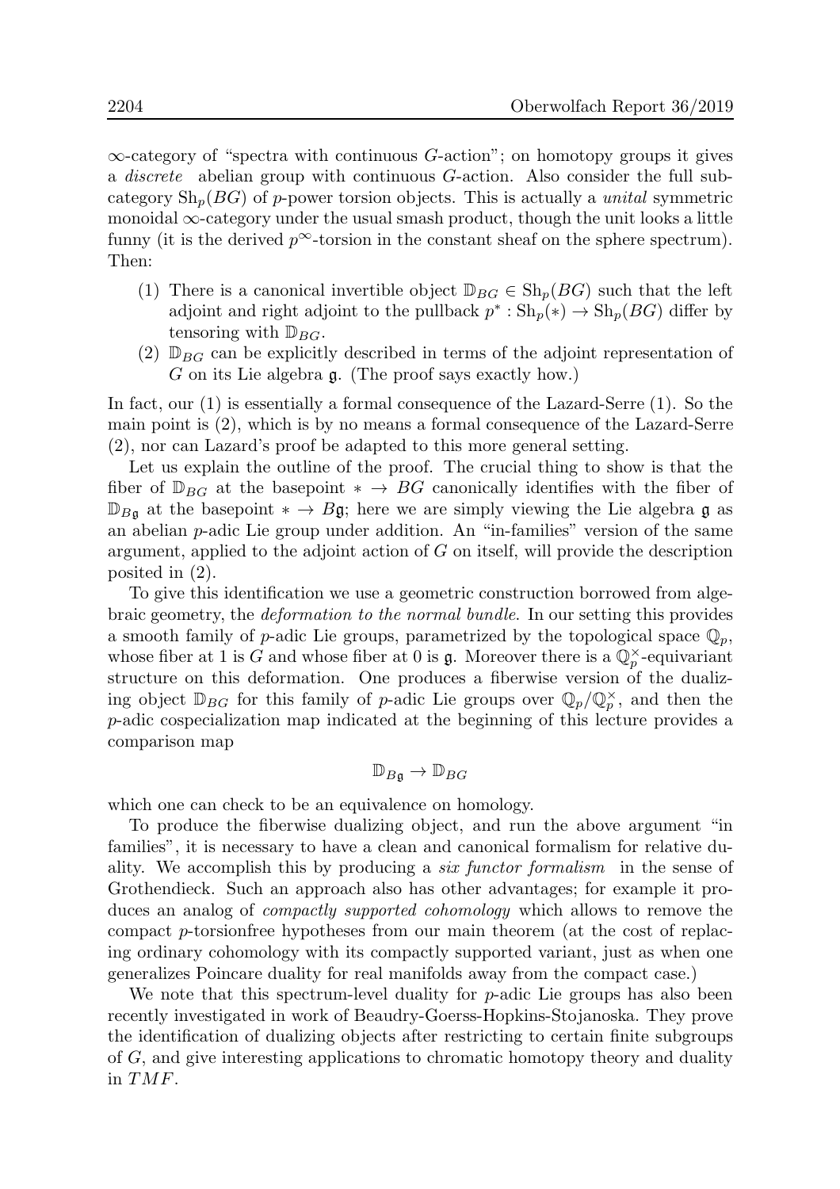$\infty$-category of "spectra with continuous $G$-action"; on homotopy groups it gives a *discrete* abelian group with continuous $G$-action. Also consider the full subcategory $\mathrm{Sh}_p(BG)$ of $p$-power torsion objects. This is actually a *unital* symmetric monoidal $\infty$-category under the usual smash product, though the unit looks a little funny (it is the derived $p^\infty$-torsion in the constant sheaf on the sphere spectrum). Then:

(1) There is a canonical invertible object $\mathbb{D}_{BG} \in \mathrm{Sh}_p(BG)$ such that the left adjoint and right adjoint to the pullback $p^* : \mathrm{Sh}_p(*) \to \mathrm{Sh}_p(BG)$ differ by tensoring with $\mathbb{D}_{BG}$.

(2) $\mathbb{D}_{BG}$ can be explicitly described in terms of the adjoint representation of $G$ on its Lie algebra $\mathfrak{g}$. (The proof says exactly how.)

In fact, our (1) is essentially a formal consequence of the Lazard-Serre (1). So the main point is (2), which is by no means a formal consequence of the Lazard-Serre (2), nor can Lazard's proof be adapted to this more general setting.

Let us explain the outline of the proof. The crucial thing to show is that the fiber of $\mathbb{D}_{BG}$ at the basepoint $* \to BG$ canonically identifies with the fiber of $\mathbb{D}_{B\mathfrak{g}}$ at the basepoint $* \to B\mathfrak{g}$; here we are simply viewing the Lie algebra $\mathfrak{g}$ as an abelian $p$-adic Lie group under addition. An "in-families" version of the same argument, applied to the adjoint action of $G$ on itself, will provide the description posited in (2).

To give this identification we use a geometric construction borrowed from algebraic geometry, the *deformation to the normal bundle*. In our setting this provides a smooth family of $p$-adic Lie groups, parametrized by the topological space $\mathbb{Q}_p$, whose fiber at 1 is $G$ and whose fiber at 0 is $\mathfrak{g}$. Moreover there is a $\mathbb{Q}_p^\times$-equivariant structure on this deformation. One produces a fiberwise version of the dualizing object $\mathbb{D}_{BG}$ for this family of $p$-adic Lie groups over $\mathbb{Q}_p/\mathbb{Q}_p^\times$, and then the $p$-adic cospecialization map indicated at the beginning of this lecture provides a comparison map

$$\mathbb{D}_{B\mathfrak{g}} \to \mathbb{D}_{BG}$$

which one can check to be an equivalence on homology.

To produce the fiberwise dualizing object, and run the above argument "in families", it is necessary to have a clean and canonical formalism for relative duality. We accomplish this by producing a *six functor formalism* in the sense of Grothendieck. Such an approach also has other advantages; for example it produces an analog of *compactly supported cohomology* which allows to remove the compact $p$-torsionfree hypotheses from our main theorem (at the cost of replacing ordinary cohomology with its compactly supported variant, just as when one generalizes Poincare duality for real manifolds away from the compact case.)

We note that this spectrum-level duality for $p$-adic Lie groups has also been recently investigated in work of Beaudry-Goerss-Hopkins-Stojanoska. They prove the identification of dualizing objects after restricting to certain finite subgroups of $G$, and give interesting applications to chromatic homotopy theory and duality in $TMF$.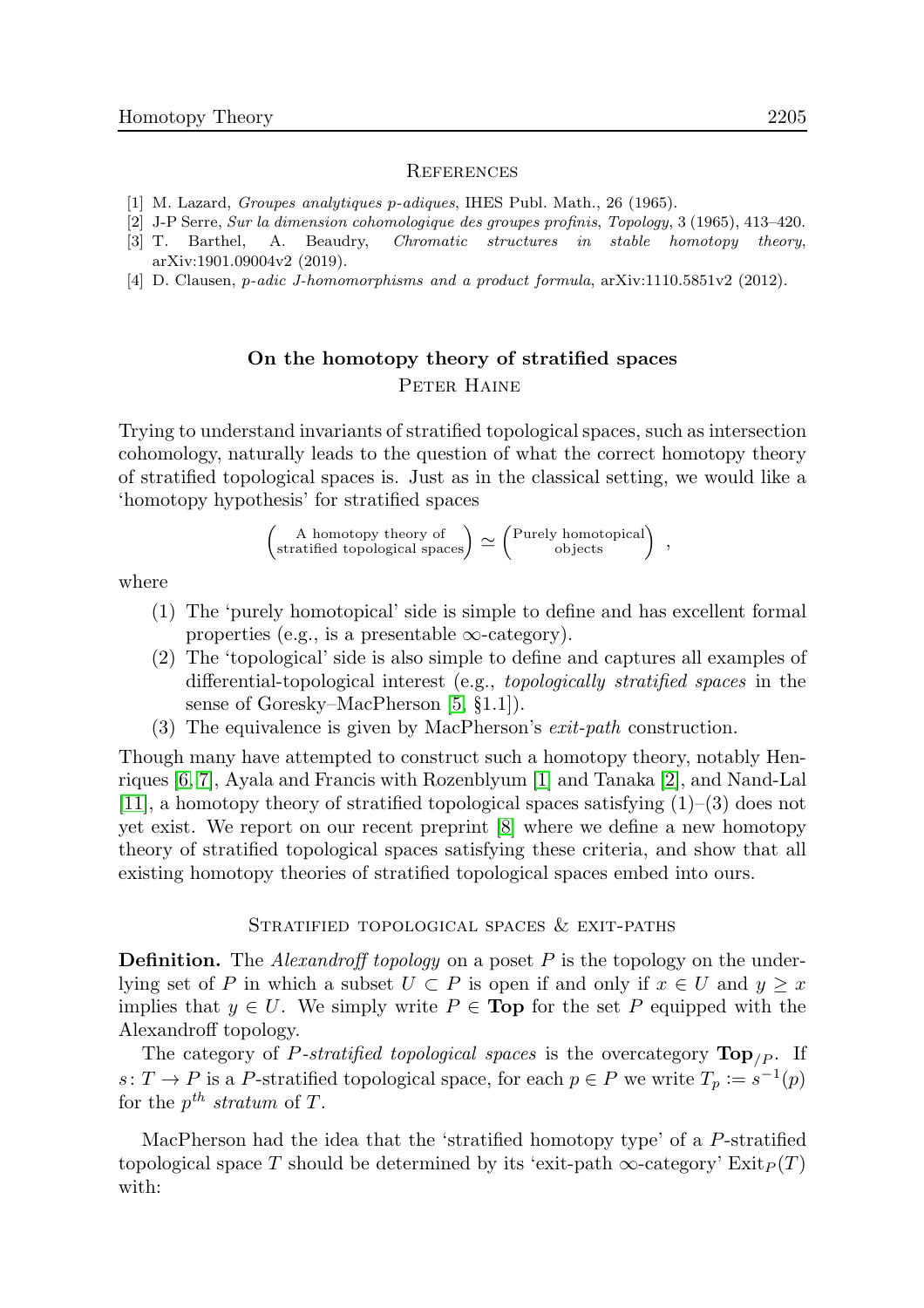## References

[1] M. Lazard, *Groupes analytiques p-adiques*, IHES Publ. Math., 26 (1965).

[2] J-P Serre, *Sur la dimension cohomologique des groupes profinis*, *Topology*, 3 (1965), 413–420.

[3] T. Barthel, A. Beaudry, *Chromatic structures in stable homotopy theory*, arXiv:1901.09004v2 (2019).

[4] D. Clausen, *p-adic J-homomorphisms and a product formula*, arXiv:1110.5851v2 (2012).

# On the homotopy theory of stratified spaces

Peter Haine

Trying to understand invariants of stratified topological spaces, such as intersection cohomology, naturally leads to the question of what the correct homotopy theory of stratified topological spaces is. Just as in the classical setting, we would like a 'homotopy hypothesis' for stratified spaces

$$\left(\begin{smallmatrix}\text{A homotopy theory of}\\ \text{stratified topological spaces}\end{smallmatrix}\right) \simeq \left(\begin{smallmatrix}\text{Purely homotopical}\\ \text{objects}\end{smallmatrix}\right) ,$$

where

(1) The 'purely homotopical' side is simple to define and has excellent formal properties (e.g., is a presentable $\infty$-category).

(2) The 'topological' side is also simple to define and captures all examples of differential-topological interest (e.g., *topologically stratified spaces* in the sense of Goresky–MacPherson [5, §1.1]).

(3) The equivalence is given by MacPherson's *exit-path* construction.

Though many have attempted to construct such a homotopy theory, notably Henriques [6, 7], Ayala and Francis with Rozenblyum [1] and Tanaka [2], and Nand-Lal [11], a homotopy theory of stratified topological spaces satisfying (1)–(3) does not yet exist. We report on our recent preprint [8] where we define a new homotopy theory of stratified topological spaces satisfying these criteria, and show that all existing homotopy theories of stratified topological spaces embed into ours.

## Stratified topological spaces & exit-paths

**Definition.** The *Alexandroff topology* on a poset $P$ is the topology on the underlying set of $P$ in which a subset $U \subset P$ is open if and only if $x \in U$ and $y \geq x$ implies that $y \in U$. We simply write $P \in \mathbf{Top}$ for the set $P$ equipped with the Alexandroff topology.

The category of *$P$-stratified topological spaces* is the overcategory $\mathbf{Top}_{/P}$. If $s\colon T \to P$ is a $P$-stratified topological space, for each $p \in P$ we write $T_p := s^{-1}(p)$ for the $p^{th}$ *stratum* of $T$.

MacPherson had the idea that the 'stratified homotopy type' of a $P$-stratified topological space $T$ should be determined by its 'exit-path $\infty$-category' $\mathrm{Exit}_P(T)$ with: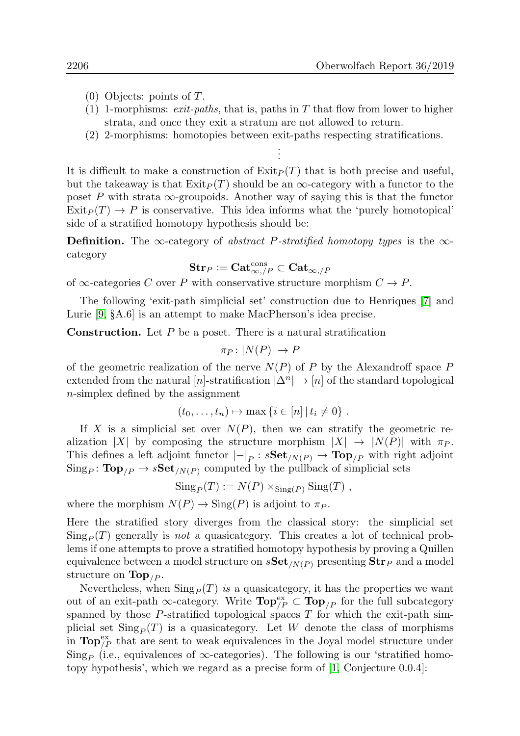(0) Objects: points of $T$.
(1) 1-morphisms: *exit-paths*, that is, paths in $T$ that flow from lower to higher strata, and once they exit a stratum are not allowed to return.
(2) 2-morphisms: homotopies between exit-paths respecting stratifications.

$$\vdots$$

It is difficult to make a construction of $\mathrm{Exit}_P(T)$ that is both precise and useful, but the takeaway is that $\mathrm{Exit}_P(T)$ should be an $\infty$-category with a functor to the poset $P$ with strata $\infty$-groupoids. Another way of saying this is that the functor $\mathrm{Exit}_P(T) \to P$ is conservative. This idea informs what the 'purely homotopical' side of a stratified homotopy hypothesis should be:

**Definition.** The $\infty$-category of *abstract $P$-stratified homotopy types* is the $\infty$-category

$$\mathbf{Str}_P := \mathbf{Cat}^{\mathrm{cons}}_{\infty,/P} \subset \mathbf{Cat}_{\infty,/P}$$

of $\infty$-categories $C$ over $P$ with conservative structure morphism $C \to P$.

The following 'exit-path simplicial set' construction due to Henriques [7] and Lurie [9, §A.6] is an attempt to make MacPherson's idea precise.

**Construction.** Let $P$ be a poset. There is a natural stratification

$$\pi_P \colon |N(P)| \to P$$

of the geometric realization of the nerve $N(P)$ of $P$ by the Alexandroff space $P$ extended from the natural $[n]$-stratification $|\Delta^n| \to [n]$ of the standard topological $n$-simplex defined by the assignment

$$(t_0, \ldots, t_n) \mapsto \max\{i \in [n] \mid t_i \neq 0\} .$$

If $X$ is a simplicial set over $N(P)$, then we can stratify the geometric realization $|X|$ by composing the structure morphism $|X| \to |N(P)|$ with $\pi_P$. This defines a left adjoint functor $|-|_P : s\mathbf{Set}_{/N(P)} \to \mathbf{Top}_{/P}$ with right adjoint $\mathrm{Sing}_P \colon \mathbf{Top}_{/P} \to s\mathbf{Set}_{/N(P)}$ computed by the pullback of simplicial sets

$$\mathrm{Sing}_P(T) := N(P) \times_{\mathrm{Sing}(P)} \mathrm{Sing}(T) ,$$

where the morphism $N(P) \to \mathrm{Sing}(P)$ is adjoint to $\pi_P$.

Here the stratified story diverges from the classical story: the simplicial set $\mathrm{Sing}_P(T)$ generally is *not* a quasicategory. This creates a lot of technical problems if one attempts to prove a stratified homotopy hypothesis by proving a Quillen equivalence between a model structure on $s\mathbf{Set}_{/N(P)}$ presenting $\mathbf{Str}_P$ and a model structure on $\mathbf{Top}_{/P}$.

Nevertheless, when $\mathrm{Sing}_P(T)$ *is* a quasicategory, it has the properties we want out of an exit-path $\infty$-category. Write $\mathbf{Top}^{\mathrm{ex}}_{/P} \subset \mathbf{Top}_{/P}$ for the full subcategory spanned by those $P$-stratified topological spaces $T$ for which the exit-path simplicial set $\mathrm{Sing}_P(T)$ is a quasicategory. Let $W$ denote the class of morphisms in $\mathbf{Top}^{\mathrm{ex}}_{/P}$ that are sent to weak equivalences in the Joyal model structure under $\mathrm{Sing}_P$ (i.e., equivalences of $\infty$-categories). The following is our 'stratified homotopy hypothesis', which we regard as a precise form of [1, Conjecture 0.0.4]: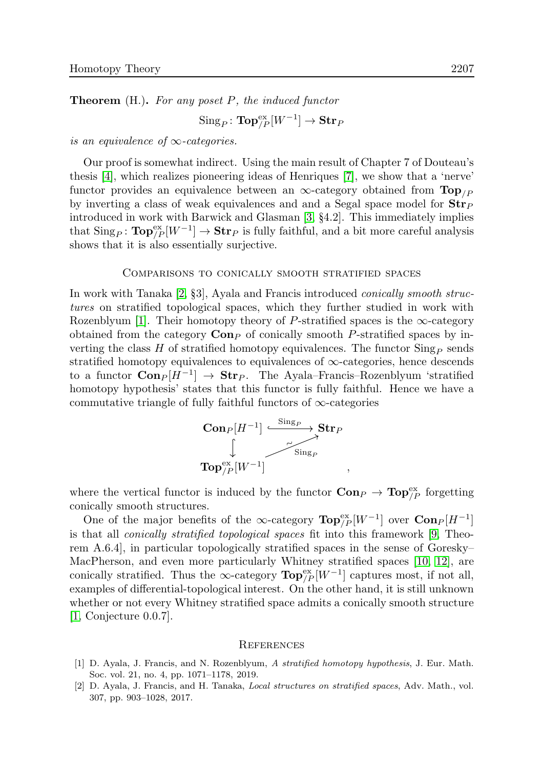**Theorem** (H.)**.** *For any poset $P$, the induced functor*

$$\mathrm{Sing}_P \colon \mathbf{Top}^{\mathrm{ex}}_{/P}[W^{-1}] \to \mathbf{Str}_P$$

*is an equivalence of $\infty$-categories.*

Our proof is somewhat indirect. Using the main result of Chapter 7 of Douteau's thesis [4], which realizes pioneering ideas of Henriques [7], we show that a 'nerve' functor provides an equivalence between an $\infty$-category obtained from $\mathbf{Top}_{/P}$ by inverting a class of weak equivalences and and a Segal space model for $\mathbf{Str}_P$ introduced in work with Barwick and Glasman [3, §4.2]. This immediately implies that $\mathrm{Sing}_P \colon \mathbf{Top}^{\mathrm{ex}}_{/P}[W^{-1}] \to \mathbf{Str}_P$ is fully faithful, and a bit more careful analysis shows that it is also essentially surjective.

## Comparisons to conically smooth stratified spaces

In work with Tanaka [2, §3], Ayala and Francis introduced *conically smooth structures* on stratified topological spaces, which they further studied in work with Rozenblyum [1]. Their homotopy theory of $P$-stratified spaces is the $\infty$-category obtained from the category $\mathbf{Con}_P$ of conically smooth $P$-stratified spaces by inverting the class $H$ of stratified homotopy equivalences. The functor $\mathrm{Sing}_P$ sends stratified homotopy equivalences to equivalences of $\infty$-categories, hence descends to a functor $\mathbf{Con}_P[H^{-1}] \to \mathbf{Str}_P$. The Ayala–Francis–Rozenblyum 'stratified homotopy hypothesis' states that this functor is fully faithful. Hence we have a commutative triangle of fully faithful functors of $\infty$-categories

$$\begin{array}{ccc}
\mathbf{Con}_P[H^{-1}] & \xhookrightarrow{\mathrm{Sing}_P} & \mathbf{Str}_P \\
\big\downarrow & \overset{\sim}{\nearrow}_{\mathrm{Sing}_P} & \\
\mathbf{Top}^{\mathrm{ex}}_{/P}[W^{-1}] & &
\end{array},$$

where the vertical functor is induced by the functor $\mathbf{Con}_P \to \mathbf{Top}^{\mathrm{ex}}_{/P}$ forgetting conically smooth structures.

One of the major benefits of the $\infty$-category $\mathbf{Top}^{\mathrm{ex}}_{/P}[W^{-1}]$ over $\mathbf{Con}_P[H^{-1}]$ is that all *conically stratified topological spaces* fit into this framework [9, Theorem A.6.4], in particular topologically stratified spaces in the sense of Goresky–MacPherson, and even more particularly Whitney stratified spaces [10, 12], are conically stratified. Thus the $\infty$-category $\mathbf{Top}^{\mathrm{ex}}_{/P}[W^{-1}]$ captures most, if not all, examples of differential-topological interest. On the other hand, it is still unknown whether or not every Whitney stratified space admits a conically smooth structure [1, Conjecture 0.0.7].

## References

[1] D. Ayala, J. Francis, and N. Rozenblyum, *A stratified homotopy hypothesis*, J. Eur. Math. Soc. vol. 21, no. 4, pp. 1071–1178, 2019.

[2] D. Ayala, J. Francis, and H. Tanaka, *Local structures on stratified spaces*, Adv. Math., vol. 307, pp. 903–1028, 2017.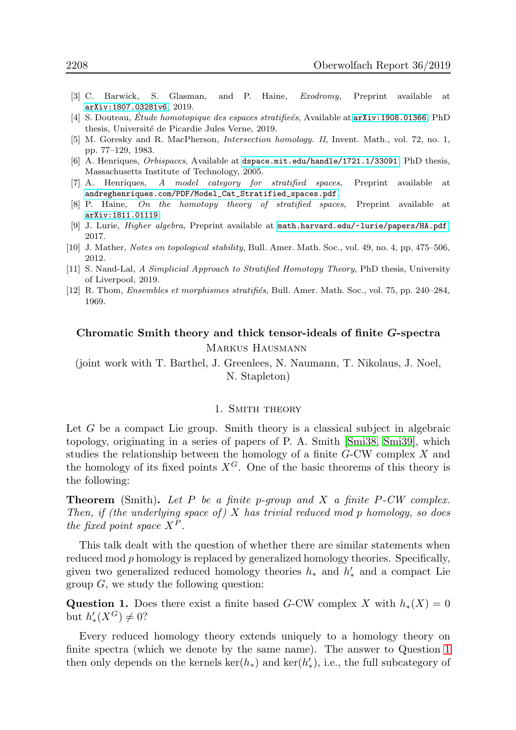[3] C. Barwick, S. Glasman, and P. Haine, *Exodromy*, Preprint available at arXiv:1807.03281v6, 2019.

[4] S. Douteau, *Étude homotopique des espaces stratifieés*, Available at arXiv:1908.01366, PhD thesis, Université de Picardie Jules Verne, 2019.

[5] M. Goresky and R. MacPherson, *Intersection homology. II*, Invent. Math., vol. 72, no. 1, pp. 77–129, 1983.

[6] A. Henriques, *Orbispaces*, Available at dspace.mit.edu/handle/1721.1/33091, PhD thesis, Massachusetts Institute of Technology, 2005.

[7] A. Henriques, *A model category for stratified spaces*, Preprint available at andreghenriques.com/PDF/Model_Cat_Stratified_spaces.pdf.

[8] P. Haine, *On the homotopy theory of stratified spaces*, Preprint available at arXiv:1811.01119.

[9] J. Lurie, *Higher algebra*, Preprint available at math.harvard.edu/~lurie/papers/HA.pdf, 2017.

[10] J. Mather, *Notes on topological stability*, Bull. Amer. Math. Soc., vol. 49, no. 4, pp. 475–506, 2012.

[11] S. Nand-Lal, *A Simplicial Approach to Stratified Homotopy Theory*, PhD thesis, University of Liverpool, 2019.

[12] R. Thom, *Ensembles et morphismes stratifiés*, Bull. Amer. Math. Soc., vol. 75, pp. 240–284, 1969.

## Chromatic Smith theory and thick tensor-ideals of finite $G$-spectra

Markus Hausmann

(joint work with T. Barthel, J. Greenlees, N. Naumann, T. Nikolaus, J. Noel, N. Stapleton)

### 1. Smith theory

Let $G$ be a compact Lie group. Smith theory is a classical subject in algebraic topology, originating in a series of papers of P. A. Smith [Smi38, Smi39], which studies the relationship between the homology of a finite $G$-CW complex $X$ and the homology of its fixed points $X^G$. One of the basic theorems of this theory is the following:

**Theorem** (Smith)**.** *Let $P$ be a finite $p$-group and $X$ a finite $P$-CW complex. Then, if (the underlying space of) $X$ has trivial reduced mod $p$ homology, so does the fixed point space $X^P$.*

This talk dealt with the question of whether there are similar statements when reduced mod $p$ homology is replaced by generalized homology theories. Specifically, given two generalized reduced homology theories $h_*$ and $h'_*$ and a compact Lie group $G$, we study the following question:

**Question 1.** Does there exist a finite based $G$-CW complex $X$ with $h_*(X) = 0$ but $h'_*(X^G) \neq 0$?

Every reduced homology theory extends uniquely to a homology theory on finite spectra (which we denote by the same name). The answer to Question 1 then only depends on the kernels $\ker(h_*)$ and $\ker(h'_*)$, i.e., the full subcategory of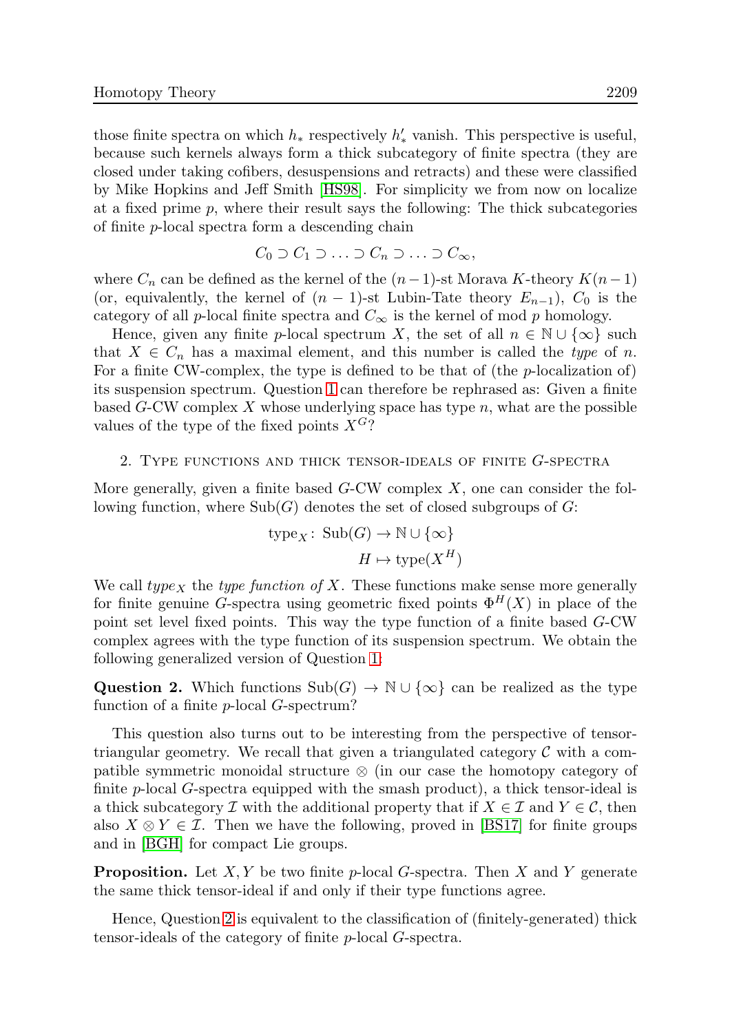those finite spectra on which $h_*$ respectively $h'_*$ vanish. This perspective is useful, because such kernels always form a thick subcategory of finite spectra (they are closed under taking cofibers, desuspensions and retracts) and these were classified by Mike Hopkins and Jeff Smith [HS98]. For simplicity we from now on localize at a fixed prime $p$, where their result says the following: The thick subcategories of finite $p$-local spectra form a descending chain

$$C_0 \supset C_1 \supset \ldots \supset C_n \supset \ldots \supset C_\infty,$$

where $C_n$ can be defined as the kernel of the $(n-1)$-st Morava $K$-theory $K(n-1)$ (or, equivalently, the kernel of $(n-1)$-st Lubin-Tate theory $E_{n-1}$), $C_0$ is the category of all $p$-local finite spectra and $C_\infty$ is the kernel of mod $p$ homology.

Hence, given any finite $p$-local spectrum $X$, the set of all $n \in \mathbb{N} \cup \{\infty\}$ such that $X \in C_n$ has a maximal element, and this number is called the *type* of $n$. For a finite CW-complex, the type is defined to be that of (the $p$-localization of) its suspension spectrum. Question 1 can therefore be rephrased as: Given a finite based $G$-CW complex $X$ whose underlying space has type $n$, what are the possible values of the type of the fixed points $X^G$?

## 2. Type functions and thick tensor-ideals of finite $G$-spectra

More generally, given a finite based $G$-CW complex $X$, one can consider the following function, where $\mathrm{Sub}(G)$ denotes the set of closed subgroups of $G$:

$$\begin{aligned} \mathrm{type}_X \colon \mathrm{Sub}(G) &\to \mathbb{N} \cup \{\infty\} \\ H &\mapsto \mathrm{type}(X^H) \end{aligned}$$

We call $type_X$ the *type function of* $X$. These functions make sense more generally for finite genuine $G$-spectra using geometric fixed points $\Phi^H(X)$ in place of the point set level fixed points. This way the type function of a finite based $G$-CW complex agrees with the type function of its suspension spectrum. We obtain the following generalized version of Question 1:

**Question 2.** Which functions $\mathrm{Sub}(G) \to \mathbb{N} \cup \{\infty\}$ can be realized as the type function of a finite $p$-local $G$-spectrum?

This question also turns out to be interesting from the perspective of tensor-triangular geometry. We recall that given a triangulated category $\mathcal{C}$ with a compatible symmetric monoidal structure $\otimes$ (in our case the homotopy category of finite $p$-local $G$-spectra equipped with the smash product), a thick tensor-ideal is a thick subcategory $\mathcal{I}$ with the additional property that if $X \in \mathcal{I}$ and $Y \in \mathcal{C}$, then also $X \otimes Y \in \mathcal{I}$. Then we have the following, proved in [BS17] for finite groups and in [BGH] for compact Lie groups.

**Proposition.** Let $X, Y$ be two finite $p$-local $G$-spectra. Then $X$ and $Y$ generate the same thick tensor-ideal if and only if their type functions agree.

Hence, Question 2 is equivalent to the classification of (finitely-generated) thick tensor-ideals of the category of finite $p$-local $G$-spectra.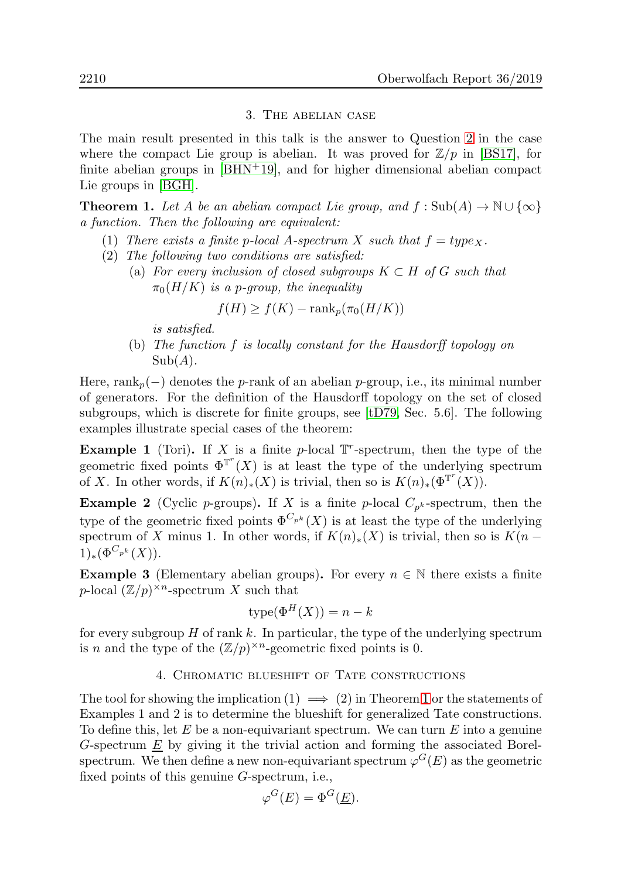## 3. The abelian case

The main result presented in this talk is the answer to Question 2 in the case where the compact Lie group is abelian. It was proved for $\mathbb{Z}/p$ in [BS17], for finite abelian groups in [BHN+19], and for higher dimensional abelian compact Lie groups in [BGH].

**Theorem 1.** *Let $A$ be an abelian compact Lie group, and $f : \mathrm{Sub}(A) \to \mathbb{N} \cup \{\infty\}$ a function. Then the following are equivalent:*

1. *There exists a finite $p$-local $A$-spectrum $X$ such that $f = type_X$.*
2. *The following two conditions are satisfied:*
   - (a) *For every inclusion of closed subgroups $K \subset H$ of $G$ such that $\pi_0(H/K)$ is a $p$-group, the inequality*
   $$f(H) \geq f(K) - \mathrm{rank}_p(\pi_0(H/K))$$
   *is satisfied.*
   - (b) *The function $f$ is locally constant for the Hausdorff topology on $\mathrm{Sub}(A)$.*

Here, $\mathrm{rank}_p(-)$ denotes the $p$-rank of an abelian $p$-group, i.e., its minimal number of generators. For the definition of the Hausdorff topology on the set of closed subgroups, which is discrete for finite groups, see [tD79, Sec. 5.6]. The following examples illustrate special cases of the theorem:

**Example 1** (Tori)**.** If $X$ is a finite $p$-local $\mathbb{T}^r$-spectrum, then the type of the geometric fixed points $\Phi^{\mathbb{T}^r}(X)$ is at least the type of the underlying spectrum of $X$. In other words, if $K(n)_*(X)$ is trivial, then so is $K(n)_*(\Phi^{\mathbb{T}^r}(X))$.

**Example 2** (Cyclic $p$-groups)**.** If $X$ is a finite $p$-local $C_{p^k}$-spectrum, then the type of the geometric fixed points $\Phi^{C_{p^k}}(X)$ is at least the type of the underlying spectrum of $X$ minus 1. In other words, if $K(n)_*(X)$ is trivial, then so is $K(n-1)_*(\Phi^{C_{p^k}}(X))$.

**Example 3** (Elementary abelian groups)**.** For every $n \in \mathbb{N}$ there exists a finite $p$-local $(\mathbb{Z}/p)^{\times n}$-spectrum $X$ such that

$$\mathrm{type}(\Phi^H(X)) = n - k$$

for every subgroup $H$ of rank $k$. In particular, the type of the underlying spectrum is $n$ and the type of the $(\mathbb{Z}/p)^{\times n}$-geometric fixed points is 0.

## 4. Chromatic blueshift of Tate constructions

The tool for showing the implication (1) $\implies$ (2) in Theorem 1 or the statements of Examples 1 and 2 is to determine the blueshift for generalized Tate constructions. To define this, let $E$ be a non-equivariant spectrum. We can turn $E$ into a genuine $G$-spectrum $\underline{E}$ by giving it the trivial action and forming the associated Borel-spectrum. We then define a new non-equivariant spectrum $\varphi^G(E)$ as the geometric fixed points of this genuine $G$-spectrum, i.e.,

$$\varphi^G(E) = \Phi^G(\underline{E}).$$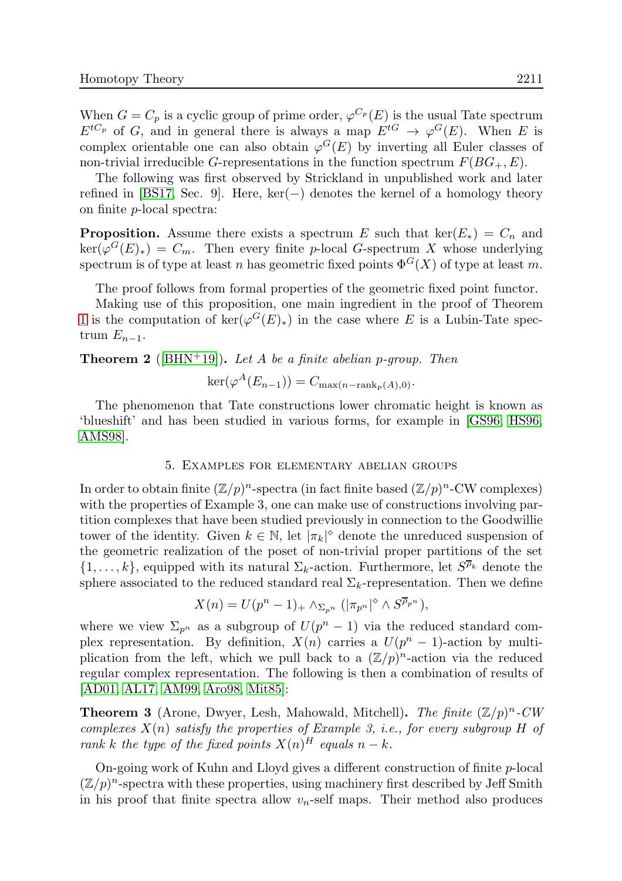When $G = C_p$ is a cyclic group of prime order, $\varphi^{C_p}(E)$ is the usual Tate spectrum $E^{tC_p}$ of $G$, and in general there is always a map $E^{tG} \to \varphi^G(E)$. When $E$ is complex orientable one can also obtain $\varphi^G(E)$ by inverting all Euler classes of non-trivial irreducible $G$-representations in the function spectrum $F(BG_+, E)$.

The following was first observed by Strickland in unpublished work and later refined in [BS17, Sec. 9]. Here, $\ker(-)$ denotes the kernel of a homology theory on finite $p$-local spectra:

**Proposition.** Assume there exists a spectrum $E$ such that $\ker(E_*) = C_n$ and $\ker(\varphi^G(E)_*) = C_m$. Then every finite $p$-local $G$-spectrum $X$ whose underlying spectrum is of type at least $n$ has geometric fixed points $\Phi^G(X)$ of type at least $m$.

The proof follows from formal properties of the geometric fixed point functor.

Making use of this proposition, one main ingredient in the proof of Theorem 1 is the computation of $\ker(\varphi^G(E)_*)$ in the case where $E$ is a Lubin-Tate spectrum $E_{n-1}$.

**Theorem 2** ([BHN+19]). *Let $A$ be a finite abelian $p$-group. Then*

$$\ker(\varphi^A(E_{n-1})) = C_{\max(n-\mathrm{rank}_p(A),0)}.$$

The phenomenon that Tate constructions lower chromatic height is known as 'blueshift' and has been studied in various forms, for example in [GS96, HS96, AMS98].

## 5. Examples for elementary abelian groups

In order to obtain finite $(\mathbb{Z}/p)^n$-spectra (in fact finite based $(\mathbb{Z}/p)^n$-CW complexes) with the properties of Example 3, one can make use of constructions involving partition complexes that have been studied previously in connection to the Goodwillie tower of the identity. Given $k \in \mathbb{N}$, let $|\pi_k|^\diamond$ denote the unreduced suspension of the geometric realization of the poset of non-trivial proper partitions of the set $\{1, \ldots, k\}$, equipped with its natural $\Sigma_k$-action. Furthermore, let $S^{\overline{\rho}_k}$ denote the sphere associated to the reduced standard real $\Sigma_k$-representation. Then we define

$$X(n) = U(p^n-1)_+ \wedge_{\Sigma_{p^n}} (|\pi_{p^n}|^\diamond \wedge S^{\overline{\rho}_{p^n}}),$$

where we view $\Sigma_{p^n}$ as a subgroup of $U(p^n-1)$ via the reduced standard complex representation. By definition, $X(n)$ carries a $U(p^n-1)$-action by multiplication from the left, which we pull back to a $(\mathbb{Z}/p)^n$-action via the reduced regular complex representation. The following is then a combination of results of [AD01, AL17, AM99, Aro98, Mit85]:

**Theorem 3** (Arone, Dwyer, Lesh, Mahowald, Mitchell). *The finite $(\mathbb{Z}/p)^n$-CW complexes $X(n)$ satisfy the properties of Example 3, i.e., for every subgroup $H$ of rank $k$ the type of the fixed points $X(n)^H$ equals $n-k$.*

On-going work of Kuhn and Lloyd gives a different construction of finite $p$-local $(\mathbb{Z}/p)^n$-spectra with these properties, using machinery first described by Jeff Smith in his proof that finite spectra allow $v_n$-self maps. Their method also produces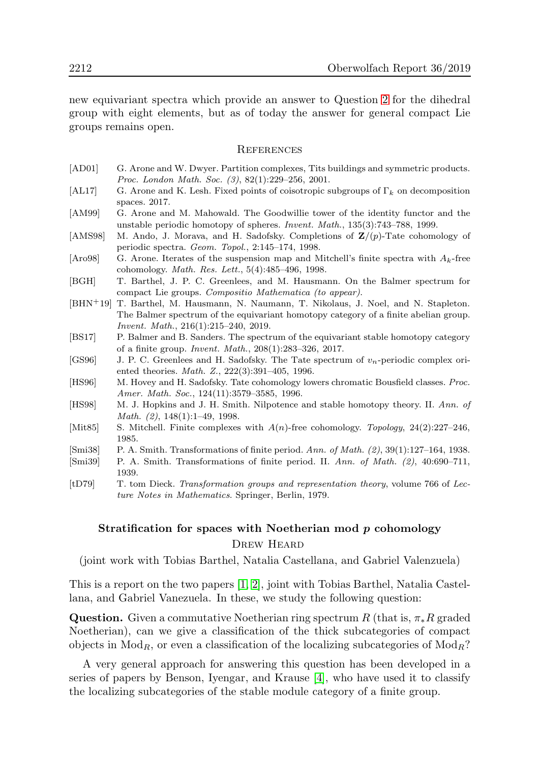new equivariant spectra which provide an answer to Question 2 for the dihedral group with eight elements, but as of today the answer for general compact Lie groups remains open.

## References

- [AD01] G. Arone and W. Dwyer. Partition complexes, Tits buildings and symmetric products. *Proc. London Math. Soc. (3)*, 82(1):229–256, 2001.
- [AL17] G. Arone and K. Lesh. Fixed points of coisotropic subgroups of $\Gamma_k$ on decomposition spaces. 2017.
- [AM99] G. Arone and M. Mahowald. The Goodwillie tower of the identity functor and the unstable periodic homotopy of spheres. *Invent. Math.*, 135(3):743–788, 1999.
- [AMS98] M. Ando, J. Morava, and H. Sadofsky. Completions of $\mathbf{Z}/(p)$-Tate cohomology of periodic spectra. *Geom. Topol.*, 2:145–174, 1998.
- [Aro98] G. Arone. Iterates of the suspension map and Mitchell's finite spectra with $A_k$-free cohomology. *Math. Res. Lett.*, 5(4):485–496, 1998.
- [BGH] T. Barthel, J. P. C. Greenlees, and M. Hausmann. On the Balmer spectrum for compact Lie groups. *Compositio Mathematica (to appear)*.
- [BHN+19] T. Barthel, M. Hausmann, N. Naumann, T. Nikolaus, J. Noel, and N. Stapleton. The Balmer spectrum of the equivariant homotopy category of a finite abelian group. *Invent. Math.*, 216(1):215–240, 2019.
- [BS17] P. Balmer and B. Sanders. The spectrum of the equivariant stable homotopy category of a finite group. *Invent. Math.*, 208(1):283–326, 2017.
- [GS96] J. P. C. Greenlees and H. Sadofsky. The Tate spectrum of $v_n$-periodic complex oriented theories. *Math. Z.*, 222(3):391–405, 1996.
- [HS96] M. Hovey and H. Sadofsky. Tate cohomology lowers chromatic Bousfield classes. *Proc. Amer. Math. Soc.*, 124(11):3579–3585, 1996.
- [HS98] M. J. Hopkins and J. H. Smith. Nilpotence and stable homotopy theory. II. *Ann. of Math. (2)*, 148(1):1–49, 1998.
- [Mit85] S. Mitchell. Finite complexes with $A(n)$-free cohomology. *Topology*, 24(2):227–246, 1985.
- [Smi38] P. A. Smith. Transformations of finite period. *Ann. of Math. (2)*, 39(1):127–164, 1938.
- [Smi39] P. A. Smith. Transformations of finite period. II. *Ann. of Math. (2)*, 40:690–711, 1939.
- [tD79] T. tom Dieck. *Transformation groups and representation theory*, volume 766 of *Lecture Notes in Mathematics*. Springer, Berlin, 1979.

## Stratification for spaces with Noetherian mod $p$ cohomology

Drew Heard

(joint work with Tobias Barthel, Natalia Castellana, and Gabriel Valenzuela)

This is a report on the two papers [1, 2], joint with Tobias Barthel, Natalia Castellana, and Gabriel Vanezuela. In these, we study the following question:

**Question.** Given a commutative Noetherian ring spectrum $R$ (that is, $\pi_* R$ graded Noetherian), can we give a classification of the thick subcategories of compact objects in $\mathrm{Mod}_R$, or even a classification of the localizing subcategories of $\mathrm{Mod}_R$?

A very general approach for answering this question has been developed in a series of papers by Benson, Iyengar, and Krause [4], who have used it to classify the localizing subcategories of the stable module category of a finite group.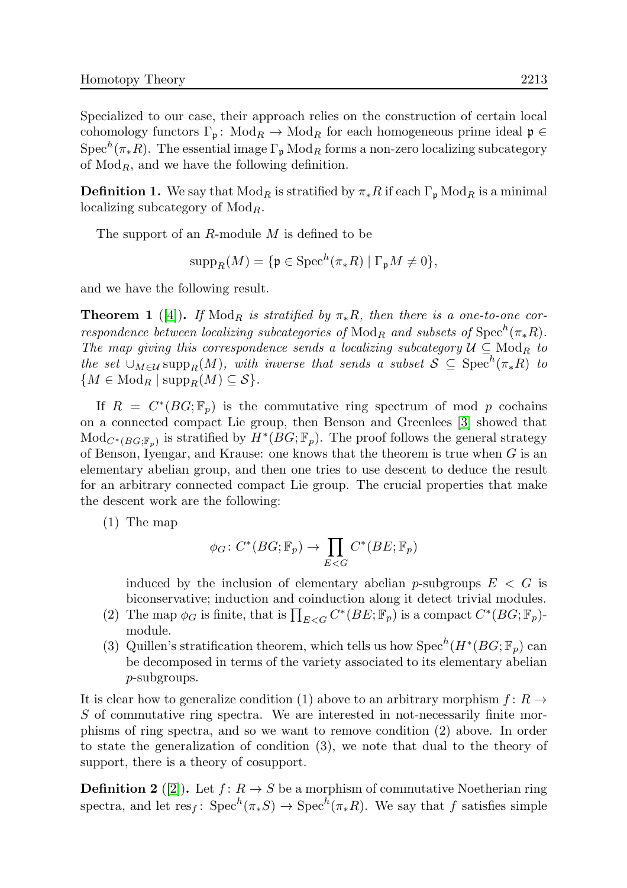Specialized to our case, their approach relies on the construction of certain local cohomology functors $\Gamma_{\mathfrak{p}} \colon \mathrm{Mod}_R \to \mathrm{Mod}_R$ for each homogeneous prime ideal $\mathfrak{p} \in \mathrm{Spec}^h(\pi_*R)$. The essential image $\Gamma_{\mathfrak{p}} \mathrm{Mod}_R$ forms a non-zero localizing subcategory of $\mathrm{Mod}_R$, and we have the following definition.

**Definition 1.** We say that $\mathrm{Mod}_R$ is stratified by $\pi_*R$ if each $\Gamma_{\mathfrak{p}} \mathrm{Mod}_R$ is a minimal localizing subcategory of $\mathrm{Mod}_R$.

The support of an $R$-module $M$ is defined to be

$$\mathrm{supp}_R(M) = \{\mathfrak{p} \in \mathrm{Spec}^h(\pi_*R) \mid \Gamma_{\mathfrak{p}} M \neq 0\},$$

and we have the following result.

**Theorem 1** ([4]). *If $\mathrm{Mod}_R$ is stratified by $\pi_*R$, then there is a one-to-one correspondence between localizing subcategories of $\mathrm{Mod}_R$ and subsets of $\mathrm{Spec}^h(\pi_*R)$. The map giving this correspondence sends a localizing subcategory $\mathcal{U} \subseteq \mathrm{Mod}_R$ to the set $\cup_{M \in \mathcal{U}} \mathrm{supp}_R(M)$, with inverse that sends a subset $\mathcal{S} \subseteq \mathrm{Spec}^h(\pi_*R)$ to $\{M \in \mathrm{Mod}_R \mid \mathrm{supp}_R(M) \subseteq \mathcal{S}\}$.*

If $R = C^*(BG;\mathbb{F}_p)$ is the commutative ring spectrum of mod $p$ cochains on a connected compact Lie group, then Benson and Greenlees [3] showed that $\mathrm{Mod}_{C^*(BG;\mathbb{F}_p)}$ is stratified by $H^*(BG;\mathbb{F}_p)$. The proof follows the general strategy of Benson, Iyengar, and Krause: one knows that the theorem is true when $G$ is an elementary abelian group, and then one tries to use descent to deduce the result for an arbitrary connected compact Lie group. The crucial properties that make the descent work are the following:

(1) The map

$$\phi_G \colon C^*(BG;\mathbb{F}_p) \to \prod_{E<G} C^*(BE;\mathbb{F}_p)$$

induced by the inclusion of elementary abelian $p$-subgroups $E < G$ is biconservative; induction and coinduction along it detect trivial modules.

(2) The map $\phi_G$ is finite, that is $\prod_{E<G} C^*(BE;\mathbb{F}_p)$ is a compact $C^*(BG;\mathbb{F}_p)$-module.

(3) Quillen's stratification theorem, which tells us how $\mathrm{Spec}^h(H^*(BG;\mathbb{F}_p)$ can be decomposed in terms of the variety associated to its elementary abelian $p$-subgroups.

It is clear how to generalize condition (1) above to an arbitrary morphism $f \colon R \to S$ of commutative ring spectra. We are interested in not-necessarily finite morphisms of ring spectra, and so we want to remove condition (2) above. In order to state the generalization of condition (3), we note that dual to the theory of support, there is a theory of cosupport.

**Definition 2** ([2]). Let $f \colon R \to S$ be a morphism of commutative Noetherian ring spectra, and let $\mathrm{res}_f \colon \mathrm{Spec}^h(\pi_*S) \to \mathrm{Spec}^h(\pi_*R)$. We say that $f$ satisfies simple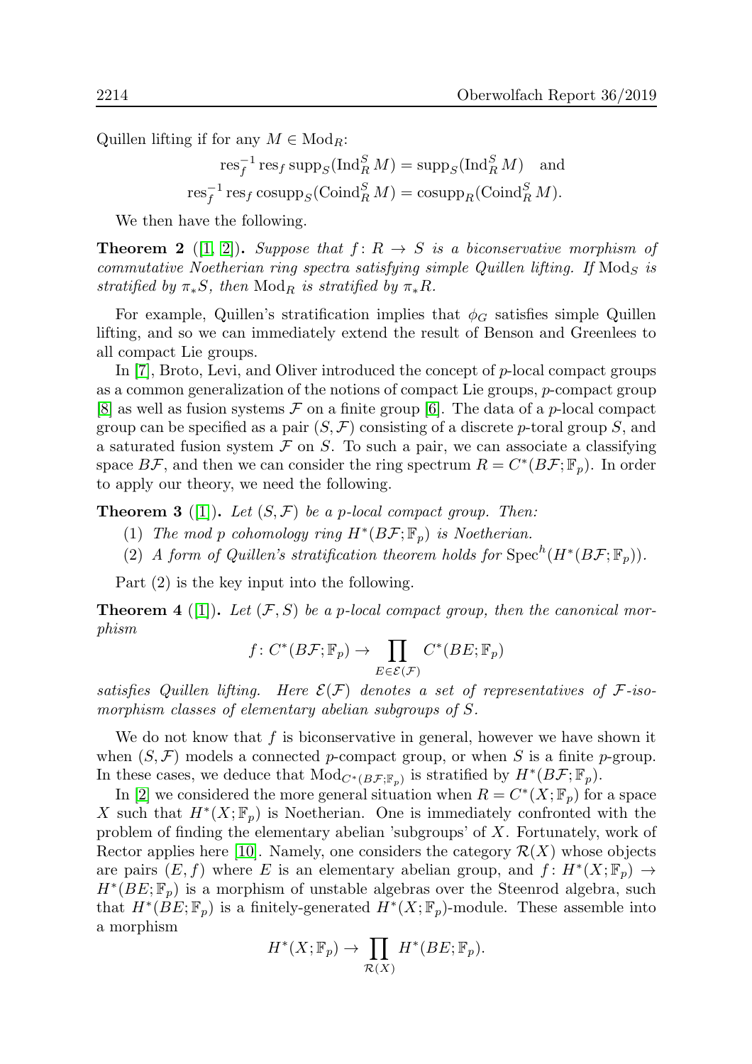Quillen lifting if for any $M \in \mathrm{Mod}_R$:

$$\mathrm{res}_f^{-1} \mathrm{res}_f \mathrm{supp}_S(\mathrm{Ind}_R^S M) = \mathrm{supp}_S(\mathrm{Ind}_R^S M) \quad \text{and}$$
$$\mathrm{res}_f^{-1} \mathrm{res}_f \mathrm{cosupp}_S(\mathrm{Coind}_R^S M) = \mathrm{cosupp}_R(\mathrm{Coind}_R^S M).$$

We then have the following.

**Theorem 2** ([1, 2]). *Suppose that $f : R \to S$ is a biconservative morphism of commutative Noetherian ring spectra satisfying simple Quillen lifting. If $\mathrm{Mod}_S$ is stratified by $\pi_* S$, then $\mathrm{Mod}_R$ is stratified by $\pi_* R$.*

For example, Quillen's stratification implies that $\phi_G$ satisfies simple Quillen lifting, and so we can immediately extend the result of Benson and Greenlees to all compact Lie groups.

In [7], Broto, Levi, and Oliver introduced the concept of $p$-local compact groups as a common generalization of the notions of compact Lie groups, $p$-compact group [8] as well as fusion systems $\mathcal{F}$ on a finite group [6]. The data of a $p$-local compact group can be specified as a pair $(S, \mathcal{F})$ consisting of a discrete $p$-toral group $S$, and a saturated fusion system $\mathcal{F}$ on $S$. To such a pair, we can associate a classifying space $B\mathcal{F}$, and then we can consider the ring spectrum $R = C^*(B\mathcal{F}; \mathbb{F}_p)$. In order to apply our theory, we need the following.

**Theorem 3** ([1]). *Let $(S, \mathcal{F})$ be a $p$-local compact group. Then:*

(1) *The mod $p$ cohomology ring $H^*(B\mathcal{F}; \mathbb{F}_p)$ is Noetherian.*
(2) *A form of Quillen's stratification theorem holds for $\mathrm{Spec}^h(H^*(B\mathcal{F}; \mathbb{F}_p))$.*

Part (2) is the key input into the following.

**Theorem 4** ([1]). *Let $(\mathcal{F}, S)$ be a $p$-local compact group, then the canonical morphism*

$$f : C^*(B\mathcal{F}; \mathbb{F}_p) \to \prod_{E \in \mathcal{E}(\mathcal{F})} C^*(BE; \mathbb{F}_p)$$

*satisfies Quillen lifting. Here $\mathcal{E}(\mathcal{F})$ denotes a set of representatives of $\mathcal{F}$-isomorphism classes of elementary abelian subgroups of $S$.*

We do not know that $f$ is biconservative in general, however we have shown it when $(S, \mathcal{F})$ models a connected $p$-compact group, or when $S$ is a finite $p$-group. In these cases, we deduce that $\mathrm{Mod}_{C^*(B\mathcal{F}; \mathbb{F}_p)}$ is stratified by $H^*(B\mathcal{F}; \mathbb{F}_p)$.

In [2] we considered the more general situation when $R = C^*(X; \mathbb{F}_p)$ for a space $X$ such that $H^*(X; \mathbb{F}_p)$ is Noetherian. One is immediately confronted with the problem of finding the elementary abelian 'subgroups' of $X$. Fortunately, work of Rector applies here [10]. Namely, one considers the category $\mathcal{R}(X)$ whose objects are pairs $(E, f)$ where $E$ is an elementary abelian group, and $f : H^*(X; \mathbb{F}_p) \to H^*(BE; \mathbb{F}_p)$ is a morphism of unstable algebras over the Steenrod algebra, such that $H^*(BE; \mathbb{F}_p)$ is a finitely-generated $H^*(X; \mathbb{F}_p)$-module. These assemble into a morphism

$$H^*(X; \mathbb{F}_p) \to \prod_{\mathcal{R}(X)} H^*(BE; \mathbb{F}_p).$$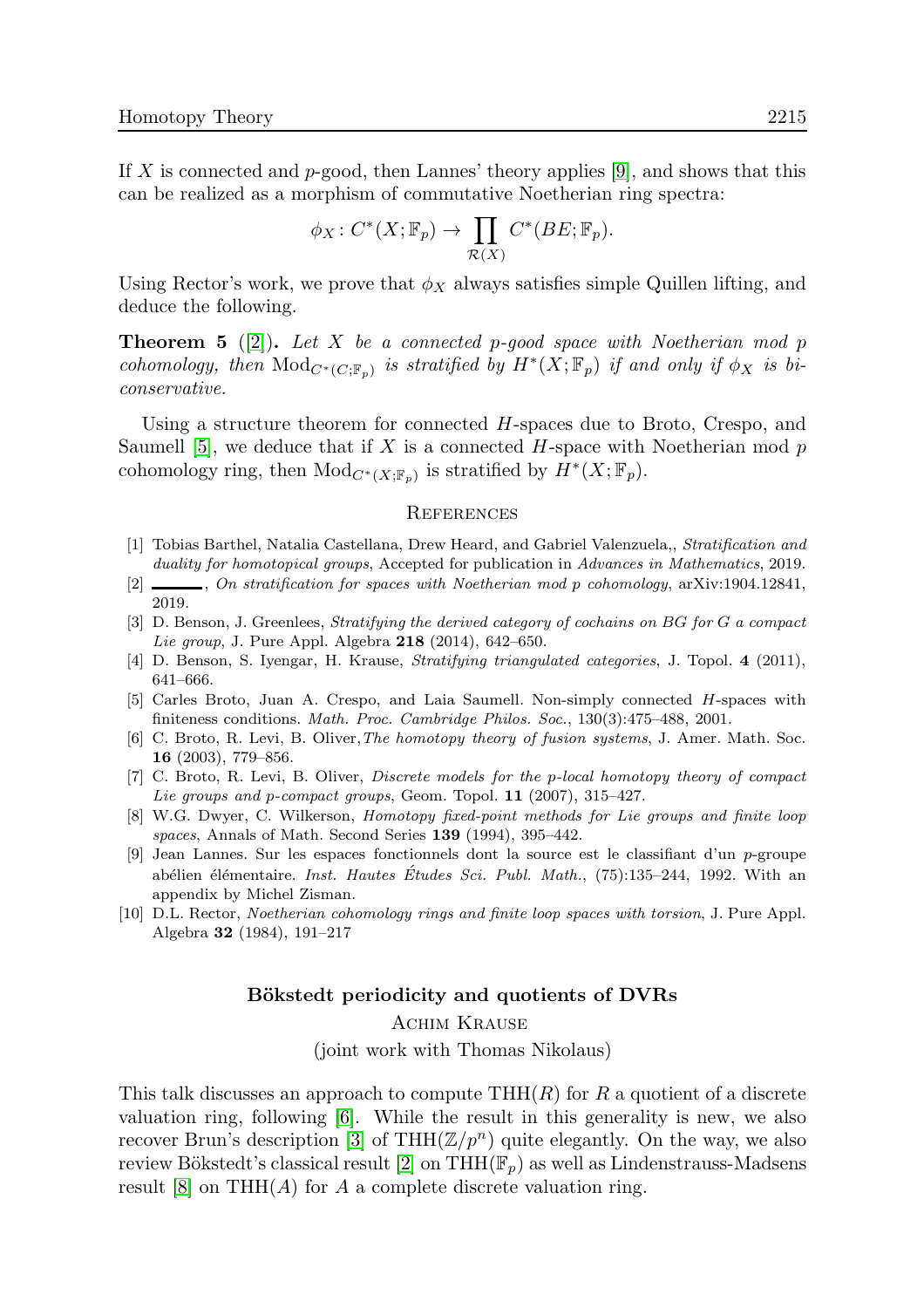If $X$ is connected and $p$-good, then Lannes' theory applies [9], and shows that this can be realized as a morphism of commutative Noetherian ring spectra:

$$\phi_X \colon C^*(X;\mathbb{F}_p) \to \prod_{\mathcal{R}(X)} C^*(BE;\mathbb{F}_p).$$

Using Rector's work, we prove that $\phi_X$ always satisfies simple Quillen lifting, and deduce the following.

**Theorem 5** ([2]). *Let $X$ be a connected $p$-good space with Noetherian mod $p$ cohomology, then $\mathrm{Mod}_{C^*(C;\mathbb{F}_p)}$ is stratified by $H^*(X;\mathbb{F}_p)$ if and only if $\phi_X$ is bi-conservative.*

Using a structure theorem for connected $H$-spaces due to Broto, Crespo, and Saumell [5], we deduce that if $X$ is a connected $H$-space with Noetherian mod $p$ cohomology ring, then $\mathrm{Mod}_{C^*(X;\mathbb{F}_p)}$ is stratified by $H^*(X;\mathbb{F}_p)$.

## References

[1] Tobias Barthel, Natalia Castellana, Drew Heard, and Gabriel Valenzuela,, *Stratification and duality for homotopical groups*, Accepted for publication in *Advances in Mathematics*, 2019.

[2] ——, *On stratification for spaces with Noetherian mod p cohomology*, arXiv:1904.12841, 2019.

[3] D. Benson, J. Greenlees, *Stratifying the derived category of cochains on BG for G a compact Lie group*, J. Pure Appl. Algebra **218** (2014), 642–650.

[4] D. Benson, S. Iyengar, H. Krause, *Stratifying triangulated categories*, J. Topol. **4** (2011), 641–666.

[5] Carles Broto, Juan A. Crespo, and Laia Saumell. Non-simply connected $H$-spaces with finiteness conditions. *Math. Proc. Cambridge Philos. Soc.*, 130(3):475–488, 2001.

[6] C. Broto, R. Levi, B. Oliver, *The homotopy theory of fusion systems*, J. Amer. Math. Soc. **16** (2003), 779–856.

[7] C. Broto, R. Levi, B. Oliver, *Discrete models for the p-local homotopy theory of compact Lie groups and p-compact groups*, Geom. Topol. **11** (2007), 315–427.

[8] W.G. Dwyer, C. Wilkerson, *Homotopy fixed-point methods for Lie groups and finite loop spaces*, Annals of Math. Second Series **139** (1994), 395–442.

[9] Jean Lannes. Sur les espaces fonctionnels dont la source est le classifiant d'un $p$-groupe abélien élémentaire. *Inst. Hautes Études Sci. Publ. Math.*, (75):135–244, 1992. With an appendix by Michel Zisman.

[10] D.L. Rector, *Noetherian cohomology rings and finite loop spaces with torsion*, J. Pure Appl. Algebra **32** (1984), 191–217

## Bökstedt periodicity and quotients of DVRs

Achim Krause

(joint work with Thomas Nikolaus)

This talk discusses an approach to compute $\mathrm{THH}(R)$ for $R$ a quotient of a discrete valuation ring, following [6]. While the result in this generality is new, we also recover Brun's description [3] of $\mathrm{THH}(\mathbb{Z}/p^n)$ quite elegantly. On the way, we also review Bökstedt's classical result [2] on $\mathrm{THH}(\mathbb{F}_p)$ as well as Lindenstrauss-Madsens result [8] on $\mathrm{THH}(A)$ for $A$ a complete discrete valuation ring.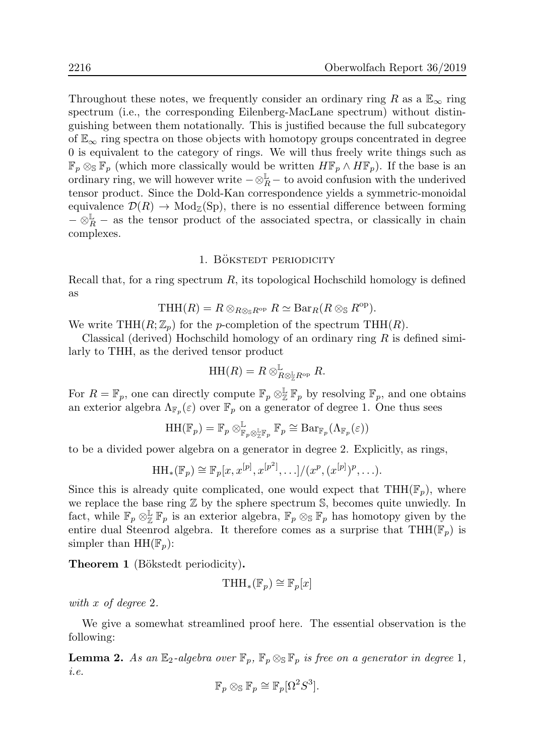Throughout these notes, we frequently consider an ordinary ring $R$ as a $\mathbb{E}_\infty$ ring spectrum (i.e., the corresponding Eilenberg-MacLane spectrum) without distinguishing between them notationally. This is justified because the full subcategory of $\mathbb{E}_\infty$ ring spectra on those objects with homotopy groups concentrated in degree 0 is equivalent to the category of rings. We will thus freely write things such as $\mathbb{F}_p \otimes_{\mathbb{S}} \mathbb{F}_p$ (which more classically would be written $H\mathbb{F}_p \wedge H\mathbb{F}_p$). If the base is an ordinary ring, we will however write $- \otimes_R^{\mathbb{L}} -$ to avoid confusion with the underived tensor product. Since the Dold-Kan correspondence yields a symmetric-monoidal equivalence $\mathcal{D}(R) \to \mathrm{Mod}_{\mathbb{Z}}(\mathrm{Sp})$, there is no essential difference between forming $- \otimes_R^{\mathbb{L}} -$ as the tensor product of the associated spectra, or classically in chain complexes.

## 1. Bökstedt periodicity

Recall that, for a ring spectrum $R$, its topological Hochschild homology is defined as

$$\mathrm{THH}(R) = R \otimes_{R \otimes_{\mathbb{S}} R^{\mathrm{op}}} R \simeq \mathrm{Bar}_R(R \otimes_{\mathbb{S}} R^{\mathrm{op}}).$$

We write $\mathrm{THH}(R; \mathbb{Z}_p)$ for the $p$-completion of the spectrum $\mathrm{THH}(R)$.

Classical (derived) Hochschild homology of an ordinary ring $R$ is defined similarly to THH, as the derived tensor product

$$\mathrm{HH}(R) = R \otimes^{\mathbb{L}}_{R \otimes^{\mathbb{L}}_{\mathbb{Z}} R^{\mathrm{op}}} R.$$

For $R = \mathbb{F}_p$, one can directly compute $\mathbb{F}_p \otimes^{\mathbb{L}}_{\mathbb{Z}} \mathbb{F}_p$ by resolving $\mathbb{F}_p$, and one obtains an exterior algebra $\Lambda_{\mathbb{F}_p}(\varepsilon)$ over $\mathbb{F}_p$ on a generator of degree 1. One thus sees

$$\mathrm{HH}(\mathbb{F}_p) = \mathbb{F}_p \otimes^{\mathbb{L}}_{\mathbb{F}_p \otimes^{\mathbb{L}}_{\mathbb{Z}} \mathbb{F}_p} \mathbb{F}_p \cong \mathrm{Bar}_{\mathbb{F}_p}(\Lambda_{\mathbb{F}_p}(\varepsilon))$$

to be a divided power algebra on a generator in degree 2. Explicitly, as rings,

$$\mathrm{HH}_*(\mathbb{F}_p) \cong \mathbb{F}_p[x, x^{[p]}, x^{[p^2]}, \ldots]/(x^p, (x^{[p]})^p, \ldots).$$

Since this is already quite complicated, one would expect that $\mathrm{THH}(\mathbb{F}_p)$, where we replace the base ring $\mathbb{Z}$ by the sphere spectrum $\mathbb{S}$, becomes quite unwiedly. In fact, while $\mathbb{F}_p \otimes^{\mathbb{L}}_{\mathbb{Z}} \mathbb{F}_p$ is an exterior algebra, $\mathbb{F}_p \otimes_{\mathbb{S}} \mathbb{F}_p$ has homotopy given by the entire dual Steenrod algebra. It therefore comes as a surprise that $\mathrm{THH}(\mathbb{F}_p)$ is simpler than $\mathrm{HH}(\mathbb{F}_p)$:

**Theorem 1** (Bökstedt periodicity)**.**

$$\mathrm{THH}_*(\mathbb{F}_p) \cong \mathbb{F}_p[x]$$

*with $x$ of degree 2.*

We give a somewhat streamlined proof here. The essential observation is the following:

**Lemma 2.** *As an $\mathbb{E}_2$-algebra over $\mathbb{F}_p$, $\mathbb{F}_p \otimes_{\mathbb{S}} \mathbb{F}_p$ is free on a generator in degree 1, i.e.*

$$\mathbb{F}_p \otimes_{\mathbb{S}} \mathbb{F}_p \cong \mathbb{F}_p[\Omega^2 S^3].$$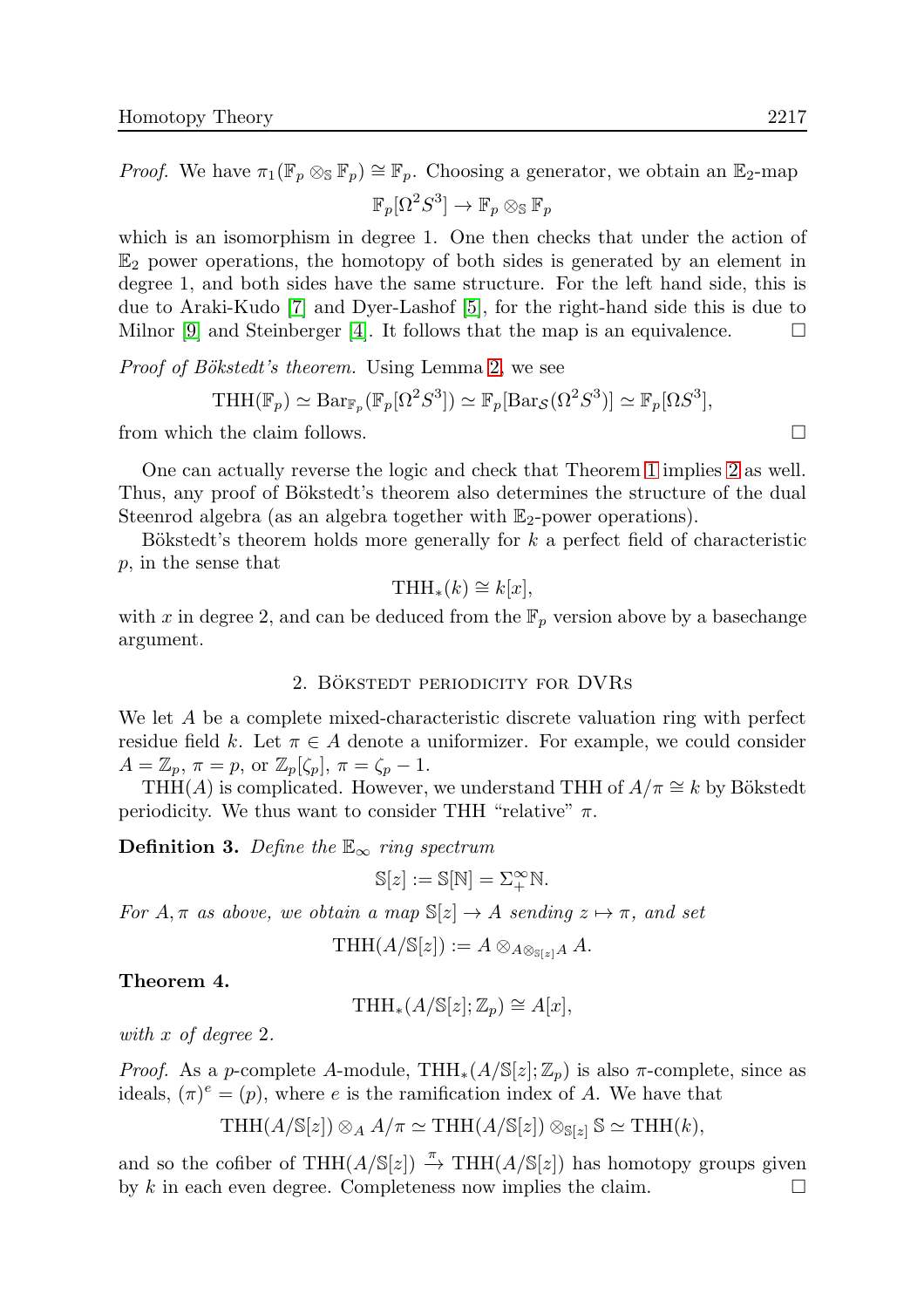*Proof.* We have $\pi_1(\mathbb{F}_p \otimes_{\mathbb{S}} \mathbb{F}_p) \cong \mathbb{F}_p$. Choosing a generator, we obtain an $\mathbb{E}_2$-map

$$\mathbb{F}_p[\Omega^2 S^3] \to \mathbb{F}_p \otimes_{\mathbb{S}} \mathbb{F}_p$$

which is an isomorphism in degree 1. One then checks that under the action of $\mathbb{E}_2$ power operations, the homotopy of both sides is generated by an element in degree 1, and both sides have the same structure. For the left hand side, this is due to Araki-Kudo [7] and Dyer-Lashof [5], for the right-hand side this is due to Milnor [9] and Steinberger [4]. It follows that the map is an equivalence. □

*Proof of Bökstedt's theorem.* Using Lemma 2, we see

$$\mathrm{THH}(\mathbb{F}_p) \simeq \mathrm{Bar}_{\mathbb{F}_p}(\mathbb{F}_p[\Omega^2 S^3]) \simeq \mathbb{F}_p[\mathrm{Bar}_{\mathcal{S}}(\Omega^2 S^3)] \simeq \mathbb{F}_p[\Omega S^3],$$

from which the claim follows. □

One can actually reverse the logic and check that Theorem 1 implies 2 as well. Thus, any proof of Bökstedt's theorem also determines the structure of the dual Steenrod algebra (as an algebra together with $\mathbb{E}_2$-power operations).

Bökstedt's theorem holds more generally for $k$ a perfect field of characteristic $p$, in the sense that

$$\mathrm{THH}_*(k) \cong k[x],$$

with $x$ in degree 2, and can be deduced from the $\mathbb{F}_p$ version above by a basechange argument.

## 2. Bökstedt periodicity for DVRs

We let $A$ be a complete mixed-characteristic discrete valuation ring with perfect residue field $k$. Let $\pi \in A$ denote a uniformizer. For example, we could consider $A = \mathbb{Z}_p$, $\pi = p$, or $\mathbb{Z}_p[\zeta_p]$, $\pi = \zeta_p - 1$.

$\mathrm{THH}(A)$ is complicated. However, we understand THH of $A/\pi \cong k$ by Bökstedt periodicity. We thus want to consider THH "relative" $\pi$.

**Definition 3.** *Define the $\mathbb{E}_\infty$ ring spectrum*

$$\mathbb{S}[z] := \mathbb{S}[\mathbb{N}] = \Sigma^\infty_+ \mathbb{N}.$$

*For $A, \pi$ as above, we obtain a map $\mathbb{S}[z] \to A$ sending $z \mapsto \pi$, and set*

$$\mathrm{THH}(A/\mathbb{S}[z]) := A \otimes_{A \otimes_{\mathbb{S}[z]} A} A.$$

**Theorem 4.**

$$\mathrm{THH}_*(A/\mathbb{S}[z]; \mathbb{Z}_p) \cong A[x],$$

*with $x$ of degree 2.*

*Proof.* As a $p$-complete $A$-module, $\mathrm{THH}_*(A/\mathbb{S}[z]; \mathbb{Z}_p)$ is also $\pi$-complete, since as ideals, $(\pi)^e = (p)$, where $e$ is the ramification index of $A$. We have that

$$\mathrm{THH}(A/\mathbb{S}[z]) \otimes_A A/\pi \simeq \mathrm{THH}(A/\mathbb{S}[z]) \otimes_{\mathbb{S}[z]} \mathbb{S} \simeq \mathrm{THH}(k),$$

and so the cofiber of $\mathrm{THH}(A/\mathbb{S}[z]) \xrightarrow{\pi} \mathrm{THH}(A/\mathbb{S}[z])$ has homotopy groups given by $k$ in each even degree. Completeness now implies the claim. □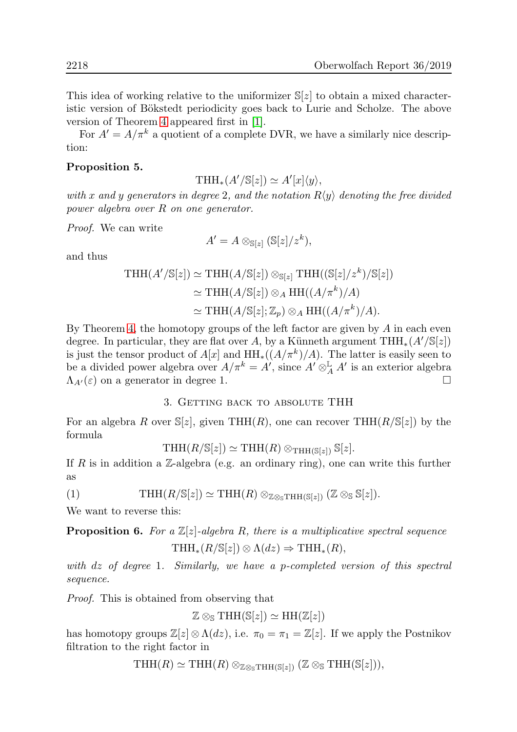This idea of working relative to the uniformizer $\mathbb{S}[z]$ to obtain a mixed characteristic version of Bökstedt periodicity goes back to Lurie and Scholze. The above version of Theorem 4 appeared first in [1].

For $A' = A/\pi^k$ a quotient of a complete DVR, we have a similarly nice description:

**Proposition 5.**

$$\mathrm{THH}_*(A'/\mathbb{S}[z]) \simeq A'[x]\langle y\rangle,$$

*with $x$ and $y$ generators in degree 2, and the notation $R\langle y\rangle$ denoting the free divided power algebra over $R$ on one generator.*

*Proof.* We can write

$$A' = A \otimes_{\mathbb{S}[z]} (\mathbb{S}[z]/z^k),$$

and thus

$$\begin{aligned}
\mathrm{THH}(A'/\mathbb{S}[z]) &\simeq \mathrm{THH}(A/\mathbb{S}[z]) \otimes_{\mathbb{S}[z]} \mathrm{THH}((\mathbb{S}[z]/z^k)/\mathbb{S}[z]) \\
&\simeq \mathrm{THH}(A/\mathbb{S}[z]) \otimes_A \mathrm{HH}((A/\pi^k)/A) \\
&\simeq \mathrm{THH}(A/\mathbb{S}[z]; \mathbb{Z}_p) \otimes_A \mathrm{HH}((A/\pi^k)/A).
\end{aligned}$$

By Theorem 4, the homotopy groups of the left factor are given by $A$ in each even degree. In particular, they are flat over $A$, by a Künneth argument $\mathrm{THH}_*(A'/\mathbb{S}[z])$ is just the tensor product of $A[x]$ and $\mathrm{HH}_*((A/\pi^k)/A)$. The latter is easily seen to be a divided power algebra over $A/\pi^k = A'$, since $A' \otimes^{\mathbb{L}}_A A'$ is an exterior algebra $\Lambda_{A'}(\varepsilon)$ on a generator in degree 1. $\square$

## 3. Getting back to absolute THH

For an algebra $R$ over $\mathbb{S}[z]$, given $\mathrm{THH}(R)$, one can recover $\mathrm{THH}(R/\mathbb{S}[z])$ by the formula

$$\mathrm{THH}(R/\mathbb{S}[z]) \simeq \mathrm{THH}(R) \otimes_{\mathrm{THH}(\mathbb{S}[z])} \mathbb{S}[z].$$

If $R$ is in addition a $\mathbb{Z}$-algebra (e.g. an ordinary ring), one can write this further as

$$\mathrm{THH}(R/\mathbb{S}[z]) \simeq \mathrm{THH}(R) \otimes_{\mathbb{Z}\otimes_{\mathbb{S}}\mathrm{THH}(\mathbb{S}[z])} (\mathbb{Z} \otimes_{\mathbb{S}} \mathbb{S}[z]). \tag{1}$$

We want to reverse this:

**Proposition 6.** *For a $\mathbb{Z}[z]$-algebra $R$, there is a multiplicative spectral sequence*

$$\mathrm{THH}_*(R/\mathbb{S}[z]) \otimes \Lambda(dz) \Rightarrow \mathrm{THH}_*(R),$$

*with $dz$ of degree 1. Similarly, we have a $p$-completed version of this spectral sequence.*

*Proof.* This is obtained from observing that

$$\mathbb{Z} \otimes_{\mathbb{S}} \mathrm{THH}(\mathbb{S}[z]) \simeq \mathrm{HH}(\mathbb{Z}[z])$$

has homotopy groups $\mathbb{Z}[z] \otimes \Lambda(dz)$, i.e. $\pi_0 = \pi_1 = \mathbb{Z}[z]$. If we apply the Postnikov filtration to the right factor in

$$\mathrm{THH}(R) \simeq \mathrm{THH}(R) \otimes_{\mathbb{Z}\otimes_{\mathbb{S}}\mathrm{THH}(\mathbb{S}[z])} (\mathbb{Z} \otimes_{\mathbb{S}} \mathrm{THH}(\mathbb{S}[z])),$$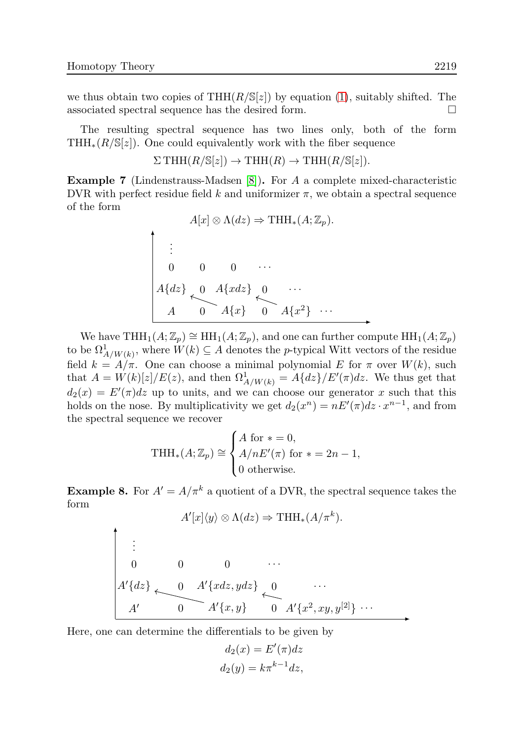we thus obtain two copies of $\mathrm{THH}(R/\mathbb{S}[z])$ by equation (1), suitably shifted. The associated spectral sequence has the desired form. $\square$

The resulting spectral sequence has two lines only, both of the form $\mathrm{THH}_*(R/\mathbb{S}[z])$. One could equivalently work with the fiber sequence

$$\Sigma\,\mathrm{THH}(R/\mathbb{S}[z]) \to \mathrm{THH}(R) \to \mathrm{THH}(R/\mathbb{S}[z]).$$

**Example 7** (Lindenstrauss-Madsen [8])**.** For $A$ a complete mixed-characteristic DVR with perfect residue field $k$ and uniformizer $\pi$, we obtain a spectral sequence of the form

$$A[x] \otimes \Lambda(dz) \Rightarrow \mathrm{THH}_*(A;\mathbb{Z}_p).$$

$$\begin{array}{ccccccc}
\vdots & & & & & & \\
0 & 0 & 0 & \cdots & & & \\
A\{dz\} & 0 & A\{xdz\} & 0 & \cdots & & \\
A & 0 & A\{x\} & 0 & A\{x^2\} & \cdots &
\end{array}$$

(with differentials $A\{x\} \to A\{dz\}$ and $A\{x^2\} \to A\{xdz\}$)

We have $\mathrm{THH}_1(A;\mathbb{Z}_p) \cong \mathrm{HH}_1(A;\mathbb{Z}_p)$, and one can further compute $\mathrm{HH}_1(A;\mathbb{Z}_p)$ to be $\Omega^1_{A/W(k)}$, where $W(k) \subseteq A$ denotes the $p$-typical Witt vectors of the residue field $k = A/\pi$. One can choose a minimal polynomial $E$ for $\pi$ over $W(k)$, such that $A = W(k)[z]/E(z)$, and then $\Omega^1_{A/W(k)} = A\{dz\}/E'(\pi)dz$. We thus get that $d_2(x) = E'(\pi)dz$ up to units, and we can choose our generator $x$ such that this holds on the nose. By multiplicativity we get $d_2(x^n) = nE'(\pi)dz \cdot x^{n-1}$, and from the spectral sequence we recover

$$\mathrm{THH}_*(A;\mathbb{Z}_p) \cong \begin{cases} A \text{ for } * = 0, \\ A/nE'(\pi) \text{ for } * = 2n-1, \\ 0 \text{ otherwise.} \end{cases}$$

**Example 8.** For $A' = A/\pi^k$ a quotient of a DVR, the spectral sequence takes the form

$$A'[x]\langle y\rangle \otimes \Lambda(dz) \Rightarrow \mathrm{THH}_*(A/\pi^k).$$

$$\begin{array}{ccccccc}
\vdots & & & & & & \\
0 & 0 & 0 & \cdots & & & \\
A'\{dz\} & 0 & A'\{xdz, ydz\} & 0 & \cdots & & \\
A' & 0 & A'\{x, y\} & 0 & A'\{x^2, xy, y^{[2]}\} & \cdots &
\end{array}$$

(with differentials $A'\{x,y\} \to A'\{dz\}$ and $A'\{x^2, xy, y^{[2]}\} \to A'\{xdz, ydz\}$)

Here, one can determine the differentials to be given by

$$d_2(x) = E'(\pi)dz$$
$$d_2(y) = k\pi^{k-1}dz,$$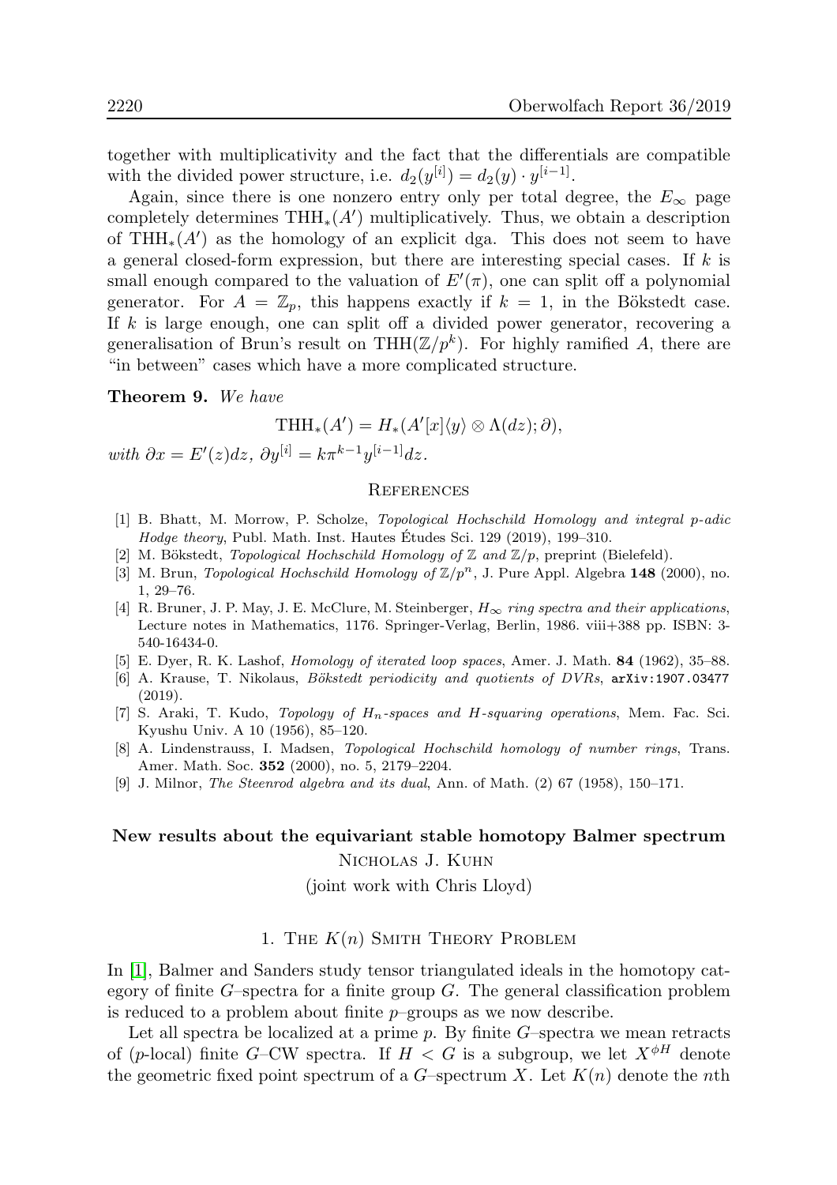together with multiplicativity and the fact that the differentials are compatible with the divided power structure, i.e. $d_2(y^{[i]}) = d_2(y) \cdot y^{[i-1]}$.

Again, since there is one nonzero entry only per total degree, the $E_\infty$ page completely determines $\mathrm{THH}_*(A')$ multiplicatively. Thus, we obtain a description of $\mathrm{THH}_*(A')$ as the homology of an explicit dga. This does not seem to have a general closed-form expression, but there are interesting special cases. If $k$ is small enough compared to the valuation of $E'(\pi)$, one can split off a polynomial generator. For $A = \mathbb{Z}_p$, this happens exactly if $k = 1$, in the Bökstedt case. If $k$ is large enough, one can split off a divided power generator, recovering a generalisation of Brun's result on $\mathrm{THH}(\mathbb{Z}/p^k)$. For highly ramified $A$, there are "in between" cases which have a more complicated structure.

**Theorem 9.** *We have*

$$\mathrm{THH}_*(A') = H_*(A'[x]\langle y\rangle \otimes \Lambda(dz); \partial),$$

*with* $\partial x = E'(z)dz$, $\partial y^{[i]} = k\pi^{k-1}y^{[i-1]}dz$.

### References

[1] B. Bhatt, M. Morrow, P. Scholze, *Topological Hochschild Homology and integral p-adic Hodge theory*, Publ. Math. Inst. Hautes Études Sci. 129 (2019), 199–310.

[2] M. Bökstedt, *Topological Hochschild Homology of* $\mathbb{Z}$ *and* $\mathbb{Z}/p$, preprint (Bielefeld).

[3] M. Brun, *Topological Hochschild Homology of* $\mathbb{Z}/p^n$, J. Pure Appl. Algebra **148** (2000), no. 1, 29–76.

[4] R. Bruner, J. P. May, J. E. McClure, M. Steinberger, $H_\infty$ *ring spectra and their applications*, Lecture notes in Mathematics, 1176. Springer-Verlag, Berlin, 1986. viii+388 pp. ISBN: 3-540-16434-0.

[5] E. Dyer, R. K. Lashof, *Homology of iterated loop spaces*, Amer. J. Math. **84** (1962), 35–88.

[6] A. Krause, T. Nikolaus, *Bökstedt periodicity and quotients of DVRs*, arXiv:1907.03477 (2019).

[7] S. Araki, T. Kudo, *Topology of* $H_n$*-spaces and* $H$*-squaring operations*, Mem. Fac. Sci. Kyushu Univ. A 10 (1956), 85–120.

[8] A. Lindenstrauss, I. Madsen, *Topological Hochschild homology of number rings*, Trans. Amer. Math. Soc. **352** (2000), no. 5, 2179–2204.

[9] J. Milnor, *The Steenrod algebra and its dual*, Ann. of Math. (2) 67 (1958), 150–171.

## New results about the equivariant stable homotopy Balmer spectrum

Nicholas J. Kuhn

(joint work with Chris Lloyd)

### 1. The $K(n)$ Smith Theory Problem

In [1], Balmer and Sanders study tensor triangulated ideals in the homotopy category of finite $G$–spectra for a finite group $G$. The general classification problem is reduced to a problem about finite $p$–groups as we now describe.

Let all spectra be localized at a prime $p$. By finite $G$–spectra we mean retracts of ($p$-local) finite $G$–CW spectra. If $H < G$ is a subgroup, we let $X^{\phi H}$ denote the geometric fixed point spectrum of a $G$–spectrum $X$. Let $K(n)$ denote the $n$th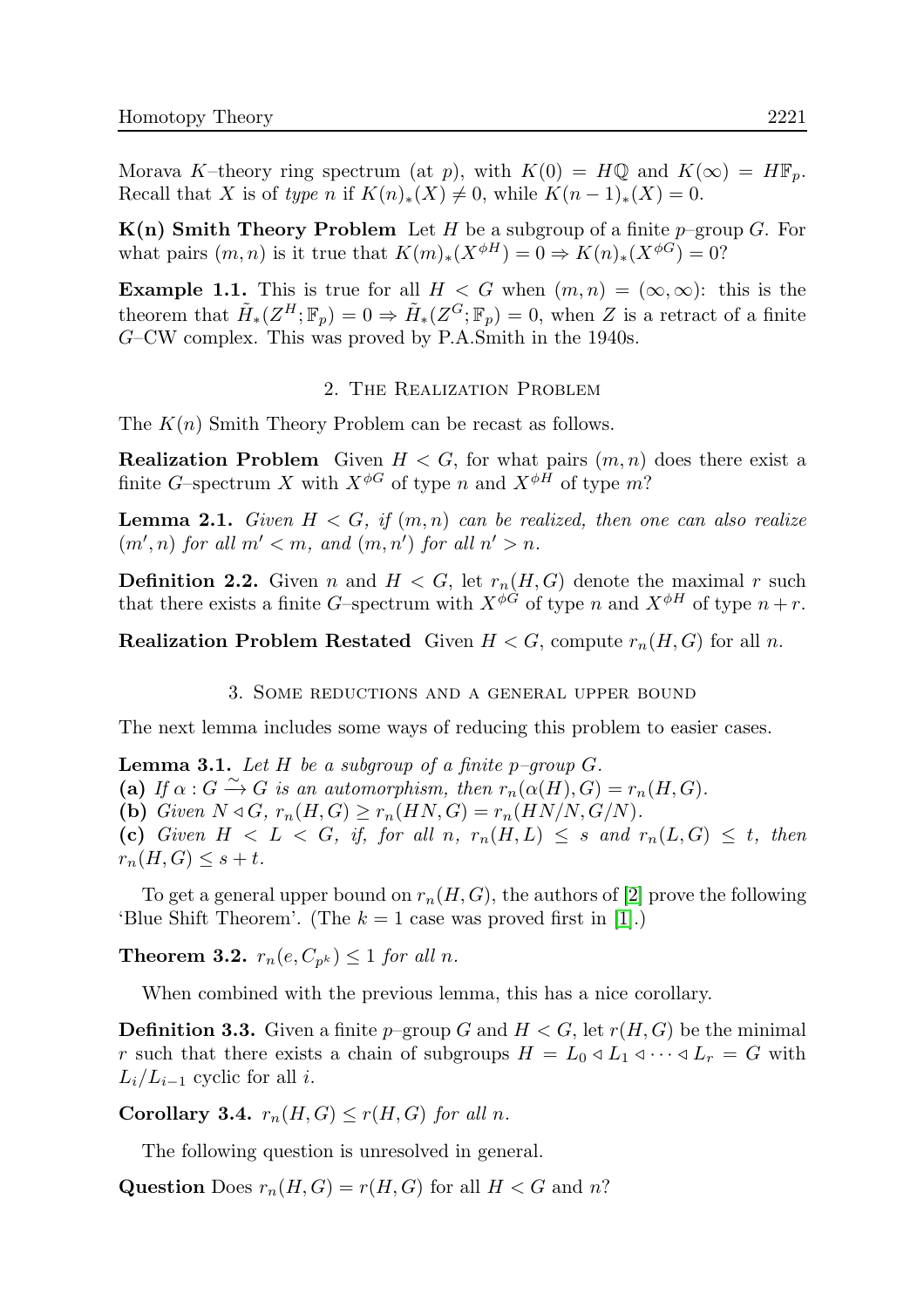Morava $K$–theory ring spectrum (at $p$), with $K(0) = H\mathbb{Q}$ and $K(\infty) = H\mathbb{F}_p$. Recall that $X$ is of *type n* if $K(n)_*(X) \neq 0$, while $K(n-1)_*(X) = 0$.

**K(n) Smith Theory Problem** Let $H$ be a subgroup of a finite $p$–group $G$. For what pairs $(m,n)$ is it true that $K(m)_*(X^{\phi H}) = 0 \Rightarrow K(n)_*(X^{\phi G}) = 0$?

**Example 1.1.** This is true for all $H < G$ when $(m,n) = (\infty, \infty)$: this is the theorem that $\tilde{H}_*(Z^H; \mathbb{F}_p) = 0 \Rightarrow \tilde{H}_*(Z^G; \mathbb{F}_p) = 0$, when $Z$ is a retract of a finite $G$–CW complex. This was proved by P.A.Smith in the 1940s.

## 2. The Realization Problem

The $K(n)$ Smith Theory Problem can be recast as follows.

**Realization Problem** Given $H < G$, for what pairs $(m,n)$ does there exist a finite $G$–spectrum $X$ with $X^{\phi G}$ of type $n$ and $X^{\phi H}$ of type $m$?

**Lemma 2.1.** *Given $H < G$, if $(m,n)$ can be realized, then one can also realize $(m',n)$ for all $m' < m$, and $(m,n')$ for all $n' > n$.*

**Definition 2.2.** Given $n$ and $H < G$, let $r_n(H,G)$ denote the maximal $r$ such that there exists a finite $G$–spectrum with $X^{\phi G}$ of type $n$ and $X^{\phi H}$ of type $n+r$.

**Realization Problem Restated** Given $H < G$, compute $r_n(H,G)$ for all $n$.

## 3. Some reductions and a general upper bound

The next lemma includes some ways of reducing this problem to easier cases.

**Lemma 3.1.** *Let $H$ be a subgroup of a finite $p$–group $G$.*
**(a)** *If $\alpha : G \xrightarrow{\sim} G$ is an automorphism, then $r_n(\alpha(H), G) = r_n(H,G)$.*
**(b)** *Given $N \triangleleft G$, $r_n(H,G) \geq r_n(HN,G) = r_n(HN/N, G/N)$.*
**(c)** *Given $H < L < G$, if, for all $n$, $r_n(H,L) \leq s$ and $r_n(L,G) \leq t$, then $r_n(H,G) \leq s+t$.*

To get a general upper bound on $r_n(H,G)$, the authors of [2] prove the following 'Blue Shift Theorem'. (The $k=1$ case was proved first in [1].)

**Theorem 3.2.** $r_n(e, C_{p^k}) \leq 1$ *for all $n$.*

When combined with the previous lemma, this has a nice corollary.

**Definition 3.3.** Given a finite $p$–group $G$ and $H < G$, let $r(H,G)$ be the minimal $r$ such that there exists a chain of subgroups $H = L_0 \triangleleft L_1 \triangleleft \cdots \triangleleft L_r = G$ with $L_i/L_{i-1}$ cyclic for all $i$.

**Corollary 3.4.** $r_n(H,G) \leq r(H,G)$ *for all $n$.*

The following question is unresolved in general.

**Question** Does $r_n(H,G) = r(H,G)$ for all $H < G$ and $n$?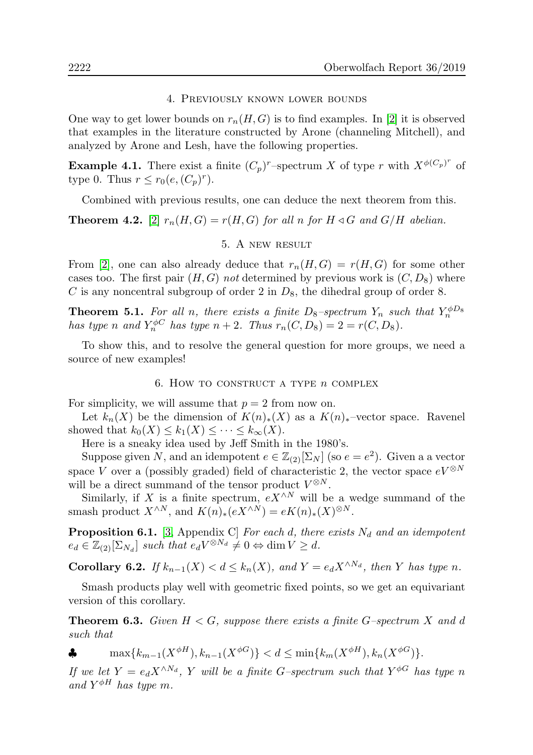## 4. Previously known lower bounds

One way to get lower bounds on $r_n(H,G)$ is to find examples. In [2] it is observed that examples in the literature constructed by Arone (channeling Mitchell), and analyzed by Arone and Lesh, have the following properties.

**Example 4.1.** There exist a finite $(C_p)^r$–spectrum $X$ of type $r$ with $X^{\phi(C_p)^r}$ of type 0. Thus $r \leq r_0(e,(C_p)^r)$.

Combined with previous results, one can deduce the next theorem from this.

**Theorem 4.2.** [2] *$r_n(H,G) = r(H,G)$ for all $n$ for $H \lhd G$ and $G/H$ abelian.*

## 5. A new result

From [2], one can also already deduce that $r_n(H,G) = r(H,G)$ for some other cases too. The first pair $(H,G)$ *not* determined by previous work is $(C, D_8)$ where $C$ is any noncentral subgroup of order 2 in $D_8$, the dihedral group of order 8.

**Theorem 5.1.** *For all $n$, there exists a finite $D_8$–spectrum $Y_n$ such that $Y_n^{\phi D_8}$ has type $n$ and $Y_n^{\phi C}$ has type $n+2$. Thus $r_n(C, D_8) = 2 = r(C, D_8)$.*

To show this, and to resolve the general question for more groups, we need a source of new examples!

## 6. How to construct a type $n$ complex

For simplicity, we will assume that $p = 2$ from now on.

Let $k_n(X)$ be the dimension of $K(n)_*(X)$ as a $K(n)_*$–vector space. Ravenel showed that $k_0(X) \leq k_1(X) \leq \cdots \leq k_\infty(X)$.

Here is a sneaky idea used by Jeff Smith in the 1980's.

Suppose given $N$, and an idempotent $e \in \mathbb{Z}_{(2)}[\Sigma_N]$ (so $e = e^2$). Given a a vector space $V$ over a (possibly graded) field of characteristic 2, the vector space $eV^{\otimes N}$ will be a direct summand of the tensor product $V^{\otimes N}$.

Similarly, if $X$ is a finite spectrum, $eX^{\wedge N}$ will be a wedge summand of the smash product $X^{\wedge N}$, and $K(n)_*(eX^{\wedge N}) = eK(n)_*(X)^{\otimes N}$.

**Proposition 6.1.** [3, Appendix C] *For each $d$, there exists $N_d$ and an idempotent $e_d \in \mathbb{Z}_{(2)}[\Sigma_{N_d}]$ such that $e_d V^{\otimes N_d} \neq 0 \Leftrightarrow \dim V \geq d$.*

**Corollary 6.2.** *If $k_{n-1}(X) < d \leq k_n(X)$, and $Y = e_d X^{\wedge N_d}$, then $Y$ has type $n$.*

Smash products play well with geometric fixed points, so we get an equivariant version of this corollary.

**Theorem 6.3.** *Given $H < G$, suppose there exists a finite $G$–spectrum $X$ and $d$ such that*

$$♣ \qquad \max\{k_{m-1}(X^{\phi H}), k_{n-1}(X^{\phi G})\} < d \leq \min\{k_m(X^{\phi H}), k_n(X^{\phi G})\}.$$

*If we let $Y = e_d X^{\wedge N_d}$, $Y$ will be a finite $G$–spectrum such that $Y^{\phi G}$ has type $n$ and $Y^{\phi H}$ has type $m$.*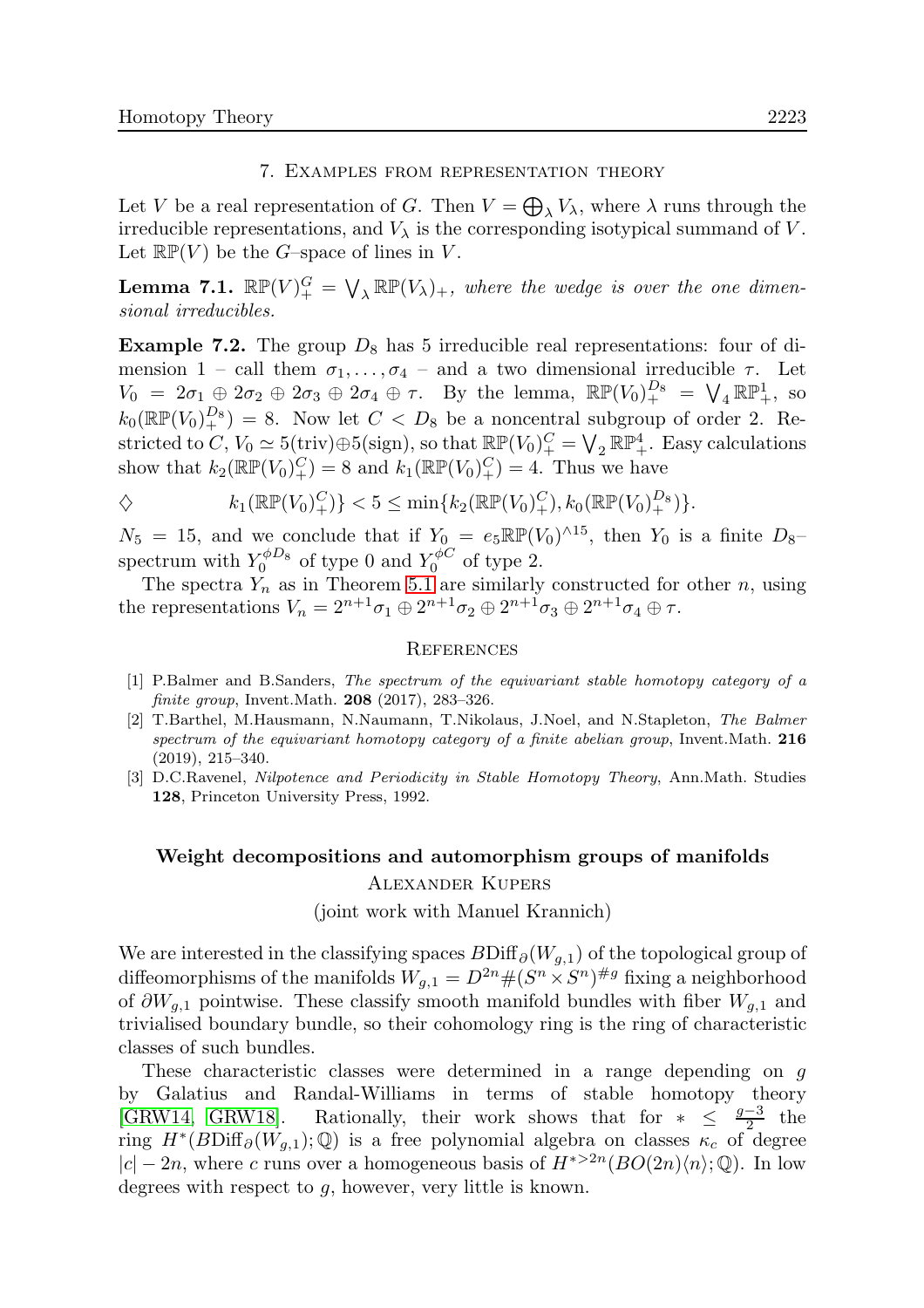## 7. Examples from representation theory

Let $V$ be a real representation of $G$. Then $V = \bigoplus_\lambda V_\lambda$, where $\lambda$ runs through the irreducible representations, and $V_\lambda$ is the corresponding isotypical summand of $V$. Let $\mathbb{RP}(V)$ be the $G$–space of lines in $V$.

**Lemma 7.1.** *$\mathbb{RP}(V)^G_+ = \bigvee_\lambda \mathbb{RP}(V_\lambda)_+$, where the wedge is over the one dimensional irreducibles.*

**Example 7.2.** The group $D_8$ has 5 irreducible real representations: four of dimension 1 – call them $\sigma_1, \dots, \sigma_4$ – and a two dimensional irreducible $\tau$. Let $V_0 = 2\sigma_1 \oplus 2\sigma_2 \oplus 2\sigma_3 \oplus 2\sigma_4 \oplus \tau$. By the lemma, $\mathbb{RP}(V_0)^{D_8}_+ = \bigvee_4 \mathbb{RP}^1_+$, so $k_0(\mathbb{RP}(V_0)^{D_8}_+) = 8$. Now let $C < D_8$ be a noncentral subgroup of order 2. Restricted to $C$, $V_0 \simeq 5(\mathrm{triv}) \oplus 5(\mathrm{sign})$, so that $\mathbb{RP}(V_0)^C_+ = \bigvee_2 \mathbb{RP}^4_+$. Easy calculations show that $k_2(\mathbb{RP}(V_0)^C_+) = 8$ and $k_1(\mathbb{RP}(V_0)^C_+) = 4$. Thus we have

$$\diamondsuit \qquad k_1(\mathbb{RP}(V_0)^C_+)\} < 5 \le \min\{k_2(\mathbb{RP}(V_0)^C_+), k_0(\mathbb{RP}(V_0)^{D_8}_+)\}.$$

$N_5 = 15$, and we conclude that if $Y_0 = e_5\mathbb{RP}(V_0)^{\wedge 15}$, then $Y_0$ is a finite $D_8$–spectrum with $Y_0^{\phi D_8}$ of type 0 and $Y_0^{\phi C}$ of type 2.

The spectra $Y_n$ as in Theorem 5.1 are similarly constructed for other $n$, using the representations $V_n = 2^{n+1}\sigma_1 \oplus 2^{n+1}\sigma_2 \oplus 2^{n+1}\sigma_3 \oplus 2^{n+1}\sigma_4 \oplus \tau$.

### References

[1] P.Balmer and B.Sanders, *The spectrum of the equivariant stable homotopy category of a finite group*, Invent.Math. **208** (2017), 283–326.

[2] T.Barthel, M.Hausmann, N.Naumann, T.Nikolaus, J.Noel, and N.Stapleton, *The Balmer spectrum of the equivariant homotopy category of a finite abelian group*, Invent.Math. **216** (2019), 215–340.

[3] D.C.Ravenel, *Nilpotence and Periodicity in Stable Homotopy Theory*, Ann.Math. Studies **128**, Princeton University Press, 1992.

## Weight decompositions and automorphism groups of manifolds

Alexander Kupers

(joint work with Manuel Krannich)

We are interested in the classifying spaces $B\mathrm{Diff}_\partial(W_{g,1})$ of the topological group of diffeomorphisms of the manifolds $W_{g,1} = D^{2n}\#(S^n \times S^n)^{\#g}$ fixing a neighborhood of $\partial W_{g,1}$ pointwise. These classify smooth manifold bundles with fiber $W_{g,1}$ and trivialised boundary bundle, so their cohomology ring is the ring of characteristic classes of such bundles.

These characteristic classes were determined in a range depending on $g$ by Galatius and Randal-Williams in terms of stable homotopy theory [GRW14, GRW18]. Rationally, their work shows that for $* \le \frac{g-3}{2}$ the ring $H^*(B\mathrm{Diff}_\partial(W_{g,1}); \mathbb{Q})$ is a free polynomial algebra on classes $\kappa_c$ of degree $|c| - 2n$, where $c$ runs over a homogeneous basis of $H^{*>2n}(BO(2n)\langle n\rangle; \mathbb{Q})$. In low degrees with respect to $g$, however, very little is known.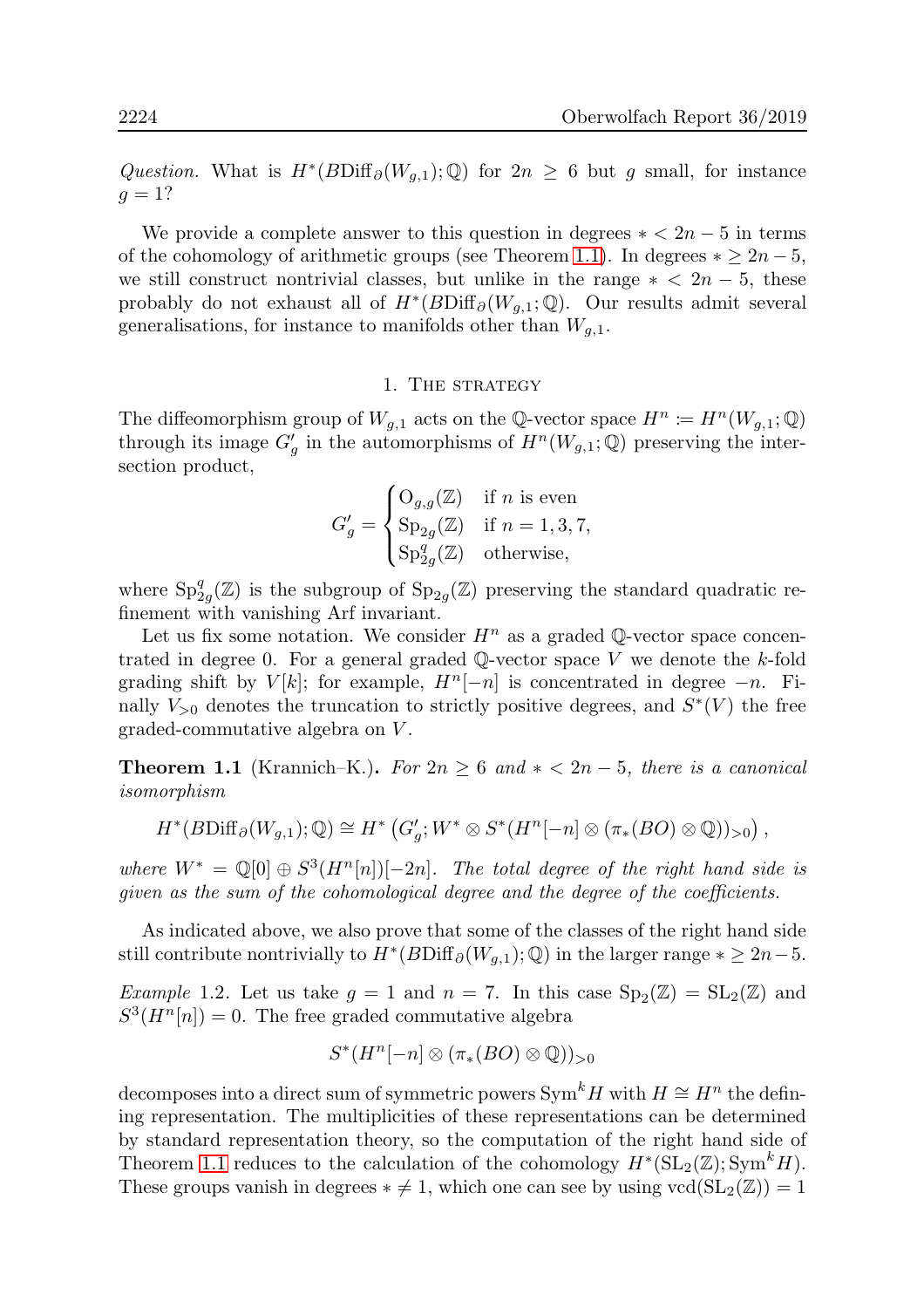*Question.* What is $H^*(B\mathrm{Diff}_\partial(W_{g,1});\mathbb{Q})$ for $2n \geq 6$ but $g$ small, for instance $g = 1$?

We provide a complete answer to this question in degrees $* < 2n-5$ in terms of the cohomology of arithmetic groups (see Theorem 1.1). In degrees $* \geq 2n-5$, we still construct nontrivial classes, but unlike in the range $* < 2n-5$, these probably do not exhaust all of $H^*(B\mathrm{Diff}_\partial(W_{g,1};\mathbb{Q})$. Our results admit several generalisations, for instance to manifolds other than $W_{g,1}$.

## 1. The strategy

The diffeomorphism group of $W_{g,1}$ acts on the $\mathbb{Q}$-vector space $H^n := H^n(W_{g,1};\mathbb{Q})$ through its image $G'_g$ in the automorphisms of $H^n(W_{g,1};\mathbb{Q})$ preserving the intersection product,

$$G'_g = \begin{cases} \mathrm{O}_{g,g}(\mathbb{Z}) & \text{if } n \text{ is even} \\ \mathrm{Sp}_{2g}(\mathbb{Z}) & \text{if } n = 1,3,7, \\ \mathrm{Sp}^q_{2g}(\mathbb{Z}) & \text{otherwise,} \end{cases}$$

where $\mathrm{Sp}^q_{2g}(\mathbb{Z})$ is the subgroup of $\mathrm{Sp}_{2g}(\mathbb{Z})$ preserving the standard quadratic refinement with vanishing Arf invariant.

Let us fix some notation. We consider $H^n$ as a graded $\mathbb{Q}$-vector space concentrated in degree 0. For a general graded $\mathbb{Q}$-vector space $V$ we denote the $k$-fold grading shift by $V[k]$; for example, $H^n[-n]$ is concentrated in degree $-n$. Finally $V_{>0}$ denotes the truncation to strictly positive degrees, and $S^*(V)$ the free graded-commutative algebra on $V$.

**Theorem 1.1** (Krannich–K.)**.** *For $2n \geq 6$ and $* < 2n-5$, there is a canonical isomorphism*

$$H^*(B\mathrm{Diff}_\partial(W_{g,1});\mathbb{Q}) \cong H^*\left(G'_g; W^* \otimes S^*(H^n[-n] \otimes (\pi_*(BO)\otimes \mathbb{Q}))_{>0}\right),$$

*where $W^* = \mathbb{Q}[0] \oplus S^3(H^n[n])[-2n]$. The total degree of the right hand side is given as the sum of the cohomological degree and the degree of the coefficients.*

As indicated above, we also prove that some of the classes of the right hand side still contribute nontrivially to $H^*(B\mathrm{Diff}_\partial(W_{g,1});\mathbb{Q})$ in the larger range $* \geq 2n-5$.

*Example* 1.2. Let us take $g = 1$ and $n = 7$. In this case $\mathrm{Sp}_2(\mathbb{Z}) = \mathrm{SL}_2(\mathbb{Z})$ and $S^3(H^n[n]) = 0$. The free graded commutative algebra

$$S^*(H^n[-n] \otimes (\pi_*(BO)\otimes\mathbb{Q}))_{>0}$$

decomposes into a direct sum of symmetric powers $\mathrm{Sym}^k H$ with $H \cong H^n$ the defining representation. The multiplicities of these representations can be determined by standard representation theory, so the computation of the right hand side of Theorem 1.1 reduces to the calculation of the cohomology $H^*(\mathrm{SL}_2(\mathbb{Z});\mathrm{Sym}^k H)$. These groups vanish in degrees $* \neq 1$, which one can see by using $\mathrm{vcd}(\mathrm{SL}_2(\mathbb{Z})) = 1$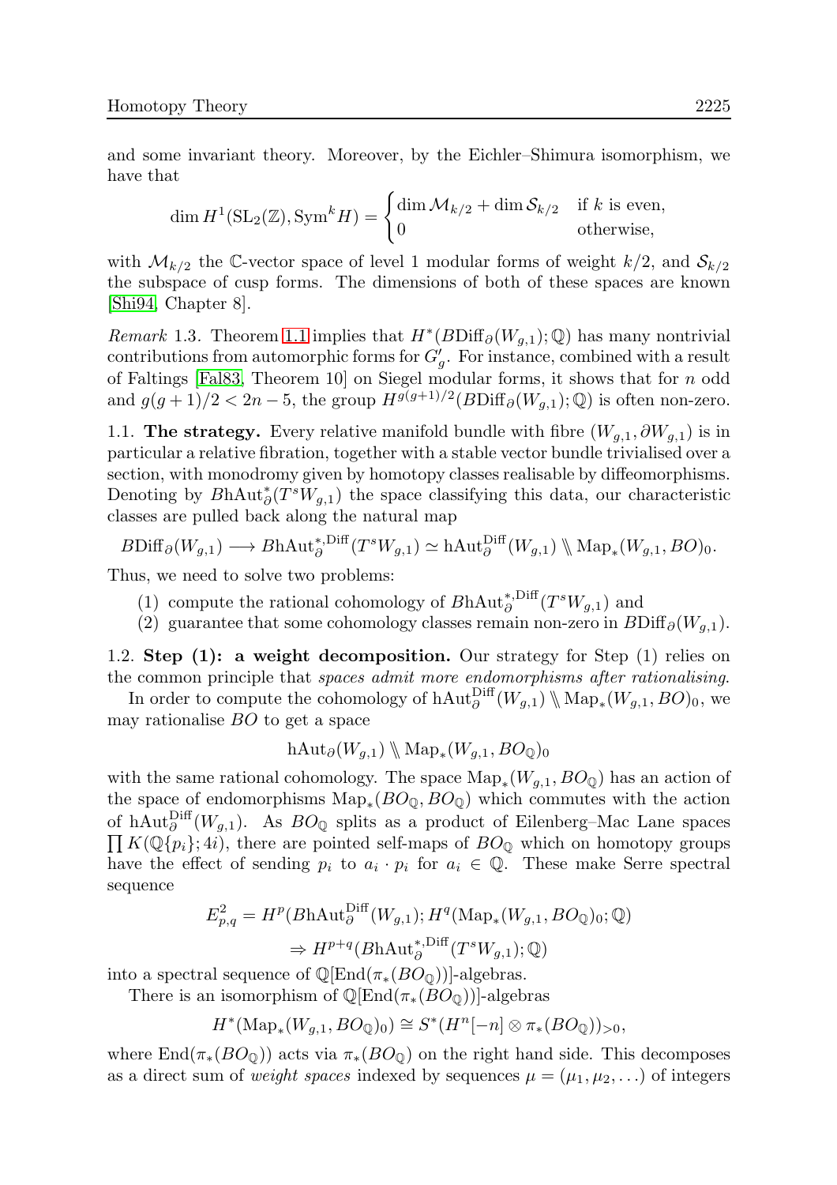and some invariant theory. Moreover, by the Eichler–Shimura isomorphism, we have that

$$\dim H^1(\mathrm{SL}_2(\mathbb{Z}), \mathrm{Sym}^k H) = \begin{cases} \dim \mathcal{M}_{k/2} + \dim \mathcal{S}_{k/2} & \text{if } k \text{ is even,} \\ 0 & \text{otherwise,} \end{cases}$$

with $\mathcal{M}_{k/2}$ the $\mathbb{C}$-vector space of level 1 modular forms of weight $k/2$, and $\mathcal{S}_{k/2}$ the subspace of cusp forms. The dimensions of both of these spaces are known [Shi94, Chapter 8].

*Remark* 1.3. Theorem 1.1 implies that $H^*(B\mathrm{Diff}_\partial(W_{g,1});\mathbb{Q})$ has many nontrivial contributions from automorphic forms for $G'_g$. For instance, combined with a result of Faltings [Fal83, Theorem 10] on Siegel modular forms, it shows that for $n$ odd and $g(g+1)/2 < 2n-5$, the group $H^{g(g+1)/2}(B\mathrm{Diff}_\partial(W_{g,1});\mathbb{Q})$ is often non-zero.

1.1. **The strategy.** Every relative manifold bundle with fibre $(W_{g,1}, \partial W_{g,1})$ is in particular a relative fibration, together with a stable vector bundle trivialised over a section, with monodromy given by homotopy classes realisable by diffeomorphisms. Denoting by $B\mathrm{hAut}^*_\partial(T^s W_{g,1})$ the space classifying this data, our characteristic classes are pulled back along the natural map

$$B\mathrm{Diff}_\partial(W_{g,1}) \longrightarrow B\mathrm{hAut}^{*,\mathrm{Diff}}_\partial(T^s W_{g,1}) \simeq \mathrm{hAut}^{\mathrm{Diff}}_\partial(W_{g,1}) \mathbin{/\mkern-6mu/} \mathrm{Map}_*(W_{g,1}, BO)_0.$$

Thus, we need to solve two problems:

(1) compute the rational cohomology of $B\mathrm{hAut}^{*,\mathrm{Diff}}_\partial(T^s W_{g,1})$ and
(2) guarantee that some cohomology classes remain non-zero in $B\mathrm{Diff}_\partial(W_{g,1})$.

1.2. **Step (1): a weight decomposition.** Our strategy for Step (1) relies on the common principle that *spaces admit more endomorphisms after rationalising*.

In order to compute the cohomology of $\mathrm{hAut}^{\mathrm{Diff}}_\partial(W_{g,1}) \mathbin{/\mkern-6mu/} \mathrm{Map}_*(W_{g,1}, BO)_0$, we may rationalise $BO$ to get a space

$$\mathrm{hAut}_\partial(W_{g,1}) \mathbin{/\mkern-6mu/} \mathrm{Map}_*(W_{g,1}, BO_\mathbb{Q})_0$$

with the same rational cohomology. The space $\mathrm{Map}_*(W_{g,1}, BO_\mathbb{Q})$ has an action of the space of endomorphisms $\mathrm{Map}_*(BO_\mathbb{Q}, BO_\mathbb{Q})$ which commutes with the action of $\mathrm{hAut}^{\mathrm{Diff}}_\partial(W_{g,1})$. As $BO_\mathbb{Q}$ splits as a product of Eilenberg–Mac Lane spaces $\prod K(\mathbb{Q}\{p_i\}; 4i)$, there are pointed self-maps of $BO_\mathbb{Q}$ which on homotopy groups have the effect of sending $p_i$ to $a_i \cdot p_i$ for $a_i \in \mathbb{Q}$. These make Serre spectral sequence

$$E^2_{p,q} = H^p(B\mathrm{hAut}^{\mathrm{Diff}}_\partial(W_{g,1}); H^q(\mathrm{Map}_*(W_{g,1}, BO_\mathbb{Q})_0;\mathbb{Q}) \Rightarrow H^{p+q}(B\mathrm{hAut}^{*,\mathrm{Diff}}_\partial(T^s W_{g,1});\mathbb{Q})$$

into a spectral sequence of $\mathbb{Q}[\mathrm{End}(\pi_*(BO_\mathbb{Q}))]$-algebras.

There is an isomorphism of $\mathbb{Q}[\mathrm{End}(\pi_*(BO_\mathbb{Q}))]$-algebras

$$H^*(\mathrm{Map}_*(W_{g,1}, BO_\mathbb{Q})_0) \cong S^*(H^n[-n] \otimes \pi_*(BO_\mathbb{Q}))_{>0},$$

where $\mathrm{End}(\pi_*(BO_\mathbb{Q}))$ acts via $\pi_*(BO_\mathbb{Q})$ on the right hand side. This decomposes as a direct sum of *weight spaces* indexed by sequences $\mu = (\mu_1, \mu_2, \ldots)$ of integers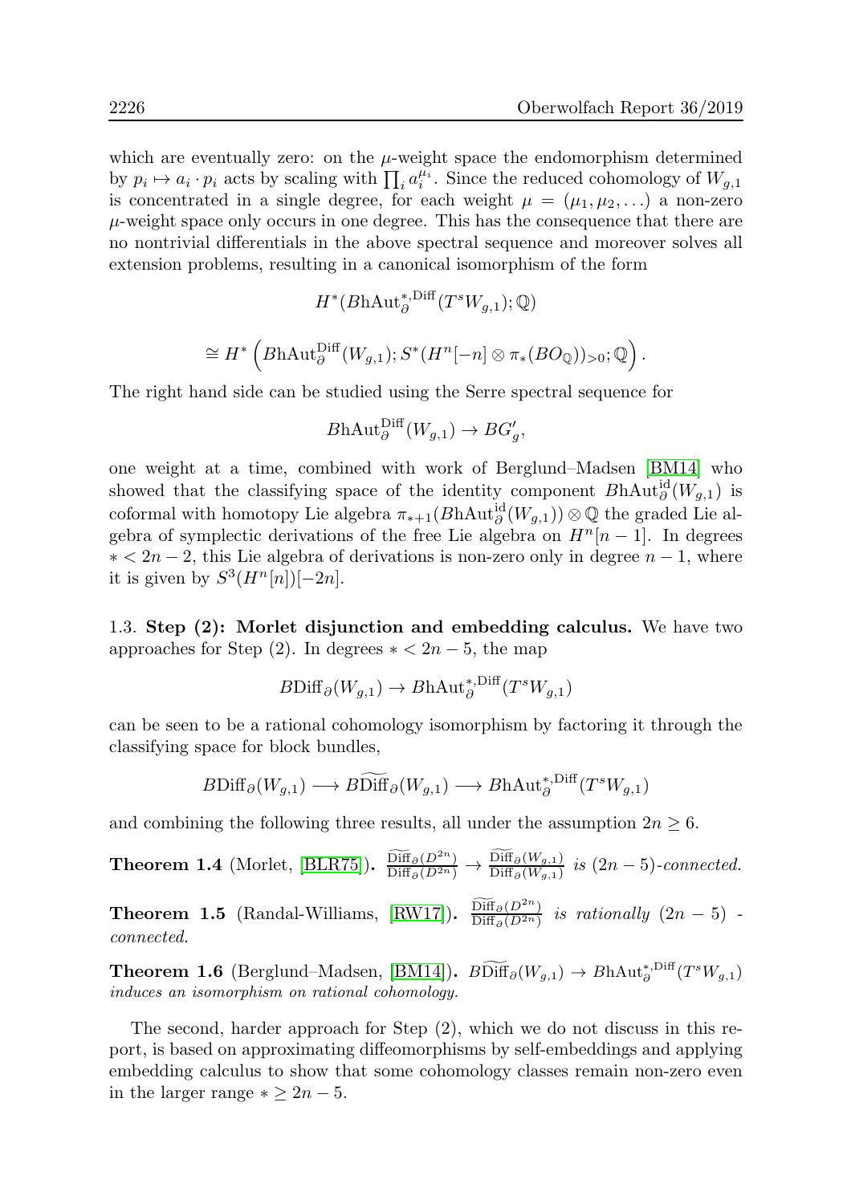which are eventually zero: on the $\mu$-weight space the endomorphism determined by $p_i \mapsto a_i \cdot p_i$ acts by scaling with $\prod_i a_i^{\mu_i}$. Since the reduced cohomology of $W_{g,1}$ is concentrated in a single degree, for each weight $\mu = (\mu_1, \mu_2, \ldots)$ a non-zero $\mu$-weight space only occurs in one degree. This has the consequence that there are no nontrivial differentials in the above spectral sequence and moreover solves all extension problems, resulting in a canonical isomorphism of the form

$$H^*(B\mathrm{hAut}_\partial^{*,\mathrm{Diff}}(T^s W_{g,1}); \mathbb{Q})$$

$$\cong H^*\left(B\mathrm{hAut}_\partial^{\mathrm{Diff}}(W_{g,1}); S^*(H^n[-n] \otimes \pi_*(BO_{\mathbb{Q}}))_{>0}; \mathbb{Q}\right).$$

The right hand side can be studied using the Serre spectral sequence for

$$B\mathrm{hAut}_\partial^{\mathrm{Diff}}(W_{g,1}) \to BG'_g,$$

one weight at a time, combined with work of Berglund–Madsen [BM14] who showed that the classifying space of the identity component $B\mathrm{hAut}_\partial^{\mathrm{id}}(W_{g,1})$ is coformal with homotopy Lie algebra $\pi_{*+1}(B\mathrm{hAut}_\partial^{\mathrm{id}}(W_{g,1})) \otimes \mathbb{Q}$ the graded Lie algebra of symplectic derivations of the free Lie algebra on $H^n[n-1]$. In degrees $* < 2n-2$, this Lie algebra of derivations is non-zero only in degree $n-1$, where it is given by $S^3(H^n[n])[-2n]$.

1.3. **Step (2): Morlet disjunction and embedding calculus.** We have two approaches for Step (2). In degrees $* < 2n-5$, the map

$$B\mathrm{Diff}_\partial(W_{g,1}) \to B\mathrm{hAut}_\partial^{*,\mathrm{Diff}}(T^s W_{g,1})$$

can be seen to be a rational cohomology isomorphism by factoring it through the classifying space for block bundles,

$$B\mathrm{Diff}_\partial(W_{g,1}) \longrightarrow B\widetilde{\mathrm{Diff}}_\partial(W_{g,1}) \longrightarrow B\mathrm{hAut}_\partial^{*,\mathrm{Diff}}(T^s W_{g,1})$$

and combining the following three results, all under the assumption $2n \geq 6$.

**Theorem 1.4** (Morlet, [BLR75]). *$\frac{\widetilde{\mathrm{Diff}}_\partial(D^{2n})}{\mathrm{Diff}_\partial(D^{2n})} \to \frac{\widetilde{\mathrm{Diff}}_\partial(W_{g,1})}{\mathrm{Diff}_\partial(W_{g,1})}$ is $(2n-5)$-connected.*

**Theorem 1.5** (Randal-Williams, [RW17]). *$\frac{\widetilde{\mathrm{Diff}}_\partial(D^{2n})}{\mathrm{Diff}_\partial(D^{2n})}$ is rationally $(2n-5)$-connected.*

**Theorem 1.6** (Berglund–Madsen, [BM14]). *$B\widetilde{\mathrm{Diff}}_\partial(W_{g,1}) \to B\mathrm{hAut}_\partial^{*,\mathrm{Diff}}(T^s W_{g,1})$ induces an isomorphism on rational cohomology.*

The second, harder approach for Step (2), which we do not discuss in this report, is based on approximating diffeomorphisms by self-embeddings and applying embedding calculus to show that some cohomology classes remain non-zero even in the larger range $* \geq 2n-5$.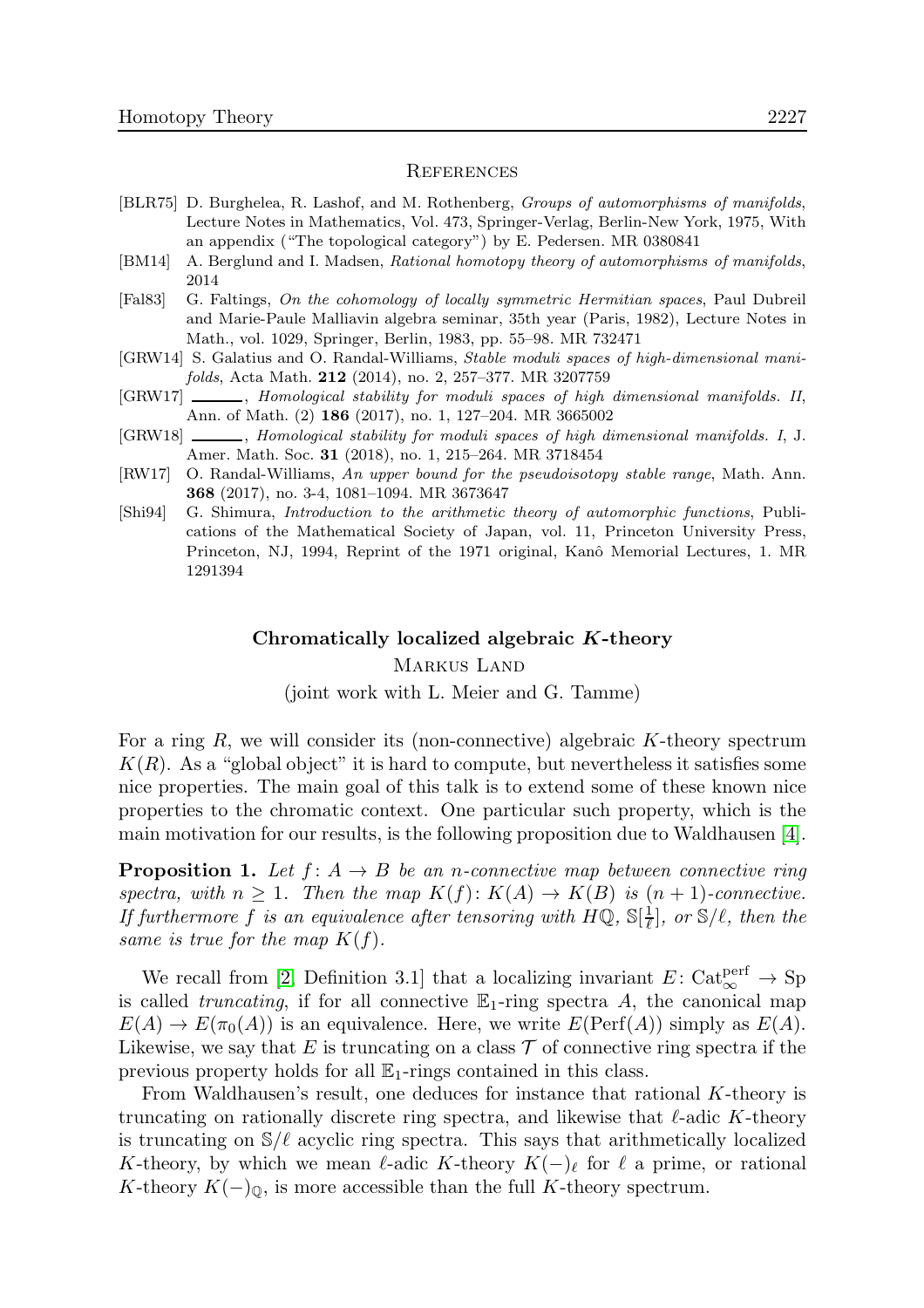## References

- [BLR75] D. Burghelea, R. Lashof, and M. Rothenberg, *Groups of automorphisms of manifolds*, Lecture Notes in Mathematics, Vol. 473, Springer-Verlag, Berlin-New York, 1975, With an appendix ("The topological category") by E. Pedersen. MR 0380841
- [BM14] A. Berglund and I. Madsen, *Rational homotopy theory of automorphisms of manifolds*, 2014
- [Fal83] G. Faltings, *On the cohomology of locally symmetric Hermitian spaces*, Paul Dubreil and Marie-Paule Malliavin algebra seminar, 35th year (Paris, 1982), Lecture Notes in Math., vol. 1029, Springer, Berlin, 1983, pp. 55–98. MR 732471
- [GRW14] S. Galatius and O. Randal-Williams, *Stable moduli spaces of high-dimensional manifolds*, Acta Math. **212** (2014), no. 2, 257–377. MR 3207759
- [GRW17] ———, *Homological stability for moduli spaces of high dimensional manifolds. II*, Ann. of Math. (2) **186** (2017), no. 1, 127–204. MR 3665002
- [GRW18] ———, *Homological stability for moduli spaces of high dimensional manifolds. I*, J. Amer. Math. Soc. **31** (2018), no. 1, 215–264. MR 3718454
- [RW17] O. Randal-Williams, *An upper bound for the pseudoisotopy stable range*, Math. Ann. **368** (2017), no. 3-4, 1081–1094. MR 3673647
- [Shi94] G. Shimura, *Introduction to the arithmetic theory of automorphic functions*, Publications of the Mathematical Society of Japan, vol. 11, Princeton University Press, Princeton, NJ, 1994, Reprint of the 1971 original, Kanô Memorial Lectures, 1. MR 1291394

# Chromatically localized algebraic $K$-theory

Markus Land

(joint work with L. Meier and G. Tamme)

For a ring $R$, we will consider its (non-connective) algebraic $K$-theory spectrum $K(R)$. As a "global object" it is hard to compute, but nevertheless it satisfies some nice properties. The main goal of this talk is to extend some of these known nice properties to the chromatic context. One particular such property, which is the main motivation for our results, is the following proposition due to Waldhausen [4].

**Proposition 1.** *Let $f\colon A \to B$ be an $n$-connective map between connective ring spectra, with $n \geq 1$. Then the map $K(f)\colon K(A) \to K(B)$ is $(n+1)$-connective. If furthermore $f$ is an equivalence after tensoring with $H\mathbb{Q}$, $\mathbb{S}[\frac{1}{\ell}]$, or $\mathbb{S}/\ell$, then the same is true for the map $K(f)$.*

We recall from [2, Definition 3.1] that a localizing invariant $E\colon \mathrm{Cat}_\infty^{\mathrm{perf}} \to \mathrm{Sp}$ is called *truncating*, if for all connective $\mathbb{E}_1$-ring spectra $A$, the canonical map $E(A) \to E(\pi_0(A))$ is an equivalence. Here, we write $E(\mathrm{Perf}(A))$ simply as $E(A)$. Likewise, we say that $E$ is truncating on a class $\mathcal{T}$ of connective ring spectra if the previous property holds for all $\mathbb{E}_1$-rings contained in this class.

From Waldhausen's result, one deduces for instance that rational $K$-theory is truncating on rationally discrete ring spectra, and likewise that $\ell$-adic $K$-theory is truncating on $\mathbb{S}/\ell$ acyclic ring spectra. This says that arithmetically localized $K$-theory, by which we mean $\ell$-adic $K$-theory $K(-)_\ell$ for $\ell$ a prime, or rational $K$-theory $K(-)_\mathbb{Q}$, is more accessible than the full $K$-theory spectrum.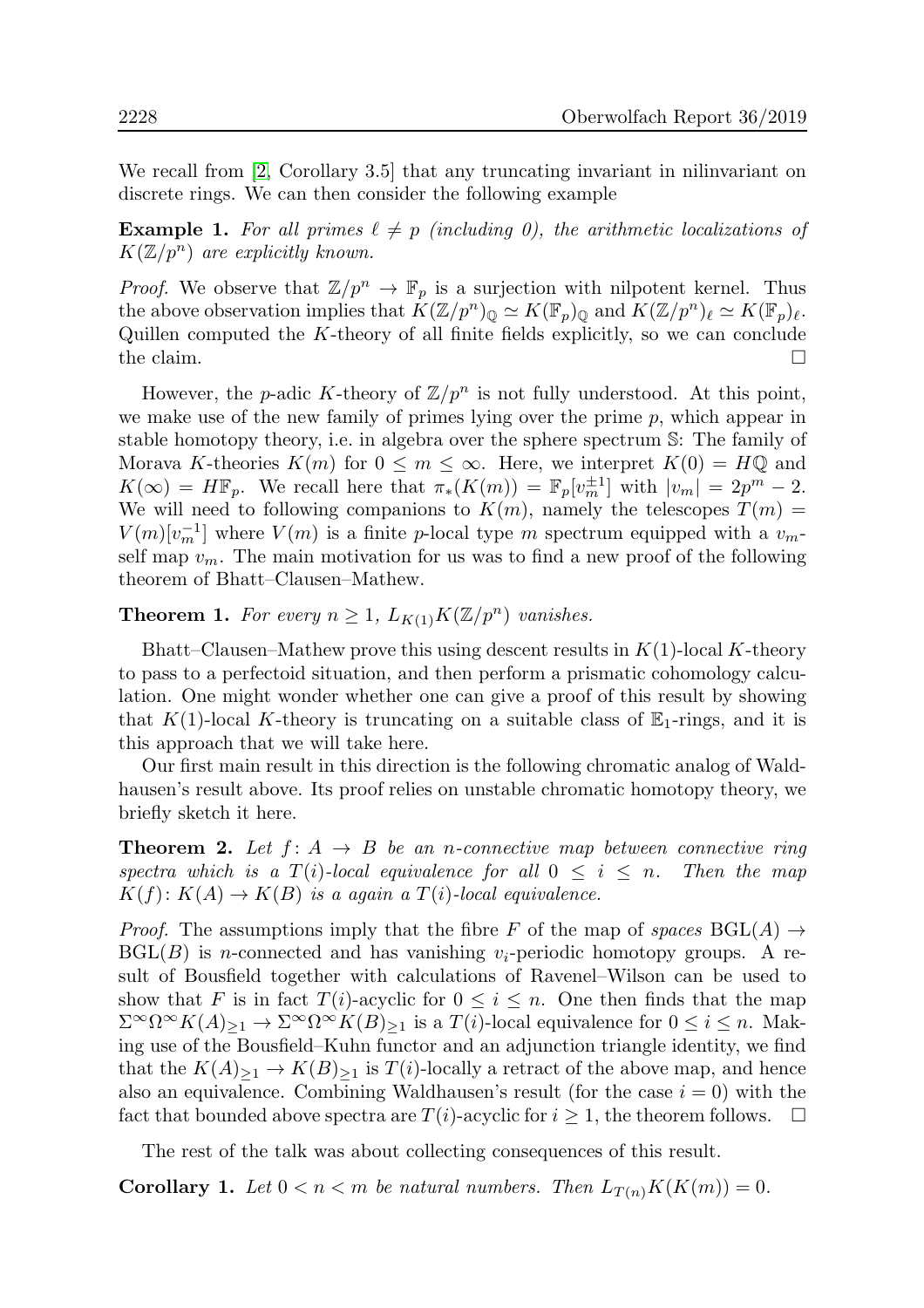We recall from [2, Corollary 3.5] that any truncating invariant in nilinvariant on discrete rings. We can then consider the following example

**Example 1.** *For all primes $\ell \neq p$ (including 0), the arithmetic localizations of $K(\mathbb{Z}/p^n)$ are explicitly known.*

*Proof.* We observe that $\mathbb{Z}/p^n \to \mathbb{F}_p$ is a surjection with nilpotent kernel. Thus the above observation implies that $K(\mathbb{Z}/p^n)_{\mathbb{Q}} \simeq K(\mathbb{F}_p)_{\mathbb{Q}}$ and $K(\mathbb{Z}/p^n)_\ell \simeq K(\mathbb{F}_p)_\ell$. Quillen computed the $K$-theory of all finite fields explicitly, so we can conclude the claim. □

However, the $p$-adic $K$-theory of $\mathbb{Z}/p^n$ is not fully understood. At this point, we make use of the new family of primes lying over the prime $p$, which appear in stable homotopy theory, i.e. in algebra over the sphere spectrum $\mathbb{S}$: The family of Morava $K$-theories $K(m)$ for $0 \leq m \leq \infty$. Here, we interpret $K(0) = H\mathbb{Q}$ and $K(\infty) = H\mathbb{F}_p$. We recall here that $\pi_*(K(m)) = \mathbb{F}_p[v_m^{\pm 1}]$ with $|v_m| = 2p^m - 2$. We will need to following companions to $K(m)$, namely the telescopes $T(m) = V(m)[v_m^{-1}]$ where $V(m)$ is a finite $p$-local type $m$ spectrum equipped with a $v_m$-self map $v_m$. The main motivation for us was to find a new proof of the following theorem of Bhatt–Clausen–Mathew.

**Theorem 1.** *For every $n \geq 1$, $L_{K(1)}K(\mathbb{Z}/p^n)$ vanishes.*

Bhatt–Clausen–Mathew prove this using descent results in $K(1)$-local $K$-theory to pass to a perfectoid situation, and then perform a prismatic cohomology calculation. One might wonder whether one can give a proof of this result by showing that $K(1)$-local $K$-theory is truncating on a suitable class of $\mathbb{E}_1$-rings, and it is this approach that we will take here.

Our first main result in this direction is the following chromatic analog of Waldhausen's result above. Its proof relies on unstable chromatic homotopy theory, we briefly sketch it here.

**Theorem 2.** *Let $f\colon A \to B$ be an $n$-connective map between connective ring spectra which is a $T(i)$-local equivalence for all $0 \leq i \leq n$. Then the map $K(f)\colon K(A) \to K(B)$ is a again a $T(i)$-local equivalence.*

*Proof.* The assumptions imply that the fibre $F$ of the map of *spaces* $\mathrm{BGL}(A) \to \mathrm{BGL}(B)$ is $n$-connected and has vanishing $v_i$-periodic homotopy groups. A result of Bousfield together with calculations of Ravenel–Wilson can be used to show that $F$ is in fact $T(i)$-acyclic for $0 \leq i \leq n$. One then finds that the map $\Sigma^\infty\Omega^\infty K(A)_{\geq 1} \to \Sigma^\infty\Omega^\infty K(B)_{\geq 1}$ is a $T(i)$-local equivalence for $0 \leq i \leq n$. Making use of the Bousfield–Kuhn functor and an adjunction triangle identity, we find that the $K(A)_{\geq 1} \to K(B)_{\geq 1}$ is $T(i)$-locally a retract of the above map, and hence also an equivalence. Combining Waldhausen's result (for the case $i = 0$) with the fact that bounded above spectra are $T(i)$-acyclic for $i \geq 1$, the theorem follows. □

The rest of the talk was about collecting consequences of this result.

**Corollary 1.** *Let $0 < n < m$ be natural numbers. Then $L_{T(n)}K(K(m)) = 0$.*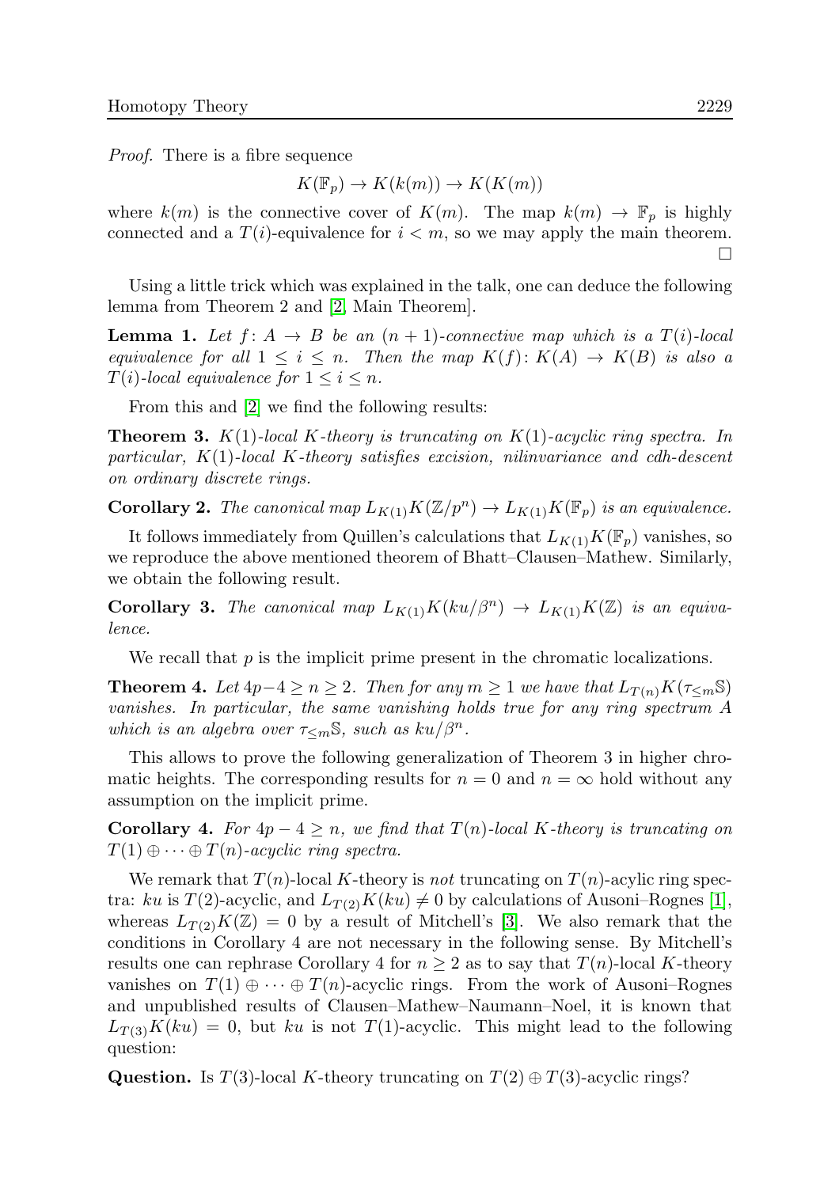*Proof.* There is a fibre sequence

$$K(\mathbb{F}_p) \to K(k(m)) \to K(K(m))$$

where $k(m)$ is the connective cover of $K(m)$. The map $k(m) \to \mathbb{F}_p$ is highly connected and a $T(i)$-equivalence for $i < m$, so we may apply the main theorem. □

Using a little trick which was explained in the talk, one can deduce the following lemma from Theorem 2 and [2, Main Theorem].

**Lemma 1.** *Let $f\colon A \to B$ be an $(n+1)$-connective map which is a $T(i)$-local equivalence for all $1 \leq i \leq n$. Then the map $K(f)\colon K(A) \to K(B)$ is also a $T(i)$-local equivalence for $1 \leq i \leq n$.*

From this and [2] we find the following results:

**Theorem 3.** *$K(1)$-local $K$-theory is truncating on $K(1)$-acyclic ring spectra. In particular, $K(1)$-local $K$-theory satisfies excision, nilinvariance and cdh-descent on ordinary discrete rings.*

**Corollary 2.** *The canonical map $L_{K(1)}K(\mathbb{Z}/p^n) \to L_{K(1)}K(\mathbb{F}_p)$ is an equivalence.*

It follows immediately from Quillen's calculations that $L_{K(1)}K(\mathbb{F}_p)$ vanishes, so we reproduce the above mentioned theorem of Bhatt–Clausen–Mathew. Similarly, we obtain the following result.

**Corollary 3.** *The canonical map $L_{K(1)}K(ku/\beta^n) \to L_{K(1)}K(\mathbb{Z})$ is an equivalence.*

We recall that $p$ is the implicit prime present in the chromatic localizations.

**Theorem 4.** *Let $4p-4 \geq n \geq 2$. Then for any $m \geq 1$ we have that $L_{T(n)}K(\tau_{\leq m}\mathbb{S})$ vanishes. In particular, the same vanishing holds true for any ring spectrum $A$ which is an algebra over $\tau_{\leq m}\mathbb{S}$, such as $ku/\beta^n$.*

This allows to prove the following generalization of Theorem 3 in higher chromatic heights. The corresponding results for $n = 0$ and $n = \infty$ hold without any assumption on the implicit prime.

**Corollary 4.** *For $4p - 4 \geq n$, we find that $T(n)$-local $K$-theory is truncating on $T(1) \oplus \cdots \oplus T(n)$-acyclic ring spectra.*

We remark that $T(n)$-local $K$-theory is *not* truncating on $T(n)$-acylic ring spectra: $ku$ is $T(2)$-acyclic, and $L_{T(2)}K(ku) \neq 0$ by calculations of Ausoni–Rognes [1], whereas $L_{T(2)}K(\mathbb{Z}) = 0$ by a result of Mitchell's [3]. We also remark that the conditions in Corollary 4 are not necessary in the following sense. By Mitchell's results one can rephrase Corollary 4 for $n \geq 2$ as to say that $T(n)$-local $K$-theory vanishes on $T(1) \oplus \cdots \oplus T(n)$-acyclic rings. From the work of Ausoni–Rognes and unpublished results of Clausen–Mathew–Naumann–Noel, it is known that $L_{T(3)}K(ku) = 0$, but $ku$ is not $T(1)$-acyclic. This might lead to the following question:

**Question.** Is $T(3)$-local $K$-theory truncating on $T(2) \oplus T(3)$-acyclic rings?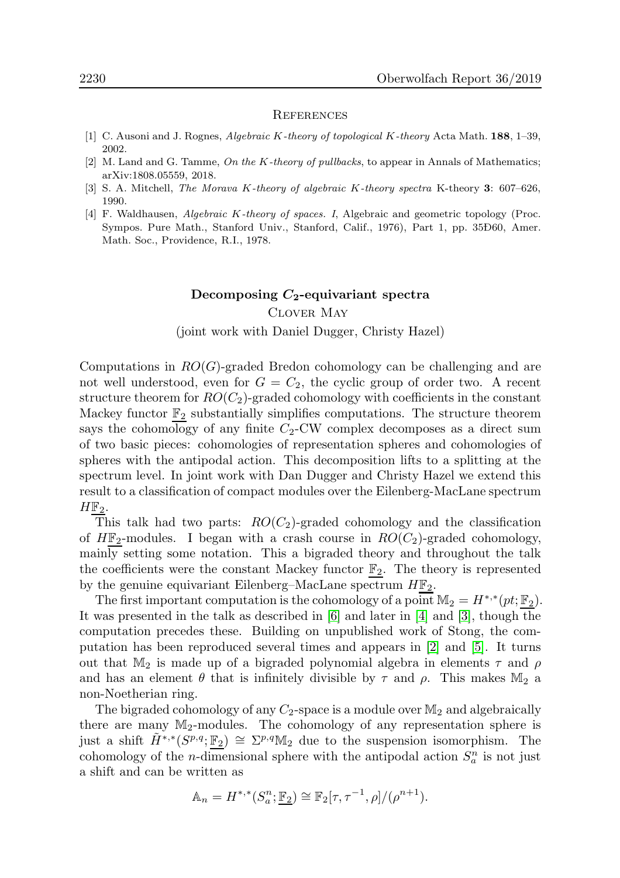## References

[1] C. Ausoni and J. Rognes, *Algebraic K-theory of topological K-theory* Acta Math. **188**, 1–39, 2002.

[2] M. Land and G. Tamme, *On the K-theory of pullbacks*, to appear in Annals of Mathematics; arXiv:1808.05559, 2018.

[3] S. A. Mitchell, *The Morava K-theory of algebraic K-theory spectra* K-theory **3**: 607–626, 1990.

[4] F. Waldhausen, *Algebraic K-theory of spaces. I*, Algebraic and geometric topology (Proc. Sympos. Pure Math., Stanford Univ., Stanford, Calif., 1976), Part 1, pp. 35Ð60, Amer. Math. Soc., Providence, R.I., 1978.

## Decomposing $C_2$-equivariant spectra

Clover May

(joint work with Daniel Dugger, Christy Hazel)

Computations in $RO(G)$-graded Bredon cohomology can be challenging and are not well understood, even for $G = C_2$, the cyclic group of order two. A recent structure theorem for $RO(C_2)$-graded cohomology with coefficients in the constant Mackey functor $\underline{\mathbb{F}_2}$ substantially simplifies computations. The structure theorem says the cohomology of any finite $C_2$-CW complex decomposes as a direct sum of two basic pieces: cohomologies of representation spheres and cohomologies of spheres with the antipodal action. This decomposition lifts to a splitting at the spectrum level. In joint work with Dan Dugger and Christy Hazel we extend this result to a classification of compact modules over the Eilenberg-MacLane spectrum $H\underline{\mathbb{F}_2}$.

This talk had two parts: $RO(C_2)$-graded cohomology and the classification of $H\underline{\mathbb{F}_2}$-modules. I began with a crash course in $RO(C_2)$-graded cohomology, mainly setting some notation. This a bigraded theory and throughout the talk the coefficients were the constant Mackey functor $\underline{\mathbb{F}_2}$. The theory is represented by the genuine equivariant Eilenberg–MacLane spectrum $H\underline{\mathbb{F}_2}$.

The first important computation is the cohomology of a point $\mathbb{M}_2 = H^{*,*}(pt; \underline{\mathbb{F}_2})$. It was presented in the talk as described in [6] and later in [4] and [3], though the computation precedes these. Building on unpublished work of Stong, the computation has been reproduced several times and appears in [2] and [5]. It turns out that $\mathbb{M}_2$ is made up of a bigraded polynomial algebra in elements $\tau$ and $\rho$ and has an element $\theta$ that is infinitely divisible by $\tau$ and $\rho$. This makes $\mathbb{M}_2$ a non-Noetherian ring.

The bigraded cohomology of any $C_2$-space is a module over $\mathbb{M}_2$ and algebraically there are many $\mathbb{M}_2$-modules. The cohomology of any representation sphere is just a shift $\tilde{H}^{*,*}(S^{p,q}; \underline{\mathbb{F}_2}) \cong \Sigma^{p,q}\mathbb{M}_2$ due to the suspension isomorphism. The cohomology of the $n$-dimensional sphere with the antipodal action $S^n_a$ is not just a shift and can be written as

$$\mathbb{A}_n = H^{*,*}(S^n_a; \underline{\mathbb{F}_2}) \cong \mathbb{F}_2[\tau, \tau^{-1}, \rho]/(\rho^{n+1}).$$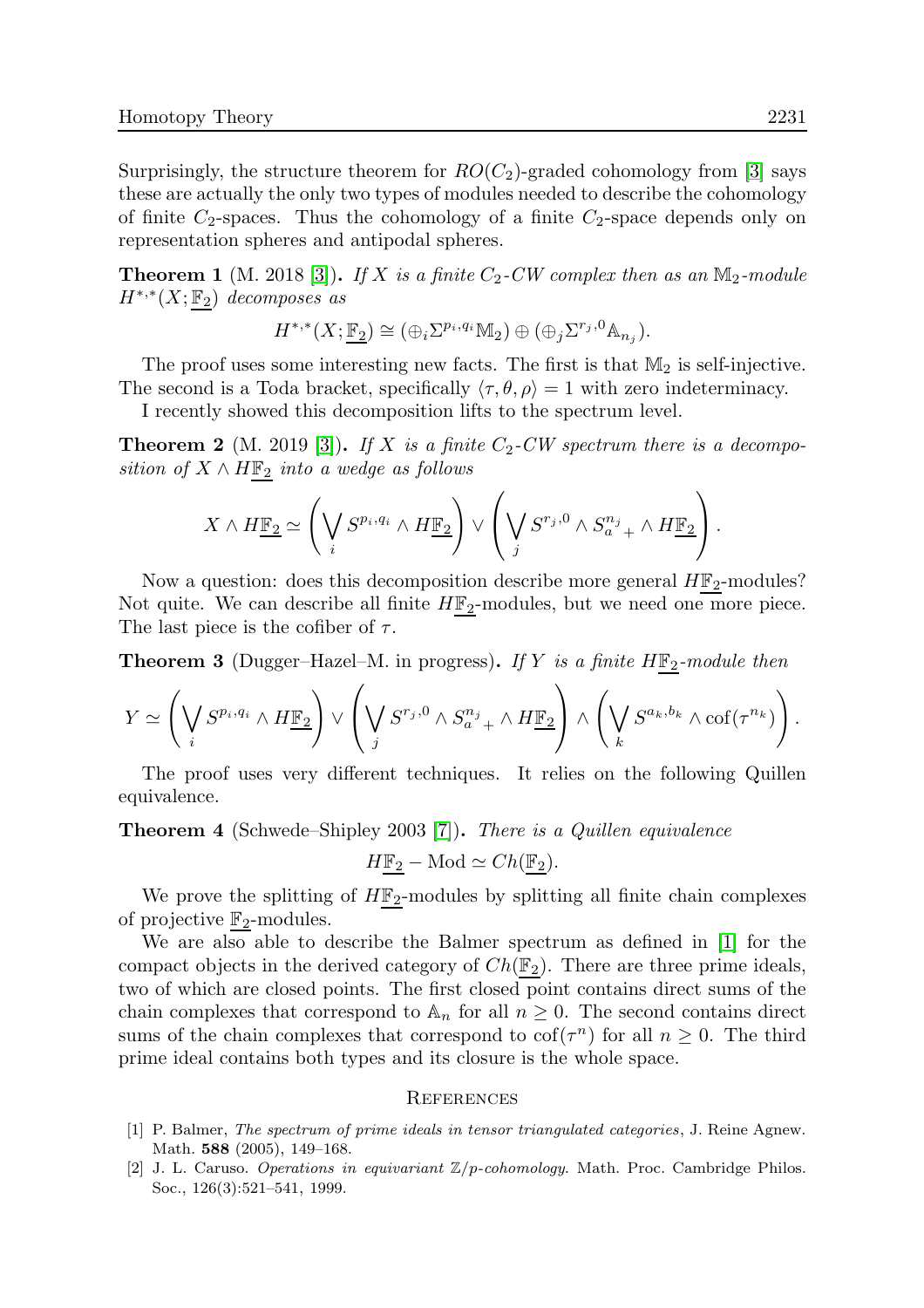Surprisingly, the structure theorem for $RO(C_2)$-graded cohomology from [3] says these are actually the only two types of modules needed to describe the cohomology of finite $C_2$-spaces. Thus the cohomology of a finite $C_2$-space depends only on representation spheres and antipodal spheres.

**Theorem 1** (M. 2018 [3])**.** *If $X$ is a finite $C_2$-CW complex then as an $\mathbb{M}_2$-module $H^{*,*}(X;\underline{\mathbb{F}_2})$ decomposes as*

$$H^{*,*}(X;\underline{\mathbb{F}_2}) \cong (\oplus_i \Sigma^{p_i,q_i}\mathbb{M}_2) \oplus (\oplus_j \Sigma^{r_j,0}\mathbb{A}_{n_j}).$$

The proof uses some interesting new facts. The first is that $\mathbb{M}_2$ is self-injective. The second is a Toda bracket, specifically $\langle \tau, \theta, \rho \rangle = 1$ with zero indeterminacy.

I recently showed this decomposition lifts to the spectrum level.

**Theorem 2** (M. 2019 [3])**.** *If $X$ is a finite $C_2$-CW spectrum there is a decomposition of $X \wedge H\underline{\mathbb{F}_2}$ into a wedge as follows*

$$X \wedge H\underline{\mathbb{F}_2} \simeq \left( \bigvee_i S^{p_i,q_i} \wedge H\underline{\mathbb{F}_2} \right) \vee \left( \bigvee_j S^{r_j,0} \wedge S^{n_j}_{a}{}_{+} \wedge H\underline{\mathbb{F}_2} \right).$$

Now a question: does this decomposition describe more general $H\underline{\mathbb{F}_2}$-modules? Not quite. We can describe all finite $H\underline{\mathbb{F}_2}$-modules, but we need one more piece. The last piece is the cofiber of $\tau$.

**Theorem 3** (Dugger–Hazel–M. in progress)**.** *If $Y$ is a finite $H\underline{\mathbb{F}_2}$-module then*

$$Y \simeq \left( \bigvee_i S^{p_i,q_i} \wedge H\underline{\mathbb{F}_2} \right) \vee \left( \bigvee_j S^{r_j,0} \wedge S^{n_j}_{a}{}_{+} \wedge H\underline{\mathbb{F}_2} \right) \wedge \left( \bigvee_k S^{a_k,b_k} \wedge \mathrm{cof}(\tau^{n_k}) \right).$$

The proof uses very different techniques. It relies on the following Quillen equivalence.

**Theorem 4** (Schwede–Shipley 2003 [7])**.** *There is a Quillen equivalence*

$$H\underline{\mathbb{F}_2} - \mathrm{Mod} \simeq Ch(\underline{\mathbb{F}_2}).$$

We prove the splitting of $H\underline{\mathbb{F}_2}$-modules by splitting all finite chain complexes of projective $\underline{\mathbb{F}_2}$-modules.

We are also able to describe the Balmer spectrum as defined in [1] for the compact objects in the derived category of $Ch(\underline{\mathbb{F}_2})$. There are three prime ideals, two of which are closed points. The first closed point contains direct sums of the chain complexes that correspond to $\mathbb{A}_n$ for all $n \geq 0$. The second contains direct sums of the chain complexes that correspond to $\mathrm{cof}(\tau^n)$ for all $n \geq 0$. The third prime ideal contains both types and its closure is the whole space.

## References

[1] P. Balmer, *The spectrum of prime ideals in tensor triangulated categories*, J. Reine Agnew. Math. **588** (2005), 149–168.

[2] J. L. Caruso. *Operations in equivariant $\mathbb{Z}/p$-cohomology.* Math. Proc. Cambridge Philos. Soc., 126(3):521–541, 1999.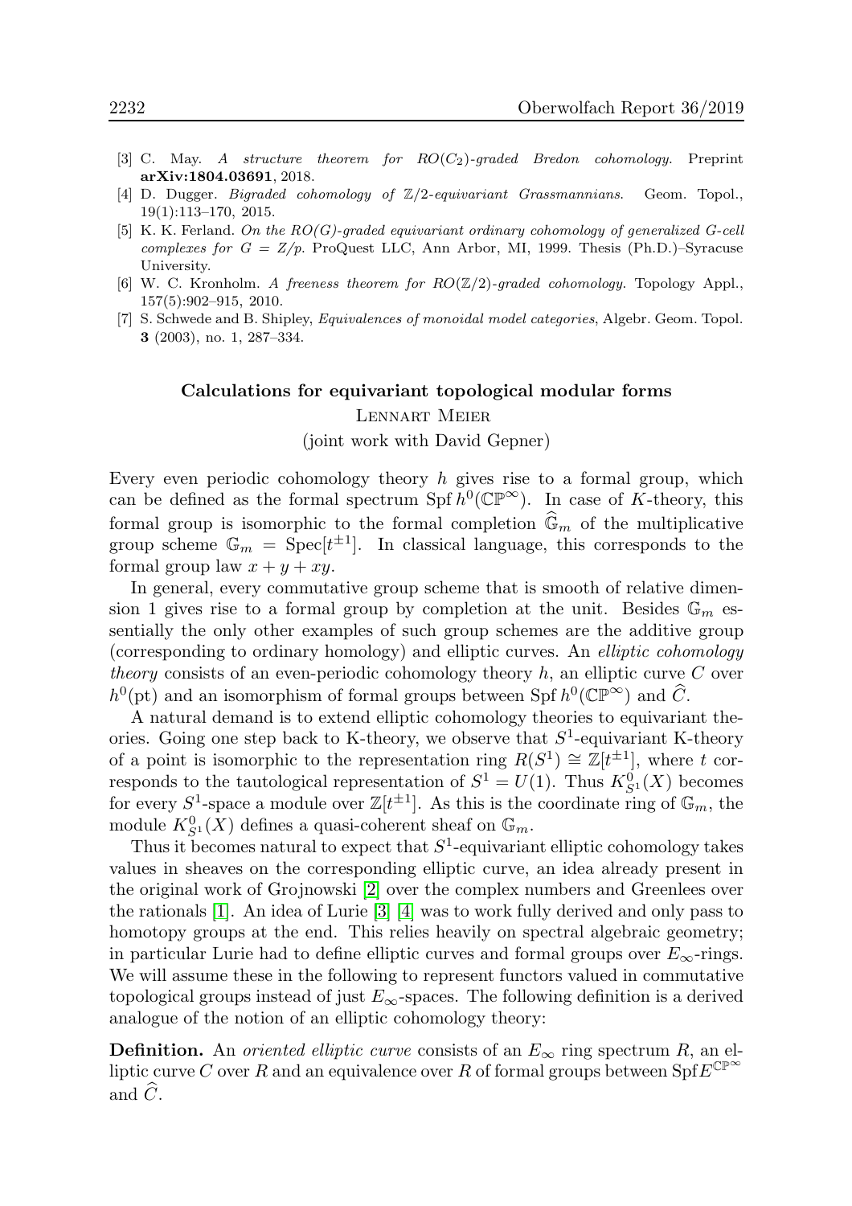[3] C. May. *A structure theorem for $RO(C_2)$-graded Bredon cohomology.* Preprint **arXiv:1804.03691**, 2018.

[4] D. Dugger. *Bigraded cohomology of $\mathbb{Z}/2$-equivariant Grassmannians.* Geom. Topol., 19(1):113–170, 2015.

[5] K. K. Ferland. *On the RO(G)-graded equivariant ordinary cohomology of generalized G-cell complexes for $G = Z/p$.* ProQuest LLC, Ann Arbor, MI, 1999. Thesis (Ph.D.)–Syracuse University.

[6] W. C. Kronholm. *A freeness theorem for $RO(\mathbb{Z}/2)$-graded cohomology.* Topology Appl., 157(5):902–915, 2010.

[7] S. Schwede and B. Shipley, *Equivalences of monoidal model categories*, Algebr. Geom. Topol. **3** (2003), no. 1, 287–334.

## Calculations for equivariant topological modular forms

Lennart Meier

(joint work with David Gepner)

Every even periodic cohomology theory $h$ gives rise to a formal group, which can be defined as the formal spectrum $\operatorname{Spf} h^0(\mathbb{CP}^\infty)$. In case of $K$-theory, this formal group is isomorphic to the formal completion $\widehat{\mathbb{G}}_m$ of the multiplicative group scheme $\mathbb{G}_m = \operatorname{Spec}[t^{\pm 1}]$. In classical language, this corresponds to the formal group law $x + y + xy$.

In general, every commutative group scheme that is smooth of relative dimension 1 gives rise to a formal group by completion at the unit. Besides $\mathbb{G}_m$ essentially the only other examples of such group schemes are the additive group (corresponding to ordinary homology) and elliptic curves. An *elliptic cohomology theory* consists of an even-periodic cohomology theory $h$, an elliptic curve $C$ over $h^0(\mathrm{pt})$ and an isomorphism of formal groups between $\operatorname{Spf} h^0(\mathbb{CP}^\infty)$ and $\widehat{C}$.

A natural demand is to extend elliptic cohomology theories to equivariant theories. Going one step back to K-theory, we observe that $S^1$-equivariant K-theory of a point is isomorphic to the representation ring $R(S^1) \cong \mathbb{Z}[t^{\pm 1}]$, where $t$ corresponds to the tautological representation of $S^1 = U(1)$. Thus $K^0_{S^1}(X)$ becomes for every $S^1$-space a module over $\mathbb{Z}[t^{\pm 1}]$. As this is the coordinate ring of $\mathbb{G}_m$, the module $K^0_{S^1}(X)$ defines a quasi-coherent sheaf on $\mathbb{G}_m$.

Thus it becomes natural to expect that $S^1$-equivariant elliptic cohomology takes values in sheaves on the corresponding elliptic curve, an idea already present in the original work of Grojnowski [2] over the complex numbers and Greenlees over the rationals [1]. An idea of Lurie [3] [4] was to work fully derived and only pass to homotopy groups at the end. This relies heavily on spectral algebraic geometry; in particular Lurie had to define elliptic curves and formal groups over $E_\infty$-rings. We will assume these in the following to represent functors valued in commutative topological groups instead of just $E_\infty$-spaces. The following definition is a derived analogue of the notion of an elliptic cohomology theory:

**Definition.** An *oriented elliptic curve* consists of an $E_\infty$ ring spectrum $R$, an elliptic curve $C$ over $R$ and an equivalence over $R$ of formal groups between $\operatorname{Spf} E^{\mathbb{CP}^\infty}$ and $\widehat{C}$.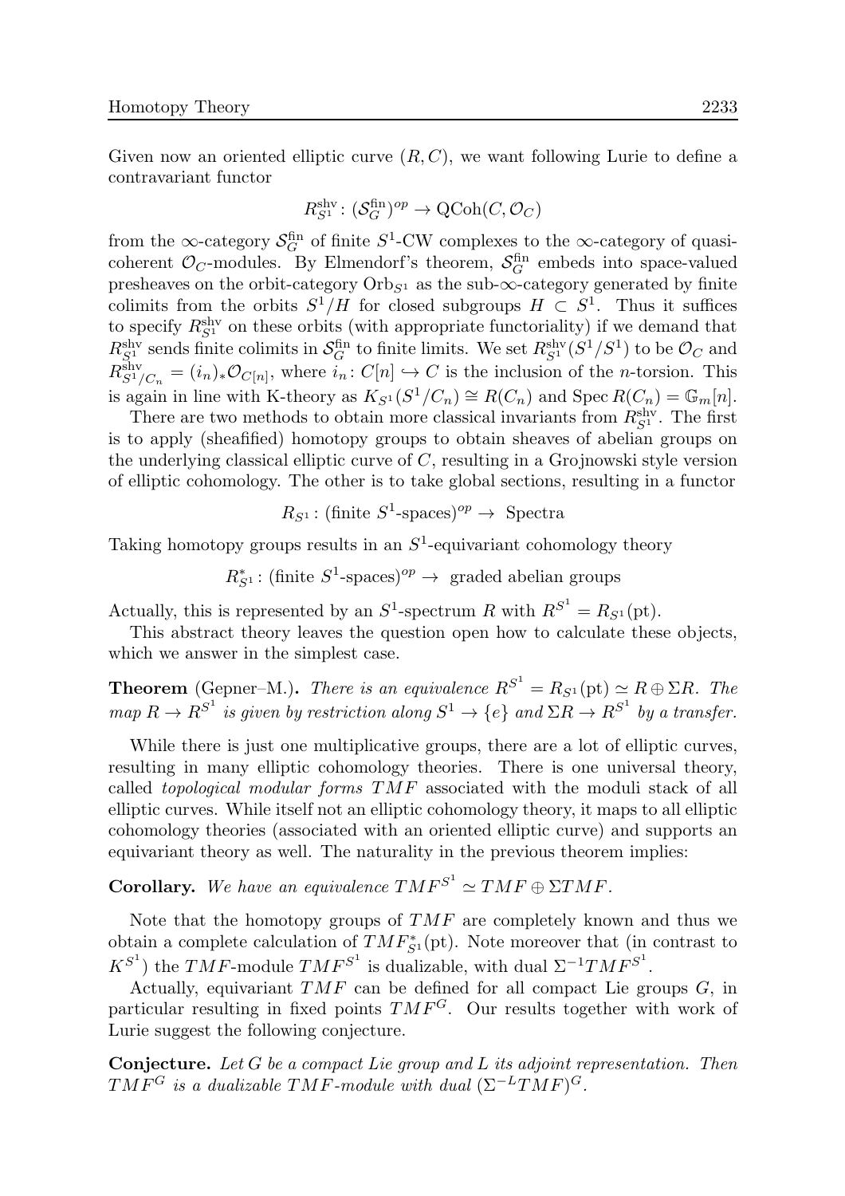Given now an oriented elliptic curve $(R, C)$, we want following Lurie to define a contravariant functor

$$R^{\text{shv}}_{S^1} \colon (\mathcal{S}^{\text{fin}}_G)^{op} \to \text{QCoh}(C, \mathcal{O}_C)$$

from the $\infty$-category $\mathcal{S}^{\text{fin}}_G$ of finite $S^1$-CW complexes to the $\infty$-category of quasi-coherent $\mathcal{O}_C$-modules. By Elmendorf's theorem, $\mathcal{S}^{\text{fin}}_G$ embeds into space-valued presheaves on the orbit-category $\text{Orb}_{S^1}$ as the sub-$\infty$-category generated by finite colimits from the orbits $S^1/H$ for closed subgroups $H \subset S^1$. Thus it suffices to specify $R^{\text{shv}}_{S^1}$ on these orbits (with appropriate functoriality) if we demand that $R^{\text{shv}}_{S^1}$ sends finite colimits in $\mathcal{S}^{\text{fin}}_G$ to finite limits. We set $R^{\text{shv}}_{S^1}(S^1/S^1)$ to be $\mathcal{O}_C$ and $R^{\text{shv}}_{S^1/C_n} = (i_n)_* \mathcal{O}_{C[n]}$, where $i_n \colon C[n] \hookrightarrow C$ is the inclusion of the $n$-torsion. This is again in line with K-theory as $K_{S^1}(S^1/C_n) \cong R(C_n)$ and $\text{Spec}\, R(C_n) = \mathbb{G}_m[n]$.

There are two methods to obtain more classical invariants from $R^{\text{shv}}_{S^1}$. The first is to apply (sheafified) homotopy groups to obtain sheaves of abelian groups on the underlying classical elliptic curve of $C$, resulting in a Grojnowski style version of elliptic cohomology. The other is to take global sections, resulting in a functor

$$R_{S^1} \colon (\text{finite } S^1\text{-spaces})^{op} \to \text{ Spectra}$$

Taking homotopy groups results in an $S^1$-equivariant cohomology theory

$$R^*_{S^1} \colon (\text{finite } S^1\text{-spaces})^{op} \to \text{ graded abelian groups}$$

Actually, this is represented by an $S^1$-spectrum $R$ with $R^{S^1} = R_{S^1}(\text{pt})$.

This abstract theory leaves the question open how to calculate these objects, which we answer in the simplest case.

**Theorem** (Gepner–M.)**.** *There is an equivalence $R^{S^1} = R_{S^1}(\text{pt}) \simeq R \oplus \Sigma R$. The map $R \to R^{S^1}$ is given by restriction along $S^1 \to \{e\}$ and $\Sigma R \to R^{S^1}$ by a transfer.*

While there is just one multiplicative groups, there are a lot of elliptic curves, resulting in many elliptic cohomology theories. There is one universal theory, called *topological modular forms $TMF$* associated with the moduli stack of all elliptic curves. While itself not an elliptic cohomology theory, it maps to all elliptic cohomology theories (associated with an oriented elliptic curve) and supports an equivariant theory as well. The naturality in the previous theorem implies:

**Corollary.** *We have an equivalence $TMF^{S^1} \simeq TMF \oplus \Sigma TMF$.*

Note that the homotopy groups of $TMF$ are completely known and thus we obtain a complete calculation of $TMF^*_{S^1}(\text{pt})$. Note moreover that (in contrast to $K^{S^1}$) the $TMF$-module $TMF^{S^1}$ is dualizable, with dual $\Sigma^{-1} TMF^{S^1}$.

Actually, equivariant $TMF$ can be defined for all compact Lie groups $G$, in particular resulting in fixed points $TMF^G$. Our results together with work of Lurie suggest the following conjecture.

**Conjecture.** *Let $G$ be a compact Lie group and $L$ its adjoint representation. Then $TMF^G$ is a dualizable $TMF$-module with dual $(\Sigma^{-L} TMF)^G$.*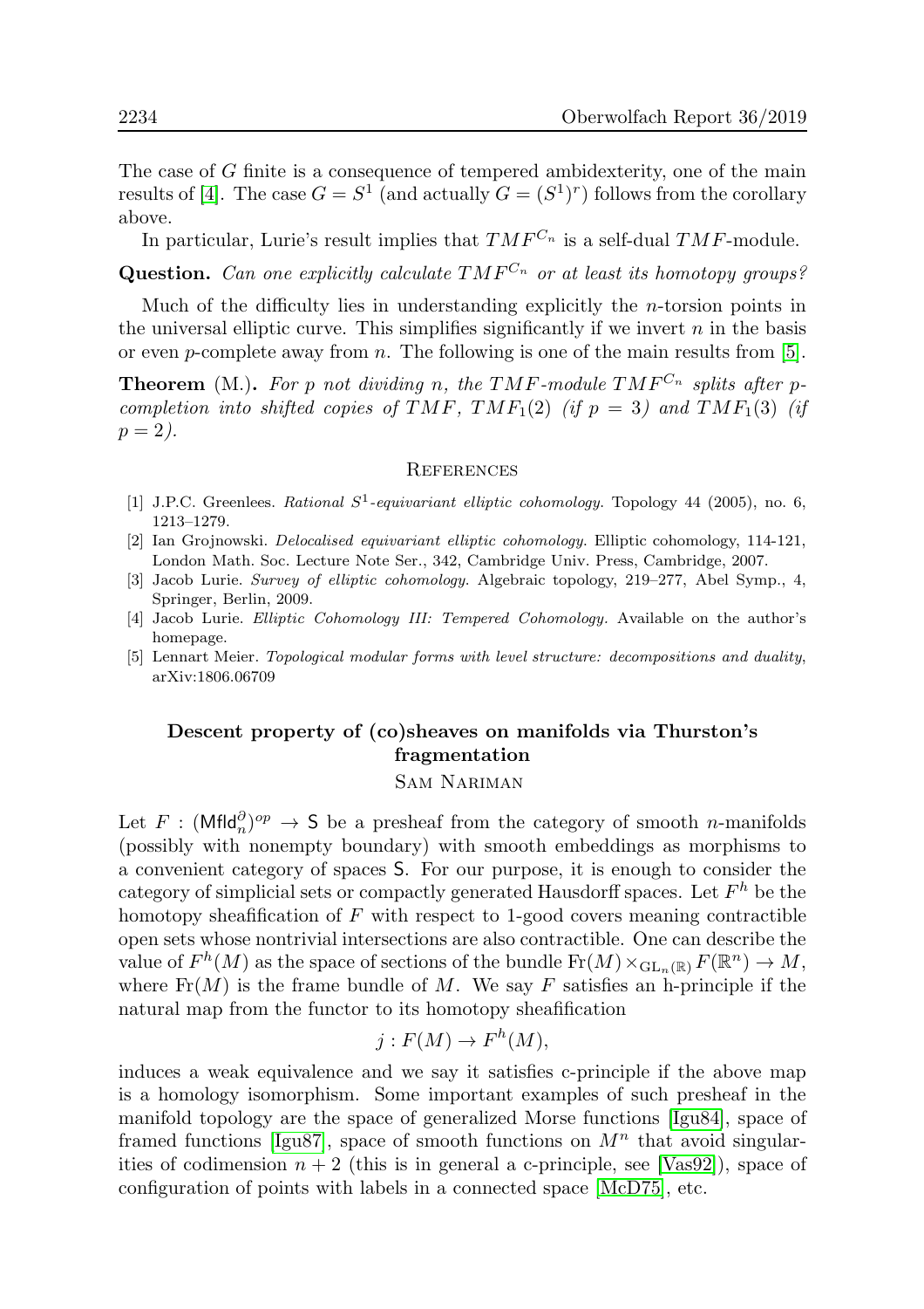The case of $G$ finite is a consequence of tempered ambidexterity, one of the main results of [4]. The case $G = S^1$ (and actually $G = (S^1)^r$) follows from the corollary above.

In particular, Lurie's result implies that $TMF^{C_n}$ is a self-dual $TMF$-module.

**Question.** *Can one explicitly calculate $TMF^{C_n}$ or at least its homotopy groups?*

Much of the difficulty lies in understanding explicitly the $n$-torsion points in the universal elliptic curve. This simplifies significantly if we invert $n$ in the basis or even $p$-complete away from $n$. The following is one of the main results from [5].

**Theorem** (M.)**.** *For $p$ not dividing $n$, the $TMF$-module $TMF^{C_n}$ splits after $p$-completion into shifted copies of $TMF$, $TMF_1(2)$ (if $p = 3$) and $TMF_1(3)$ (if $p = 2$).*

### References

[1] J.P.C. Greenlees. *Rational $S^1$-equivariant elliptic cohomology.* Topology 44 (2005), no. 6, 1213–1279.

[2] Ian Grojnowski. *Delocalised equivariant elliptic cohomology.* Elliptic cohomology, 114-121, London Math. Soc. Lecture Note Ser., 342, Cambridge Univ. Press, Cambridge, 2007.

[3] Jacob Lurie. *Survey of elliptic cohomology.* Algebraic topology, 219–277, Abel Symp., 4, Springer, Berlin, 2009.

[4] Jacob Lurie. *Elliptic Cohomology III: Tempered Cohomology.* Available on the author's homepage.

[5] Lennart Meier. *Topological modular forms with level structure: decompositions and duality*, arXiv:1806.06709

## Descent property of (co)sheaves on manifolds via Thurston's fragmentation

Sam Nariman

Let $F : (\mathsf{Mfld}_n^{\partial})^{op} \to \mathsf{S}$ be a presheaf from the category of smooth $n$-manifolds (possibly with nonempty boundary) with smooth embeddings as morphisms to a convenient category of spaces $\mathsf{S}$. For our purpose, it is enough to consider the category of simplicial sets or compactly generated Hausdorff spaces. Let $F^h$ be the homotopy sheafification of $F$ with respect to 1-good covers meaning contractible open sets whose nontrivial intersections are also contractible. One can describe the value of $F^h(M)$ as the space of sections of the bundle $\mathrm{Fr}(M) \times_{\mathrm{GL}_n(\mathbb{R})} F(\mathbb{R}^n) \to M$, where $\mathrm{Fr}(M)$ is the frame bundle of $M$. We say $F$ satisfies an h-principle if the natural map from the functor to its homotopy sheafification

$$j : F(M) \to F^h(M),$$

induces a weak equivalence and we say it satisfies c-principle if the above map is a homology isomorphism. Some important examples of such presheaf in the manifold topology are the space of generalized Morse functions [Igu84], space of framed functions [Igu87], space of smooth functions on $M^n$ that avoid singularities of codimension $n + 2$ (this is in general a c-principle, see [Vas92]), space of configuration of points with labels in a connected space [McD75], etc.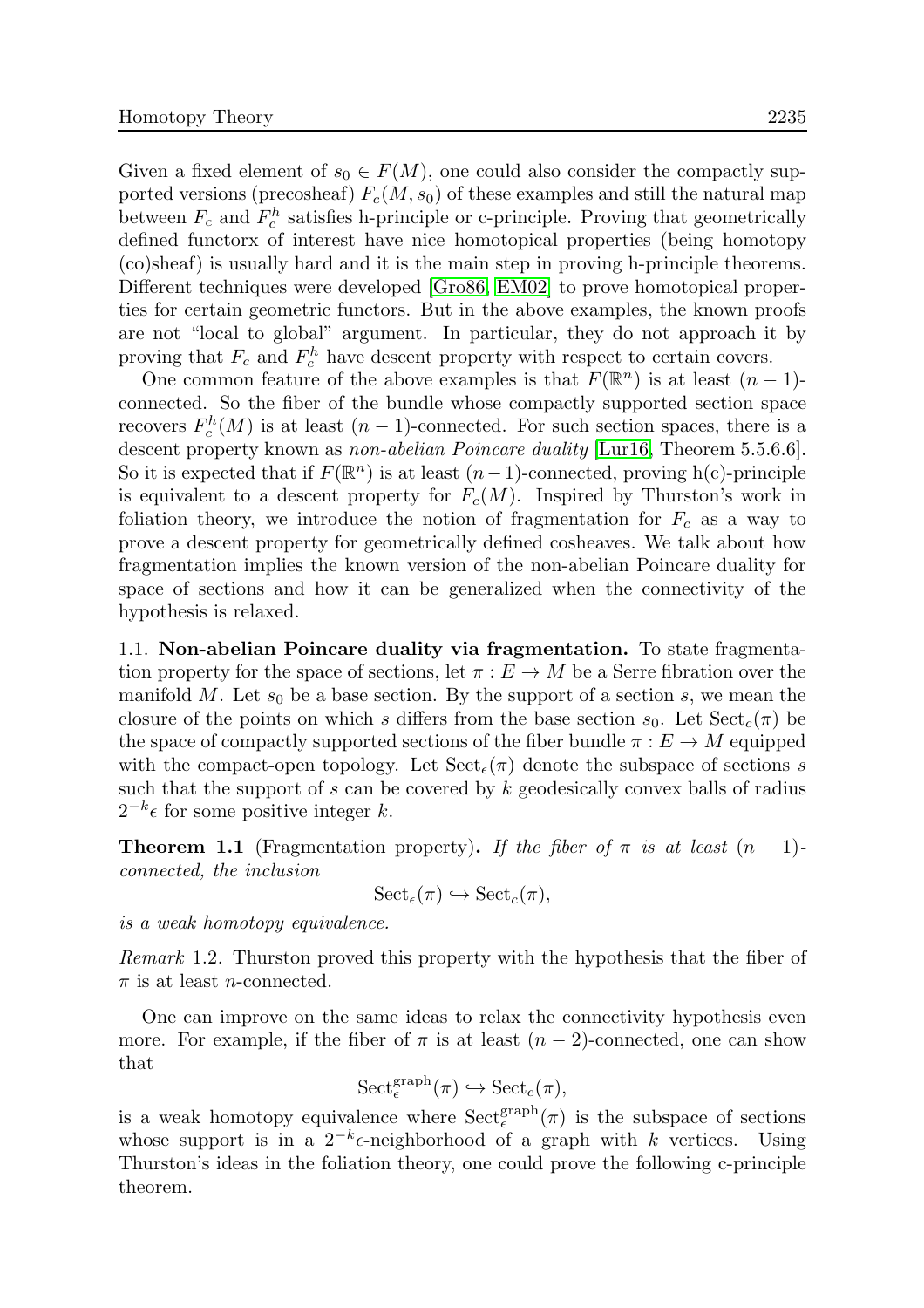Given a fixed element of $s_0 \in F(M)$, one could also consider the compactly supported versions (precosheaf) $F_c(M, s_0)$ of these examples and still the natural map between $F_c$ and $F_c^h$ satisfies h-principle or c-principle. Proving that geometrically defined functorx of interest have nice homotopical properties (being homotopy (co)sheaf) is usually hard and it is the main step in proving h-principle theorems. Different techniques were developed [Gro86, EM02] to prove homotopical properties for certain geometric functors. But in the above examples, the known proofs are not "local to global" argument. In particular, they do not approach it by proving that $F_c$ and $F_c^h$ have descent property with respect to certain covers.

One common feature of the above examples is that $F(\mathbb{R}^n)$ is at least $(n-1)$-connected. So the fiber of the bundle whose compactly supported section space recovers $F_c^h(M)$ is at least $(n-1)$-connected. For such section spaces, there is a descent property known as *non-abelian Poincare duality* [Lur16, Theorem 5.5.6.6]. So it is expected that if $F(\mathbb{R}^n)$ is at least $(n-1)$-connected, proving h(c)-principle is equivalent to a descent property for $F_c(M)$. Inspired by Thurston's work in foliation theory, we introduce the notion of fragmentation for $F_c$ as a way to prove a descent property for geometrically defined cosheaves. We talk about how fragmentation implies the known version of the non-abelian Poincare duality for space of sections and how it can be generalized when the connectivity of the hypothesis is relaxed.

1.1. **Non-abelian Poincare duality via fragmentation.** To state fragmentation property for the space of sections, let $\pi : E \to M$ be a Serre fibration over the manifold $M$. Let $s_0$ be a base section. By the support of a section $s$, we mean the closure of the points on which $s$ differs from the base section $s_0$. Let $\text{Sect}_c(\pi)$ be the space of compactly supported sections of the fiber bundle $\pi : E \to M$ equipped with the compact-open topology. Let $\text{Sect}_\epsilon(\pi)$ denote the subspace of sections $s$ such that the support of $s$ can be covered by $k$ geodesically convex balls of radius $2^{-k}\epsilon$ for some positive integer $k$.

**Theorem 1.1** (Fragmentation property)**.** *If the fiber of $\pi$ is at least $(n-1)$-connected, the inclusion*

$$\text{Sect}_\epsilon(\pi) \hookrightarrow \text{Sect}_c(\pi),$$

*is a weak homotopy equivalence.*

*Remark* 1.2. Thurston proved this property with the hypothesis that the fiber of $\pi$ is at least $n$-connected.

One can improve on the same ideas to relax the connectivity hypothesis even more. For example, if the fiber of $\pi$ is at least $(n-2)$-connected, one can show that

$$\text{Sect}_\epsilon^{\text{graph}}(\pi) \hookrightarrow \text{Sect}_c(\pi),$$

is a weak homotopy equivalence where $\text{Sect}_\epsilon^{\text{graph}}(\pi)$ is the subspace of sections whose support is in a $2^{-k}\epsilon$-neighborhood of a graph with $k$ vertices. Using Thurston's ideas in the foliation theory, one could prove the following c-principle theorem.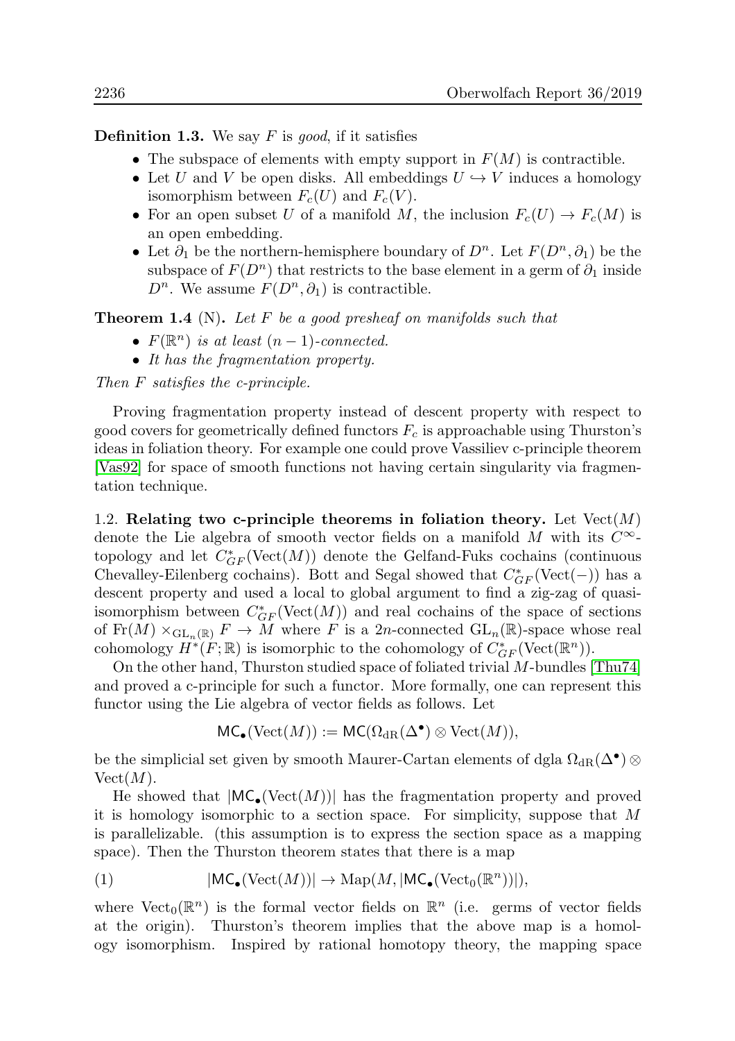**Definition 1.3.** We say $F$ is *good*, if it satisfies

- The subspace of elements with empty support in $F(M)$ is contractible.
- Let $U$ and $V$ be open disks. All embeddings $U \hookrightarrow V$ induces a homology isomorphism between $F_c(U)$ and $F_c(V)$.
- For an open subset $U$ of a manifold $M$, the inclusion $F_c(U) \to F_c(M)$ is an open embedding.
- Let $\partial_1$ be the northern-hemisphere boundary of $D^n$. Let $F(D^n, \partial_1)$ be the subspace of $F(D^n)$ that restricts to the base element in a germ of $\partial_1$ inside $D^n$. We assume $F(D^n, \partial_1)$ is contractible.

**Theorem 1.4** (N)**.** *Let $F$ be a good presheaf on manifolds such that*

- *$F(\mathbb{R}^n)$ is at least $(n-1)$-connected.*
- *It has the fragmentation property.*

*Then $F$ satisfies the c-principle.*

Proving fragmentation property instead of descent property with respect to good covers for geometrically defined functors $F_c$ is approachable using Thurston's ideas in foliation theory. For example one could prove Vassiliev c-principle theorem [Vas92] for space of smooth functions not having certain singularity via fragmentation technique.

1.2. **Relating two c-principle theorems in foliation theory.** Let $\mathrm{Vect}(M)$ denote the Lie algebra of smooth vector fields on a manifold $M$ with its $C^\infty$-topology and let $C^*_{GF}(\mathrm{Vect}(M))$ denote the Gelfand-Fuks cochains (continuous Chevalley-Eilenberg cochains). Bott and Segal showed that $C^*_{GF}(\mathrm{Vect}(-))$ has a descent property and used a local to global argument to find a zig-zag of quasi-isomorphism between $C^*_{GF}(\mathrm{Vect}(M))$ and real cochains of the space of sections of $\mathrm{Fr}(M) \times_{\mathrm{GL}_n(\mathbb{R})} F \to M$ where $F$ is a $2n$-connected $\mathrm{GL}_n(\mathbb{R})$-space whose real cohomology $H^*(F;\mathbb{R})$ is isomorphic to the cohomology of $C^*_{GF}(\mathrm{Vect}(\mathbb{R}^n))$.

On the other hand, Thurston studied space of foliated trivial $M$-bundles [Thu74] and proved a c-principle for such a functor. More formally, one can represent this functor using the Lie algebra of vector fields as follows. Let

$$\mathsf{MC}_\bullet(\mathrm{Vect}(M)) := \mathsf{MC}(\Omega_{\mathrm{dR}}(\Delta^\bullet) \otimes \mathrm{Vect}(M)),$$

be the simplicial set given by smooth Maurer-Cartan elements of dgla $\Omega_{\mathrm{dR}}(\Delta^\bullet) \otimes \mathrm{Vect}(M)$.

He showed that $|\mathsf{MC}_\bullet(\mathrm{Vect}(M))|$ has the fragmentation property and proved it is homology isomorphic to a section space. For simplicity, suppose that $M$ is parallelizable. (this assumption is to express the section space as a mapping space). Then the Thurston theorem states that there is a map

$$|\mathsf{MC}_\bullet(\mathrm{Vect}(M))| \to \mathrm{Map}(M, |\mathsf{MC}_\bullet(\mathrm{Vect}_0(\mathbb{R}^n))|), \tag{1}$$

where $\mathrm{Vect}_0(\mathbb{R}^n)$ is the formal vector fields on $\mathbb{R}^n$ (i.e. germs of vector fields at the origin). Thurston's theorem implies that the above map is a homology isomorphism. Inspired by rational homotopy theory, the mapping space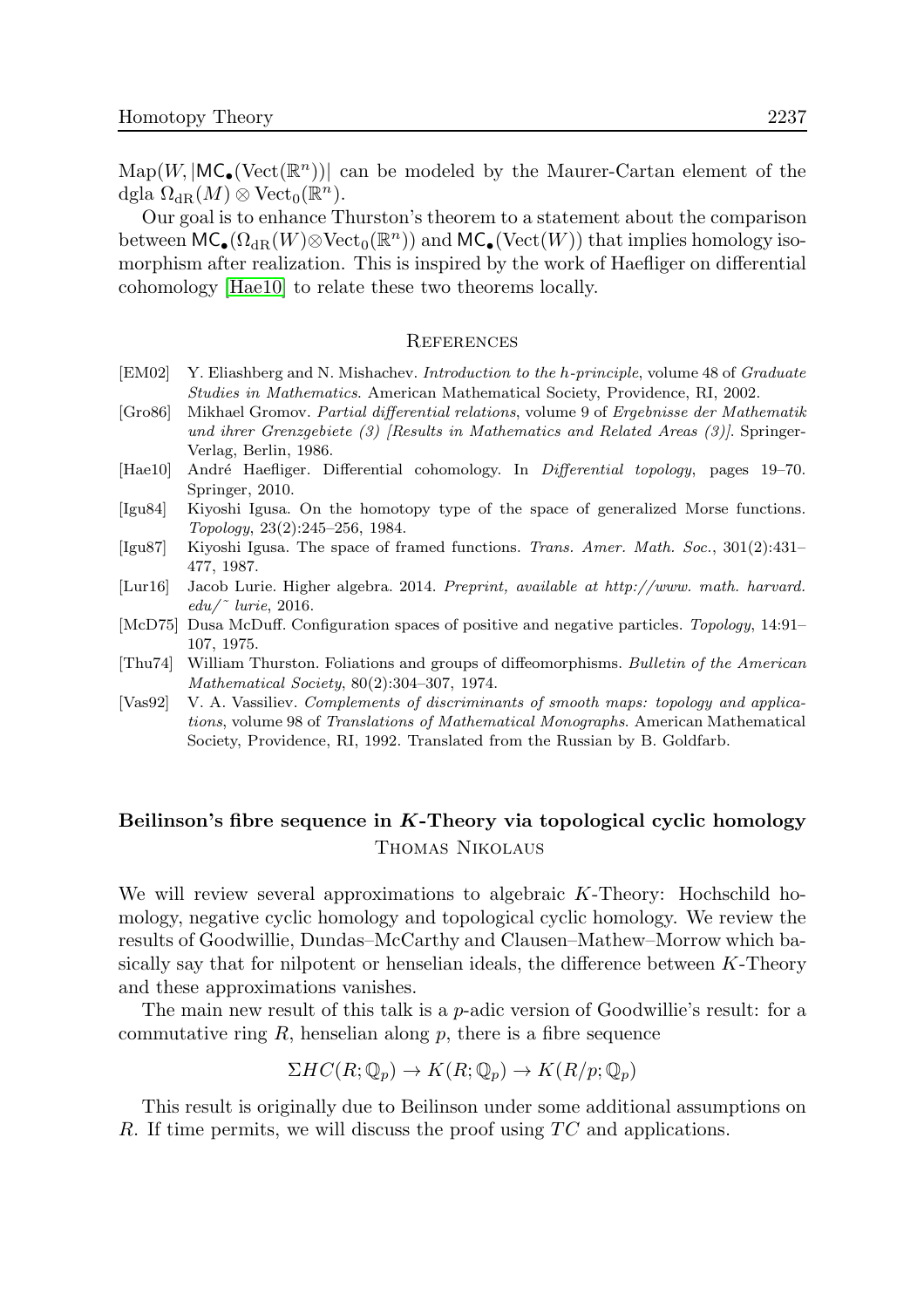$\mathrm{Map}(W, |\mathsf{MC}_\bullet(\mathrm{Vect}(\mathbb{R}^n))|$ can be modeled by the Maurer-Cartan element of the dgla $\Omega_{\mathrm{dR}}(M) \otimes \mathrm{Vect}_0(\mathbb{R}^n)$.

Our goal is to enhance Thurston's theorem to a statement about the comparison between $\mathsf{MC}_\bullet(\Omega_{\mathrm{dR}}(W)\otimes\mathrm{Vect}_0(\mathbb{R}^n))$ and $\mathsf{MC}_\bullet(\mathrm{Vect}(W))$ that implies homology isomorphism after realization. This is inspired by the work of Haefliger on differential cohomology [Hae10] to relate these two theorems locally.

## References

- [EM02] Y. Eliashberg and N. Mishachev. *Introduction to the h-principle*, volume 48 of *Graduate Studies in Mathematics*. American Mathematical Society, Providence, RI, 2002.
- [Gro86] Mikhael Gromov. *Partial differential relations*, volume 9 of *Ergebnisse der Mathematik und ihrer Grenzgebiete (3) [Results in Mathematics and Related Areas (3)]*. Springer-Verlag, Berlin, 1986.
- [Hae10] André Haefliger. Differential cohomology. In *Differential topology*, pages 19–70. Springer, 2010.
- [Igu84] Kiyoshi Igusa. On the homotopy type of the space of generalized Morse functions. *Topology*, 23(2):245–256, 1984.
- [Igu87] Kiyoshi Igusa. The space of framed functions. *Trans. Amer. Math. Soc.*, 301(2):431–477, 1987.
- [Lur16] Jacob Lurie. Higher algebra. 2014. *Preprint, available at http://www. math. harvard. edu/~ lurie*, 2016.
- [McD75] Dusa McDuff. Configuration spaces of positive and negative particles. *Topology*, 14:91–107, 1975.
- [Thu74] William Thurston. Foliations and groups of diffeomorphisms. *Bulletin of the American Mathematical Society*, 80(2):304–307, 1974.
- [Vas92] V. A. Vassiliev. *Complements of discriminants of smooth maps: topology and applications*, volume 98 of *Translations of Mathematical Monographs*. American Mathematical Society, Providence, RI, 1992. Translated from the Russian by B. Goldfarb.

# Beilinson's fibre sequence in $K$-Theory via topological cyclic homology

Thomas Nikolaus

We will review several approximations to algebraic $K$-Theory: Hochschild homology, negative cyclic homology and topological cyclic homology. We review the results of Goodwillie, Dundas–McCarthy and Clausen–Mathew–Morrow which basically say that for nilpotent or henselian ideals, the difference between $K$-Theory and these approximations vanishes.

The main new result of this talk is a $p$-adic version of Goodwillie's result: for a commutative ring $R$, henselian along $p$, there is a fibre sequence

$$\Sigma HC(R;\mathbb{Q}_p) \to K(R;\mathbb{Q}_p) \to K(R/p;\mathbb{Q}_p)$$

This result is originally due to Beilinson under some additional assumptions on $R$. If time permits, we will discuss the proof using $TC$ and applications.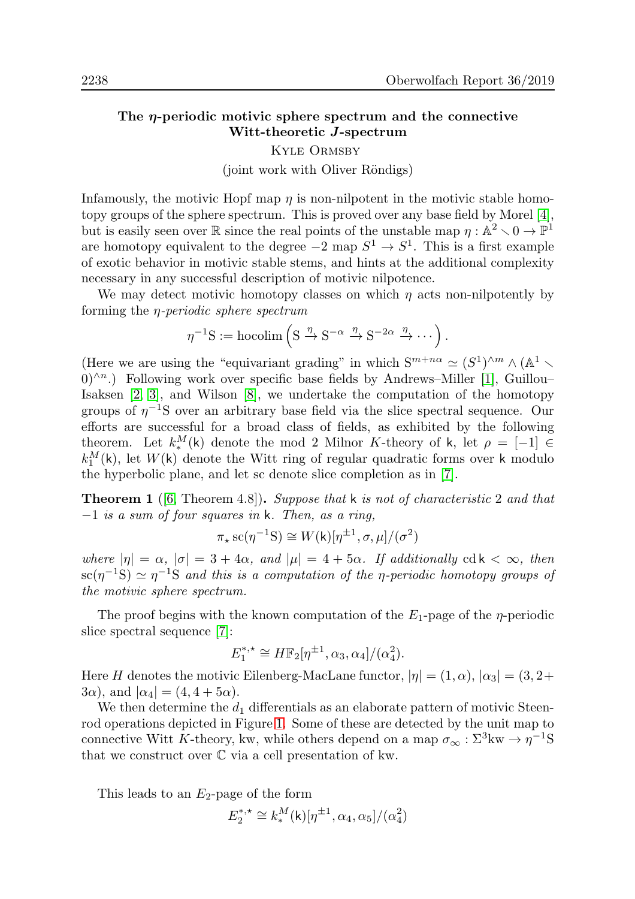## The $\eta$-periodic motivic sphere spectrum and the connective Witt-theoretic $J$-spectrum

Kyle Ormsby

(joint work with Oliver Röndigs)

Infamously, the motivic Hopf map $\eta$ is non-nilpotent in the motivic stable homotopy groups of the sphere spectrum. This is proved over any base field by Morel [4], but is easily seen over $\mathbb{R}$ since the real points of the unstable map $\eta : \mathbb{A}^2 \smallsetminus 0 \to \mathbb{P}^1$ are homotopy equivalent to the degree $-2$ map $S^1 \to S^1$. This is a first example of exotic behavior in motivic stable stems, and hints at the additional complexity necessary in any successful description of motivic nilpotence.

We may detect motivic homotopy classes on which $\eta$ acts non-nilpotently by forming the *$\eta$-periodic sphere spectrum*

$$\eta^{-1}\mathrm{S} := \operatorname{hocolim}\left(\mathrm{S} \xrightarrow{\eta} \mathrm{S}^{-\alpha} \xrightarrow{\eta} \mathrm{S}^{-2\alpha} \xrightarrow{\eta} \cdots\right).$$

(Here we are using the "equivariant grading" in which $\mathrm{S}^{m+n\alpha} \simeq (S^1)^{\wedge m} \wedge (\mathbb{A}^1 \smallsetminus 0)^{\wedge n}$.) Following work over specific base fields by Andrews–Miller [1], Guillou–Isaksen [2, 3], and Wilson [8], we undertake the computation of the homotopy groups of $\eta^{-1}\mathrm{S}$ over an arbitrary base field via the slice spectral sequence. Our efforts are successful for a broad class of fields, as exhibited by the following theorem. Let $k_*^M(\mathsf{k})$ denote the mod 2 Milnor $K$-theory of $\mathsf{k}$, let $\rho = [-1] \in k_1^M(\mathsf{k})$, let $W(\mathsf{k})$ denote the Witt ring of regular quadratic forms over $\mathsf{k}$ modulo the hyperbolic plane, and let sc denote slice completion as in [7].

**Theorem 1** ([6, Theorem 4.8]). *Suppose that $\mathsf{k}$ is not of characteristic 2 and that $-1$ is a sum of four squares in $\mathsf{k}$. Then, as a ring,*

$$\pi_\star \operatorname{sc}(\eta^{-1}\mathrm{S}) \cong W(\mathsf{k})[\eta^{\pm 1}, \sigma, \mu]/(\sigma^2)$$

*where $|\eta| = \alpha$, $|\sigma| = 3 + 4\alpha$, and $|\mu| = 4 + 5\alpha$. If additionally $\operatorname{cd}\mathsf{k} < \infty$, then $\operatorname{sc}(\eta^{-1}\mathrm{S}) \simeq \eta^{-1}\mathrm{S}$ and this is a computation of the $\eta$-periodic homotopy groups of the motivic sphere spectrum.*

The proof begins with the known computation of the $E_1$-page of the $\eta$-periodic slice spectral sequence [7]:

$$E_1^{*,\star} \cong H\mathbb{F}_2[\eta^{\pm 1}, \alpha_3, \alpha_4]/(\alpha_4^2).$$

Here $H$ denotes the motivic Eilenberg-MacLane functor, $|\eta| = (1, \alpha)$, $|\alpha_3| = (3, 2 + 3\alpha)$, and $|\alpha_4| = (4, 4 + 5\alpha)$.

We then determine the $d_1$ differentials as an elaborate pattern of motivic Steenrod operations depicted in Figure 1. Some of these are detected by the unit map to connective Witt $K$-theory, kw, while others depend on a map $\sigma_\infty : \Sigma^3\mathrm{kw} \to \eta^{-1}\mathrm{S}$ that we construct over $\mathbb{C}$ via a cell presentation of kw.

This leads to an $E_2$-page of the form

$$E_2^{*,\star} \cong k_*^M(\mathsf{k})[\eta^{\pm 1}, \alpha_4, \alpha_5]/(\alpha_4^2)$$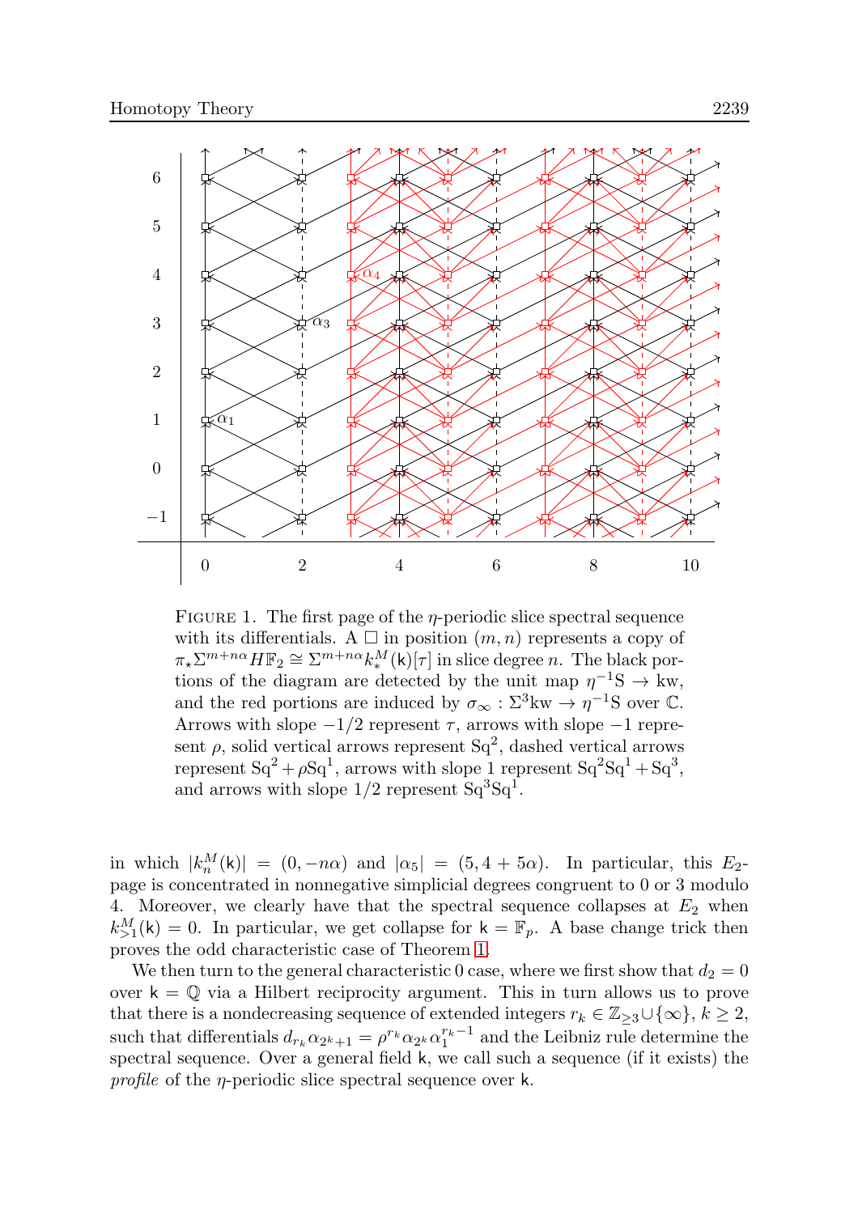FIGURE 1. The first page of the $\eta$-periodic slice spectral sequence with its differentials. A $\square$ in position $(m, n)$ represents a copy of $\pi_\star \Sigma^{m+n\alpha} H\mathbb{F}_2 \cong \Sigma^{m+n\alpha} k_*^M(\mathsf{k})[\tau]$ in slice degree $n$. The black portions of the diagram are detected by the unit map $\eta^{-1}\mathrm{S} \to \mathrm{kw}$, and the red portions are induced by $\sigma_\infty : \Sigma^3\mathrm{kw} \to \eta^{-1}\mathrm{S}$ over $\mathbb{C}$. Arrows with slope $-1/2$ represent $\tau$, arrows with slope $-1$ represent $\rho$, solid vertical arrows represent $\mathrm{Sq}^2$, dashed vertical arrows represent $\mathrm{Sq}^2 + \rho\mathrm{Sq}^1$, arrows with slope 1 represent $\mathrm{Sq}^2\mathrm{Sq}^1 + \mathrm{Sq}^3$, and arrows with slope $1/2$ represent $\mathrm{Sq}^3\mathrm{Sq}^1$.

in which $|k_n^M(\mathsf{k})| = (0, -n\alpha)$ and $|\alpha_5| = (5, 4 + 5\alpha)$. In particular, this $E_2$-page is concentrated in nonnegative simplicial degrees congruent to 0 or 3 modulo 4. Moreover, we clearly have that the spectral sequence collapses at $E_2$ when $k_{>1}^M(\mathsf{k}) = 0$. In particular, we get collapse for $\mathsf{k} = \mathbb{F}_p$. A base change trick then proves the odd characteristic case of Theorem 1.

We then turn to the general characteristic 0 case, where we first show that $d_2 = 0$ over $\mathsf{k} = \mathbb{Q}$ via a Hilbert reciprocity argument. This in turn allows us to prove that there is a nondecreasing sequence of extended integers $r_k \in \mathbb{Z}_{\geq 3} \cup \{\infty\}$, $k \geq 2$, such that differentials $d_{r_k}\alpha_{2^k+1} = \rho^{r_k}\alpha_{2^k}\alpha_1^{r_k-1}$ and the Leibniz rule determine the spectral sequence. Over a general field $\mathsf{k}$, we call such a sequence (if it exists) the *profile* of the $\eta$-periodic slice spectral sequence over $\mathsf{k}$.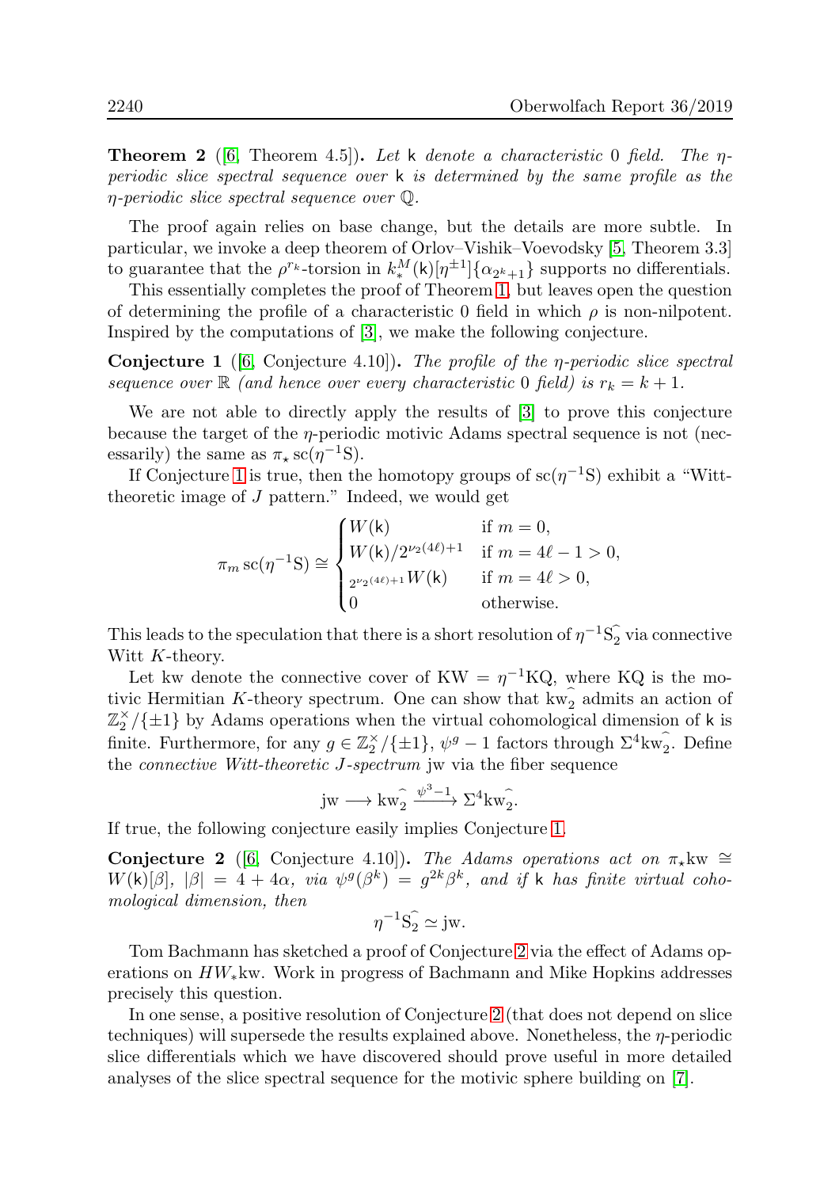**Theorem 2** ([6, Theorem 4.5]). *Let* $\mathsf{k}$ *denote a characteristic* 0 *field. The* $\eta$*-periodic slice spectral sequence over* $\mathsf{k}$ *is determined by the same profile as the* $\eta$*-periodic slice spectral sequence over* $\mathbb{Q}$.

The proof again relies on base change, but the details are more subtle. In particular, we invoke a deep theorem of Orlov–Vishik–Voevodsky [5, Theorem 3.3] to guarantee that the $\rho^{r_k}$-torsion in $k^M_*(\mathsf{k})[\eta^{\pm 1}]\{\alpha_{2^k+1}\}$ supports no differentials.

This essentially completes the proof of Theorem 1, but leaves open the question of determining the profile of a characteristic 0 field in which $\rho$ is non-nilpotent. Inspired by the computations of [3], we make the following conjecture.

**Conjecture 1** ([6, Conjecture 4.10]). *The profile of the* $\eta$*-periodic slice spectral sequence over* $\mathbb{R}$ *(and hence over every characteristic* 0 *field) is* $r_k = k+1$.

We are not able to directly apply the results of [3] to prove this conjecture because the target of the $\eta$-periodic motivic Adams spectral sequence is not (necessarily) the same as $\pi_\star \operatorname{sc}(\eta^{-1}\mathrm{S})$.

If Conjecture 1 is true, then the homotopy groups of $\operatorname{sc}(\eta^{-1}\mathrm{S})$ exhibit a "Witt-theoretic image of $J$ pattern." Indeed, we would get

$$\pi_m \operatorname{sc}(\eta^{-1}\mathrm{S}) \cong \begin{cases} W(\mathsf{k}) & \text{if } m = 0, \\ W(\mathsf{k})/2^{\nu_2(4\ell)+1} & \text{if } m = 4\ell - 1 > 0, \\ {}_{2^{\nu_2(4\ell)+1}}W(\mathsf{k}) & \text{if } m = 4\ell > 0, \\ 0 & \text{otherwise.} \end{cases}$$

This leads to the speculation that there is a short resolution of $\eta^{-1}\mathrm{S}^\wedge_2$ via connective Witt $K$-theory.

Let kw denote the connective cover of $\mathrm{KW} = \eta^{-1}\mathrm{KQ}$, where KQ is the motivic Hermitian $K$-theory spectrum. One can show that $\mathrm{kw}^\wedge_2$ admits an action of $\mathbb{Z}_2^\times/\{\pm 1\}$ by Adams operations when the virtual cohomological dimension of $\mathsf{k}$ is finite. Furthermore, for any $g \in \mathbb{Z}_2^\times/\{\pm 1\}$, $\psi^g - 1$ factors through $\Sigma^4\mathrm{kw}^\wedge_2$. Define the *connective Witt-theoretic J-spectrum* jw via the fiber sequence

$$\mathrm{jw} \longrightarrow \mathrm{kw}^\wedge_2 \xrightarrow{\psi^3 - 1} \Sigma^4\mathrm{kw}^\wedge_2.$$

If true, the following conjecture easily implies Conjecture 1.

**Conjecture 2** ([6, Conjecture 4.10]). *The Adams operations act on* $\pi_\star\mathrm{kw} \cong W(\mathsf{k})[\beta]$, $|\beta| = 4 + 4\alpha$, *via* $\psi^g(\beta^k) = g^{2k}\beta^k$, *and if* $\mathsf{k}$ *has finite virtual cohomological dimension, then*

$$\eta^{-1}\mathrm{S}^\wedge_2 \simeq \mathrm{jw}.$$

Tom Bachmann has sketched a proof of Conjecture 2 via the effect of Adams operations on $HW_*\mathrm{kw}$. Work in progress of Bachmann and Mike Hopkins addresses precisely this question.

In one sense, a positive resolution of Conjecture 2 (that does not depend on slice techniques) will supersede the results explained above. Nonetheless, the $\eta$-periodic slice differentials which we have discovered should prove useful in more detailed analyses of the slice spectral sequence for the motivic sphere building on [7].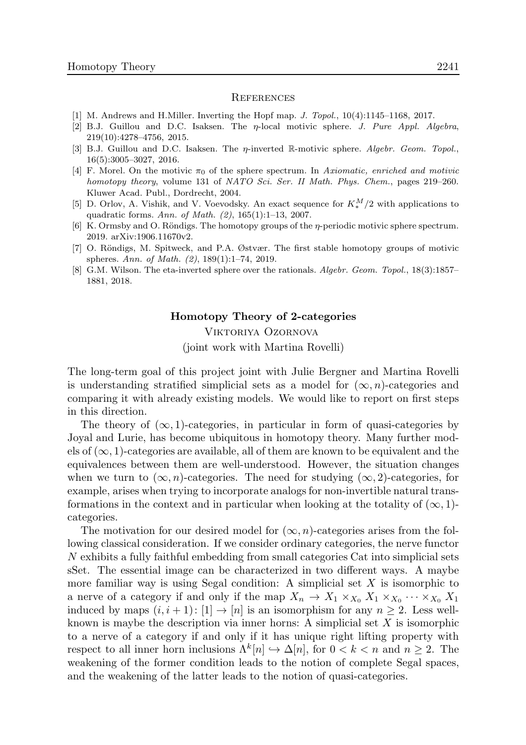## References

[1] M. Andrews and H.Miller. Inverting the Hopf map. *J. Topol.*, 10(4):1145–1168, 2017.

[2] B.J. Guillou and D.C. Isaksen. The $\eta$-local motivic sphere. *J. Pure Appl. Algebra*, 219(10):4278–4756, 2015.

[3] B.J. Guillou and D.C. Isaksen. The $\eta$-inverted $\mathbb{R}$-motivic sphere. *Algebr. Geom. Topol.*, 16(5):3005–3027, 2016.

[4] F. Morel. On the motivic $\pi_0$ of the sphere spectrum. In *Axiomatic, enriched and motivic homotopy theory*, volume 131 of *NATO Sci. Ser. II Math. Phys. Chem.*, pages 219–260. Kluwer Acad. Publ., Dordrecht, 2004.

[5] D. Orlov, A. Vishik, and V. Voevodsky. An exact sequence for $K_*^M/2$ with applications to quadratic forms. *Ann. of Math. (2)*, 165(1):1–13, 2007.

[6] K. Ormsby and O. Röndigs. The homotopy groups of the $\eta$-periodic motivic sphere spectrum. 2019. arXiv:1906.11670v2.

[7] O. Röndigs, M. Spitweck, and P.A. Østvær. The first stable homotopy groups of motivic spheres. *Ann. of Math. (2)*, 189(1):1–74, 2019.

[8] G.M. Wilson. The eta-inverted sphere over the rationals. *Algebr. Geom. Topol.*, 18(3):1857–1881, 2018.

# Homotopy Theory of 2-categories

Viktoriya Ozornova

(joint work with Martina Rovelli)

The long-term goal of this project joint with Julie Bergner and Martina Rovelli is understanding stratified simplicial sets as a model for $(\infty, n)$-categories and comparing it with already existing models. We would like to report on first steps in this direction.

The theory of $(\infty, 1)$-categories, in particular in form of quasi-categories by Joyal and Lurie, has become ubiquitous in homotopy theory. Many further models of $(\infty, 1)$-categories are available, all of them are known to be equivalent and the equivalences between them are well-understood. However, the situation changes when we turn to $(\infty, n)$-categories. The need for studying $(\infty, 2)$-categories, for example, arises when trying to incorporate analogs for non-invertible natural transformations in the context and in particular when looking at the totality of $(\infty, 1)$-categories.

The motivation for our desired model for $(\infty, n)$-categories arises from the following classical consideration. If we consider ordinary categories, the nerve functor $N$ exhibits a fully faithful embedding from small categories Cat into simplicial sets sSet. The essential image can be characterized in two different ways. A maybe more familiar way is using Segal condition: A simplicial set $X$ is isomorphic to a nerve of a category if and only if the map $X_n \to X_1 \times_{X_0} X_1 \times_{X_0} \cdots \times_{X_0} X_1$ induced by maps $(i, i+1)\colon [1] \to [n]$ is an isomorphism for any $n \geq 2$. Less well-known is maybe the description via inner horns: A simplicial set $X$ is isomorphic to a nerve of a category if and only if it has unique right lifting property with respect to all inner horn inclusions $\Lambda^k[n] \hookrightarrow \Delta[n]$, for $0 < k < n$ and $n \geq 2$. The weakening of the former condition leads to the notion of complete Segal spaces, and the weakening of the latter leads to the notion of quasi-categories.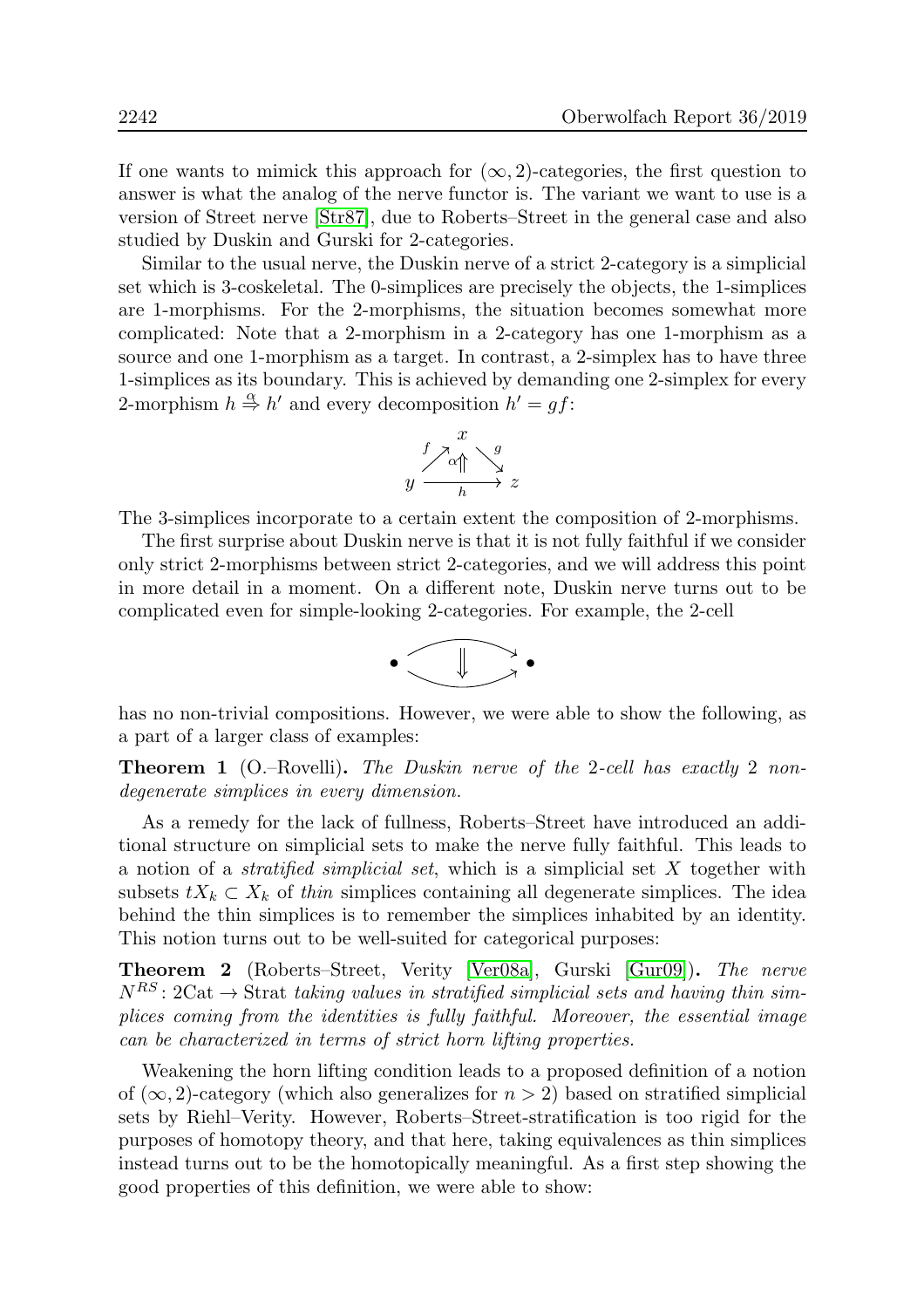If one wants to mimick this approach for $(\infty, 2)$-categories, the first question to answer is what the analog of the nerve functor is. The variant we want to use is a version of Street nerve [Str87], due to Roberts–Street in the general case and also studied by Duskin and Gurski for 2-categories.

Similar to the usual nerve, the Duskin nerve of a strict 2-category is a simplicial set which is 3-coskeletal. The 0-simplices are precisely the objects, the 1-simplices are 1-morphisms. For the 2-morphisms, the situation becomes somewhat more complicated: Note that a 2-morphism in a 2-category has one 1-morphism as a source and one 1-morphism as a target. In contrast, a 2-simplex has to have three 1-simplices as its boundary. This is achieved by demanding one 2-simplex for every 2-morphism $h \overset{\alpha}{\Rightarrow} h'$ and every decomposition $h' = gf$:

$$\begin{array}{ccccc} & & x & & \\ & {}^{f}\nearrow & \alpha\Uparrow & \searrow^{g} & \\ y & & \xrightarrow[h]{} & & z \end{array}$$

The 3-simplices incorporate to a certain extent the composition of 2-morphisms.

The first surprise about Duskin nerve is that it is not fully faithful if we consider only strict 2-morphisms between strict 2-categories, and we will address this point in more detail in a moment. On a different note, Duskin nerve turns out to be complicated even for simple-looking 2-categories. For example, the 2-cell

$$\bullet \underset{\longrightarrow}{\overset{\longrightarrow}{\Downarrow}} \bullet$$

has no non-trivial compositions. However, we were able to show the following, as a part of a larger class of examples:

**Theorem 1** (O.–Rovelli)**.** *The Duskin nerve of the* 2*-cell has exactly* 2 *non-degenerate simplices in every dimension.*

As a remedy for the lack of fullness, Roberts–Street have introduced an additional structure on simplicial sets to make the nerve fully faithful. This leads to a notion of a *stratified simplicial set*, which is a simplicial set $X$ together with subsets $tX_k \subset X_k$ of *thin* simplices containing all degenerate simplices. The idea behind the thin simplices is to remember the simplices inhabited by an identity. This notion turns out to be well-suited for categorical purposes:

**Theorem 2** (Roberts–Street, Verity [Ver08a], Gurski [Gur09])**.** *The nerve* $N^{RS} \colon 2\mathrm{Cat} \to \mathrm{Strat}$ *taking values in stratified simplicial sets and having thin simplices coming from the identities is fully faithful. Moreover, the essential image can be characterized in terms of strict horn lifting properties.*

Weakening the horn lifting condition leads to a proposed definition of a notion of $(\infty, 2)$-category (which also generalizes for $n > 2$) based on stratified simplicial sets by Riehl–Verity. However, Roberts–Street-stratification is too rigid for the purposes of homotopy theory, and that here, taking equivalences as thin simplices instead turns out to be the homotopically meaningful. As a first step showing the good properties of this definition, we were able to show: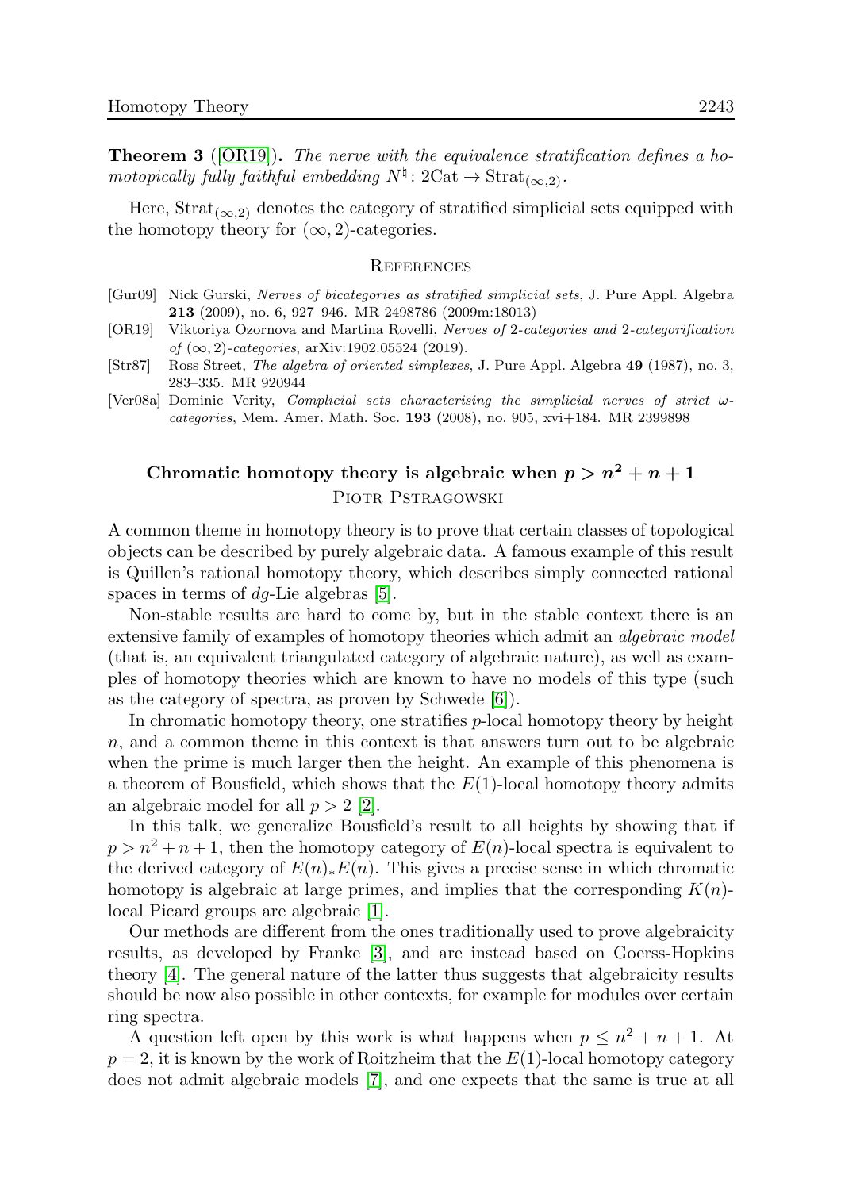**Theorem 3** ([OR19]). *The nerve with the equivalence stratification defines a homotopically fully faithful embedding* $N^\natural\colon 2\mathrm{Cat} \to \mathrm{Strat}_{(\infty,2)}$.

Here, $\mathrm{Strat}_{(\infty,2)}$ denotes the category of stratified simplicial sets equipped with the homotopy theory for $(\infty, 2)$-categories.

### References

- [Gur09] Nick Gurski, *Nerves of bicategories as stratified simplicial sets*, J. Pure Appl. Algebra **213** (2009), no. 6, 927–946. MR 2498786 (2009m:18013)
- [OR19] Viktoriya Ozornova and Martina Rovelli, *Nerves of 2-categories and 2-categorification of $(\infty, 2)$-categories*, arXiv:1902.05524 (2019).
- [Str87] Ross Street, *The algebra of oriented simplexes*, J. Pure Appl. Algebra **49** (1987), no. 3, 283–335. MR 920944
- [Ver08a] Dominic Verity, *Complicial sets characterising the simplicial nerves of strict ω-categories*, Mem. Amer. Math. Soc. **193** (2008), no. 905, xvi+184. MR 2399898

## Chromatic homotopy theory is algebraic when $p > n^2 + n + 1$

Piotr Pstragowski

A common theme in homotopy theory is to prove that certain classes of topological objects can be described by purely algebraic data. A famous example of this result is Quillen's rational homotopy theory, which describes simply connected rational spaces in terms of $dg$-Lie algebras [5].

Non-stable results are hard to come by, but in the stable context there is an extensive family of examples of homotopy theories which admit an *algebraic model* (that is, an equivalent triangulated category of algebraic nature), as well as examples of homotopy theories which are known to have no models of this type (such as the category of spectra, as proven by Schwede [6]).

In chromatic homotopy theory, one stratifies $p$-local homotopy theory by height $n$, and a common theme in this context is that answers turn out to be algebraic when the prime is much larger then the height. An example of this phenomena is a theorem of Bousfield, which shows that the $E(1)$-local homotopy theory admits an algebraic model for all $p > 2$ [2].

In this talk, we generalize Bousfield's result to all heights by showing that if $p > n^2 + n + 1$, then the homotopy category of $E(n)$-local spectra is equivalent to the derived category of $E(n)_*E(n)$. This gives a precise sense in which chromatic homotopy is algebraic at large primes, and implies that the corresponding $K(n)$-local Picard groups are algebraic [1].

Our methods are different from the ones traditionally used to prove algebraicity results, as developed by Franke [3], and are instead based on Goerss-Hopkins theory [4]. The general nature of the latter thus suggests that algebraicity results should be now also possible in other contexts, for example for modules over certain ring spectra.

A question left open by this work is what happens when $p \leq n^2 + n + 1$. At $p = 2$, it is known by the work of Roitzheim that the $E(1)$-local homotopy category does not admit algebraic models [7], and one expects that the same is true at all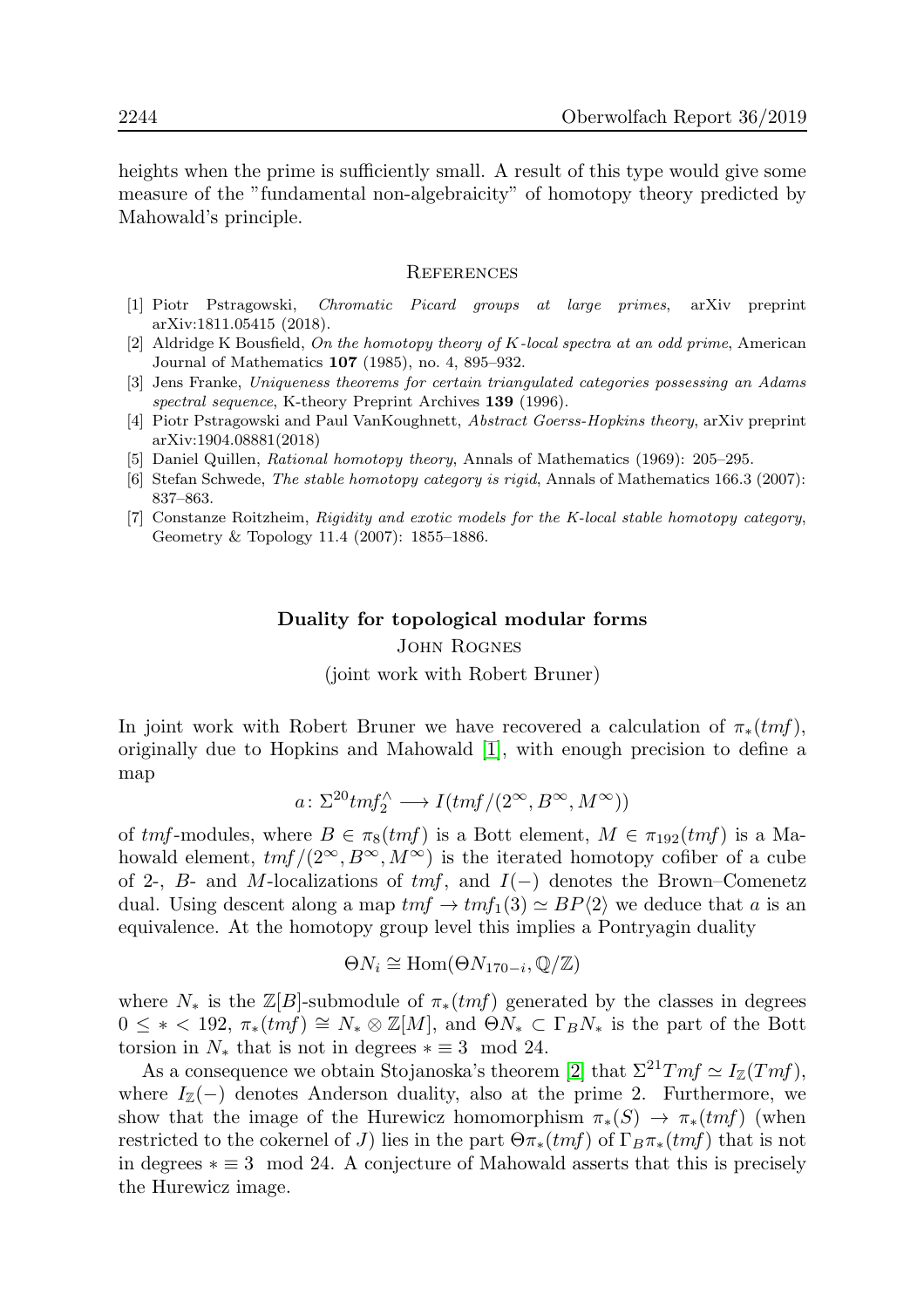heights when the prime is sufficiently small. A result of this type would give some measure of the "fundamental non-algebraicity" of homotopy theory predicted by Mahowald's principle.

## References

[1] Piotr Pstragowski, *Chromatic Picard groups at large primes*, arXiv preprint arXiv:1811.05415 (2018).

[2] Aldridge K Bousfield, *On the homotopy theory of K-local spectra at an odd prime*, American Journal of Mathematics **107** (1985), no. 4, 895–932.

[3] Jens Franke, *Uniqueness theorems for certain triangulated categories possessing an Adams spectral sequence*, K-theory Preprint Archives **139** (1996).

[4] Piotr Pstragowski and Paul VanKoughnett, *Abstract Goerss-Hopkins theory*, arXiv preprint arXiv:1904.08881(2018)

[5] Daniel Quillen, *Rational homotopy theory*, Annals of Mathematics (1969): 205–295.

[6] Stefan Schwede, *The stable homotopy category is rigid*, Annals of Mathematics 166.3 (2007): 837–863.

[7] Constanze Roitzheim, *Rigidity and exotic models for the K-local stable homotopy category*, Geometry & Topology 11.4 (2007): 1855–1886.

## Duality for topological modular forms

John Rognes

(joint work with Robert Bruner)

In joint work with Robert Bruner we have recovered a calculation of $\pi_*(tmf)$, originally due to Hopkins and Mahowald [1], with enough precision to define a map

$$a\colon \Sigma^{20} tmf_2^\wedge \longrightarrow I(tmf/(2^\infty, B^\infty, M^\infty))$$

of $tmf$-modules, where $B \in \pi_8(tmf)$ is a Bott element, $M \in \pi_{192}(tmf)$ is a Mahowald element, $tmf/(2^\infty, B^\infty, M^\infty)$ is the iterated homotopy cofiber of a cube of 2-, $B$- and $M$-localizations of $tmf$, and $I(-)$ denotes the Brown–Comenetz dual. Using descent along a map $tmf \to tmf_1(3) \simeq BP\langle 2\rangle$ we deduce that $a$ is an equivalence. At the homotopy group level this implies a Pontryagin duality

$$\Theta N_i \cong \mathrm{Hom}(\Theta N_{170-i}, \mathbb{Q}/\mathbb{Z})$$

where $N_*$ is the $\mathbb{Z}[B]$-submodule of $\pi_*(tmf)$ generated by the classes in degrees $0 \le * < 192$, $\pi_*(tmf) \cong N_* \otimes \mathbb{Z}[M]$, and $\Theta N_* \subset \Gamma_B N_*$ is the part of the Bott torsion in $N_*$ that is not in degrees $* \equiv 3 \mod 24$.

As a consequence we obtain Stojanoska's theorem [2] that $\Sigma^{21} Tmf \simeq I_{\mathbb{Z}}(Tmf)$, where $I_{\mathbb{Z}}(-)$ denotes Anderson duality, also at the prime 2. Furthermore, we show that the image of the Hurewicz homomorphism $\pi_*(S) \to \pi_*(tmf)$ (when restricted to the cokernel of $J$) lies in the part $\Theta\pi_*(tmf)$ of $\Gamma_B\pi_*(tmf)$ that is not in degrees $* \equiv 3 \mod 24$. A conjecture of Mahowald asserts that this is precisely the Hurewicz image.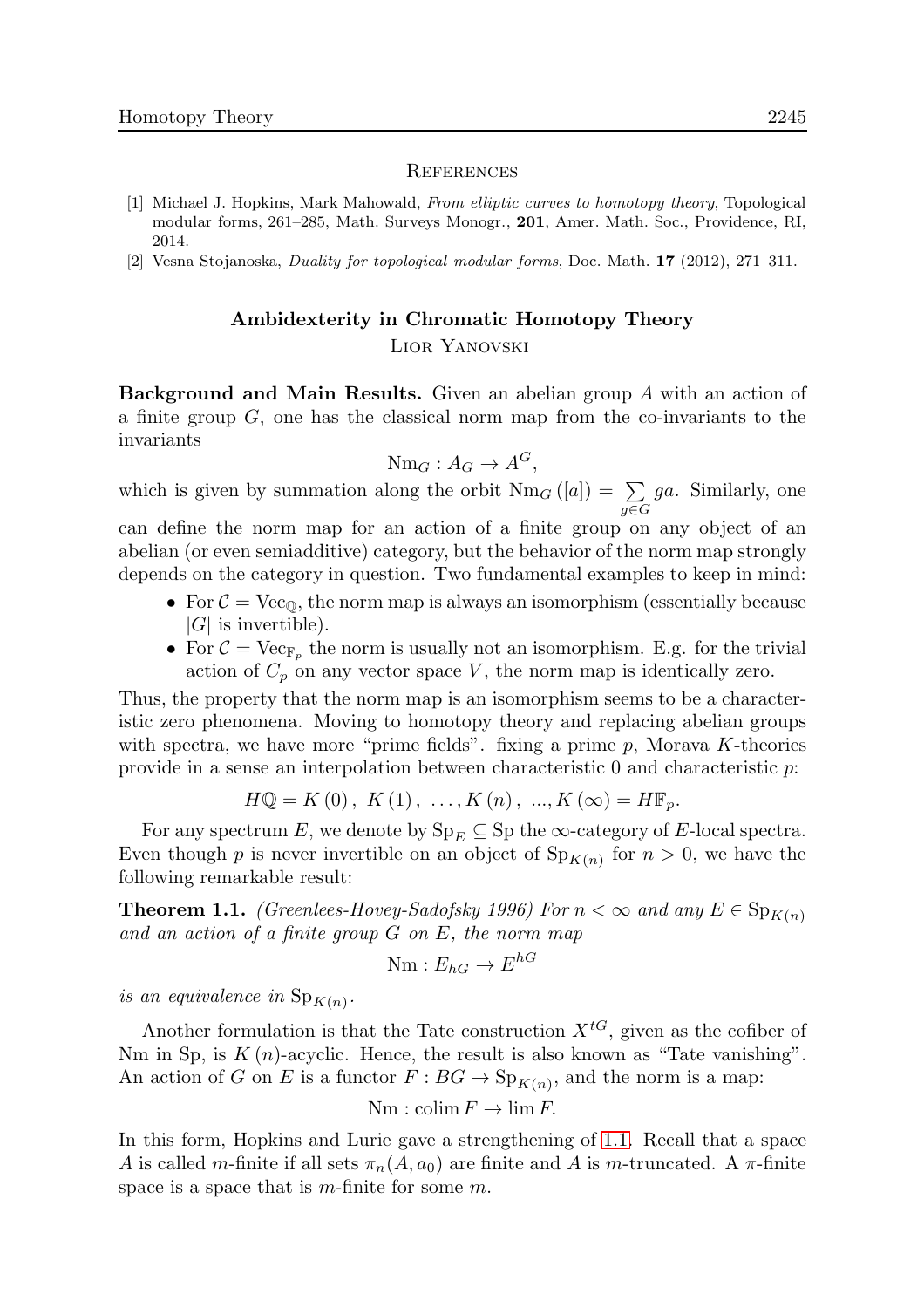## References

[1] Michael J. Hopkins, Mark Mahowald, *From elliptic curves to homotopy theory*, Topological modular forms, 261–285, Math. Surveys Monogr., **201**, Amer. Math. Soc., Providence, RI, 2014.

[2] Vesna Stojanoska, *Duality for topological modular forms*, Doc. Math. **17** (2012), 271–311.

## Ambidexterity in Chromatic Homotopy Theory

Lior Yanovski

**Background and Main Results.** Given an abelian group $A$ with an action of a finite group $G$, one has the classical norm map from the co-invariants to the invariants

$$\mathrm{Nm}_G : A_G \to A^G,$$

which is given by summation along the orbit $\mathrm{Nm}_G([a]) = \sum_{g \in G} ga$. Similarly, one can define the norm map for an action of a finite group on any object of an abelian (or even semiadditive) category, but the behavior of the norm map strongly depends on the category in question. Two fundamental examples to keep in mind:

- For $\mathcal{C} = \mathrm{Vec}_{\mathbb{Q}}$, the norm map is always an isomorphism (essentially because $|G|$ is invertible).
- For $\mathcal{C} = \mathrm{Vec}_{\mathbb{F}_p}$ the norm is usually not an isomorphism. E.g. for the trivial action of $C_p$ on any vector space $V$, the norm map is identically zero.

Thus, the property that the norm map is an isomorphism seems to be a characteristic zero phenomena. Moving to homotopy theory and replacing abelian groups with spectra, we have more "prime fields". fixing a prime $p$, Morava $K$-theories provide in a sense an interpolation between characteristic 0 and characteristic $p$:

$$H\mathbb{Q} = K(0),\ K(1),\ \ldots, K(n),\ \ldots, K(\infty) = H\mathbb{F}_p.$$

For any spectrum $E$, we denote by $\mathrm{Sp}_E \subseteq \mathrm{Sp}$ the $\infty$-category of $E$-local spectra. Even though $p$ is never invertible on an object of $\mathrm{Sp}_{K(n)}$ for $n > 0$, we have the following remarkable result:

**Theorem 1.1.** *(Greenlees-Hovey-Sadofsky 1996) For $n < \infty$ and any $E \in \mathrm{Sp}_{K(n)}$ and an action of a finite group $G$ on $E$, the norm map*

$$\mathrm{Nm} : E_{hG} \to E^{hG}$$

*is an equivalence in $\mathrm{Sp}_{K(n)}$.*

Another formulation is that the Tate construction $X^{tG}$, given as the cofiber of Nm in Sp, is $K(n)$-acyclic. Hence, the result is also known as "Tate vanishing". An action of $G$ on $E$ is a functor $F : BG \to \mathrm{Sp}_{K(n)}$, and the norm is a map:

$$\mathrm{Nm} : \operatorname{colim} F \to \lim F.$$

In this form, Hopkins and Lurie gave a strengthening of 1.1. Recall that a space $A$ is called $m$-finite if all sets $\pi_n(A, a_0)$ are finite and $A$ is $m$-truncated. A $\pi$-finite space is a space that is $m$-finite for some $m$.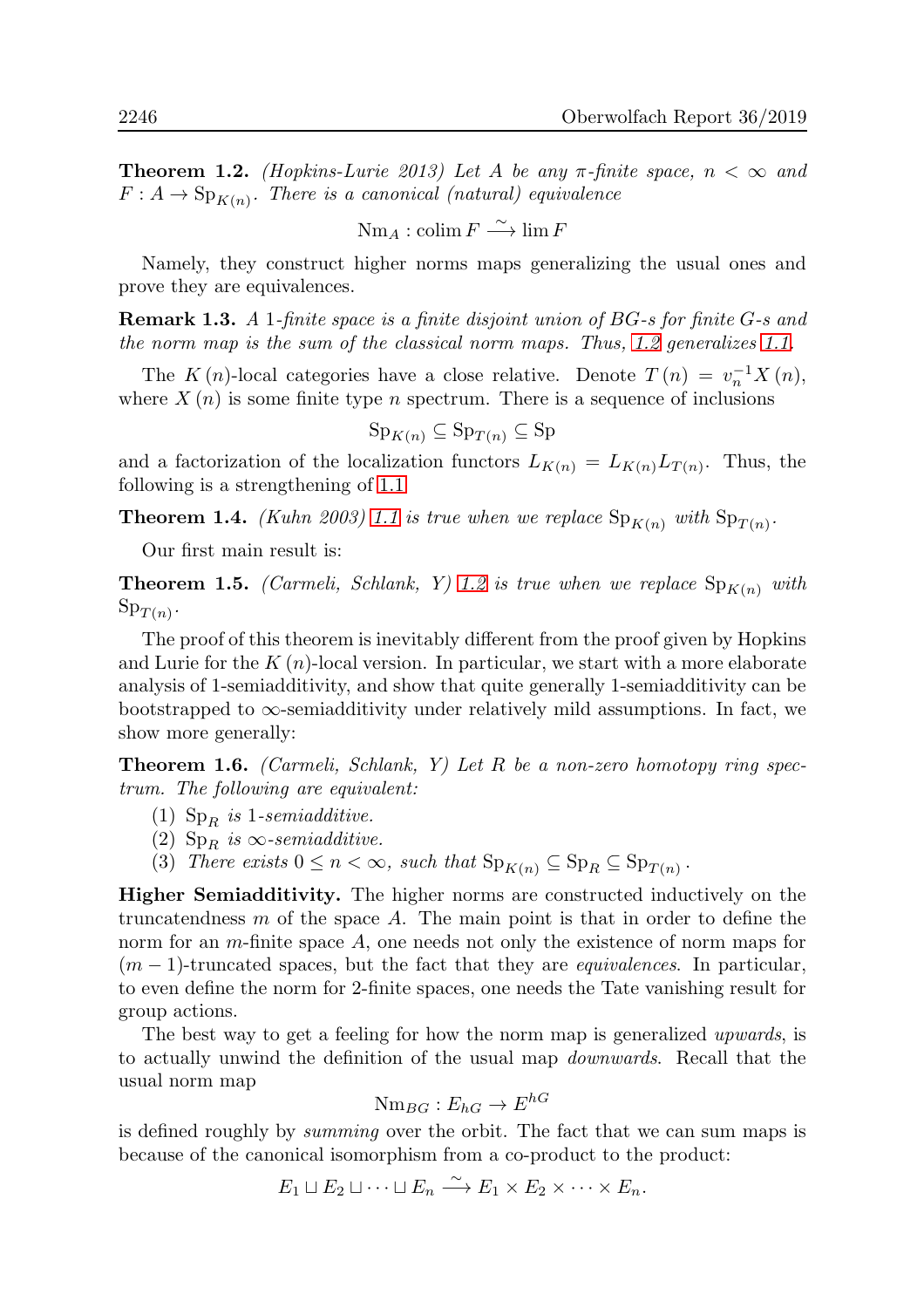**Theorem 1.2.** *(Hopkins-Lurie 2013) Let $A$ be any $\pi$-finite space, $n < \infty$ and $F : A \to \mathrm{Sp}_{K(n)}$. There is a canonical (natural) equivalence*

$$\mathrm{Nm}_A : \operatorname{colim} F \xrightarrow{\sim} \lim F$$

Namely, they construct higher norms maps generalizing the usual ones and prove they are equivalences.

**Remark 1.3.** *A 1-finite space is a finite disjoint union of $BG$-s for finite $G$-s and the norm map is the sum of the classical norm maps. Thus, 1.2 generalizes 1.1.*

The $K(n)$-local categories have a close relative. Denote $T(n) = v_n^{-1}X(n)$, where $X(n)$ is some finite type $n$ spectrum. There is a sequence of inclusions

$$\mathrm{Sp}_{K(n)} \subseteq \mathrm{Sp}_{T(n)} \subseteq \mathrm{Sp}$$

and a factorization of the localization functors $L_{K(n)} = L_{K(n)}L_{T(n)}$. Thus, the following is a strengthening of 1.1

**Theorem 1.4.** *(Kuhn 2003) 1.1 is true when we replace $\mathrm{Sp}_{K(n)}$ with $\mathrm{Sp}_{T(n)}$.*

Our first main result is:

**Theorem 1.5.** *(Carmeli, Schlank, Y) 1.2 is true when we replace $\mathrm{Sp}_{K(n)}$ with $\mathrm{Sp}_{T(n)}$.*

The proof of this theorem is inevitably different from the proof given by Hopkins and Lurie for the $K(n)$-local version. In particular, we start with a more elaborate analysis of 1-semiadditivity, and show that quite generally 1-semiadditivity can be bootstrapped to $\infty$-semiadditivity under relatively mild assumptions. In fact, we show more generally:

**Theorem 1.6.** *(Carmeli, Schlank, Y) Let $R$ be a non-zero homotopy ring spectrum. The following are equivalent:*

1. *$\mathrm{Sp}_R$ is 1-semiadditive.*
2. *$\mathrm{Sp}_R$ is $\infty$-semiadditive.*
3. *There exists $0 \leq n < \infty$, such that $\mathrm{Sp}_{K(n)} \subseteq \mathrm{Sp}_R \subseteq \mathrm{Sp}_{T(n)}$.*

**Higher Semiadditivity.** The higher norms are constructed inductively on the truncatendness $m$ of the space $A$. The main point is that in order to define the norm for an $m$-finite space $A$, one needs not only the existence of norm maps for $(m-1)$-truncated spaces, but the fact that they are *equivalences*. In particular, to even define the norm for 2-finite spaces, one needs the Tate vanishing result for group actions.

The best way to get a feeling for how the norm map is generalized *upwards*, is to actually unwind the definition of the usual map *downwards*. Recall that the usual norm map

$$\mathrm{Nm}_{BG} : E_{hG} \to E^{hG}$$

is defined roughly by *summing* over the orbit. The fact that we can sum maps is because of the canonical isomorphism from a co-product to the product:

$$E_1 \sqcup E_2 \sqcup \cdots \sqcup E_n \xrightarrow{\sim} E_1 \times E_2 \times \cdots \times E_n.$$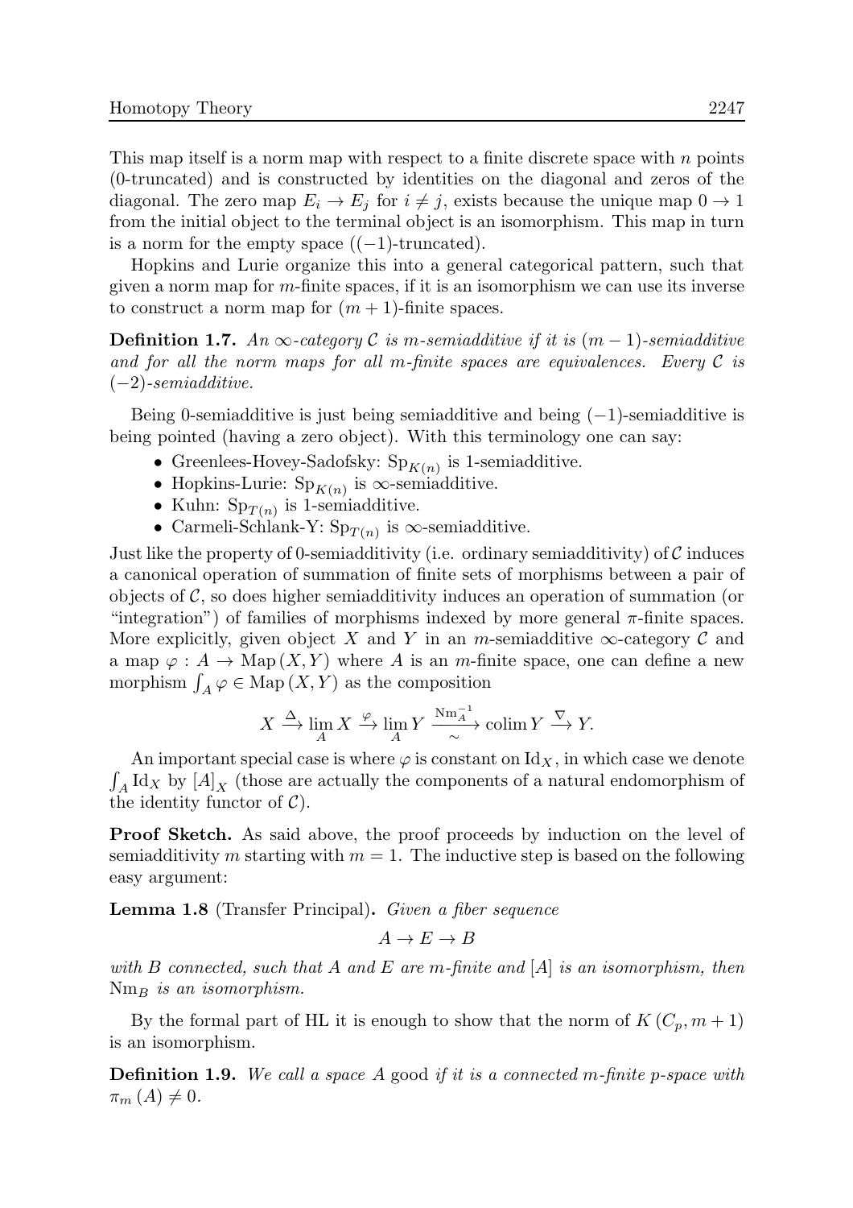This map itself is a norm map with respect to a finite discrete space with $n$ points (0-truncated) and is constructed by identities on the diagonal and zeros of the diagonal. The zero map $E_i \to E_j$ for $i \neq j$, exists because the unique map $0 \to 1$ from the initial object to the terminal object is an isomorphism. This map in turn is a norm for the empty space ($(-1)$-truncated).

Hopkins and Lurie organize this into a general categorical pattern, such that given a norm map for $m$-finite spaces, if it is an isomorphism we can use its inverse to construct a norm map for $(m+1)$-finite spaces.

**Definition 1.7.** *An $\infty$-category $\mathcal{C}$ is $m$-semiadditive if it is $(m-1)$-semiadditive and for all the norm maps for all $m$-finite spaces are equivalences. Every $\mathcal{C}$ is $(-2)$-semiadditive.*

Being 0-semiadditive is just being semiadditive and being $(-1)$-semiadditive is being pointed (having a zero object). With this terminology one can say:

- Greenlees-Hovey-Sadofsky: $\mathrm{Sp}_{K(n)}$ is 1-semiadditive.
- Hopkins-Lurie: $\mathrm{Sp}_{K(n)}$ is $\infty$-semiadditive.
- Kuhn: $\mathrm{Sp}_{T(n)}$ is 1-semiadditive.
- Carmeli-Schlank-Y: $\mathrm{Sp}_{T(n)}$ is $\infty$-semiadditive.

Just like the property of 0-semiadditivity (i.e. ordinary semiadditivity) of $\mathcal{C}$ induces a canonical operation of summation of finite sets of morphisms between a pair of objects of $\mathcal{C}$, so does higher semiadditivity induces an operation of summation (or "integration") of families of morphisms indexed by more general $\pi$-finite spaces. More explicitly, given object $X$ and $Y$ in an $m$-semiadditive $\infty$-category $\mathcal{C}$ and a map $\varphi : A \to \mathrm{Map}(X, Y)$ where $A$ is an $m$-finite space, one can define a new morphism $\int_A \varphi \in \mathrm{Map}(X, Y)$ as the composition

$$X \xrightarrow{\Delta} \lim_A X \xrightarrow{\varphi} \lim_A Y \xrightarrow[\sim]{\mathrm{Nm}_A^{-1}} \operatorname{colim} Y \xrightarrow{\nabla} Y.$$

An important special case is where $\varphi$ is constant on $\mathrm{Id}_X$, in which case we denote $\int_A \mathrm{Id}_X$ by $[A]_X$ (those are actually the components of a natural endomorphism of the identity functor of $\mathcal{C}$).

**Proof Sketch.** As said above, the proof proceeds by induction on the level of semiadditivity $m$ starting with $m = 1$. The inductive step is based on the following easy argument:

**Lemma 1.8** (Transfer Principal)**.** *Given a fiber sequence*

$$A \to E \to B$$

*with $B$ connected, such that $A$ and $E$ are $m$-finite and $[A]$ is an isomorphism, then $\mathrm{Nm}_B$ is an isomorphism.*

By the formal part of HL it is enough to show that the norm of $K(C_p, m+1)$ is an isomorphism.

**Definition 1.9.** *We call a space $A$* good *if it is a connected $m$-finite $p$-space with $\pi_m(A) \neq 0$.*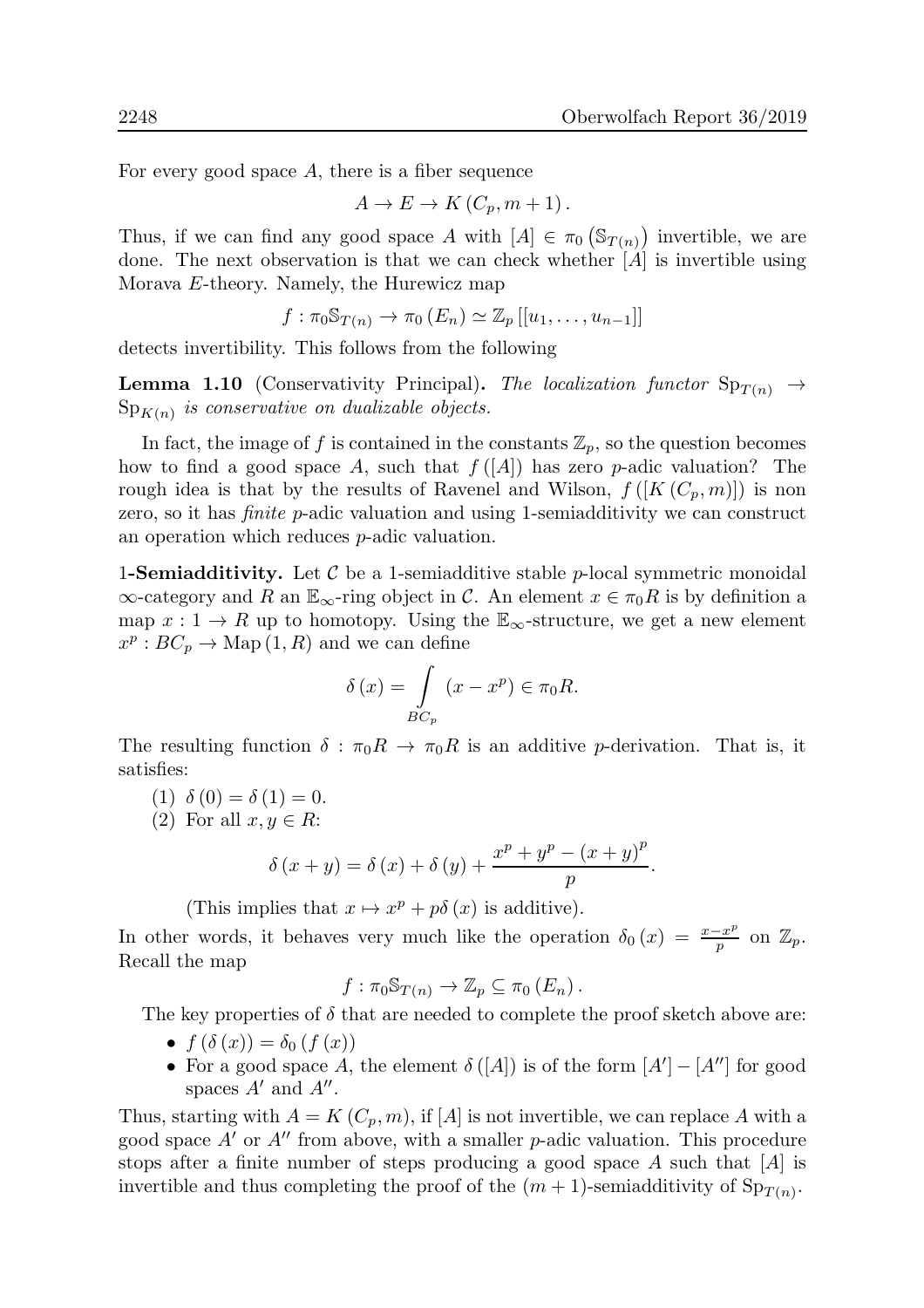For every good space $A$, there is a fiber sequence

$$A \to E \to K(C_p, m+1).$$

Thus, if we can find any good space $A$ with $[A] \in \pi_0(\mathbb{S}_{T(n)})$ invertible, we are done. The next observation is that we can check whether $[A]$ is invertible using Morava $E$-theory. Namely, the Hurewicz map

$$f : \pi_0 \mathbb{S}_{T(n)} \to \pi_0(E_n) \simeq \mathbb{Z}_p[[u_1, \ldots, u_{n-1}]]$$

detects invertibility. This follows from the following

**Lemma 1.10** (Conservativity Principal). *The localization functor $\mathrm{Sp}_{T(n)} \to \mathrm{Sp}_{K(n)}$ is conservative on dualizable objects.*

In fact, the image of $f$ is contained in the constants $\mathbb{Z}_p$, so the question becomes how to find a good space $A$, such that $f([A])$ has zero $p$-adic valuation? The rough idea is that by the results of Ravenel and Wilson, $f([K(C_p, m)])$ is non zero, so it has *finite* $p$-adic valuation and using 1-semiadditivity we can construct an operation which reduces $p$-adic valuation.

**1-Semiadditivity.** Let $\mathcal{C}$ be a 1-semiadditive stable $p$-local symmetric monoidal $\infty$-category and $R$ an $\mathbb{E}_\infty$-ring object in $\mathcal{C}$. An element $x \in \pi_0 R$ is by definition a map $x : 1 \to R$ up to homotopy. Using the $\mathbb{E}_\infty$-structure, we get a new element $x^p : BC_p \to \mathrm{Map}(1, R)$ and we can define

$$\delta(x) = \int\limits_{BC_p} (x - x^p) \in \pi_0 R.$$

The resulting function $\delta : \pi_0 R \to \pi_0 R$ is an additive $p$-derivation. That is, it satisfies:

1. $\delta(0) = \delta(1) = 0$.
2. For all $x, y \in R$:

$$\delta(x+y) = \delta(x) + \delta(y) + \frac{x^p + y^p - (x+y)^p}{p}.$$

   (This implies that $x \mapsto x^p + p\delta(x)$ is additive).

In other words, it behaves very much like the operation $\delta_0(x) = \frac{x - x^p}{p}$ on $\mathbb{Z}_p$. Recall the map

$$f : \pi_0 \mathbb{S}_{T(n)} \to \mathbb{Z}_p \subseteq \pi_0(E_n).$$

The key properties of $\delta$ that are needed to complete the proof sketch above are:

- $f(\delta(x)) = \delta_0(f(x))$
- For a good space $A$, the element $\delta([A])$ is of the form $[A'] - [A'']$ for good spaces $A'$ and $A''$.

Thus, starting with $A = K(C_p, m)$, if $[A]$ is not invertible, we can replace $A$ with a good space $A'$ or $A''$ from above, with a smaller $p$-adic valuation. This procedure stops after a finite number of steps producing a good space $A$ such that $[A]$ is invertible and thus completing the proof of the $(m+1)$-semiadditivity of $\mathrm{Sp}_{T(n)}$.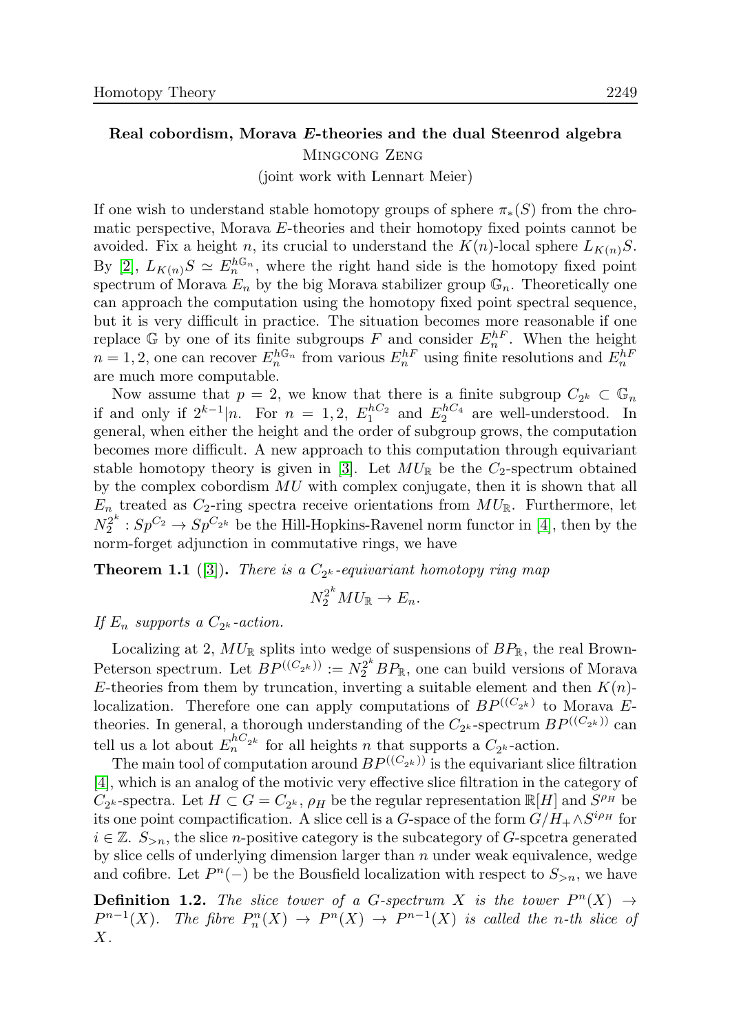## Real cobordism, Morava *E*-theories and the dual Steenrod algebra

Mingcong Zeng

(joint work with Lennart Meier)

If one wish to understand stable homotopy groups of sphere $\pi_*(S)$ from the chromatic perspective, Morava $E$-theories and their homotopy fixed points cannot be avoided. Fix a height $n$, its crucial to understand the $K(n)$-local sphere $L_{K(n)}S$. By [2], $L_{K(n)}S \simeq E_n^{h\mathbb{G}_n}$, where the right hand side is the homotopy fixed point spectrum of Morava $E_n$ by the big Morava stabilizer group $\mathbb{G}_n$. Theoretically one can approach the computation using the homotopy fixed point spectral sequence, but it is very difficult in practice. The situation becomes more reasonable if one replace $\mathbb{G}$ by one of its finite subgroups $F$ and consider $E_n^{hF}$. When the height $n = 1, 2$, one can recover $E_n^{h\mathbb{G}_n}$ from various $E_n^{hF}$ using finite resolutions and $E_n^{hF}$ are much more computable.

Now assume that $p = 2$, we know that there is a finite subgroup $C_{2^k} \subset \mathbb{G}_n$ if and only if $2^{k-1}|n$. For $n = 1, 2$, $E_1^{hC_2}$ and $E_2^{hC_4}$ are well-understood. In general, when either the height and the order of subgroup grows, the computation becomes more difficult. A new approach to this computation through equivariant stable homotopy theory is given in [3]. Let $MU_{\mathbb{R}}$ be the $C_2$-spectrum obtained by the complex cobordism $MU$ with complex conjugate, then it is shown that all $E_n$ treated as $C_2$-ring spectra receive orientations from $MU_{\mathbb{R}}$. Furthermore, let $N_2^{2^k} : Sp^{C_2} \to Sp^{C_{2^k}}$ be the Hill-Hopkins-Ravenel norm functor in [4], then by the norm-forget adjunction in commutative rings, we have

**Theorem 1.1** ([3]). *There is a $C_{2^k}$-equivariant homotopy ring map*

$$N_2^{2^k} MU_{\mathbb{R}} \to E_n.$$

*If $E_n$ supports a $C_{2^k}$-action.*

Localizing at 2, $MU_{\mathbb{R}}$ splits into wedge of suspensions of $BP_{\mathbb{R}}$, the real Brown-Peterson spectrum. Let $BP^{((C_{2^k}))} := N_2^{2^k} BP_{\mathbb{R}}$, one can build versions of Morava $E$-theories from them by truncation, inverting a suitable element and then $K(n)$-localization. Therefore one can apply computations of $BP^{((C_{2^k})}$ to Morava $E$-theories. In general, a thorough understanding of the $C_{2^k}$-spectrum $BP^{((C_{2^k}))}$ can tell us a lot about $E_n^{hC_{2^k}}$ for all heights $n$ that supports a $C_{2^k}$-action.

The main tool of computation around $BP^{((C_{2^k}))}$ is the equivariant slice filtration [4], which is an analog of the motivic very effective slice filtration in the category of $C_{2^k}$-spectra. Let $H \subset G = C_{2^k}$, $\rho_H$ be the regular representation $\mathbb{R}[H]$ and $S^{\rho_H}$ be its one point compactification. A slice cell is a $G$-space of the form $G/H_+ \wedge S^{i\rho_H}$ for $i \in \mathbb{Z}$. $S_{>n}$, the slice $n$-positive category is the subcategory of $G$-spcetra generated by slice cells of underlying dimension larger than $n$ under weak equivalence, wedge and cofibre. Let $P^n(-)$ be the Bousfield localization with respect to $S_{>n}$, we have

**Definition 1.2.** *The slice tower of a $G$-spectrum $X$ is the tower $P^n(X) \to P^{n-1}(X)$. The fibre $P_n^n(X) \to P^n(X) \to P^{n-1}(X)$ is called the $n$-th slice of $X$.*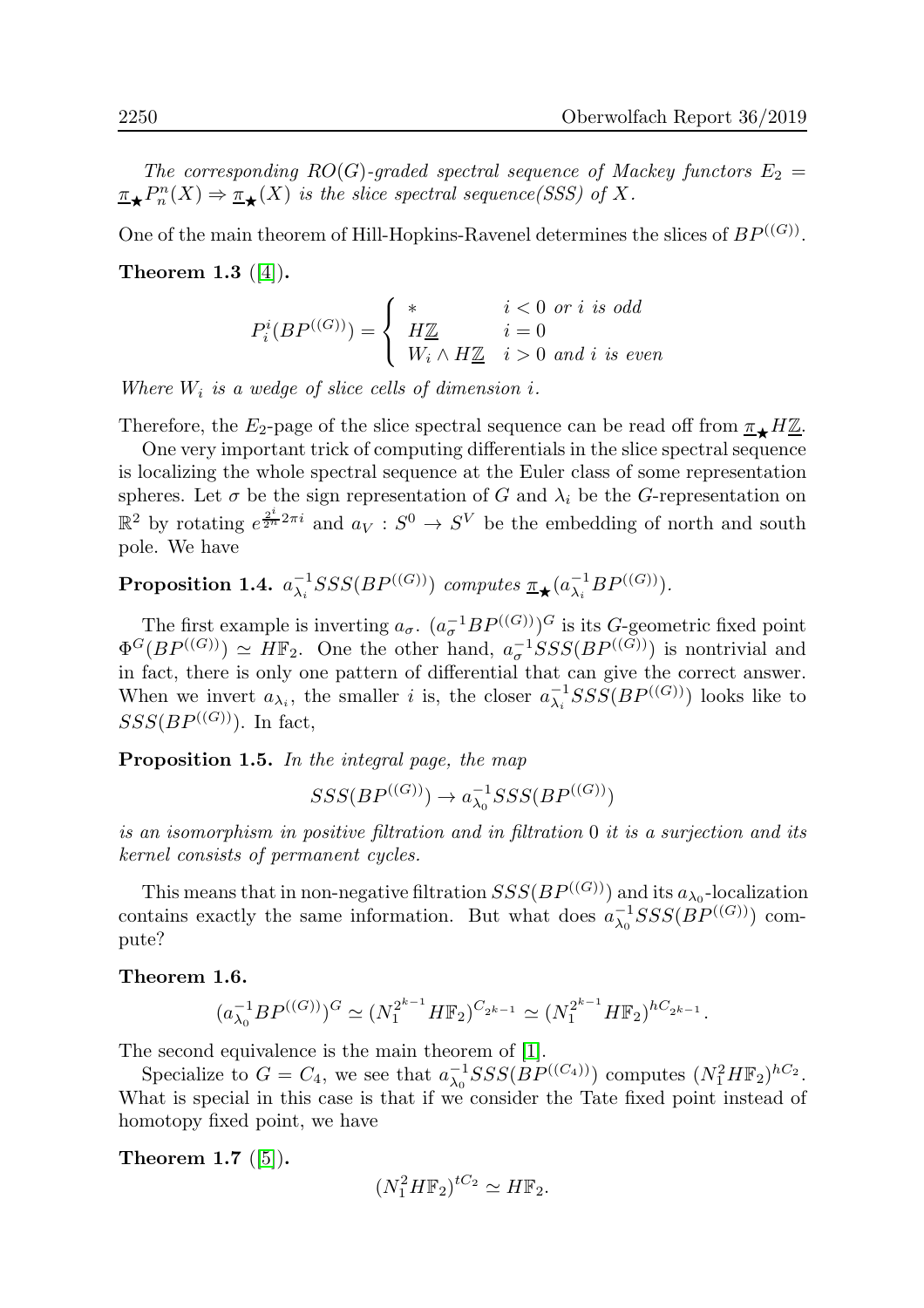*The corresponding $RO(G)$-graded spectral sequence of Mackey functors $E_2 = \underline{\pi}_\star P_n^n(X) \Rightarrow \underline{\pi}_\star(X)$ is the slice spectral sequence(SSS) of $X$.*

One of the main theorem of Hill-Hopkins-Ravenel determines the slices of $BP^{((G))}$.

**Theorem 1.3** ([4])**.**

$$P_i^i(BP^{((G))}) = \begin{cases} * & i < 0 \text{ or } i \text{ is odd} \\ H\underline{\mathbb{Z}} & i = 0 \\ W_i \wedge H\underline{\mathbb{Z}} & i > 0 \text{ and } i \text{ is even} \end{cases}$$

*Where $W_i$ is a wedge of slice cells of dimension $i$.*

Therefore, the $E_2$-page of the slice spectral sequence can be read off from $\underline{\pi}_\star H\underline{\mathbb{Z}}$.

One very important trick of computing differentials in the slice spectral sequence is localizing the whole spectral sequence at the Euler class of some representation spheres. Let $\sigma$ be the sign representation of $G$ and $\lambda_i$ be the $G$-representation on $\mathbb{R}^2$ by rotating $e^{\frac{2^i}{2^n}2\pi i}$ and $a_V : S^0 \to S^V$ be the embedding of north and south pole. We have

**Proposition 1.4.** *$a_{\lambda_i}^{-1}SSS(BP^{((G))})$ computes $\underline{\pi}_\star(a_{\lambda_i}^{-1}BP^{((G))})$.*

The first example is inverting $a_\sigma$. $(a_\sigma^{-1}BP^{((G))})^G$ is its $G$-geometric fixed point $\Phi^G(BP^{((G))}) \simeq H\mathbb{F}_2$. One the other hand, $a_\sigma^{-1}SSS(BP^{((G))})$ is nontrivial and in fact, there is only one pattern of differential that can give the correct answer. When we invert $a_{\lambda_i}$, the smaller $i$ is, the closer $a_{\lambda_i}^{-1}SSS(BP^{((G))})$ looks like to $SSS(BP^{((G))})$. In fact,

**Proposition 1.5.** *In the integral page, the map*

$$SSS(BP^{((G))}) \to a_{\lambda_0}^{-1}SSS(BP^{((G))})$$

*is an isomorphism in positive filtration and in filtration 0 it is a surjection and its kernel consists of permanent cycles.*

This means that in non-negative filtration $SSS(BP^{((G))})$ and its $a_{\lambda_0}$-localization contains exactly the same information. But what does $a_{\lambda_0}^{-1}SSS(BP^{((G))})$ compute?

**Theorem 1.6.**

$$(a_{\lambda_0}^{-1}BP^{((G))})^G \simeq (N_1^{2^{k-1}}H\mathbb{F}_2)^{C_{2^{k-1}}} \simeq (N_1^{2^{k-1}}H\mathbb{F}_2)^{hC_{2^{k-1}}}.$$

The second equivalence is the main theorem of [1].

Specialize to $G = C_4$, we see that $a_{\lambda_0}^{-1}SSS(BP^{((C_4))})$ computes $(N_1^2 H\mathbb{F}_2)^{hC_2}$. What is special in this case is that if we consider the Tate fixed point instead of homotopy fixed point, we have

**Theorem 1.7** ([5])**.**

$$(N_1^2 H\mathbb{F}_2)^{tC_2} \simeq H\mathbb{F}_2.$$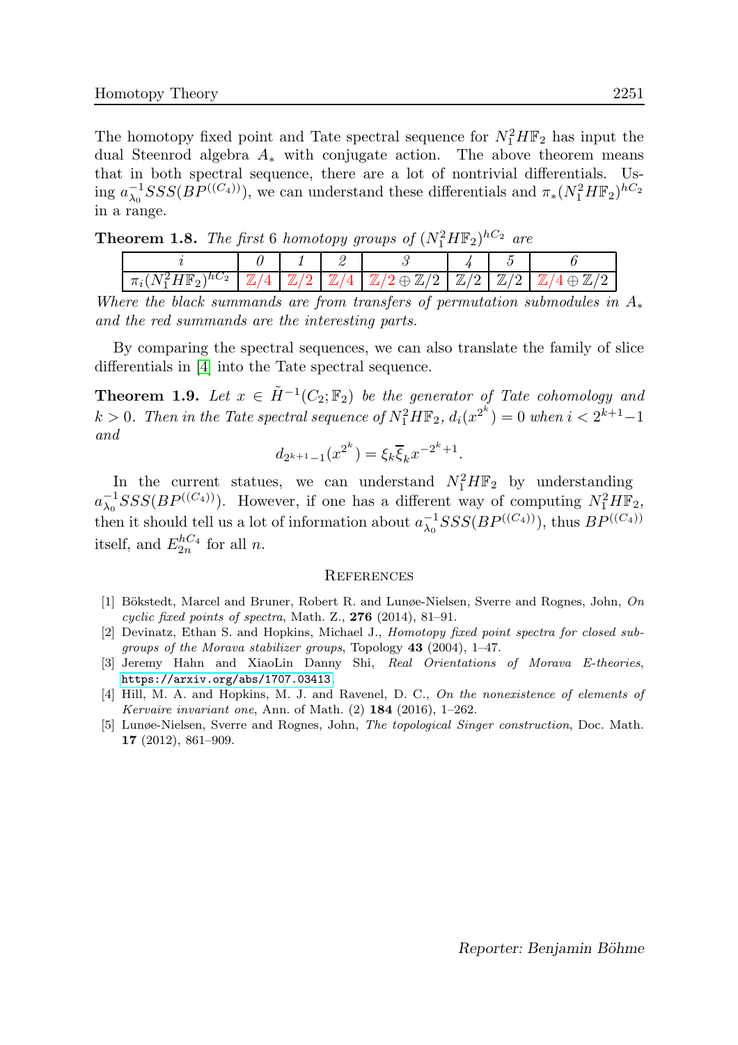The homotopy fixed point and Tate spectral sequence for $N_1^2 H\mathbb{F}_2$ has input the dual Steenrod algebra $A_*$ with conjugate action. The above theorem means that in both spectral sequence, there are a lot of nontrivial differentials. Using $a_{\lambda_0}^{-1} SSS(BP^{((C_4))})$, we can understand these differentials and $\pi_*(N_1^2 H\mathbb{F}_2)^{hC_2}$ in a range.

**Theorem 1.8.** *The first* 6 *homotopy groups of* $(N_1^2 H\mathbb{F}_2)^{hC_2}$ *are*

| $i$ | 0 | 1 | 2 | 3 | 4 | 5 | 6 |
|---|---|---|---|---|---|---|---|
| $\pi_i(N_1^2 H\mathbb{F}_2)^{hC_2}$ | $\mathbb{Z}/4$ | $\mathbb{Z}/2$ | $\mathbb{Z}/4$ | $\mathbb{Z}/2 \oplus \mathbb{Z}/2$ | $\mathbb{Z}/2$ | $\mathbb{Z}/2$ | $\mathbb{Z}/4 \oplus \mathbb{Z}/2$ |

*Where the black summands are from transfers of permutation submodules in* $A_*$ *and the red summands are the interesting parts.*

By comparing the spectral sequences, we can also translate the family of slice differentials in [4] into the Tate spectral sequence.

**Theorem 1.9.** *Let* $x \in \tilde{H}^{-1}(C_2; \mathbb{F}_2)$ *be the generator of Tate cohomology and* $k > 0$. *Then in the Tate spectral sequence of* $N_1^2 H\mathbb{F}_2$, $d_i(x^{2^k}) = 0$ *when* $i < 2^{k+1} - 1$ *and*

$$d_{2^{k+1}-1}(x^{2^k}) = \xi_k \overline{\xi}_k x^{-2^k+1}.$$

In the current statues, we can understand $N_1^2 H\mathbb{F}_2$ by understanding $a_{\lambda_0}^{-1} SSS(BP^{((C_4))})$. However, if one has a different way of computing $N_1^2 H\mathbb{F}_2$, then it should tell us a lot of information about $a_{\lambda_0}^{-1} SSS(BP^{((C_4))})$, thus $BP^{((C_4))}$ itself, and $E_{2n}^{hC_4}$ for all $n$.

## References

[1] Bökstedt, Marcel and Bruner, Robert R. and Lunøe-Nielsen, Sverre and Rognes, John, *On cyclic fixed points of spectra*, Math. Z., **276** (2014), 81–91.

[2] Devinatz, Ethan S. and Hopkins, Michael J., *Homotopy fixed point spectra for closed subgroups of the Morava stabilizer groups*, Topology **43** (2004), 1–47.

[3] Jeremy Hahn and XiaoLin Danny Shi, *Real Orientations of Morava E-theories*, https://arxiv.org/abs/1707.03413.

[4] Hill, M. A. and Hopkins, M. J. and Ravenel, D. C., *On the nonexistence of elements of Kervaire invariant one*, Ann. of Math. (2) **184** (2016), 1–262.

[5] Lunøe-Nielsen, Sverre and Rognes, John, *The topological Singer construction*, Doc. Math. **17** (2012), 861–909.

*Reporter: Benjamin Böhme*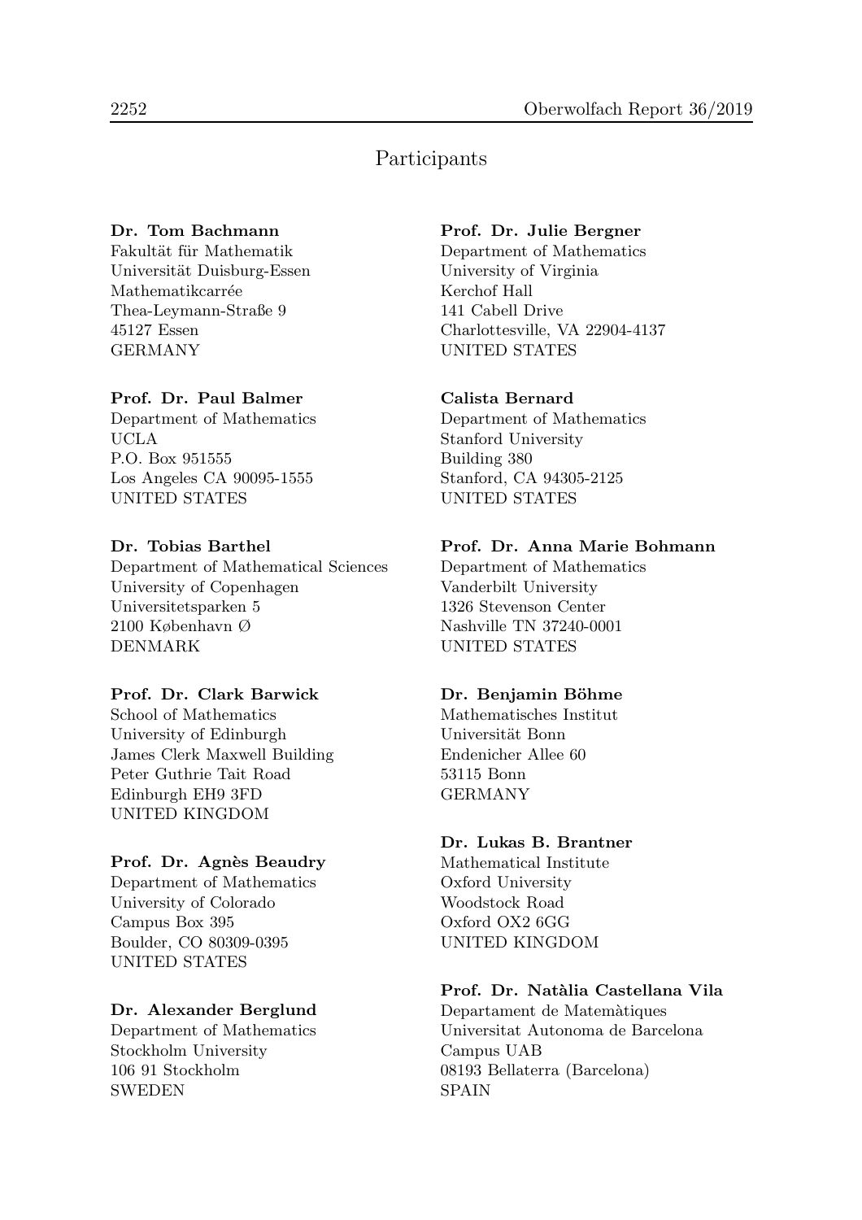# Participants

**Dr. Tom Bachmann**
Fakultät für Mathematik
Universität Duisburg-Essen
Mathematikcarrée
Thea-Leymann-Straße 9
45127 Essen
GERMANY

**Prof. Dr. Paul Balmer**
Department of Mathematics
UCLA
P.O. Box 951555
Los Angeles CA 90095-1555
UNITED STATES

**Dr. Tobias Barthel**
Department of Mathematical Sciences
University of Copenhagen
Universitetsparken 5
2100 København Ø
DENMARK

**Prof. Dr. Clark Barwick**
School of Mathematics
University of Edinburgh
James Clerk Maxwell Building
Peter Guthrie Tait Road
Edinburgh EH9 3FD
UNITED KINGDOM

**Prof. Dr. Agnès Beaudry**
Department of Mathematics
University of Colorado
Campus Box 395
Boulder, CO 80309-0395
UNITED STATES

**Dr. Alexander Berglund**
Department of Mathematics
Stockholm University
106 91 Stockholm
SWEDEN

**Prof. Dr. Julie Bergner**
Department of Mathematics
University of Virginia
Kerchof Hall
141 Cabell Drive
Charlottesville, VA 22904-4137
UNITED STATES

**Calista Bernard**
Department of Mathematics
Stanford University
Building 380
Stanford, CA 94305-2125
UNITED STATES

**Prof. Dr. Anna Marie Bohmann**
Department of Mathematics
Vanderbilt University
1326 Stevenson Center
Nashville TN 37240-0001
UNITED STATES

**Dr. Benjamin Böhme**
Mathematisches Institut
Universität Bonn
Endenicher Allee 60
53115 Bonn
GERMANY

**Dr. Lukas B. Brantner**
Mathematical Institute
Oxford University
Woodstock Road
Oxford OX2 6GG
UNITED KINGDOM

**Prof. Dr. Natàlia Castellana Vila**
Departament de Matemàtiques
Universitat Autonoma de Barcelona
Campus UAB
08193 Bellaterra (Barcelona)
SPAIN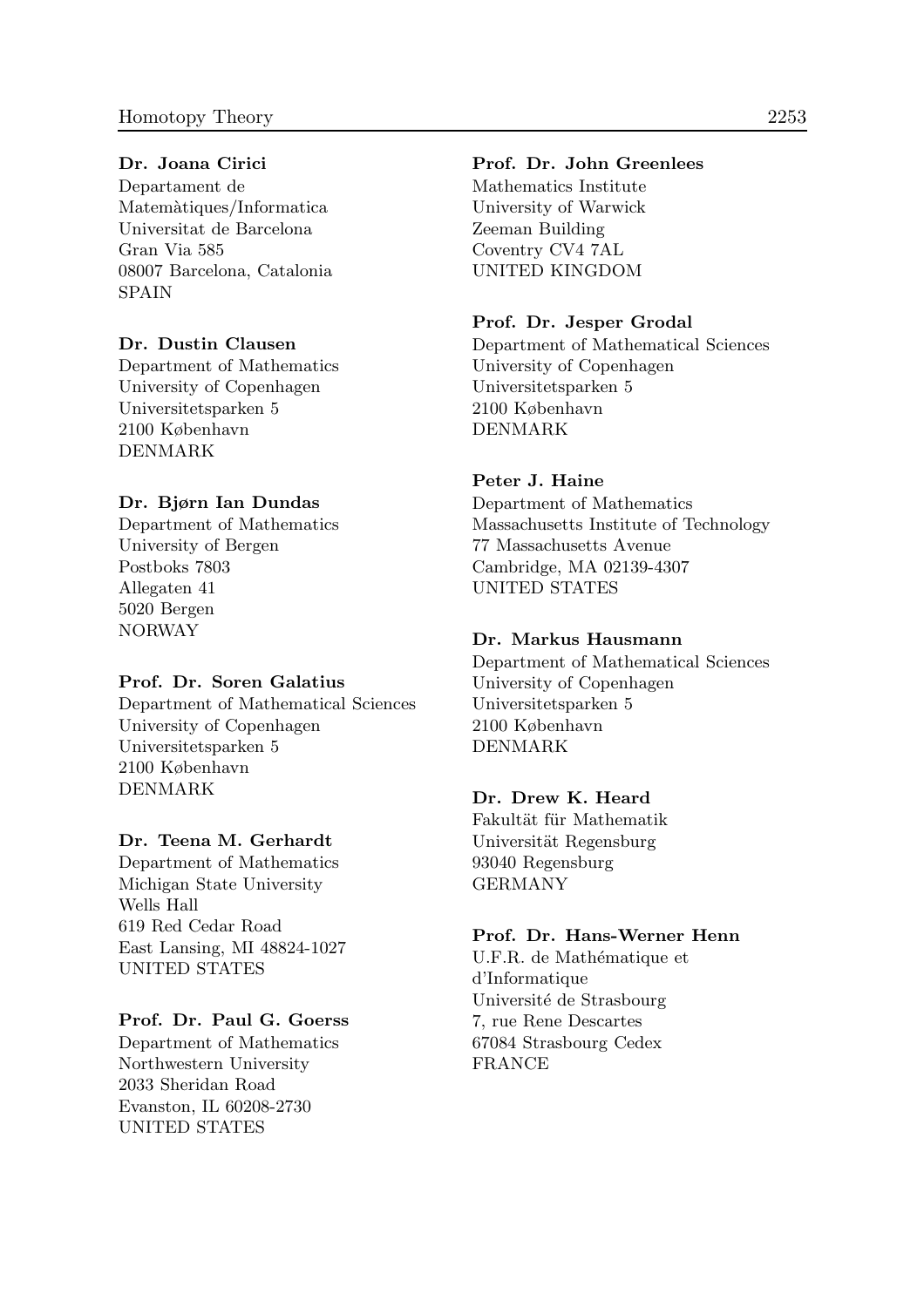**Dr. Joana Cirici**
Departament de
Matemàtiques/Informatica
Universitat de Barcelona
Gran Via 585
08007 Barcelona, Catalonia
SPAIN

**Dr. Dustin Clausen**
Department of Mathematics
University of Copenhagen
Universitetsparken 5
2100 København
DENMARK

**Dr. Bjørn Ian Dundas**
Department of Mathematics
University of Bergen
Postboks 7803
Allegaten 41
5020 Bergen
NORWAY

**Prof. Dr. Soren Galatius**
Department of Mathematical Sciences
University of Copenhagen
Universitetsparken 5
2100 København
DENMARK

**Dr. Teena M. Gerhardt**
Department of Mathematics
Michigan State University
Wells Hall
619 Red Cedar Road
East Lansing, MI 48824-1027
UNITED STATES

**Prof. Dr. Paul G. Goerss**
Department of Mathematics
Northwestern University
2033 Sheridan Road
Evanston, IL 60208-2730
UNITED STATES

**Prof. Dr. John Greenlees**
Mathematics Institute
University of Warwick
Zeeman Building
Coventry CV4 7AL
UNITED KINGDOM

**Prof. Dr. Jesper Grodal**
Department of Mathematical Sciences
University of Copenhagen
Universitetsparken 5
2100 København
DENMARK

**Peter J. Haine**
Department of Mathematics
Massachusetts Institute of Technology
77 Massachusetts Avenue
Cambridge, MA 02139-4307
UNITED STATES

**Dr. Markus Hausmann**
Department of Mathematical Sciences
University of Copenhagen
Universitetsparken 5
2100 København
DENMARK

**Dr. Drew K. Heard**
Fakultät für Mathematik
Universität Regensburg
93040 Regensburg
GERMANY

**Prof. Dr. Hans-Werner Henn**
U.F.R. de Mathématique et
d'Informatique
Université de Strasbourg
7, rue Rene Descartes
67084 Strasbourg Cedex
FRANCE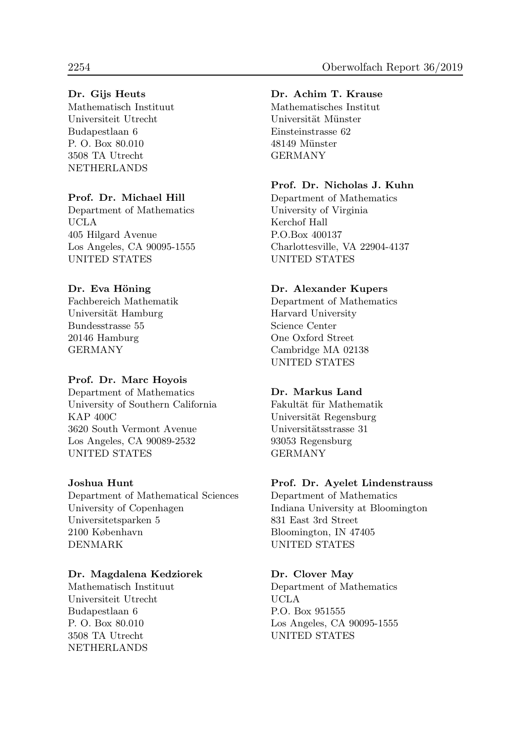**Dr. Gijs Heuts**
Mathematisch Instituut
Universiteit Utrecht
Budapestlaan 6
P. O. Box 80.010
3508 TA Utrecht
NETHERLANDS

**Prof. Dr. Michael Hill**
Department of Mathematics
UCLA
405 Hilgard Avenue
Los Angeles, CA 90095-1555
UNITED STATES

**Dr. Eva Höning**
Fachbereich Mathematik
Universität Hamburg
Bundesstrasse 55
20146 Hamburg
GERMANY

**Prof. Dr. Marc Hoyois**
Department of Mathematics
University of Southern California
KAP 400C
3620 South Vermont Avenue
Los Angeles, CA 90089-2532
UNITED STATES

**Joshua Hunt**
Department of Mathematical Sciences
University of Copenhagen
Universitetsparken 5
2100 København
DENMARK

**Dr. Magdalena Kedziorek**
Mathematisch Instituut
Universiteit Utrecht
Budapestlaan 6
P. O. Box 80.010
3508 TA Utrecht
NETHERLANDS

**Dr. Achim T. Krause**
Mathematisches Institut
Universität Münster
Einsteinstrasse 62
48149 Münster
GERMANY

**Prof. Dr. Nicholas J. Kuhn**
Department of Mathematics
University of Virginia
Kerchof Hall
P.O.Box 400137
Charlottesville, VA 22904-4137
UNITED STATES

**Dr. Alexander Kupers**
Department of Mathematics
Harvard University
Science Center
One Oxford Street
Cambridge MA 02138
UNITED STATES

**Dr. Markus Land**
Fakultät für Mathematik
Universität Regensburg
Universitätsstrasse 31
93053 Regensburg
GERMANY

**Prof. Dr. Ayelet Lindenstrauss**
Department of Mathematics
Indiana University at Bloomington
831 East 3rd Street
Bloomington, IN 47405
UNITED STATES

**Dr. Clover May**
Department of Mathematics
UCLA
P.O. Box 951555
Los Angeles, CA 90095-1555
UNITED STATES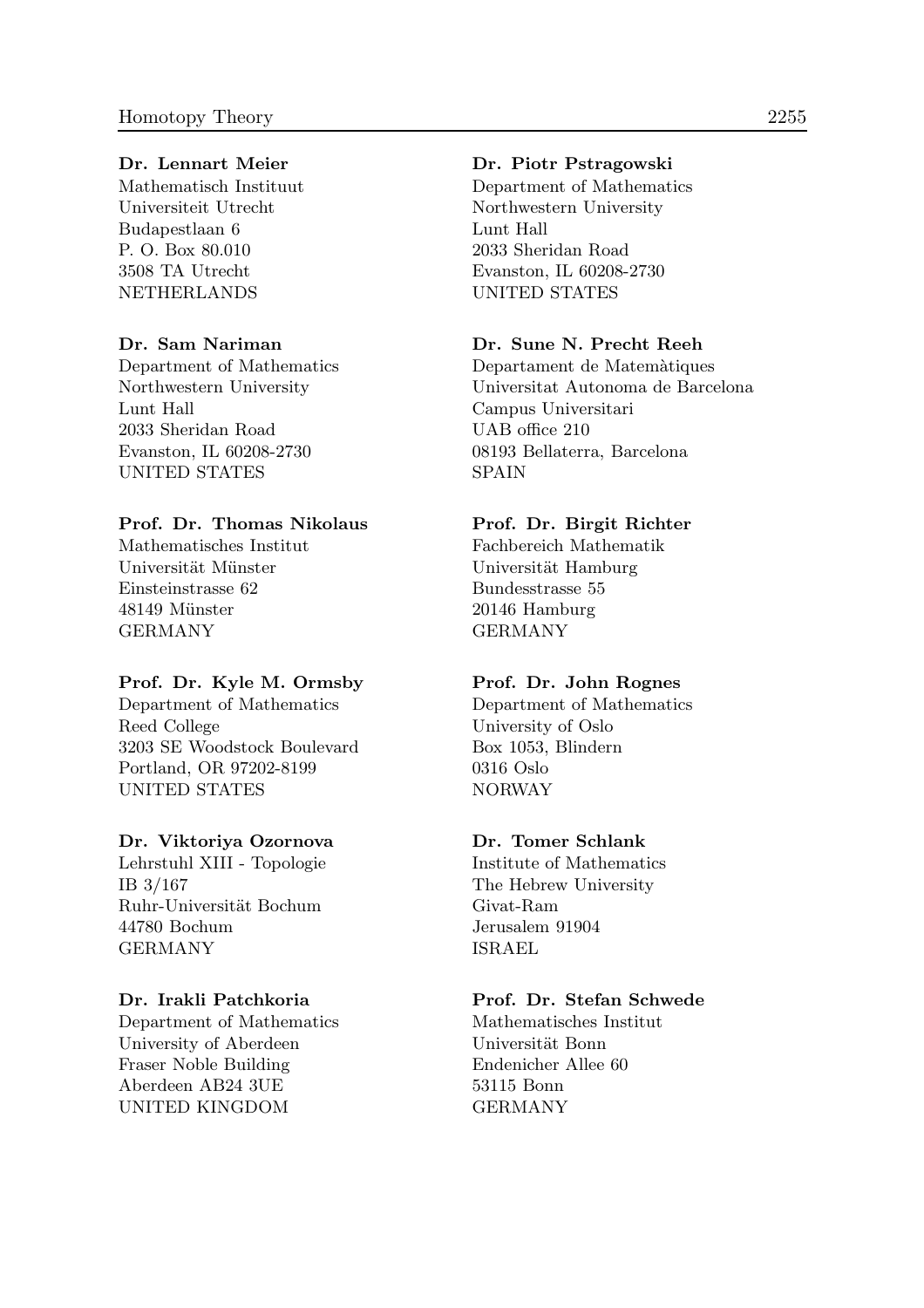**Dr. Lennart Meier**
Mathematisch Instituut
Universiteit Utrecht
Budapestlaan 6
P. O. Box 80.010
3508 TA Utrecht
NETHERLANDS

**Dr. Sam Nariman**
Department of Mathematics
Northwestern University
Lunt Hall
2033 Sheridan Road
Evanston, IL 60208-2730
UNITED STATES

**Prof. Dr. Thomas Nikolaus**
Mathematisches Institut
Universität Münster
Einsteinstrasse 62
48149 Münster
GERMANY

**Prof. Dr. Kyle M. Ormsby**
Department of Mathematics
Reed College
3203 SE Woodstock Boulevard
Portland, OR 97202-8199
UNITED STATES

**Dr. Viktoriya Ozornova**
Lehrstuhl XIII - Topologie
IB 3/167
Ruhr-Universität Bochum
44780 Bochum
GERMANY

**Dr. Irakli Patchkoria**
Department of Mathematics
University of Aberdeen
Fraser Noble Building
Aberdeen AB24 3UE
UNITED KINGDOM

**Dr. Piotr Pstragowski**
Department of Mathematics
Northwestern University
Lunt Hall
2033 Sheridan Road
Evanston, IL 60208-2730
UNITED STATES

**Dr. Sune N. Precht Reeh**
Departament de Matemàtiques
Universitat Autonoma de Barcelona
Campus Universitari
UAB office 210
08193 Bellaterra, Barcelona
SPAIN

**Prof. Dr. Birgit Richter**
Fachbereich Mathematik
Universität Hamburg
Bundesstrasse 55
20146 Hamburg
GERMANY

**Prof. Dr. John Rognes**
Department of Mathematics
University of Oslo
Box 1053, Blindern
0316 Oslo
NORWAY

**Dr. Tomer Schlank**
Institute of Mathematics
The Hebrew University
Givat-Ram
Jerusalem 91904
ISRAEL

**Prof. Dr. Stefan Schwede**
Mathematisches Institut
Universität Bonn
Endenicher Allee 60
53115 Bonn
GERMANY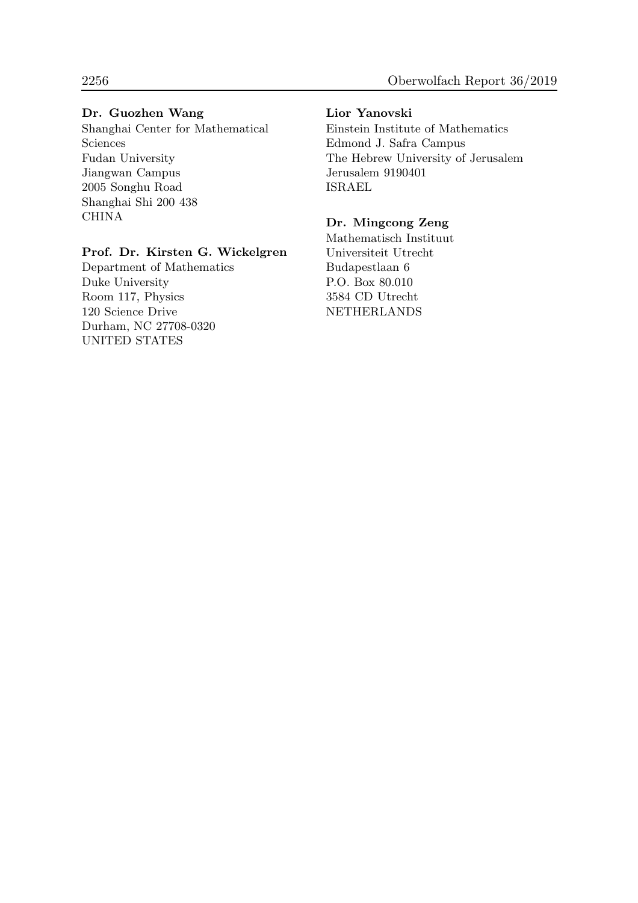**Dr. Guozhen Wang**
Shanghai Center for Mathematical Sciences
Fudan University
Jiangwan Campus
2005 Songhu Road
Shanghai Shi 200 438
CHINA

**Prof. Dr. Kirsten G. Wickelgren**
Department of Mathematics
Duke University
Room 117, Physics
120 Science Drive
Durham, NC 27708-0320
UNITED STATES

**Lior Yanovski**
Einstein Institute of Mathematics
Edmond J. Safra Campus
The Hebrew University of Jerusalem
Jerusalem 9190401
ISRAEL

**Dr. Mingcong Zeng**
Mathematisch Instituut
Universiteit Utrecht
Budapestlaan 6
P.O. Box 80.010
3584 CD Utrecht
NETHERLANDS